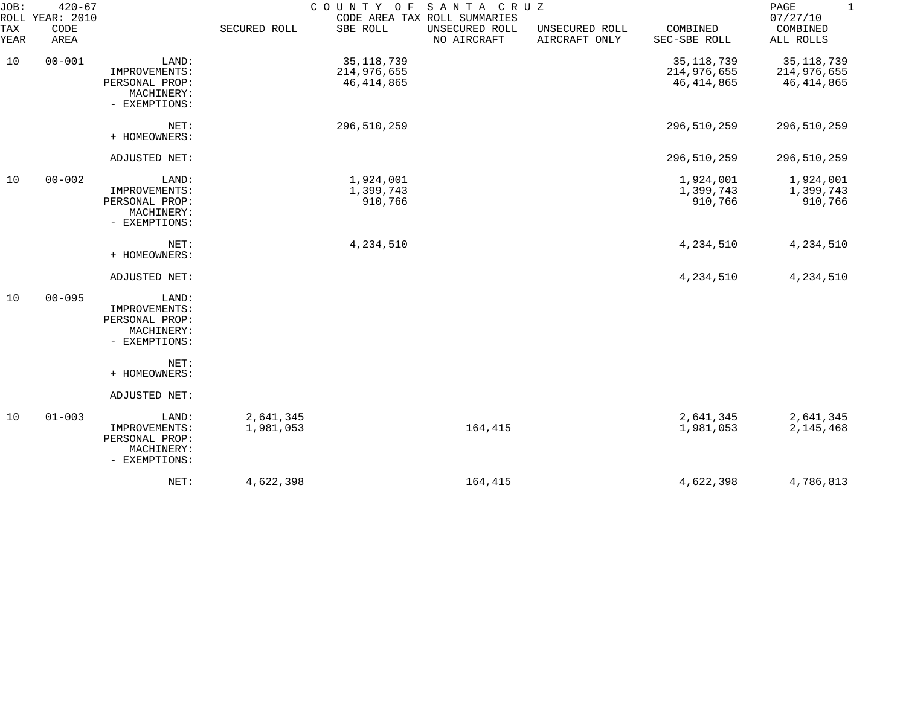JOB: 420-67 — COUNTY OF SANTA CRUZ — CODE AREA TAX ROLL SUMMARIES

ROLL YEAR: 2010 — 07/27/10

| TAX YEAR | CODE AREA | | SECURED ROLL | SBE ROLL | UNSECURED ROLL NO AIRCRAFT | UNSECURED ROLL AIRCRAFT ONLY | COMBINED SEC-SBE ROLL | COMBINED ALL ROLLS |
|---|---|---|---|---|---|---|---|---|
| 10 | 00-001 | LAND: | | 35,118,739 | | | 35,118,739 | 35,118,739 |
| | | IMPROVEMENTS: | | 214,976,655 | | | 214,976,655 | 214,976,655 |
| | | PERSONAL PROP: | | 46,414,865 | | | 46,414,865 | 46,414,865 |
| | | MACHINERY: | | | | | | |
| | | - EXEMPTIONS: | | | | | | |
| | | NET: | | 296,510,259 | | | 296,510,259 | 296,510,259 |
| | | + HOMEOWNERS: | | | | | | |
| | | ADJUSTED NET: | | | | | 296,510,259 | 296,510,259 |
| 10 | 00-002 | LAND: | | 1,924,001 | | | 1,924,001 | 1,924,001 |
| | | IMPROVEMENTS: | | 1,399,743 | | | 1,399,743 | 1,399,743 |
| | | PERSONAL PROP: | | 910,766 | | | 910,766 | 910,766 |
| | | MACHINERY: | | | | | | |
| | | - EXEMPTIONS: | | | | | | |
| | | NET: | | 4,234,510 | | | 4,234,510 | 4,234,510 |
| | | + HOMEOWNERS: | | | | | | |
| | | ADJUSTED NET: | | | | | 4,234,510 | 4,234,510 |
| 10 | 00-095 | LAND: | | | | | | |
| | | IMPROVEMENTS: | | | | | | |
| | | PERSONAL PROP: | | | | | | |
| | | MACHINERY: | | | | | | |
| | | - EXEMPTIONS: | | | | | | |
| | | NET: | | | | | | |
| | | + HOMEOWNERS: | | | | | | |
| | | ADJUSTED NET: | | | | | | |
| 10 | 01-003 | LAND: | 2,641,345 | | | | 2,641,345 | 2,641,345 |
| | | IMPROVEMENTS: | 1,981,053 | | 164,415 | | 1,981,053 | 2,145,468 |
| | | PERSONAL PROP: | | | | | | |
| | | MACHINERY: | | | | | | |
| | | - EXEMPTIONS: | | | | | | |
| | | NET: | 4,622,398 | | 164,415 | | 4,622,398 | 4,786,813 |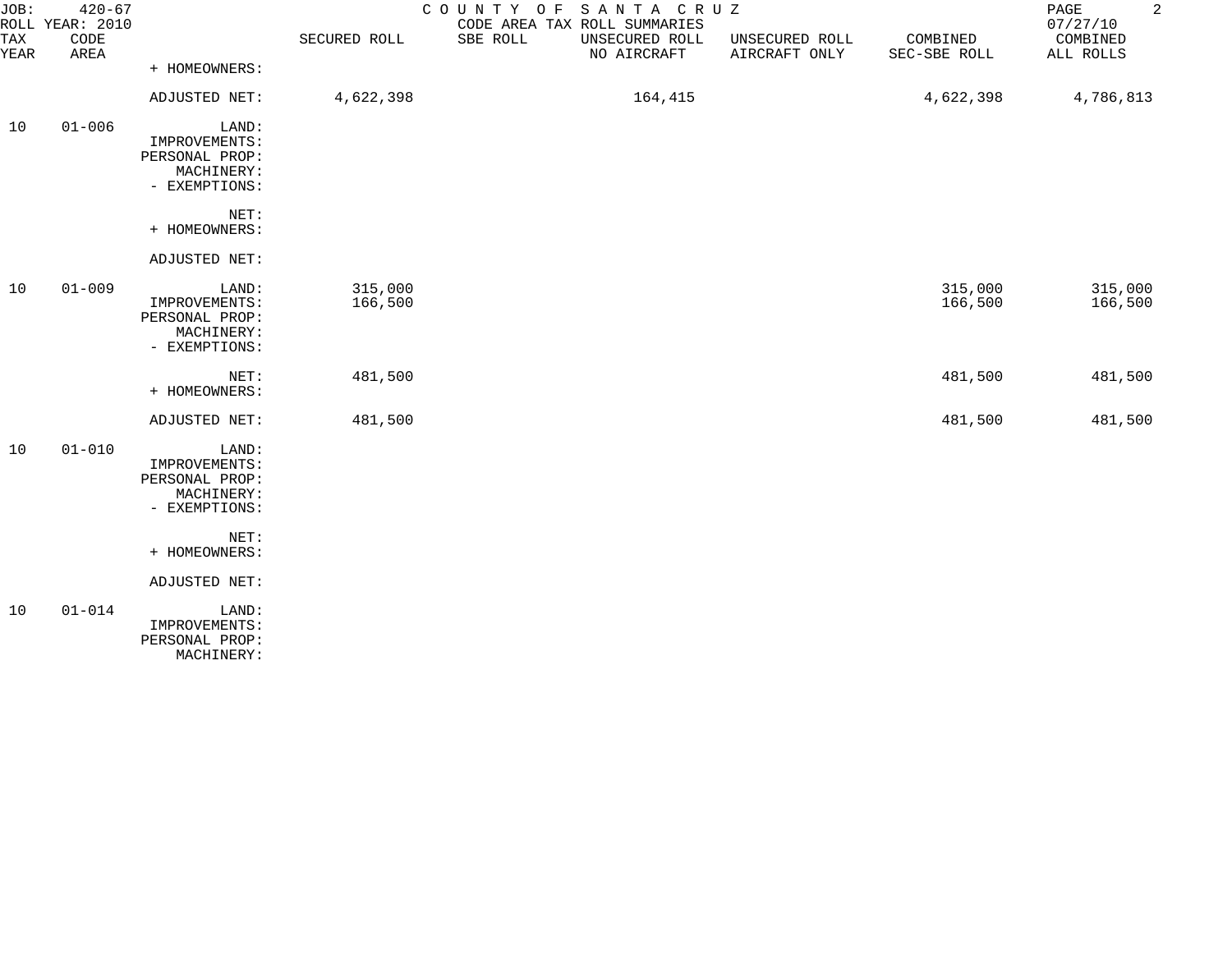JOB: 420-67 COUNTY OF SANTA CRUZ
ROLL YEAR: 2010 CODE AREA TAX ROLL SUMMARIES 07/27/10

| TAX YEAR | CODE AREA | | SECURED ROLL | SBE ROLL | UNSECURED ROLL NO AIRCRAFT | UNSECURED ROLL AIRCRAFT ONLY | COMBINED SEC-SBE ROLL | COMBINED ALL ROLLS |
|---|---|---|---|---|---|---|---|---|
| | | + HOMEOWNERS: | | | | | | |
| | | ADJUSTED NET: | 4,622,398 | | 164,415 | | 4,622,398 | 4,786,813 |
| 10 | 01-006 | LAND: | | | | | | |
| | | IMPROVEMENTS: | | | | | | |
| | | PERSONAL PROP: | | | | | | |
| | | MACHINERY: | | | | | | |
| | | - EXEMPTIONS: | | | | | | |
| | | NET: | | | | | | |
| | | + HOMEOWNERS: | | | | | | |
| | | ADJUSTED NET: | | | | | | |
| 10 | 01-009 | LAND: | 315,000 | | | | 315,000 | 315,000 |
| | | IMPROVEMENTS: | 166,500 | | | | 166,500 | 166,500 |
| | | PERSONAL PROP: | | | | | | |
| | | MACHINERY: | | | | | | |
| | | - EXEMPTIONS: | | | | | | |
| | | NET: | 481,500 | | | | 481,500 | 481,500 |
| | | + HOMEOWNERS: | | | | | | |
| | | ADJUSTED NET: | 481,500 | | | | 481,500 | 481,500 |
| 10 | 01-010 | LAND: | | | | | | |
| | | IMPROVEMENTS: | | | | | | |
| | | PERSONAL PROP: | | | | | | |
| | | MACHINERY: | | | | | | |
| | | - EXEMPTIONS: | | | | | | |
| | | NET: | | | | | | |
| | | + HOMEOWNERS: | | | | | | |
| | | ADJUSTED NET: | | | | | | |
| 10 | 01-014 | LAND: | | | | | | |
| | | IMPROVEMENTS: | | | | | | |
| | | PERSONAL PROP: | | | | | | |
| | | MACHINERY: | | | | | | |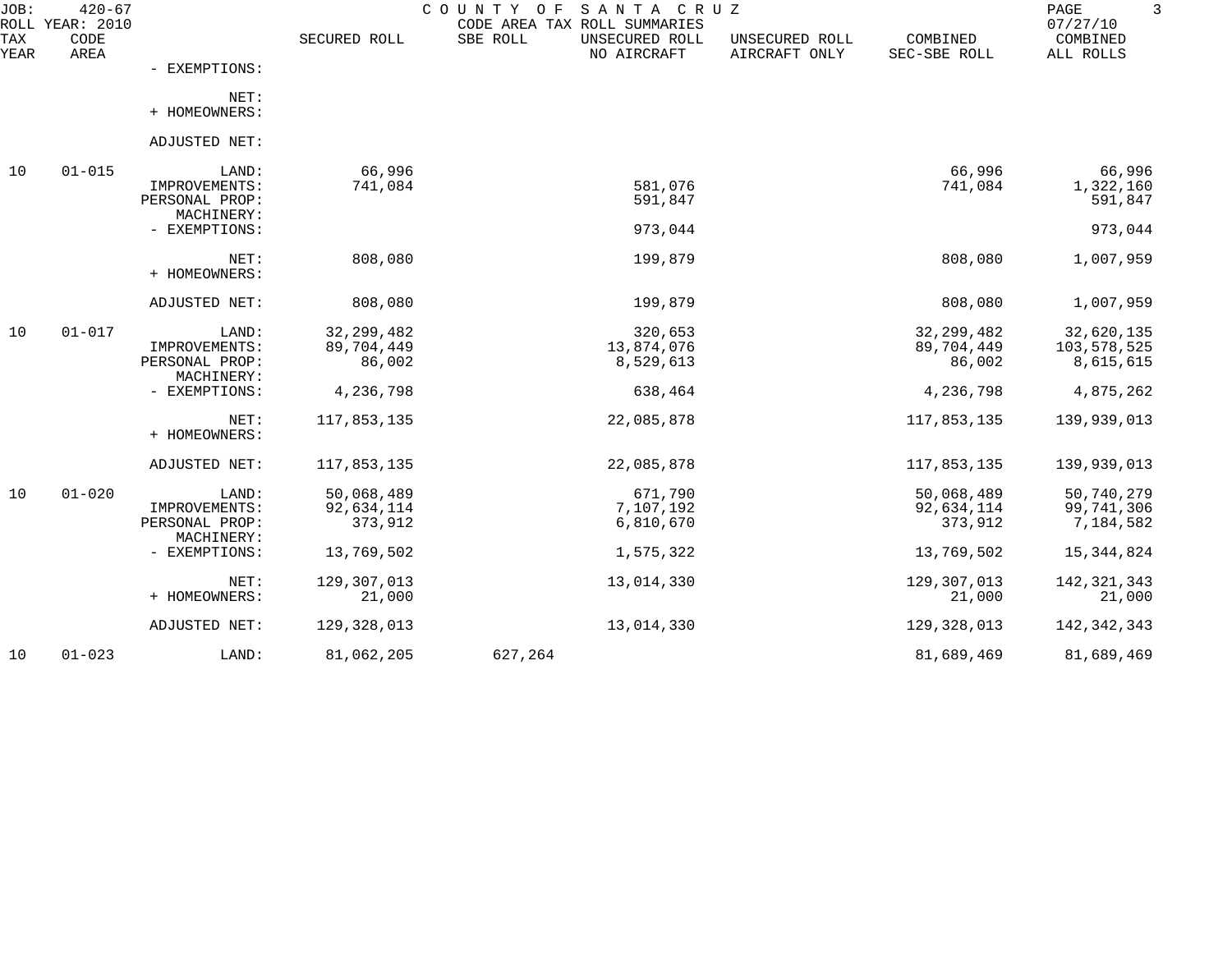JOB: 420-67 COUNTY OF SANTA CRUZ
ROLL YEAR: 2010 CODE AREA TAX ROLL SUMMARIES 07/27/10

| TAX YEAR | CODE AREA | | SECURED ROLL | SBE ROLL | UNSECURED ROLL NO AIRCRAFT | UNSECURED ROLL AIRCRAFT ONLY | COMBINED SEC-SBE ROLL | COMBINED ALL ROLLS |
|---|---|---|---|---|---|---|---|---|
| | | - EXEMPTIONS: | | | | | | |
| | | NET: | | | | | | |
| | | + HOMEOWNERS: | | | | | | |
| | | ADJUSTED NET: | | | | | | |
| 10 | 01-015 | LAND: | 66,996 | | | | 66,996 | 66,996 |
| | | IMPROVEMENTS: | 741,084 | | 581,076 | | 741,084 | 1,322,160 |
| | | PERSONAL PROP: | | | 591,847 | | | 591,847 |
| | | MACHINERY: | | | | | | |
| | | - EXEMPTIONS: | | | 973,044 | | | 973,044 |
| | | NET: | 808,080 | | 199,879 | | 808,080 | 1,007,959 |
| | | + HOMEOWNERS: | | | | | | |
| | | ADJUSTED NET: | 808,080 | | 199,879 | | 808,080 | 1,007,959 |
| 10 | 01-017 | LAND: | 32,299,482 | | 320,653 | | 32,299,482 | 32,620,135 |
| | | IMPROVEMENTS: | 89,704,449 | | 13,874,076 | | 89,704,449 | 103,578,525 |
| | | PERSONAL PROP: | 86,002 | | 8,529,613 | | 86,002 | 8,615,615 |
| | | MACHINERY: | | | | | | |
| | | - EXEMPTIONS: | 4,236,798 | | 638,464 | | 4,236,798 | 4,875,262 |
| | | NET: | 117,853,135 | | 22,085,878 | | 117,853,135 | 139,939,013 |
| | | + HOMEOWNERS: | | | | | | |
| | | ADJUSTED NET: | 117,853,135 | | 22,085,878 | | 117,853,135 | 139,939,013 |
| 10 | 01-020 | LAND: | 50,068,489 | | 671,790 | | 50,068,489 | 50,740,279 |
| | | IMPROVEMENTS: | 92,634,114 | | 7,107,192 | | 92,634,114 | 99,741,306 |
| | | PERSONAL PROP: | 373,912 | | 6,810,670 | | 373,912 | 7,184,582 |
| | | MACHINERY: | | | | | | |
| | | - EXEMPTIONS: | 13,769,502 | | 1,575,322 | | 13,769,502 | 15,344,824 |
| | | NET: | 129,307,013 | | 13,014,330 | | 129,307,013 | 142,321,343 |
| | | + HOMEOWNERS: | 21,000 | | | | 21,000 | 21,000 |
| | | ADJUSTED NET: | 129,328,013 | | 13,014,330 | | 129,328,013 | 142,342,343 |
| 10 | 01-023 | LAND: | 81,062,205 | 627,264 | | | 81,689,469 | 81,689,469 |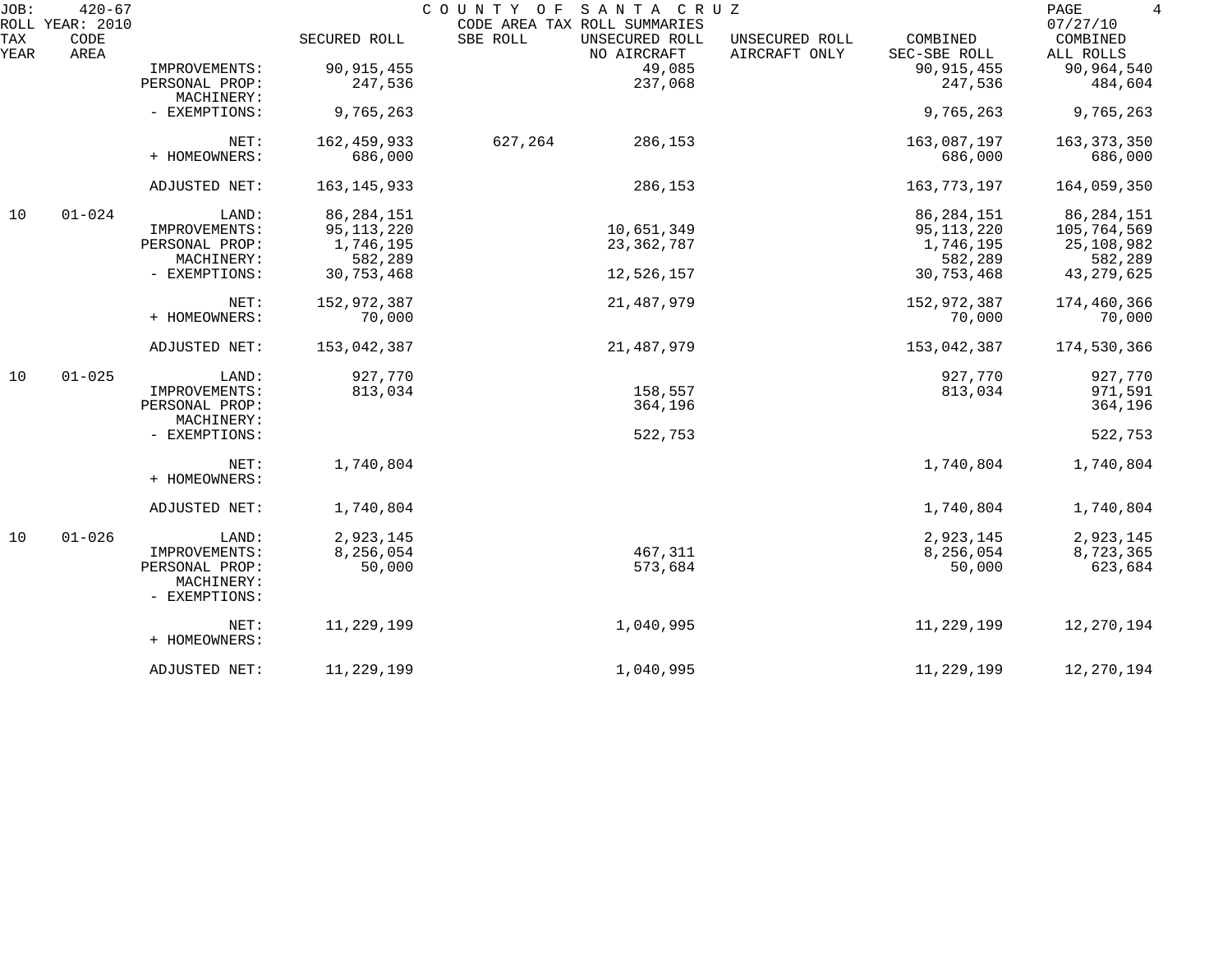JOB: 420-67 COUNTY OF SANTA CRUZ
ROLL YEAR: 2010 CODE AREA TAX ROLL SUMMARIES 07/27/10

| TAX YEAR | CODE AREA | | SECURED ROLL | SBE ROLL | UNSECURED ROLL NO AIRCRAFT | UNSECURED ROLL AIRCRAFT ONLY | COMBINED SEC-SBE ROLL | COMBINED ALL ROLLS |
|---|---|---|---|---|---|---|---|---|
| | | IMPROVEMENTS: | 90,915,455 | | 49,085 | | 90,915,455 | 90,964,540 |
| | | PERSONAL PROP: | 247,536 | | 237,068 | | 247,536 | 484,604 |
| | | MACHINERY: | | | | | | |
| | | - EXEMPTIONS: | 9,765,263 | | | | 9,765,263 | 9,765,263 |
| | | NET: | 162,459,933 | 627,264 | 286,153 | | 163,087,197 | 163,373,350 |
| | | + HOMEOWNERS: | 686,000 | | | | 686,000 | 686,000 |
| | | ADJUSTED NET: | 163,145,933 | | 286,153 | | 163,773,197 | 164,059,350 |
| 10 | 01-024 | LAND: | 86,284,151 | | | | 86,284,151 | 86,284,151 |
| | | IMPROVEMENTS: | 95,113,220 | | 10,651,349 | | 95,113,220 | 105,764,569 |
| | | PERSONAL PROP: | 1,746,195 | | 23,362,787 | | 1,746,195 | 25,108,982 |
| | | MACHINERY: | 582,289 | | | | 582,289 | 582,289 |
| | | - EXEMPTIONS: | 30,753,468 | | 12,526,157 | | 30,753,468 | 43,279,625 |
| | | NET: | 152,972,387 | | 21,487,979 | | 152,972,387 | 174,460,366 |
| | | + HOMEOWNERS: | 70,000 | | | | 70,000 | 70,000 |
| | | ADJUSTED NET: | 153,042,387 | | 21,487,979 | | 153,042,387 | 174,530,366 |
| 10 | 01-025 | LAND: | 927,770 | | | | 927,770 | 927,770 |
| | | IMPROVEMENTS: | 813,034 | | 158,557 | | 813,034 | 971,591 |
| | | PERSONAL PROP: | | | 364,196 | | | 364,196 |
| | | MACHINERY: | | | | | | |
| | | - EXEMPTIONS: | | | 522,753 | | | 522,753 |
| | | NET: | 1,740,804 | | | | 1,740,804 | 1,740,804 |
| | | + HOMEOWNERS: | | | | | | |
| | | ADJUSTED NET: | 1,740,804 | | | | 1,740,804 | 1,740,804 |
| 10 | 01-026 | LAND: | 2,923,145 | | | | 2,923,145 | 2,923,145 |
| | | IMPROVEMENTS: | 8,256,054 | | 467,311 | | 8,256,054 | 8,723,365 |
| | | PERSONAL PROP: | 50,000 | | 573,684 | | 50,000 | 623,684 |
| | | MACHINERY: | | | | | | |
| | | - EXEMPTIONS: | | | | | | |
| | | NET: | 11,229,199 | | 1,040,995 | | 11,229,199 | 12,270,194 |
| | | + HOMEOWNERS: | | | | | | |
| | | ADJUSTED NET: | 11,229,199 | | 1,040,995 | | 11,229,199 | 12,270,194 |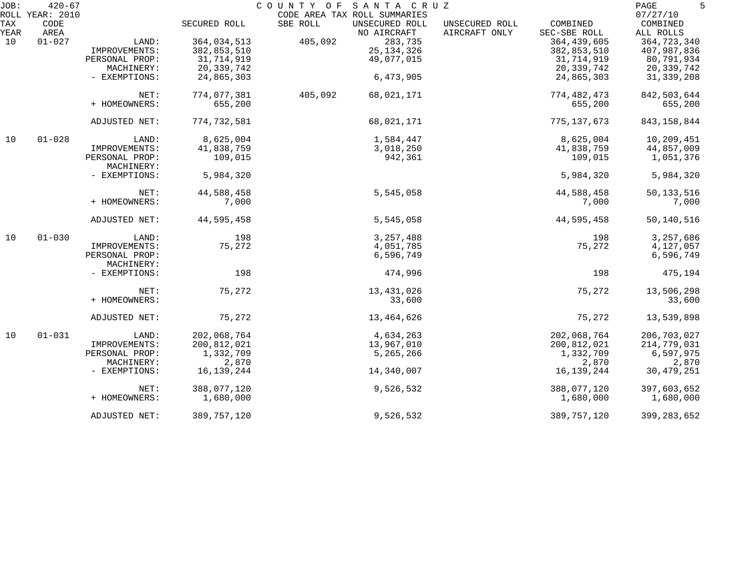JOB: 420-67 COUNTY OF SANTA CRUZ
ROLL YEAR: 2010 CODE AREA TAX ROLL SUMMARIES 07/27/10

| TAX YEAR | CODE AREA | | SECURED ROLL | SBE ROLL | UNSECURED ROLL NO AIRCRAFT | UNSECURED ROLL AIRCRAFT ONLY | COMBINED SEC-SBE ROLL | COMBINED ALL ROLLS |
|---|---|---|---|---|---|---|---|---|
| 10 | 01-027 | LAND: | 364,034,513 | 405,092 | 283,735 | | 364,439,605 | 364,723,340 |
| | | IMPROVEMENTS: | 382,853,510 | | 25,134,326 | | 382,853,510 | 407,987,836 |
| | | PERSONAL PROP: | 31,714,919 | | 49,077,015 | | 31,714,919 | 80,791,934 |
| | | MACHINERY: | 20,339,742 | | | | 20,339,742 | 20,339,742 |
| | | - EXEMPTIONS: | 24,865,303 | | 6,473,905 | | 24,865,303 | 31,339,208 |
| | | NET: | 774,077,381 | 405,092 | 68,021,171 | | 774,482,473 | 842,503,644 |
| | | + HOMEOWNERS: | 655,200 | | | | 655,200 | 655,200 |
| | | ADJUSTED NET: | 774,732,581 | | 68,021,171 | | 775,137,673 | 843,158,844 |
| 10 | 01-028 | LAND: | 8,625,004 | | 1,584,447 | | 8,625,004 | 10,209,451 |
| | | IMPROVEMENTS: | 41,838,759 | | 3,018,250 | | 41,838,759 | 44,857,009 |
| | | PERSONAL PROP: | 109,015 | | 942,361 | | 109,015 | 1,051,376 |
| | | MACHINERY: | | | | | | |
| | | - EXEMPTIONS: | 5,984,320 | | | | 5,984,320 | 5,984,320 |
| | | NET: | 44,588,458 | | 5,545,058 | | 44,588,458 | 50,133,516 |
| | | + HOMEOWNERS: | 7,000 | | | | 7,000 | 7,000 |
| | | ADJUSTED NET: | 44,595,458 | | 5,545,058 | | 44,595,458 | 50,140,516 |
| 10 | 01-030 | LAND: | 198 | | 3,257,488 | | 198 | 3,257,686 |
| | | IMPROVEMENTS: | 75,272 | | 4,051,785 | | 75,272 | 4,127,057 |
| | | PERSONAL PROP: | | | 6,596,749 | | | 6,596,749 |
| | | MACHINERY: | | | | | | |
| | | - EXEMPTIONS: | 198 | | 474,996 | | 198 | 475,194 |
| | | NET: | 75,272 | | 13,431,026 | | 75,272 | 13,506,298 |
| | | + HOMEOWNERS: | | | 33,600 | | | 33,600 |
| | | ADJUSTED NET: | 75,272 | | 13,464,626 | | 75,272 | 13,539,898 |
| 10 | 01-031 | LAND: | 202,068,764 | | 4,634,263 | | 202,068,764 | 206,703,027 |
| | | IMPROVEMENTS: | 200,812,021 | | 13,967,010 | | 200,812,021 | 214,779,031 |
| | | PERSONAL PROP: | 1,332,709 | | 5,265,266 | | 1,332,709 | 6,597,975 |
| | | MACHINERY: | 2,870 | | | | 2,870 | 2,870 |
| | | - EXEMPTIONS: | 16,139,244 | | 14,340,007 | | 16,139,244 | 30,479,251 |
| | | NET: | 388,077,120 | | 9,526,532 | | 388,077,120 | 397,603,652 |
| | | + HOMEOWNERS: | 1,680,000 | | | | 1,680,000 | 1,680,000 |
| | | ADJUSTED NET: | 389,757,120 | | 9,526,532 | | 389,757,120 | 399,283,652 |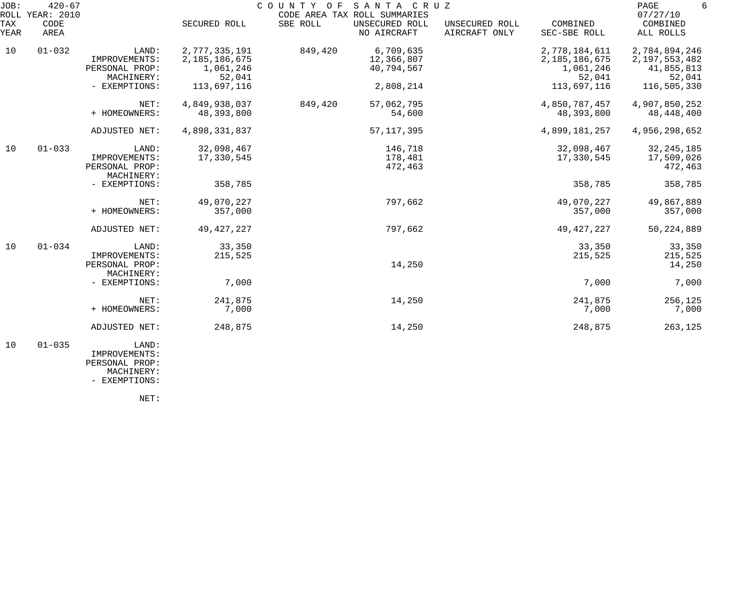JOB: 420-67 COUNTY OF SANTA CRUZ
ROLL YEAR: 2010 CODE AREA TAX ROLL SUMMARIES 07/27/10

| TAX YEAR | CODE AREA | | SECURED ROLL | SBE ROLL | UNSECURED ROLL NO AIRCRAFT | UNSECURED ROLL AIRCRAFT ONLY | COMBINED SEC-SBE ROLL | COMBINED ALL ROLLS |
|---|---|---|---|---|---|---|---|---|
| 10 | 01-032 | LAND: | 2,777,335,191 | 849,420 | 6,709,635 | | 2,778,184,611 | 2,784,894,246 |
| | | IMPROVEMENTS: | 2,185,186,675 | | 12,366,807 | | 2,185,186,675 | 2,197,553,482 |
| | | PERSONAL PROP: | 1,061,246 | | 40,794,567 | | 1,061,246 | 41,855,813 |
| | | MACHINERY: | 52,041 | | | | 52,041 | 52,041 |
| | | - EXEMPTIONS: | 113,697,116 | | 2,808,214 | | 113,697,116 | 116,505,330 |
| | | NET: | 4,849,938,037 | 849,420 | 57,062,795 | | 4,850,787,457 | 4,907,850,252 |
| | | + HOMEOWNERS: | 48,393,800 | | 54,600 | | 48,393,800 | 48,448,400 |
| | | ADJUSTED NET: | 4,898,331,837 | | 57,117,395 | | 4,899,181,257 | 4,956,298,652 |
| 10 | 01-033 | LAND: | 32,098,467 | | 146,718 | | 32,098,467 | 32,245,185 |
| | | IMPROVEMENTS: | 17,330,545 | | 178,481 | | 17,330,545 | 17,509,026 |
| | | PERSONAL PROP: | | | 472,463 | | | 472,463 |
| | | MACHINERY: | | | | | | |
| | | - EXEMPTIONS: | 358,785 | | | | 358,785 | 358,785 |
| | | NET: | 49,070,227 | | 797,662 | | 49,070,227 | 49,867,889 |
| | | + HOMEOWNERS: | 357,000 | | | | 357,000 | 357,000 |
| | | ADJUSTED NET: | 49,427,227 | | 797,662 | | 49,427,227 | 50,224,889 |
| 10 | 01-034 | LAND: | 33,350 | | | | 33,350 | 33,350 |
| | | IMPROVEMENTS: | 215,525 | | | | 215,525 | 215,525 |
| | | PERSONAL PROP: | | | 14,250 | | | 14,250 |
| | | MACHINERY: | | | | | | |
| | | - EXEMPTIONS: | 7,000 | | | | 7,000 | 7,000 |
| | | NET: | 241,875 | | 14,250 | | 241,875 | 256,125 |
| | | + HOMEOWNERS: | 7,000 | | | | 7,000 | 7,000 |
| | | ADJUSTED NET: | 248,875 | | 14,250 | | 248,875 | 263,125 |
| 10 | 01-035 | LAND: | | | | | | |
| | | IMPROVEMENTS: | | | | | | |
| | | PERSONAL PROP: | | | | | | |
| | | MACHINERY: | | | | | | |
| | | - EXEMPTIONS: | | | | | | |
| | | NET: | | | | | | |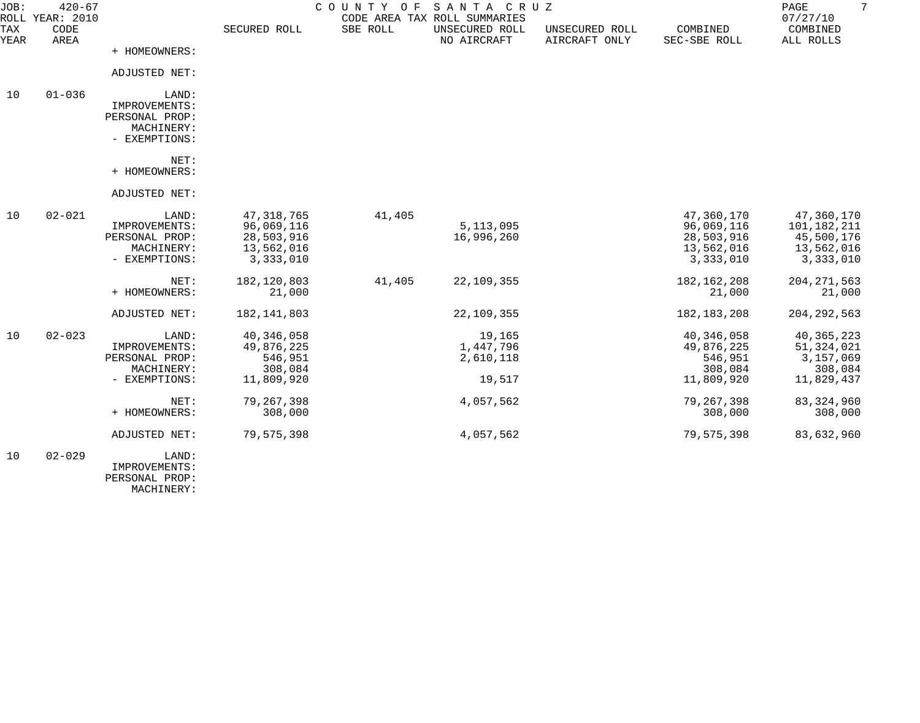JOB: 420-67 COUNTY OF SANTA CRUZ
ROLL YEAR: 2010 CODE AREA TAX ROLL SUMMARIES 07/27/10

| TAX YEAR | CODE AREA | | SECURED ROLL | SBE ROLL | UNSECURED ROLL NO AIRCRAFT | UNSECURED ROLL AIRCRAFT ONLY | COMBINED SEC-SBE ROLL | COMBINED ALL ROLLS |
|---|---|---|---|---|---|---|---|---|
| | | + HOMEOWNERS: | | | | | | |
| | | ADJUSTED NET: | | | | | | |
| 10 | 01-036 | LAND: | | | | | | |
| | | IMPROVEMENTS: | | | | | | |
| | | PERSONAL PROP: | | | | | | |
| | | MACHINERY: | | | | | | |
| | | - EXEMPTIONS: | | | | | | |
| | | NET: | | | | | | |
| | | + HOMEOWNERS: | | | | | | |
| | | ADJUSTED NET: | | | | | | |
| 10 | 02-021 | LAND: | 47,318,765 | 41,405 | | | 47,360,170 | 47,360,170 |
| | | IMPROVEMENTS: | 96,069,116 | | 5,113,095 | | 96,069,116 | 101,182,211 |
| | | PERSONAL PROP: | 28,503,916 | | 16,996,260 | | 28,503,916 | 45,500,176 |
| | | MACHINERY: | 13,562,016 | | | | 13,562,016 | 13,562,016 |
| | | - EXEMPTIONS: | 3,333,010 | | | | 3,333,010 | 3,333,010 |
| | | NET: | 182,120,803 | 41,405 | 22,109,355 | | 182,162,208 | 204,271,563 |
| | | + HOMEOWNERS: | 21,000 | | | | 21,000 | 21,000 |
| | | ADJUSTED NET: | 182,141,803 | | 22,109,355 | | 182,183,208 | 204,292,563 |
| 10 | 02-023 | LAND: | 40,346,058 | | 19,165 | | 40,346,058 | 40,365,223 |
| | | IMPROVEMENTS: | 49,876,225 | | 1,447,796 | | 49,876,225 | 51,324,021 |
| | | PERSONAL PROP: | 546,951 | | 2,610,118 | | 546,951 | 3,157,069 |
| | | MACHINERY: | 308,084 | | | | 308,084 | 308,084 |
| | | - EXEMPTIONS: | 11,809,920 | | 19,517 | | 11,809,920 | 11,829,437 |
| | | NET: | 79,267,398 | | 4,057,562 | | 79,267,398 | 83,324,960 |
| | | + HOMEOWNERS: | 308,000 | | | | 308,000 | 308,000 |
| | | ADJUSTED NET: | 79,575,398 | | 4,057,562 | | 79,575,398 | 83,632,960 |
| 10 | 02-029 | LAND: | | | | | | |
| | | IMPROVEMENTS: | | | | | | |
| | | PERSONAL PROP: | | | | | | |
| | | MACHINERY: | | | | | | |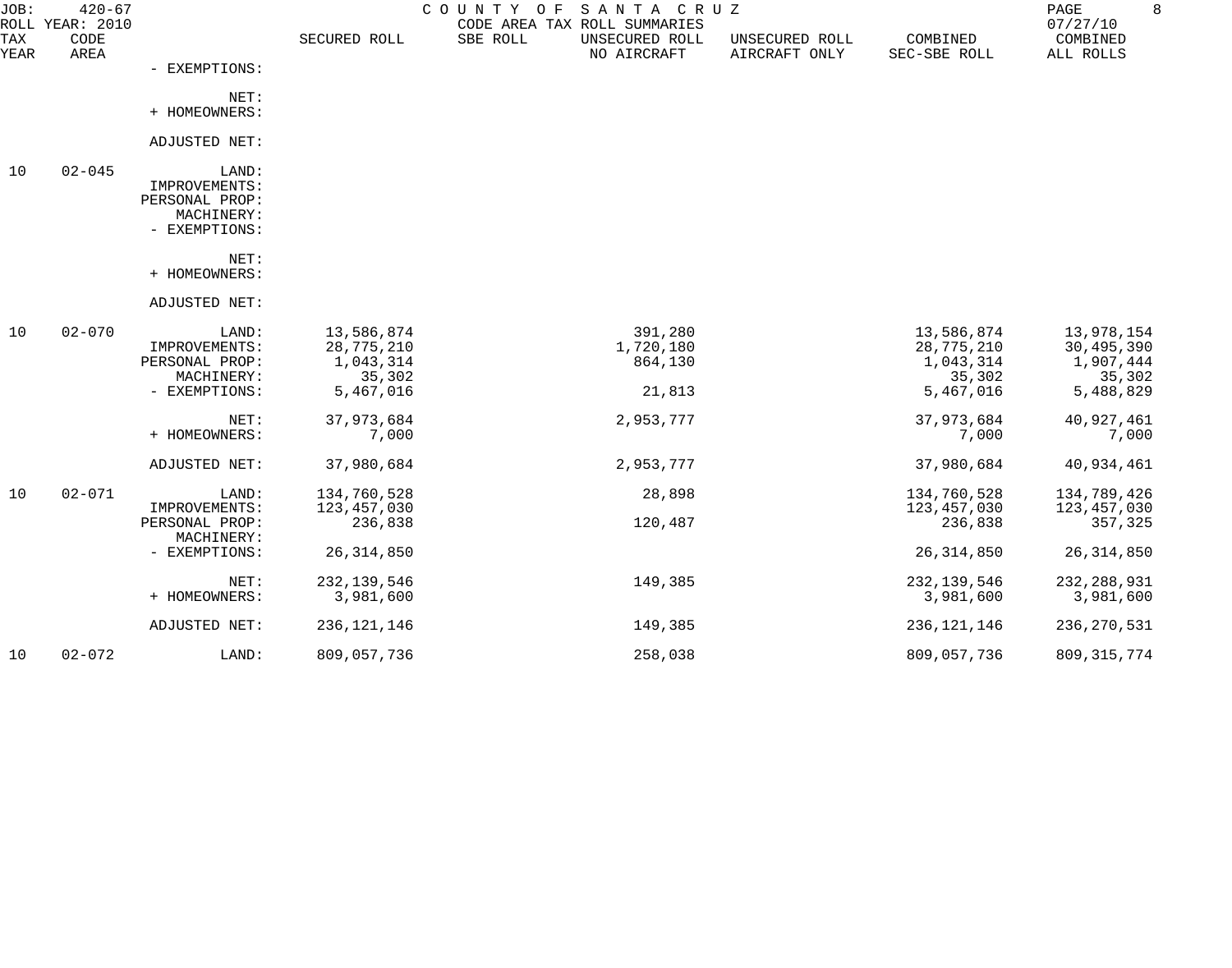JOB: 420-67 COUNTY OF SANTA CRUZ
ROLL YEAR: 2010 CODE AREA TAX ROLL SUMMARIES 07/27/10

| TAX YEAR | CODE AREA | | SECURED ROLL | SBE ROLL | UNSECURED ROLL NO AIRCRAFT | UNSECURED ROLL AIRCRAFT ONLY | COMBINED SEC-SBE ROLL | COMBINED ALL ROLLS |
|---|---|---|---|---|---|---|---|---|
| | | - EXEMPTIONS: | | | | | | |
| | | NET: | | | | | | |
| | | + HOMEOWNERS: | | | | | | |
| | | ADJUSTED NET: | | | | | | |
| 10 | 02-045 | LAND: | | | | | | |
| | | IMPROVEMENTS: | | | | | | |
| | | PERSONAL PROP: | | | | | | |
| | | MACHINERY: | | | | | | |
| | | - EXEMPTIONS: | | | | | | |
| | | NET: | | | | | | |
| | | + HOMEOWNERS: | | | | | | |
| | | ADJUSTED NET: | | | | | | |
| 10 | 02-070 | LAND: | 13,586,874 | | 391,280 | | 13,586,874 | 13,978,154 |
| | | IMPROVEMENTS: | 28,775,210 | | 1,720,180 | | 28,775,210 | 30,495,390 |
| | | PERSONAL PROP: | 1,043,314 | | 864,130 | | 1,043,314 | 1,907,444 |
| | | MACHINERY: | 35,302 | | | | 35,302 | 35,302 |
| | | - EXEMPTIONS: | 5,467,016 | | 21,813 | | 5,467,016 | 5,488,829 |
| | | NET: | 37,973,684 | | 2,953,777 | | 37,973,684 | 40,927,461 |
| | | + HOMEOWNERS: | 7,000 | | | | 7,000 | 7,000 |
| | | ADJUSTED NET: | 37,980,684 | | 2,953,777 | | 37,980,684 | 40,934,461 |
| 10 | 02-071 | LAND: | 134,760,528 | | 28,898 | | 134,760,528 | 134,789,426 |
| | | IMPROVEMENTS: | 123,457,030 | | | | 123,457,030 | 123,457,030 |
| | | PERSONAL PROP: | 236,838 | | 120,487 | | 236,838 | 357,325 |
| | | MACHINERY: | | | | | | |
| | | - EXEMPTIONS: | 26,314,850 | | | | 26,314,850 | 26,314,850 |
| | | NET: | 232,139,546 | | 149,385 | | 232,139,546 | 232,288,931 |
| | | + HOMEOWNERS: | 3,981,600 | | | | 3,981,600 | 3,981,600 |
| | | ADJUSTED NET: | 236,121,146 | | 149,385 | | 236,121,146 | 236,270,531 |
| 10 | 02-072 | LAND: | 809,057,736 | | 258,038 | | 809,057,736 | 809,315,774 |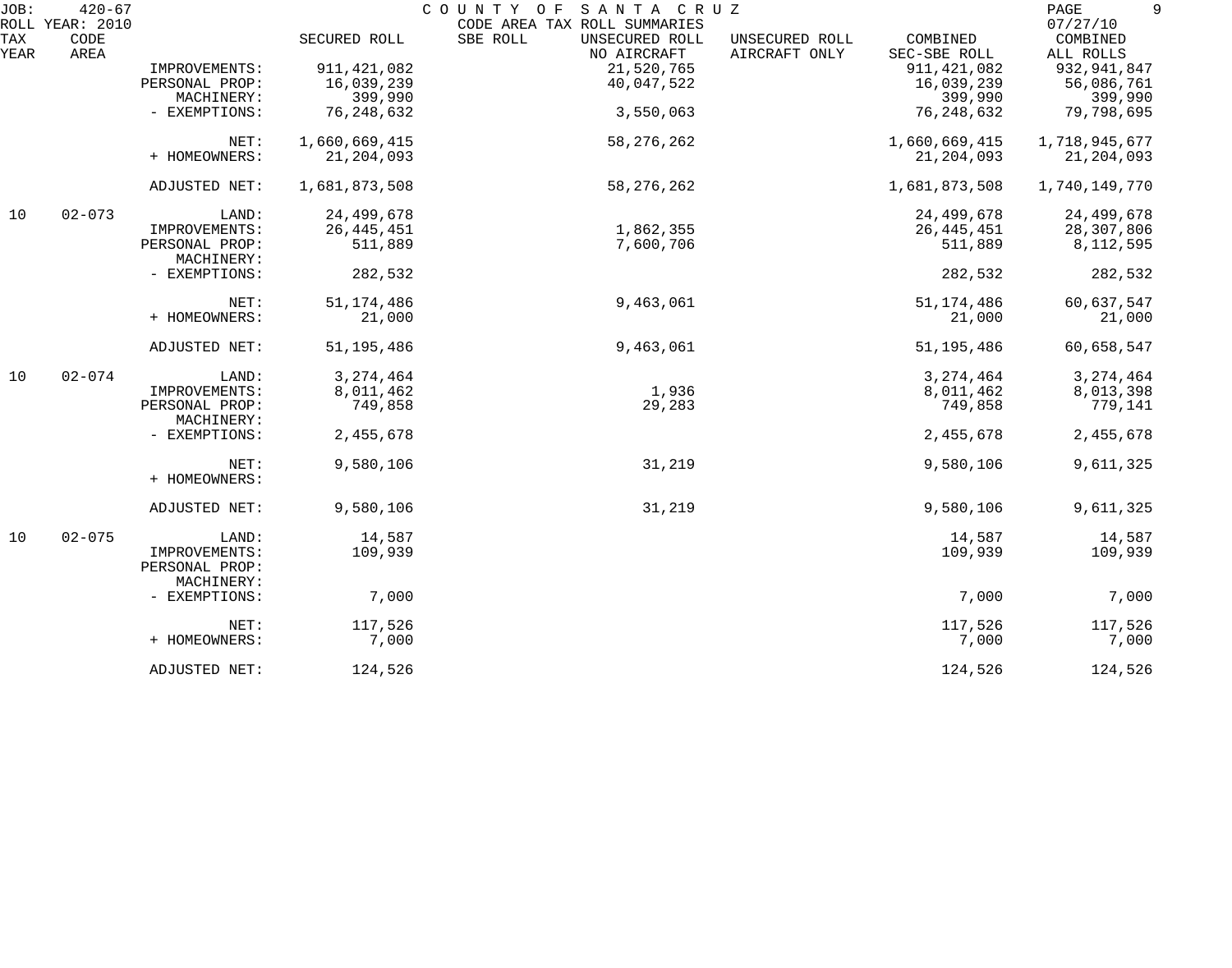JOB: 420-67 COUNTY OF SANTA CRUZ
ROLL YEAR: 2010 CODE AREA TAX ROLL SUMMARIES 07/27/10

| TAX YEAR | CODE AREA | | SECURED ROLL | SBE ROLL | UNSECURED ROLL NO AIRCRAFT | UNSECURED ROLL AIRCRAFT ONLY | COMBINED SEC-SBE ROLL | COMBINED ALL ROLLS |
|---|---|---|---|---|---|---|---|---|
| | | IMPROVEMENTS: | 911,421,082 | | 21,520,765 | | 911,421,082 | 932,941,847 |
| | | PERSONAL PROP: | 16,039,239 | | 40,047,522 | | 16,039,239 | 56,086,761 |
| | | MACHINERY: | 399,990 | | | | 399,990 | 399,990 |
| | | - EXEMPTIONS: | 76,248,632 | | 3,550,063 | | 76,248,632 | 79,798,695 |
| | | NET: | 1,660,669,415 | | 58,276,262 | | 1,660,669,415 | 1,718,945,677 |
| | | + HOMEOWNERS: | 21,204,093 | | | | 21,204,093 | 21,204,093 |
| | | ADJUSTED NET: | 1,681,873,508 | | 58,276,262 | | 1,681,873,508 | 1,740,149,770 |
| 10 | 02-073 | LAND: | 24,499,678 | | | | 24,499,678 | 24,499,678 |
| | | IMPROVEMENTS: | 26,445,451 | | 1,862,355 | | 26,445,451 | 28,307,806 |
| | | PERSONAL PROP: | 511,889 | | 7,600,706 | | 511,889 | 8,112,595 |
| | | MACHINERY: | | | | | | |
| | | - EXEMPTIONS: | 282,532 | | | | 282,532 | 282,532 |
| | | NET: | 51,174,486 | | 9,463,061 | | 51,174,486 | 60,637,547 |
| | | + HOMEOWNERS: | 21,000 | | | | 21,000 | 21,000 |
| | | ADJUSTED NET: | 51,195,486 | | 9,463,061 | | 51,195,486 | 60,658,547 |
| 10 | 02-074 | LAND: | 3,274,464 | | | | 3,274,464 | 3,274,464 |
| | | IMPROVEMENTS: | 8,011,462 | | 1,936 | | 8,011,462 | 8,013,398 |
| | | PERSONAL PROP: | 749,858 | | 29,283 | | 749,858 | 779,141 |
| | | MACHINERY: | | | | | | |
| | | - EXEMPTIONS: | 2,455,678 | | | | 2,455,678 | 2,455,678 |
| | | NET: | 9,580,106 | | 31,219 | | 9,580,106 | 9,611,325 |
| | | + HOMEOWNERS: | | | | | | |
| | | ADJUSTED NET: | 9,580,106 | | 31,219 | | 9,580,106 | 9,611,325 |
| 10 | 02-075 | LAND: | 14,587 | | | | 14,587 | 14,587 |
| | | IMPROVEMENTS: | 109,939 | | | | 109,939 | 109,939 |
| | | PERSONAL PROP: | | | | | | |
| | | MACHINERY: | | | | | | |
| | | - EXEMPTIONS: | 7,000 | | | | 7,000 | 7,000 |
| | | NET: | 117,526 | | | | 117,526 | 117,526 |
| | | + HOMEOWNERS: | 7,000 | | | | 7,000 | 7,000 |
| | | ADJUSTED NET: | 124,526 | | | | 124,526 | 124,526 |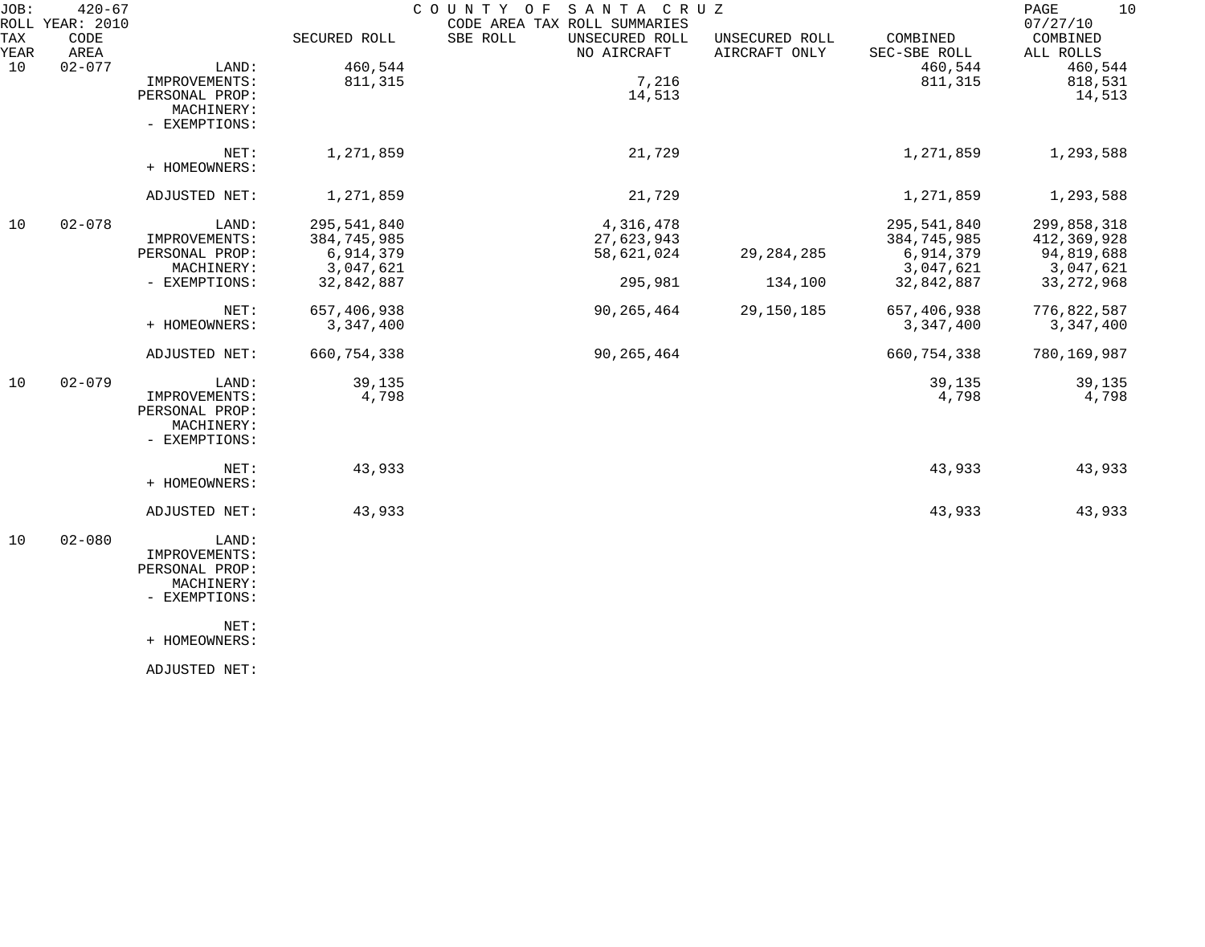JOB: 420-67 COUNTY OF SANTA CRUZ
ROLL YEAR: 2010 CODE AREA TAX ROLL SUMMARIES 07/27/10

| TAX YEAR | CODE AREA | | SECURED ROLL | SBE ROLL | UNSECURED ROLL NO AIRCRAFT | UNSECURED ROLL AIRCRAFT ONLY | COMBINED SEC-SBE ROLL | COMBINED ALL ROLLS |
|---|---|---|---|---|---|---|---|---|
| 10 | 02-077 | LAND: | 460,544 | | | | 460,544 | 460,544 |
| | | IMPROVEMENTS: | 811,315 | | 7,216 | | 811,315 | 818,531 |
| | | PERSONAL PROP: | | | 14,513 | | | 14,513 |
| | | MACHINERY: | | | | | | |
| | | - EXEMPTIONS: | | | | | | |
| | | NET: | 1,271,859 | | 21,729 | | 1,271,859 | 1,293,588 |
| | | + HOMEOWNERS: | | | | | | |
| | | ADJUSTED NET: | 1,271,859 | | 21,729 | | 1,271,859 | 1,293,588 |
| 10 | 02-078 | LAND: | 295,541,840 | | 4,316,478 | | 295,541,840 | 299,858,318 |
| | | IMPROVEMENTS: | 384,745,985 | | 27,623,943 | | 384,745,985 | 412,369,928 |
| | | PERSONAL PROP: | 6,914,379 | | 58,621,024 | 29,284,285 | 6,914,379 | 94,819,688 |
| | | MACHINERY: | 3,047,621 | | | | 3,047,621 | 3,047,621 |
| | | - EXEMPTIONS: | 32,842,887 | | 295,981 | 134,100 | 32,842,887 | 33,272,968 |
| | | NET: | 657,406,938 | | 90,265,464 | 29,150,185 | 657,406,938 | 776,822,587 |
| | | + HOMEOWNERS: | 3,347,400 | | | | 3,347,400 | 3,347,400 |
| | | ADJUSTED NET: | 660,754,338 | | 90,265,464 | | 660,754,338 | 780,169,987 |
| 10 | 02-079 | LAND: | 39,135 | | | | 39,135 | 39,135 |
| | | IMPROVEMENTS: | 4,798 | | | | 4,798 | 4,798 |
| | | PERSONAL PROP: | | | | | | |
| | | MACHINERY: | | | | | | |
| | | - EXEMPTIONS: | | | | | | |
| | | NET: | 43,933 | | | | 43,933 | 43,933 |
| | | + HOMEOWNERS: | | | | | | |
| | | ADJUSTED NET: | 43,933 | | | | 43,933 | 43,933 |
| 10 | 02-080 | LAND: | | | | | | |
| | | IMPROVEMENTS: | | | | | | |
| | | PERSONAL PROP: | | | | | | |
| | | MACHINERY: | | | | | | |
| | | - EXEMPTIONS: | | | | | | |
| | | NET: | | | | | | |
| | | + HOMEOWNERS: | | | | | | |
| | | ADJUSTED NET: | | | | | | |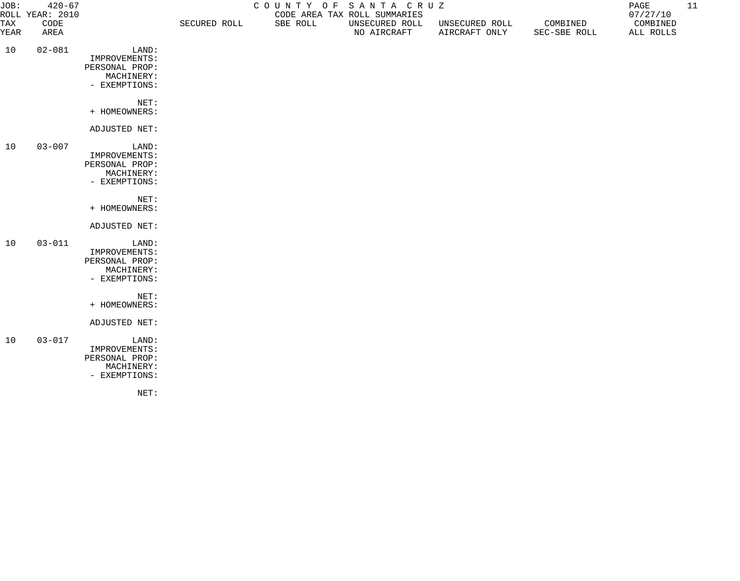JOB: 420-67
ROLL YEAR: 2010

# COUNTY OF SANTA CRUZ

CODE AREA TAX ROLL SUMMARIES

07/27/10

| TAX YEAR | CODE AREA | | SECURED ROLL | SBE ROLL | UNSECURED ROLL NO AIRCRAFT | UNSECURED ROLL AIRCRAFT ONLY | COMBINED SEC-SBE ROLL | COMBINED ALL ROLLS |
|---|---|---|---|---|---|---|---|---|
| 10 | 02-081 | LAND: | | | | | | |
| | | IMPROVEMENTS: | | | | | | |
| | | PERSONAL PROP: | | | | | | |
| | | MACHINERY: | | | | | | |
| | | - EXEMPTIONS: | | | | | | |
| | | NET: | | | | | | |
| | | + HOMEOWNERS: | | | | | | |
| | | ADJUSTED NET: | | | | | | |
| 10 | 03-007 | LAND: | | | | | | |
| | | IMPROVEMENTS: | | | | | | |
| | | PERSONAL PROP: | | | | | | |
| | | MACHINERY: | | | | | | |
| | | - EXEMPTIONS: | | | | | | |
| | | NET: | | | | | | |
| | | + HOMEOWNERS: | | | | | | |
| | | ADJUSTED NET: | | | | | | |
| 10 | 03-011 | LAND: | | | | | | |
| | | IMPROVEMENTS: | | | | | | |
| | | PERSONAL PROP: | | | | | | |
| | | MACHINERY: | | | | | | |
| | | - EXEMPTIONS: | | | | | | |
| | | NET: | | | | | | |
| | | + HOMEOWNERS: | | | | | | |
| | | ADJUSTED NET: | | | | | | |
| 10 | 03-017 | LAND: | | | | | | |
| | | IMPROVEMENTS: | | | | | | |
| | | PERSONAL PROP: | | | | | | |
| | | MACHINERY: | | | | | | |
| | | - EXEMPTIONS: | | | | | | |
| | | NET: | | | | | | |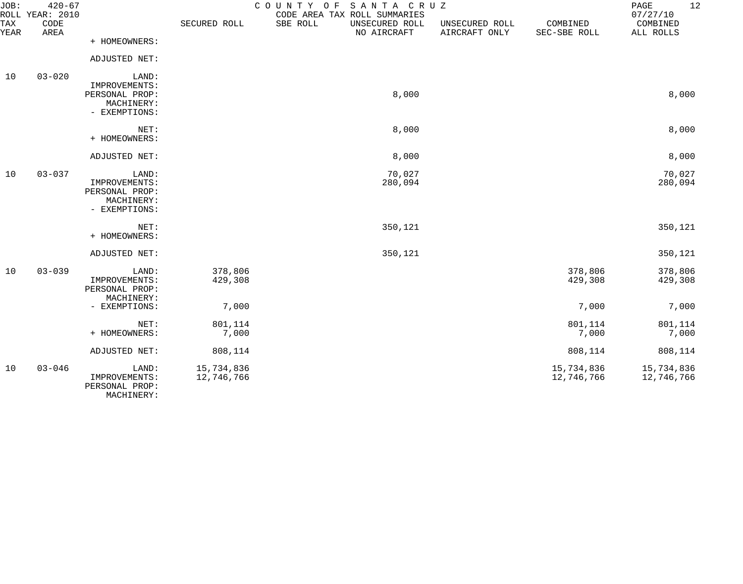JOB: 420-67 COUNTY OF SANTA CRUZ
ROLL YEAR: 2010 CODE AREA TAX ROLL SUMMARIES 07/27/10

| TAX YEAR | CODE AREA | | SECURED ROLL | SBE ROLL | UNSECURED ROLL NO AIRCRAFT | UNSECURED ROLL AIRCRAFT ONLY | COMBINED SEC-SBE ROLL | COMBINED ALL ROLLS |
|---|---|---|---|---|---|---|---|---|
| | | + HOMEOWNERS: | | | | | | |
| | | ADJUSTED NET: | | | | | | |
| 10 | 03-020 | LAND: | | | | | | |
| | | IMPROVEMENTS: | | | | | | |
| | | PERSONAL PROP: | | | 8,000 | | | 8,000 |
| | | MACHINERY: | | | | | | |
| | | - EXEMPTIONS: | | | | | | |
| | | NET: | | | 8,000 | | | 8,000 |
| | | + HOMEOWNERS: | | | | | | |
| | | ADJUSTED NET: | | | 8,000 | | | 8,000 |
| 10 | 03-037 | LAND: | | | 70,027 | | | 70,027 |
| | | IMPROVEMENTS: | | | 280,094 | | | 280,094 |
| | | PERSONAL PROP: | | | | | | |
| | | MACHINERY: | | | | | | |
| | | - EXEMPTIONS: | | | | | | |
| | | NET: | | | 350,121 | | | 350,121 |
| | | + HOMEOWNERS: | | | | | | |
| | | ADJUSTED NET: | | | 350,121 | | | 350,121 |
| 10 | 03-039 | LAND: | 378,806 | | | | 378,806 | 378,806 |
| | | IMPROVEMENTS: | 429,308 | | | | 429,308 | 429,308 |
| | | PERSONAL PROP: | | | | | | |
| | | MACHINERY: | | | | | | |
| | | - EXEMPTIONS: | 7,000 | | | | 7,000 | 7,000 |
| | | NET: | 801,114 | | | | 801,114 | 801,114 |
| | | + HOMEOWNERS: | 7,000 | | | | 7,000 | 7,000 |
| | | ADJUSTED NET: | 808,114 | | | | 808,114 | 808,114 |
| 10 | 03-046 | LAND: | 15,734,836 | | | | 15,734,836 | 15,734,836 |
| | | IMPROVEMENTS: | 12,746,766 | | | | 12,746,766 | 12,746,766 |
| | | PERSONAL PROP: | | | | | | |
| | | MACHINERY: | | | | | | |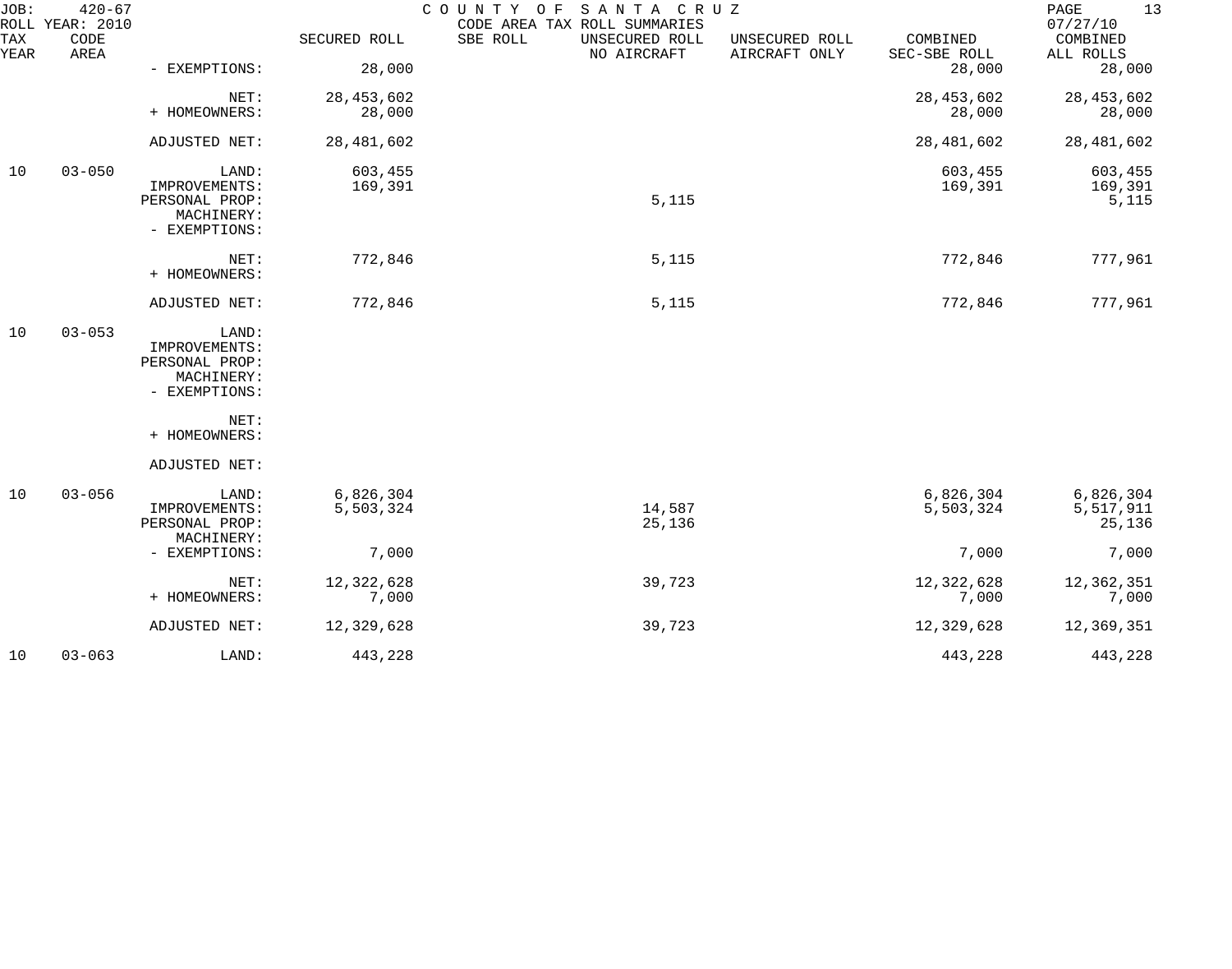JOB: 420-67 COUNTY OF SANTA CRUZ
ROLL YEAR: 2010 CODE AREA TAX ROLL SUMMARIES 07/27/10

| TAX YEAR | CODE AREA | | SECURED ROLL | SBE ROLL | UNSECURED ROLL NO AIRCRAFT | UNSECURED ROLL AIRCRAFT ONLY | COMBINED SEC-SBE ROLL | COMBINED ALL ROLLS |
|---|---|---|---|---|---|---|---|---|
| | | - EXEMPTIONS: | 28,000 | | | | 28,000 | 28,000 |
| | | NET: | 28,453,602 | | | | 28,453,602 | 28,453,602 |
| | | + HOMEOWNERS: | 28,000 | | | | 28,000 | 28,000 |
| | | ADJUSTED NET: | 28,481,602 | | | | 28,481,602 | 28,481,602 |
| 10 | 03-050 | LAND: | 603,455 | | | | 603,455 | 603,455 |
| | | IMPROVEMENTS: | 169,391 | | | | 169,391 | 169,391 |
| | | PERSONAL PROP: | | | 5,115 | | | 5,115 |
| | | MACHINERY: | | | | | | |
| | | - EXEMPTIONS: | | | | | | |
| | | NET: | 772,846 | | 5,115 | | 772,846 | 777,961 |
| | | + HOMEOWNERS: | | | | | | |
| | | ADJUSTED NET: | 772,846 | | 5,115 | | 772,846 | 777,961 |
| 10 | 03-053 | LAND: | | | | | | |
| | | IMPROVEMENTS: | | | | | | |
| | | PERSONAL PROP: | | | | | | |
| | | MACHINERY: | | | | | | |
| | | - EXEMPTIONS: | | | | | | |
| | | NET: | | | | | | |
| | | + HOMEOWNERS: | | | | | | |
| | | ADJUSTED NET: | | | | | | |
| 10 | 03-056 | LAND: | 6,826,304 | | | | 6,826,304 | 6,826,304 |
| | | IMPROVEMENTS: | 5,503,324 | | 14,587 | | 5,503,324 | 5,517,911 |
| | | PERSONAL PROP: | | | 25,136 | | | 25,136 |
| | | MACHINERY: | | | | | | |
| | | - EXEMPTIONS: | 7,000 | | | | 7,000 | 7,000 |
| | | NET: | 12,322,628 | | 39,723 | | 12,322,628 | 12,362,351 |
| | | + HOMEOWNERS: | 7,000 | | | | 7,000 | 7,000 |
| | | ADJUSTED NET: | 12,329,628 | | 39,723 | | 12,329,628 | 12,369,351 |
| 10 | 03-063 | LAND: | 443,228 | | | | 443,228 | 443,228 |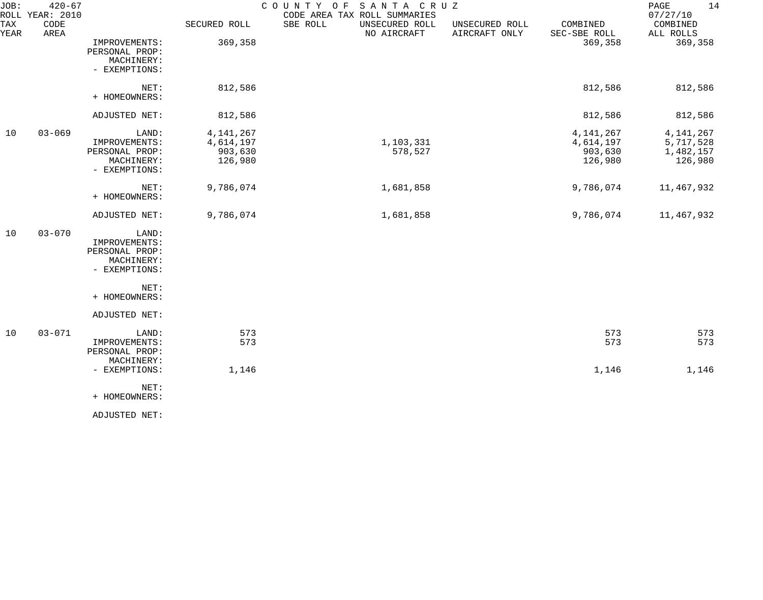JOB: 420-67 COUNTY OF SANTA CRUZ
ROLL YEAR: 2010 CODE AREA TAX ROLL SUMMARIES 07/27/10

| TAX YEAR | CODE AREA | | SECURED ROLL | SBE ROLL | UNSECURED ROLL NO AIRCRAFT | UNSECURED ROLL AIRCRAFT ONLY | COMBINED SEC-SBE ROLL | COMBINED ALL ROLLS |
|---|---|---|---|---|---|---|---|---|
| | | IMPROVEMENTS: | 369,358 | | | | 369,358 | 369,358 |
| | | PERSONAL PROP: | | | | | | |
| | | MACHINERY: | | | | | | |
| | | - EXEMPTIONS: | | | | | | |
| | | NET: | 812,586 | | | | 812,586 | 812,586 |
| | | + HOMEOWNERS: | | | | | | |
| | | ADJUSTED NET: | 812,586 | | | | 812,586 | 812,586 |
| 10 | 03-069 | LAND: | 4,141,267 | | | | 4,141,267 | 4,141,267 |
| | | IMPROVEMENTS: | 4,614,197 | | 1,103,331 | | 4,614,197 | 5,717,528 |
| | | PERSONAL PROP: | 903,630 | | 578,527 | | 903,630 | 1,482,157 |
| | | MACHINERY: | 126,980 | | | | 126,980 | 126,980 |
| | | - EXEMPTIONS: | | | | | | |
| | | NET: | 9,786,074 | | 1,681,858 | | 9,786,074 | 11,467,932 |
| | | + HOMEOWNERS: | | | | | | |
| | | ADJUSTED NET: | 9,786,074 | | 1,681,858 | | 9,786,074 | 11,467,932 |
| 10 | 03-070 | LAND: | | | | | | |
| | | IMPROVEMENTS: | | | | | | |
| | | PERSONAL PROP: | | | | | | |
| | | MACHINERY: | | | | | | |
| | | - EXEMPTIONS: | | | | | | |
| | | NET: | | | | | | |
| | | + HOMEOWNERS: | | | | | | |
| | | ADJUSTED NET: | | | | | | |
| 10 | 03-071 | LAND: | 573 | | | | 573 | 573 |
| | | IMPROVEMENTS: | 573 | | | | 573 | 573 |
| | | PERSONAL PROP: | | | | | | |
| | | MACHINERY: | | | | | | |
| | | - EXEMPTIONS: | 1,146 | | | | 1,146 | 1,146 |
| | | NET: | | | | | | |
| | | + HOMEOWNERS: | | | | | | |
| | | ADJUSTED NET: | | | | | | |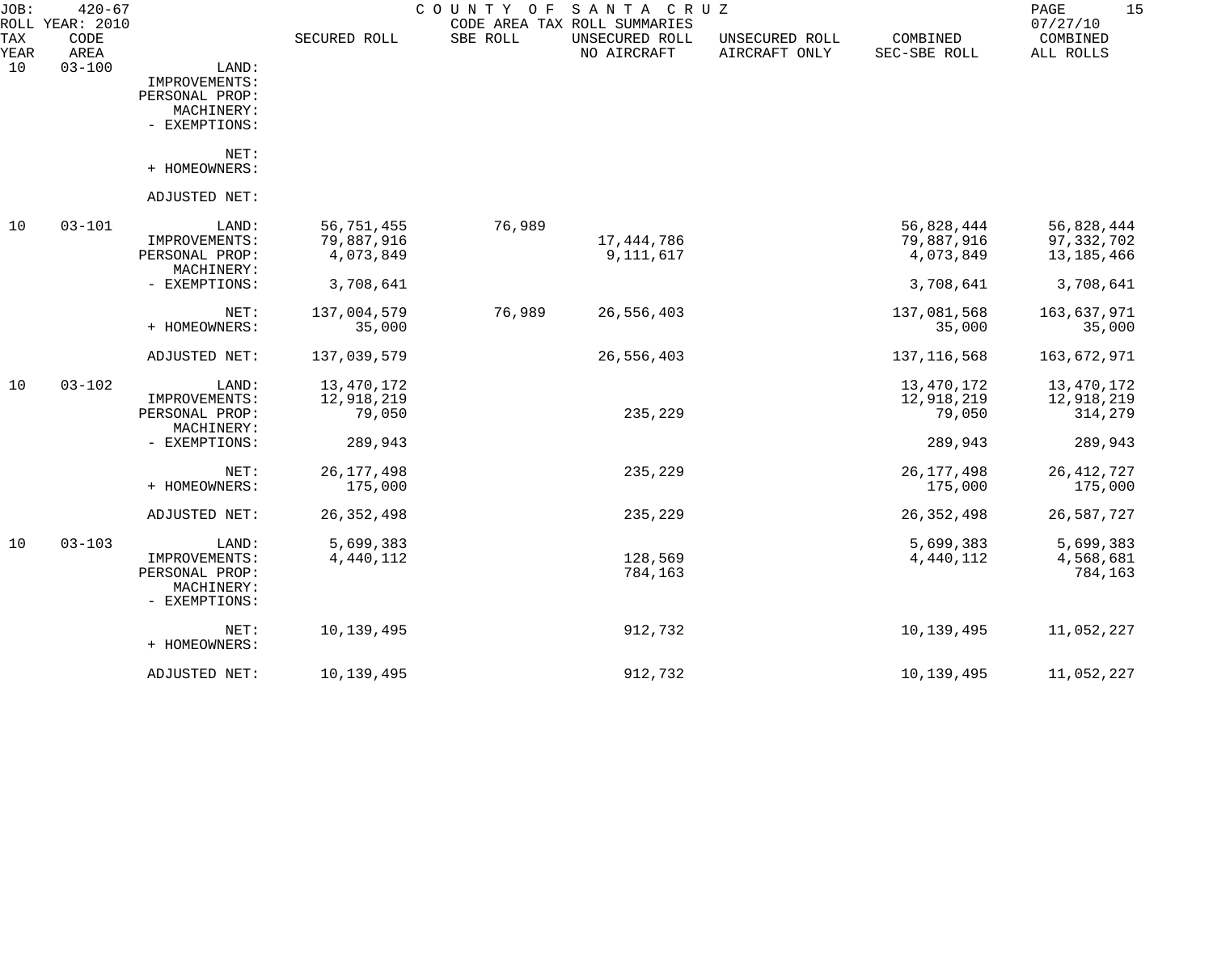JOB: 420-67 COUNTY OF SANTA CRUZ
ROLL YEAR: 2010 CODE AREA TAX ROLL SUMMARIES 07/27/10

| TAX YEAR | CODE AREA | | SECURED ROLL | SBE ROLL | UNSECURED ROLL NO AIRCRAFT | UNSECURED ROLL AIRCRAFT ONLY | COMBINED SEC-SBE ROLL | COMBINED ALL ROLLS |
|---|---|---|---|---|---|---|---|---|
| 10 | 03-100 | LAND: | | | | | | |
| | | IMPROVEMENTS: | | | | | | |
| | | PERSONAL PROP: | | | | | | |
| | | MACHINERY: | | | | | | |
| | | - EXEMPTIONS: | | | | | | |
| | | NET: | | | | | | |
| | | + HOMEOWNERS: | | | | | | |
| | | ADJUSTED NET: | | | | | | |
| 10 | 03-101 | LAND: | 56,751,455 | 76,989 | | | 56,828,444 | 56,828,444 |
| | | IMPROVEMENTS: | 79,887,916 | | 17,444,786 | | 79,887,916 | 97,332,702 |
| | | PERSONAL PROP: | 4,073,849 | | 9,111,617 | | 4,073,849 | 13,185,466 |
| | | MACHINERY: | | | | | | |
| | | - EXEMPTIONS: | 3,708,641 | | | | 3,708,641 | 3,708,641 |
| | | NET: | 137,004,579 | 76,989 | 26,556,403 | | 137,081,568 | 163,637,971 |
| | | + HOMEOWNERS: | 35,000 | | | | 35,000 | 35,000 |
| | | ADJUSTED NET: | 137,039,579 | | 26,556,403 | | 137,116,568 | 163,672,971 |
| 10 | 03-102 | LAND: | 13,470,172 | | | | 13,470,172 | 13,470,172 |
| | | IMPROVEMENTS: | 12,918,219 | | | | 12,918,219 | 12,918,219 |
| | | PERSONAL PROP: | 79,050 | | 235,229 | | 79,050 | 314,279 |
| | | MACHINERY: | | | | | | |
| | | - EXEMPTIONS: | 289,943 | | | | 289,943 | 289,943 |
| | | NET: | 26,177,498 | | 235,229 | | 26,177,498 | 26,412,727 |
| | | + HOMEOWNERS: | 175,000 | | | | 175,000 | 175,000 |
| | | ADJUSTED NET: | 26,352,498 | | 235,229 | | 26,352,498 | 26,587,727 |
| 10 | 03-103 | LAND: | 5,699,383 | | | | 5,699,383 | 5,699,383 |
| | | IMPROVEMENTS: | 4,440,112 | | 128,569 | | 4,440,112 | 4,568,681 |
| | | PERSONAL PROP: | | | 784,163 | | | 784,163 |
| | | MACHINERY: | | | | | | |
| | | - EXEMPTIONS: | | | | | | |
| | | NET: | 10,139,495 | | 912,732 | | 10,139,495 | 11,052,227 |
| | | + HOMEOWNERS: | | | | | | |
| | | ADJUSTED NET: | 10,139,495 | | 912,732 | | 10,139,495 | 11,052,227 |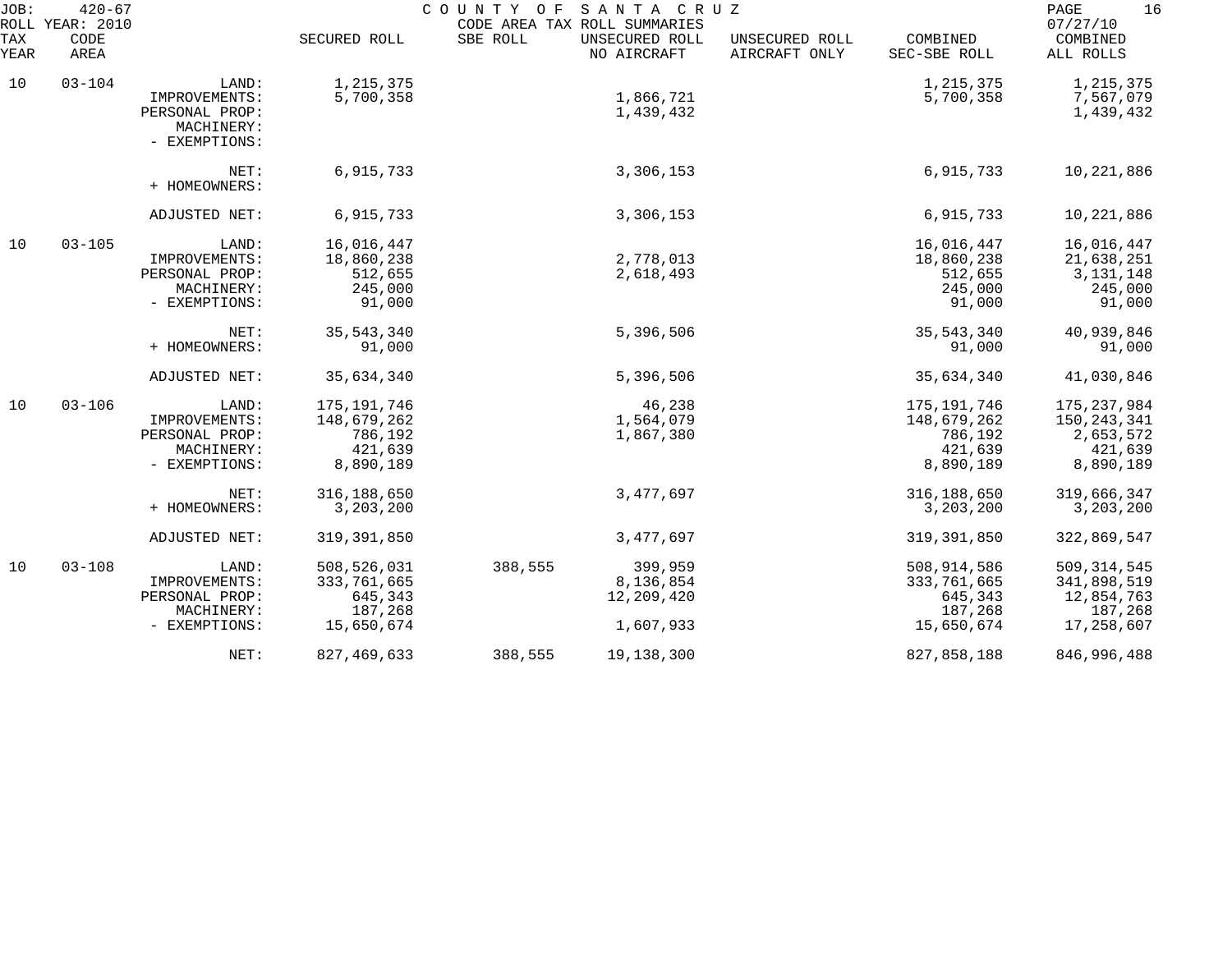JOB: 420-67 COUNTY OF SANTA CRUZ
ROLL YEAR: 2010 CODE AREA TAX ROLL SUMMARIES 07/27/10

| TAX YEAR | CODE AREA | | SECURED ROLL | SBE ROLL | UNSECURED ROLL NO AIRCRAFT | UNSECURED ROLL AIRCRAFT ONLY | COMBINED SEC-SBE ROLL | COMBINED ALL ROLLS |
|---|---|---|---|---|---|---|---|---|
| 10 | 03-104 | LAND: | 1,215,375 | | | | 1,215,375 | 1,215,375 |
| | | IMPROVEMENTS: | 5,700,358 | | 1,866,721 | | 5,700,358 | 7,567,079 |
| | | PERSONAL PROP: | | | 1,439,432 | | | 1,439,432 |
| | | MACHINERY: | | | | | | |
| | | - EXEMPTIONS: | | | | | | |
| | | NET: | 6,915,733 | | 3,306,153 | | 6,915,733 | 10,221,886 |
| | | + HOMEOWNERS: | | | | | | |
| | | ADJUSTED NET: | 6,915,733 | | 3,306,153 | | 6,915,733 | 10,221,886 |
| 10 | 03-105 | LAND: | 16,016,447 | | | | 16,016,447 | 16,016,447 |
| | | IMPROVEMENTS: | 18,860,238 | | 2,778,013 | | 18,860,238 | 21,638,251 |
| | | PERSONAL PROP: | 512,655 | | 2,618,493 | | 512,655 | 3,131,148 |
| | | MACHINERY: | 245,000 | | | | 245,000 | 245,000 |
| | | - EXEMPTIONS: | 91,000 | | | | 91,000 | 91,000 |
| | | NET: | 35,543,340 | | 5,396,506 | | 35,543,340 | 40,939,846 |
| | | + HOMEOWNERS: | 91,000 | | | | 91,000 | 91,000 |
| | | ADJUSTED NET: | 35,634,340 | | 5,396,506 | | 35,634,340 | 41,030,846 |
| 10 | 03-106 | LAND: | 175,191,746 | | 46,238 | | 175,191,746 | 175,237,984 |
| | | IMPROVEMENTS: | 148,679,262 | | 1,564,079 | | 148,679,262 | 150,243,341 |
| | | PERSONAL PROP: | 786,192 | | 1,867,380 | | 786,192 | 2,653,572 |
| | | MACHINERY: | 421,639 | | | | 421,639 | 421,639 |
| | | - EXEMPTIONS: | 8,890,189 | | | | 8,890,189 | 8,890,189 |
| | | NET: | 316,188,650 | | 3,477,697 | | 316,188,650 | 319,666,347 |
| | | + HOMEOWNERS: | 3,203,200 | | | | 3,203,200 | 3,203,200 |
| | | ADJUSTED NET: | 319,391,850 | | 3,477,697 | | 319,391,850 | 322,869,547 |
| 10 | 03-108 | LAND: | 508,526,031 | 388,555 | 399,959 | | 508,914,586 | 509,314,545 |
| | | IMPROVEMENTS: | 333,761,665 | | 8,136,854 | | 333,761,665 | 341,898,519 |
| | | PERSONAL PROP: | 645,343 | | 12,209,420 | | 645,343 | 12,854,763 |
| | | MACHINERY: | 187,268 | | | | 187,268 | 187,268 |
| | | - EXEMPTIONS: | 15,650,674 | | 1,607,933 | | 15,650,674 | 17,258,607 |
| | | NET: | 827,469,633 | 388,555 | 19,138,300 | | 827,858,188 | 846,996,488 |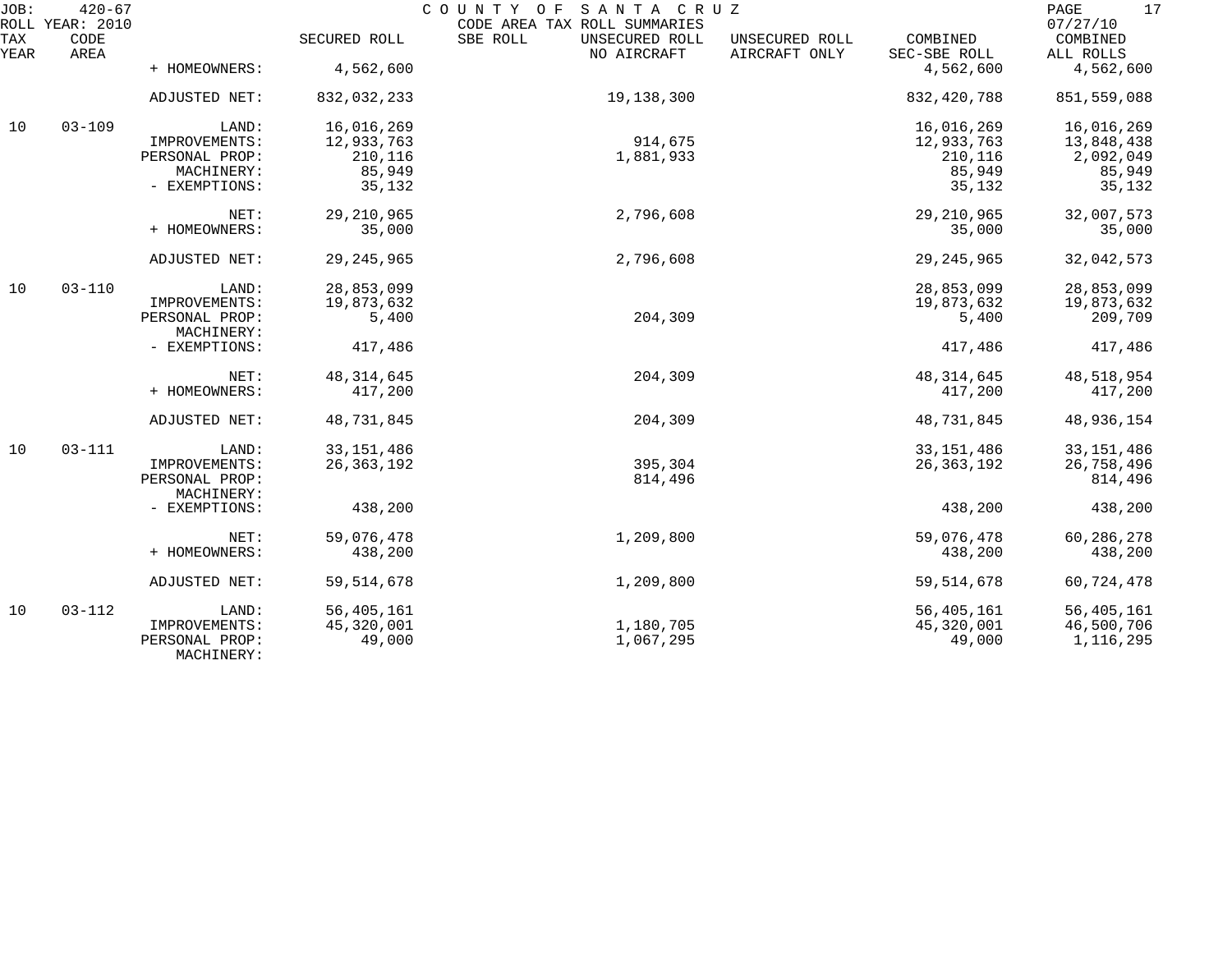JOB: 420-67 COUNTY OF SANTA CRUZ
ROLL YEAR: 2010 CODE AREA TAX ROLL SUMMARIES 07/27/10

| TAX YEAR | CODE AREA | | SECURED ROLL | SBE ROLL | UNSECURED ROLL NO AIRCRAFT | UNSECURED ROLL AIRCRAFT ONLY | COMBINED SEC-SBE ROLL | COMBINED ALL ROLLS |
|---|---|---|---|---|---|---|---|---|
| | | + HOMEOWNERS: | 4,562,600 | | | | 4,562,600 | 4,562,600 |
| | | ADJUSTED NET: | 832,032,233 | | 19,138,300 | | 832,420,788 | 851,559,088 |
| 10 | 03-109 | LAND: | 16,016,269 | | | | 16,016,269 | 16,016,269 |
| | | IMPROVEMENTS: | 12,933,763 | | 914,675 | | 12,933,763 | 13,848,438 |
| | | PERSONAL PROP: | 210,116 | | 1,881,933 | | 210,116 | 2,092,049 |
| | | MACHINERY: | 85,949 | | | | 85,949 | 85,949 |
| | | - EXEMPTIONS: | 35,132 | | | | 35,132 | 35,132 |
| | | NET: | 29,210,965 | | 2,796,608 | | 29,210,965 | 32,007,573 |
| | | + HOMEOWNERS: | 35,000 | | | | 35,000 | 35,000 |
| | | ADJUSTED NET: | 29,245,965 | | 2,796,608 | | 29,245,965 | 32,042,573 |
| 10 | 03-110 | LAND: | 28,853,099 | | | | 28,853,099 | 28,853,099 |
| | | IMPROVEMENTS: | 19,873,632 | | | | 19,873,632 | 19,873,632 |
| | | PERSONAL PROP: | 5,400 | | 204,309 | | 5,400 | 209,709 |
| | | MACHINERY: | | | | | | |
| | | - EXEMPTIONS: | 417,486 | | | | 417,486 | 417,486 |
| | | NET: | 48,314,645 | | 204,309 | | 48,314,645 | 48,518,954 |
| | | + HOMEOWNERS: | 417,200 | | | | 417,200 | 417,200 |
| | | ADJUSTED NET: | 48,731,845 | | 204,309 | | 48,731,845 | 48,936,154 |
| 10 | 03-111 | LAND: | 33,151,486 | | | | 33,151,486 | 33,151,486 |
| | | IMPROVEMENTS: | 26,363,192 | | 395,304 | | 26,363,192 | 26,758,496 |
| | | PERSONAL PROP: | | | 814,496 | | | 814,496 |
| | | MACHINERY: | | | | | | |
| | | - EXEMPTIONS: | 438,200 | | | | 438,200 | 438,200 |
| | | NET: | 59,076,478 | | 1,209,800 | | 59,076,478 | 60,286,278 |
| | | + HOMEOWNERS: | 438,200 | | | | 438,200 | 438,200 |
| | | ADJUSTED NET: | 59,514,678 | | 1,209,800 | | 59,514,678 | 60,724,478 |
| 10 | 03-112 | LAND: | 56,405,161 | | | | 56,405,161 | 56,405,161 |
| | | IMPROVEMENTS: | 45,320,001 | | 1,180,705 | | 45,320,001 | 46,500,706 |
| | | PERSONAL PROP: | 49,000 | | 1,067,295 | | 49,000 | 1,116,295 |
| | | MACHINERY: | | | | | | |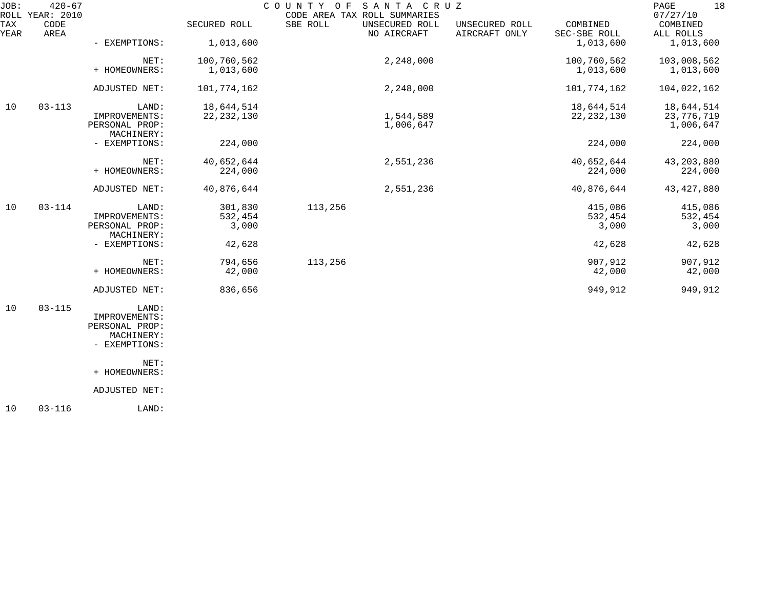| TAX YEAR | CODE AREA | | SECURED ROLL | SBE ROLL | UNSECURED ROLL NO AIRCRAFT | UNSECURED ROLL AIRCRAFT ONLY | COMBINED SEC-SBE ROLL | COMBINED ALL ROLLS |
|---|---|---|---|---|---|---|---|---|
| | | - EXEMPTIONS: | 1,013,600 | | | | 1,013,600 | 1,013,600 |
| | | NET: | 100,760,562 | | 2,248,000 | | 100,760,562 | 103,008,562 |
| | | + HOMEOWNERS: | 1,013,600 | | | | 1,013,600 | 1,013,600 |
| | | ADJUSTED NET: | 101,774,162 | | 2,248,000 | | 101,774,162 | 104,022,162 |
| 10 | 03-113 | LAND: | 18,644,514 | | | | 18,644,514 | 18,644,514 |
| | | IMPROVEMENTS: | 22,232,130 | | 1,544,589 | | 22,232,130 | 23,776,719 |
| | | PERSONAL PROP: | | | 1,006,647 | | | 1,006,647 |
| | | MACHINERY: | | | | | | |
| | | - EXEMPTIONS: | 224,000 | | | | 224,000 | 224,000 |
| | | NET: | 40,652,644 | | 2,551,236 | | 40,652,644 | 43,203,880 |
| | | + HOMEOWNERS: | 224,000 | | | | 224,000 | 224,000 |
| | | ADJUSTED NET: | 40,876,644 | | 2,551,236 | | 40,876,644 | 43,427,880 |
| 10 | 03-114 | LAND: | 301,830 | 113,256 | | | 415,086 | 415,086 |
| | | IMPROVEMENTS: | 532,454 | | | | 532,454 | 532,454 |
| | | PERSONAL PROP: | 3,000 | | | | 3,000 | 3,000 |
| | | MACHINERY: | | | | | | |
| | | - EXEMPTIONS: | 42,628 | | | | 42,628 | 42,628 |
| | | NET: | 794,656 | 113,256 | | | 907,912 | 907,912 |
| | | + HOMEOWNERS: | 42,000 | | | | 42,000 | 42,000 |
| | | ADJUSTED NET: | 836,656 | | | | 949,912 | 949,912 |
| 10 | 03-115 | LAND: | | | | | | |
| | | IMPROVEMENTS: | | | | | | |
| | | PERSONAL PROP: | | | | | | |
| | | MACHINERY: | | | | | | |
| | | - EXEMPTIONS: | | | | | | |
| | | NET: | | | | | | |
| | | + HOMEOWNERS: | | | | | | |
| | | ADJUSTED NET: | | | | | | |
| 10 | 03-116 | LAND: | | | | | | |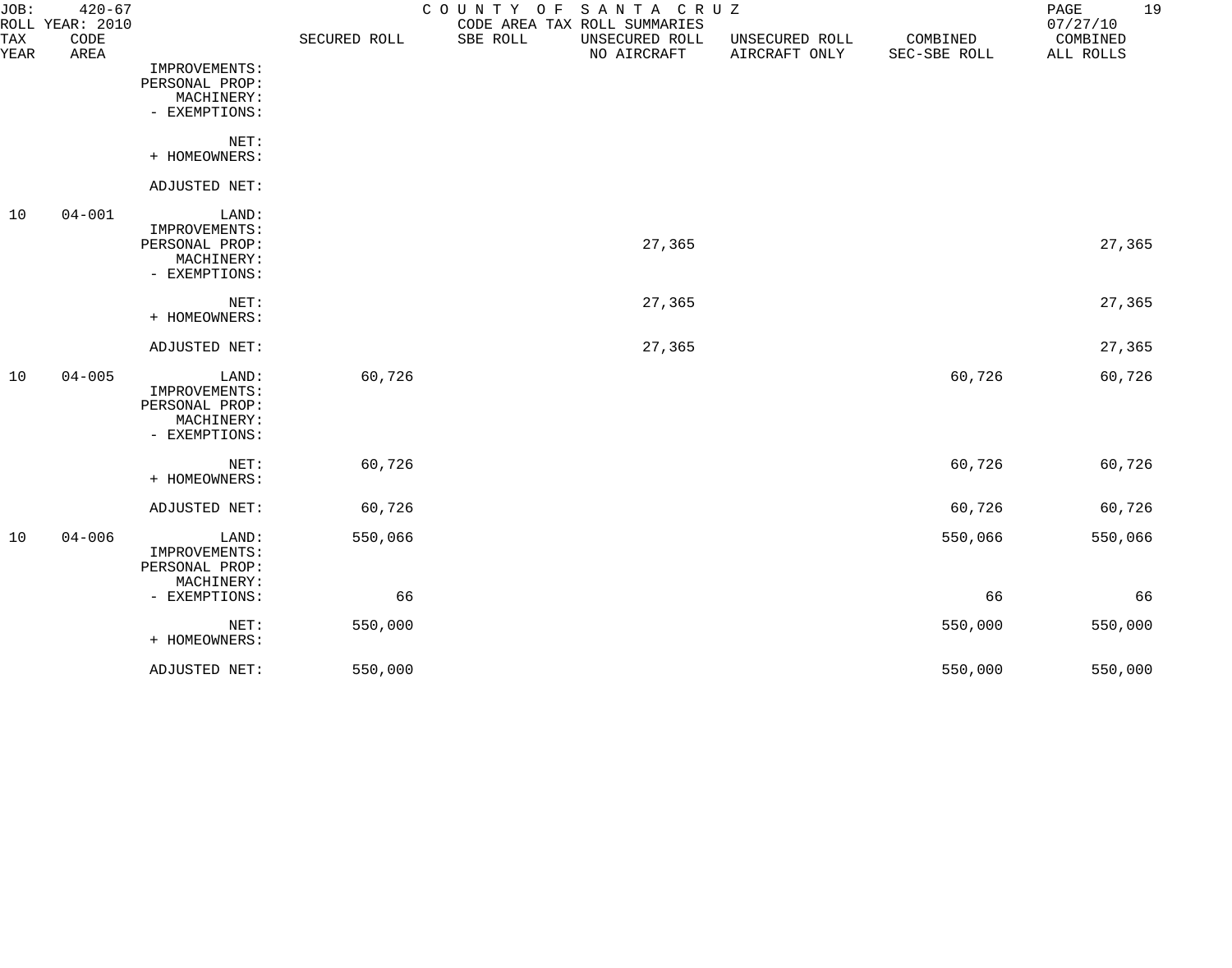JOB: 420-67 COUNTY OF SANTA CRUZ
ROLL YEAR: 2010 CODE AREA TAX ROLL SUMMARIES 07/27/10

| TAX YEAR | CODE AREA | | SECURED ROLL | SBE ROLL | UNSECURED ROLL NO AIRCRAFT | UNSECURED ROLL AIRCRAFT ONLY | COMBINED SEC-SBE ROLL | COMBINED ALL ROLLS |
|---|---|---|---|---|---|---|---|---|
| | | IMPROVEMENTS: | | | | | | |
| | | PERSONAL PROP: | | | | | | |
| | | MACHINERY: | | | | | | |
| | | - EXEMPTIONS: | | | | | | |
| | | NET: | | | | | | |
| | | + HOMEOWNERS: | | | | | | |
| | | ADJUSTED NET: | | | | | | |
| 10 | 04-001 | LAND: | | | | | | |
| | | IMPROVEMENTS: | | | | | | |
| | | PERSONAL PROP: | | | 27,365 | | | 27,365 |
| | | MACHINERY: | | | | | | |
| | | - EXEMPTIONS: | | | | | | |
| | | NET: | | | 27,365 | | | 27,365 |
| | | + HOMEOWNERS: | | | | | | |
| | | ADJUSTED NET: | | | 27,365 | | | 27,365 |
| 10 | 04-005 | LAND: | 60,726 | | | | 60,726 | 60,726 |
| | | IMPROVEMENTS: | | | | | | |
| | | PERSONAL PROP: | | | | | | |
| | | MACHINERY: | | | | | | |
| | | - EXEMPTIONS: | | | | | | |
| | | NET: | 60,726 | | | | 60,726 | 60,726 |
| | | + HOMEOWNERS: | | | | | | |
| | | ADJUSTED NET: | 60,726 | | | | 60,726 | 60,726 |
| 10 | 04-006 | LAND: | 550,066 | | | | 550,066 | 550,066 |
| | | IMPROVEMENTS: | | | | | | |
| | | PERSONAL PROP: | | | | | | |
| | | MACHINERY: | | | | | | |
| | | - EXEMPTIONS: | 66 | | | | 66 | 66 |
| | | NET: | 550,000 | | | | 550,000 | 550,000 |
| | | + HOMEOWNERS: | | | | | | |
| | | ADJUSTED NET: | 550,000 | | | | 550,000 | 550,000 |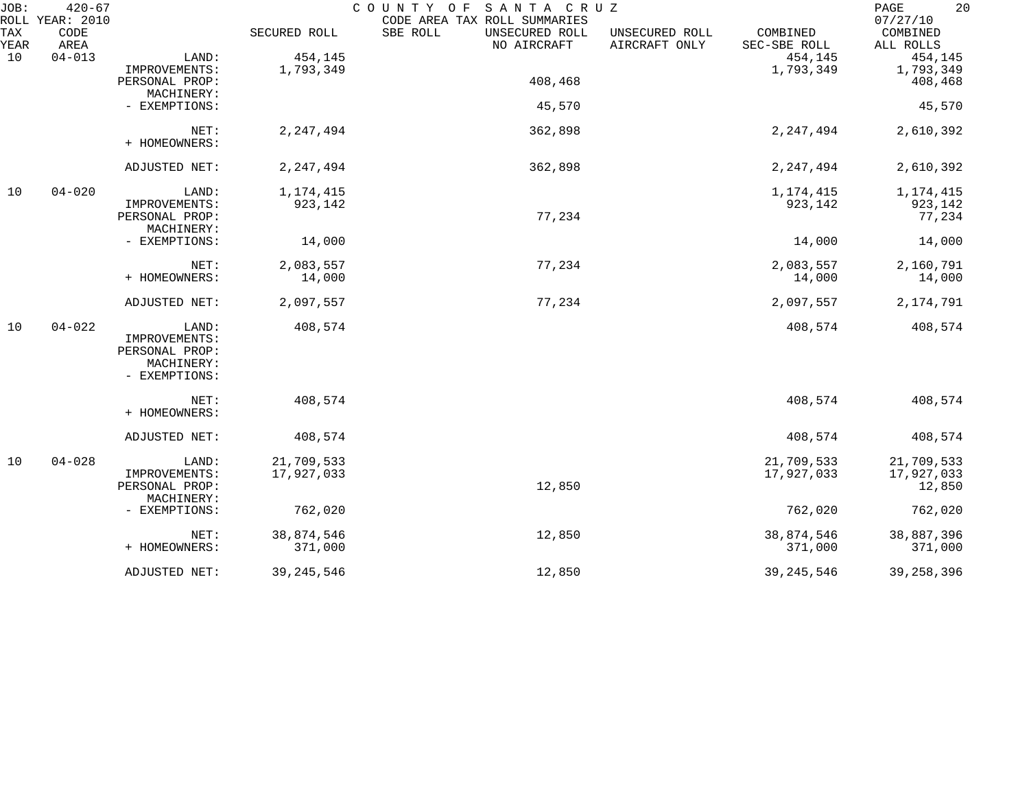JOB: 420-67 COUNTY OF SANTA CRUZ
ROLL YEAR: 2010 CODE AREA TAX ROLL SUMMARIES 07/27/10

| TAX YEAR | CODE AREA | | SECURED ROLL | SBE ROLL | UNSECURED ROLL NO AIRCRAFT | UNSECURED ROLL AIRCRAFT ONLY | COMBINED SEC-SBE ROLL | COMBINED ALL ROLLS |
|---|---|---|---|---|---|---|---|---|
| 10 | 04-013 | LAND: | 454,145 | | | | 454,145 | 454,145 |
| | | IMPROVEMENTS: | 1,793,349 | | | | 1,793,349 | 1,793,349 |
| | | PERSONAL PROP: | | | 408,468 | | | 408,468 |
| | | MACHINERY: | | | | | | |
| | | - EXEMPTIONS: | | | 45,570 | | | 45,570 |
| | | NET: | 2,247,494 | | 362,898 | | 2,247,494 | 2,610,392 |
| | | + HOMEOWNERS: | | | | | | |
| | | ADJUSTED NET: | 2,247,494 | | 362,898 | | 2,247,494 | 2,610,392 |
| 10 | 04-020 | LAND: | 1,174,415 | | | | 1,174,415 | 1,174,415 |
| | | IMPROVEMENTS: | 923,142 | | | | 923,142 | 923,142 |
| | | PERSONAL PROP: | | | 77,234 | | | 77,234 |
| | | MACHINERY: | | | | | | |
| | | - EXEMPTIONS: | 14,000 | | | | 14,000 | 14,000 |
| | | NET: | 2,083,557 | | 77,234 | | 2,083,557 | 2,160,791 |
| | | + HOMEOWNERS: | 14,000 | | | | 14,000 | 14,000 |
| | | ADJUSTED NET: | 2,097,557 | | 77,234 | | 2,097,557 | 2,174,791 |
| 10 | 04-022 | LAND: | 408,574 | | | | 408,574 | 408,574 |
| | | IMPROVEMENTS: | | | | | | |
| | | PERSONAL PROP: | | | | | | |
| | | MACHINERY: | | | | | | |
| | | - EXEMPTIONS: | | | | | | |
| | | NET: | 408,574 | | | | 408,574 | 408,574 |
| | | + HOMEOWNERS: | | | | | | |
| | | ADJUSTED NET: | 408,574 | | | | 408,574 | 408,574 |
| 10 | 04-028 | LAND: | 21,709,533 | | | | 21,709,533 | 21,709,533 |
| | | IMPROVEMENTS: | 17,927,033 | | | | 17,927,033 | 17,927,033 |
| | | PERSONAL PROP: | | | 12,850 | | | 12,850 |
| | | MACHINERY: | | | | | | |
| | | - EXEMPTIONS: | 762,020 | | | | 762,020 | 762,020 |
| | | NET: | 38,874,546 | | 12,850 | | 38,874,546 | 38,887,396 |
| | | + HOMEOWNERS: | 371,000 | | | | 371,000 | 371,000 |
| | | ADJUSTED NET: | 39,245,546 | | 12,850 | | 39,245,546 | 39,258,396 |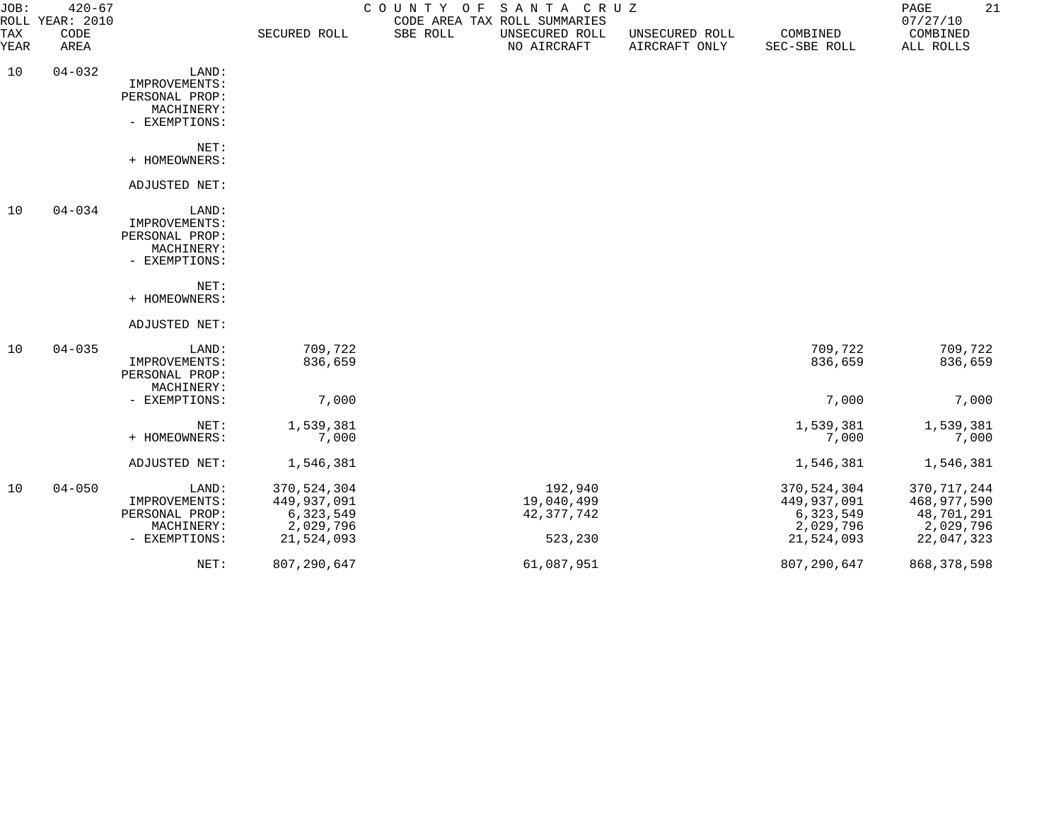JOB: 420-67
ROLL YEAR: 2010

COUNTY OF SANTA CRUZ
CODE AREA TAX ROLL SUMMARIES

07/27/10

| TAX YEAR | CODE AREA | | SECURED ROLL | SBE ROLL | UNSECURED ROLL NO AIRCRAFT | UNSECURED ROLL AIRCRAFT ONLY | COMBINED SEC-SBE ROLL | COMBINED ALL ROLLS |
|---|---|---|---|---|---|---|---|---|
| 10 | 04-032 | LAND: | | | | | | |
| | | IMPROVEMENTS: | | | | | | |
| | | PERSONAL PROP: | | | | | | |
| | | MACHINERY: | | | | | | |
| | | - EXEMPTIONS: | | | | | | |
| | | NET: | | | | | | |
| | | + HOMEOWNERS: | | | | | | |
| | | ADJUSTED NET: | | | | | | |
| 10 | 04-034 | LAND: | | | | | | |
| | | IMPROVEMENTS: | | | | | | |
| | | PERSONAL PROP: | | | | | | |
| | | MACHINERY: | | | | | | |
| | | - EXEMPTIONS: | | | | | | |
| | | NET: | | | | | | |
| | | + HOMEOWNERS: | | | | | | |
| | | ADJUSTED NET: | | | | | | |
| 10 | 04-035 | LAND: | 709,722 | | | | 709,722 | 709,722 |
| | | IMPROVEMENTS: | 836,659 | | | | 836,659 | 836,659 |
| | | PERSONAL PROP: | | | | | | |
| | | MACHINERY: | | | | | | |
| | | - EXEMPTIONS: | 7,000 | | | | 7,000 | 7,000 |
| | | NET: | 1,539,381 | | | | 1,539,381 | 1,539,381 |
| | | + HOMEOWNERS: | 7,000 | | | | 7,000 | 7,000 |
| | | ADJUSTED NET: | 1,546,381 | | | | 1,546,381 | 1,546,381 |
| 10 | 04-050 | LAND: | 370,524,304 | | 192,940 | | 370,524,304 | 370,717,244 |
| | | IMPROVEMENTS: | 449,937,091 | | 19,040,499 | | 449,937,091 | 468,977,590 |
| | | PERSONAL PROP: | 6,323,549 | | 42,377,742 | | 6,323,549 | 48,701,291 |
| | | MACHINERY: | 2,029,796 | | | | 2,029,796 | 2,029,796 |
| | | - EXEMPTIONS: | 21,524,093 | | 523,230 | | 21,524,093 | 22,047,323 |
| | | NET: | 807,290,647 | | 61,087,951 | | 807,290,647 | 868,378,598 |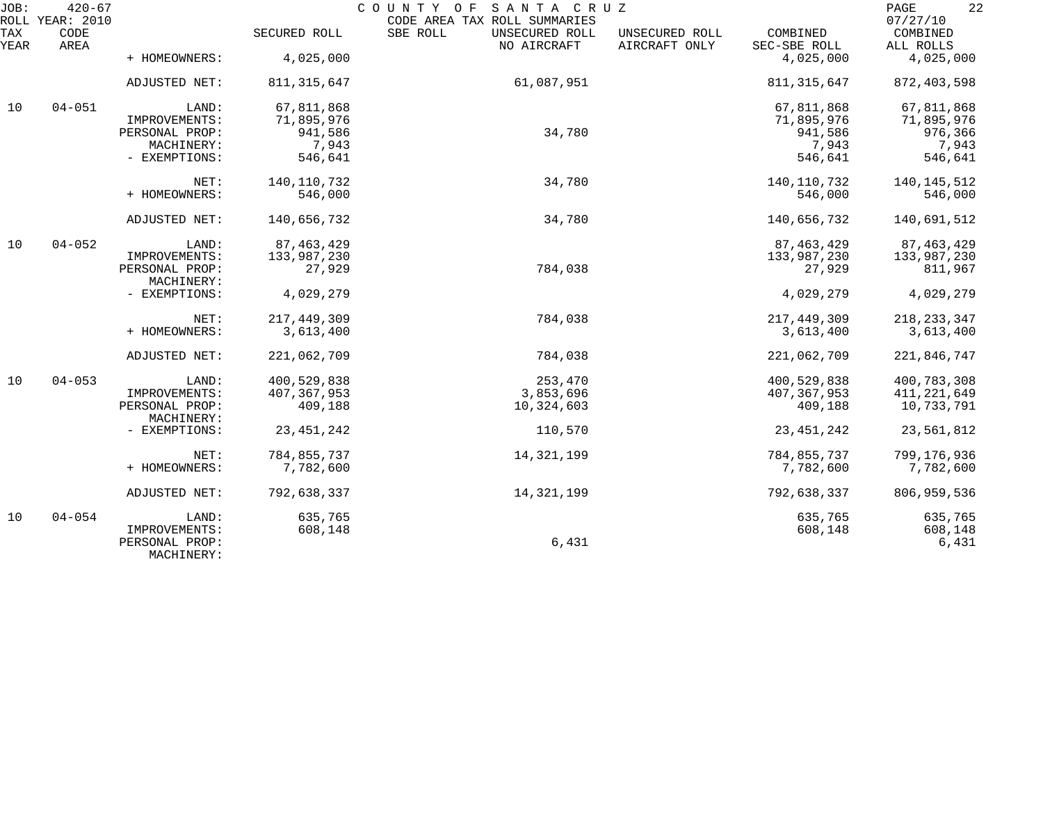JOB: 420-67 COUNTY OF SANTA CRUZ PAGE 22
ROLL YEAR: 2010 CODE AREA TAX ROLL SUMMARIES 07/27/10

| TAX YEAR | CODE AREA | | SECURED ROLL | SBE ROLL | UNSECURED ROLL NO AIRCRAFT | UNSECURED ROLL AIRCRAFT ONLY | COMBINED SEC-SBE ROLL | COMBINED ALL ROLLS |
|---|---|---|---|---|---|---|---|---|
| | | + HOMEOWNERS: | 4,025,000 | | | | 4,025,000 | 4,025,000 |
| | | ADJUSTED NET: | 811,315,647 | | 61,087,951 | | 811,315,647 | 872,403,598 |
| 10 | 04-051 | LAND: | 67,811,868 | | | | 67,811,868 | 67,811,868 |
| | | IMPROVEMENTS: | 71,895,976 | | | | 71,895,976 | 71,895,976 |
| | | PERSONAL PROP: | 941,586 | | 34,780 | | 941,586 | 976,366 |
| | | MACHINERY: | 7,943 | | | | 7,943 | 7,943 |
| | | - EXEMPTIONS: | 546,641 | | | | 546,641 | 546,641 |
| | | NET: | 140,110,732 | | 34,780 | | 140,110,732 | 140,145,512 |
| | | + HOMEOWNERS: | 546,000 | | | | 546,000 | 546,000 |
| | | ADJUSTED NET: | 140,656,732 | | 34,780 | | 140,656,732 | 140,691,512 |
| 10 | 04-052 | LAND: | 87,463,429 | | | | 87,463,429 | 87,463,429 |
| | | IMPROVEMENTS: | 133,987,230 | | | | 133,987,230 | 133,987,230 |
| | | PERSONAL PROP: | 27,929 | | 784,038 | | 27,929 | 811,967 |
| | | MACHINERY: | | | | | | |
| | | - EXEMPTIONS: | 4,029,279 | | | | 4,029,279 | 4,029,279 |
| | | NET: | 217,449,309 | | 784,038 | | 217,449,309 | 218,233,347 |
| | | + HOMEOWNERS: | 3,613,400 | | | | 3,613,400 | 3,613,400 |
| | | ADJUSTED NET: | 221,062,709 | | 784,038 | | 221,062,709 | 221,846,747 |
| 10 | 04-053 | LAND: | 400,529,838 | | 253,470 | | 400,529,838 | 400,783,308 |
| | | IMPROVEMENTS: | 407,367,953 | | 3,853,696 | | 407,367,953 | 411,221,649 |
| | | PERSONAL PROP: | 409,188 | | 10,324,603 | | 409,188 | 10,733,791 |
| | | MACHINERY: | | | | | | |
| | | - EXEMPTIONS: | 23,451,242 | | 110,570 | | 23,451,242 | 23,561,812 |
| | | NET: | 784,855,737 | | 14,321,199 | | 784,855,737 | 799,176,936 |
| | | + HOMEOWNERS: | 7,782,600 | | | | 7,782,600 | 7,782,600 |
| | | ADJUSTED NET: | 792,638,337 | | 14,321,199 | | 792,638,337 | 806,959,536 |
| 10 | 04-054 | LAND: | 635,765 | | | | 635,765 | 635,765 |
| | | IMPROVEMENTS: | 608,148 | | | | 608,148 | 608,148 |
| | | PERSONAL PROP: | | | 6,431 | | | 6,431 |
| | | MACHINERY: | | | | | | |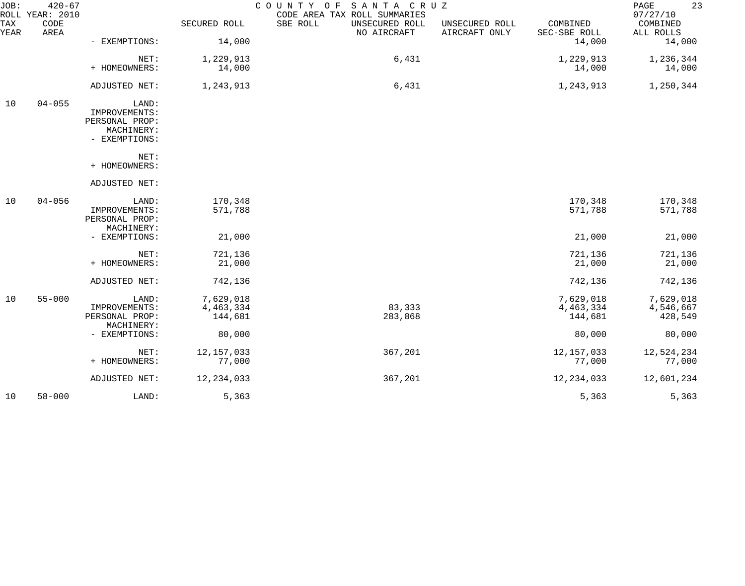JOB: 420-67 COUNTY OF SANTA CRUZ
ROLL YEAR: 2010 CODE AREA TAX ROLL SUMMARIES 07/27/10

| TAX YEAR | CODE AREA | | SECURED ROLL | SBE ROLL | UNSECURED ROLL NO AIRCRAFT | UNSECURED ROLL AIRCRAFT ONLY | COMBINED SEC-SBE ROLL | COMBINED ALL ROLLS |
|---|---|---|---|---|---|---|---|---|
| | | - EXEMPTIONS: | 14,000 | | | | 14,000 | 14,000 |
| | | NET: | 1,229,913 | | 6,431 | | 1,229,913 | 1,236,344 |
| | | + HOMEOWNERS: | 14,000 | | | | 14,000 | 14,000 |
| | | ADJUSTED NET: | 1,243,913 | | 6,431 | | 1,243,913 | 1,250,344 |
| 10 | 04-055 | LAND: | | | | | | |
| | | IMPROVEMENTS: | | | | | | |
| | | PERSONAL PROP: | | | | | | |
| | | MACHINERY: | | | | | | |
| | | - EXEMPTIONS: | | | | | | |
| | | NET: | | | | | | |
| | | + HOMEOWNERS: | | | | | | |
| | | ADJUSTED NET: | | | | | | |
| 10 | 04-056 | LAND: | 170,348 | | | | 170,348 | 170,348 |
| | | IMPROVEMENTS: | 571,788 | | | | 571,788 | 571,788 |
| | | PERSONAL PROP: | | | | | | |
| | | MACHINERY: | | | | | | |
| | | - EXEMPTIONS: | 21,000 | | | | 21,000 | 21,000 |
| | | NET: | 721,136 | | | | 721,136 | 721,136 |
| | | + HOMEOWNERS: | 21,000 | | | | 21,000 | 21,000 |
| | | ADJUSTED NET: | 742,136 | | | | 742,136 | 742,136 |
| 10 | 55-000 | LAND: | 7,629,018 | | | | 7,629,018 | 7,629,018 |
| | | IMPROVEMENTS: | 4,463,334 | | 83,333 | | 4,463,334 | 4,546,667 |
| | | PERSONAL PROP: | 144,681 | | 283,868 | | 144,681 | 428,549 |
| | | MACHINERY: | | | | | | |
| | | - EXEMPTIONS: | 80,000 | | | | 80,000 | 80,000 |
| | | NET: | 12,157,033 | | 367,201 | | 12,157,033 | 12,524,234 |
| | | + HOMEOWNERS: | 77,000 | | | | 77,000 | 77,000 |
| | | ADJUSTED NET: | 12,234,033 | | 367,201 | | 12,234,033 | 12,601,234 |
| 10 | 58-000 | LAND: | 5,363 | | | | 5,363 | 5,363 |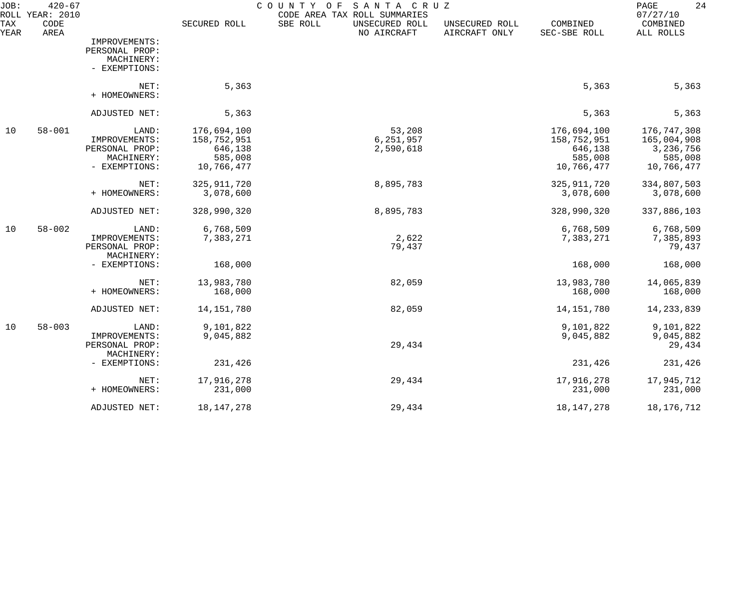JOB: 420-67 COUNTY OF SANTA CRUZ
ROLL YEAR: 2010 CODE AREA TAX ROLL SUMMARIES 07/27/10

| TAX YEAR | CODE AREA | | SECURED ROLL | SBE ROLL | UNSECURED ROLL NO AIRCRAFT | UNSECURED ROLL AIRCRAFT ONLY | COMBINED SEC-SBE ROLL | COMBINED ALL ROLLS |
|---|---|---|---|---|---|---|---|---|
| | | IMPROVEMENTS: | | | | | | |
| | | PERSONAL PROP: | | | | | | |
| | | MACHINERY: | | | | | | |
| | | - EXEMPTIONS: | | | | | | |
| | | NET: | 5,363 | | | | 5,363 | 5,363 |
| | | + HOMEOWNERS: | | | | | | |
| | | ADJUSTED NET: | 5,363 | | | | 5,363 | 5,363 |
| 10 | 58-001 | LAND: | 176,694,100 | | 53,208 | | 176,694,100 | 176,747,308 |
| | | IMPROVEMENTS: | 158,752,951 | | 6,251,957 | | 158,752,951 | 165,004,908 |
| | | PERSONAL PROP: | 646,138 | | 2,590,618 | | 646,138 | 3,236,756 |
| | | MACHINERY: | 585,008 | | | | 585,008 | 585,008 |
| | | - EXEMPTIONS: | 10,766,477 | | | | 10,766,477 | 10,766,477 |
| | | NET: | 325,911,720 | | 8,895,783 | | 325,911,720 | 334,807,503 |
| | | + HOMEOWNERS: | 3,078,600 | | | | 3,078,600 | 3,078,600 |
| | | ADJUSTED NET: | 328,990,320 | | 8,895,783 | | 328,990,320 | 337,886,103 |
| 10 | 58-002 | LAND: | 6,768,509 | | | | 6,768,509 | 6,768,509 |
| | | IMPROVEMENTS: | 7,383,271 | | 2,622 | | 7,383,271 | 7,385,893 |
| | | PERSONAL PROP: | | | 79,437 | | | 79,437 |
| | | MACHINERY: | | | | | | |
| | | - EXEMPTIONS: | 168,000 | | | | 168,000 | 168,000 |
| | | NET: | 13,983,780 | | 82,059 | | 13,983,780 | 14,065,839 |
| | | + HOMEOWNERS: | 168,000 | | | | 168,000 | 168,000 |
| | | ADJUSTED NET: | 14,151,780 | | 82,059 | | 14,151,780 | 14,233,839 |
| 10 | 58-003 | LAND: | 9,101,822 | | | | 9,101,822 | 9,101,822 |
| | | IMPROVEMENTS: | 9,045,882 | | | | 9,045,882 | 9,045,882 |
| | | PERSONAL PROP: | | | 29,434 | | | 29,434 |
| | | MACHINERY: | | | | | | |
| | | - EXEMPTIONS: | 231,426 | | | | 231,426 | 231,426 |
| | | NET: | 17,916,278 | | 29,434 | | 17,916,278 | 17,945,712 |
| | | + HOMEOWNERS: | 231,000 | | | | 231,000 | 231,000 |
| | | ADJUSTED NET: | 18,147,278 | | 29,434 | | 18,147,278 | 18,176,712 |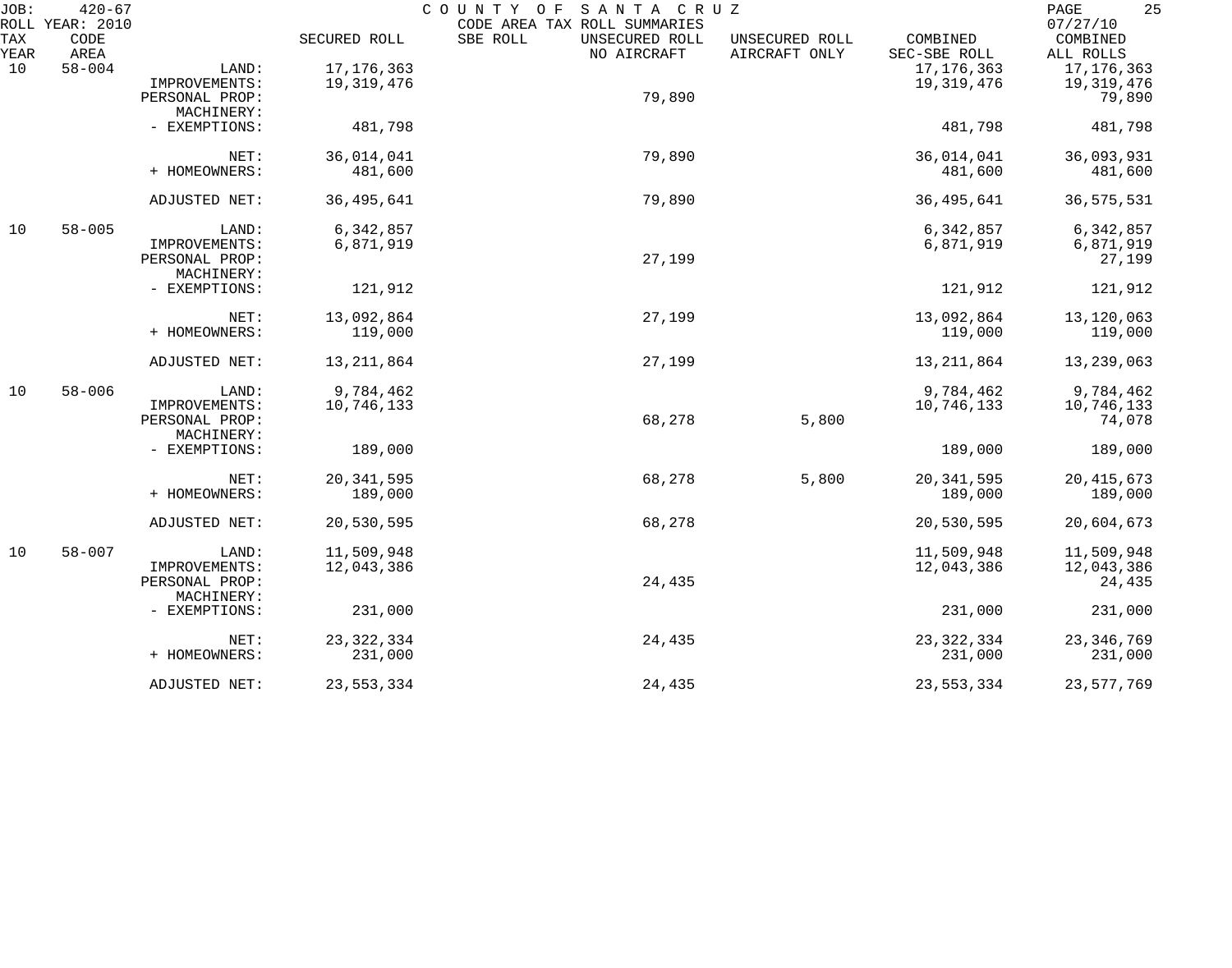JOB: 420-67 COUNTY OF SANTA CRUZ PAGE 25
ROLL YEAR: 2010 CODE AREA TAX ROLL SUMMARIES 07/27/10

| TAX YEAR | CODE AREA | | SECURED ROLL | SBE ROLL | UNSECURED ROLL NO AIRCRAFT | UNSECURED ROLL AIRCRAFT ONLY | COMBINED SEC-SBE ROLL | COMBINED ALL ROLLS |
|---|---|---|---|---|---|---|---|---|
| 10 | 58-004 | LAND: | 17,176,363 | | | | 17,176,363 | 17,176,363 |
| | | IMPROVEMENTS: | 19,319,476 | | | | 19,319,476 | 19,319,476 |
| | | PERSONAL PROP: | | | 79,890 | | | 79,890 |
| | | MACHINERY: | | | | | | |
| | | - EXEMPTIONS: | 481,798 | | | | 481,798 | 481,798 |
| | | NET: | 36,014,041 | | 79,890 | | 36,014,041 | 36,093,931 |
| | | + HOMEOWNERS: | 481,600 | | | | 481,600 | 481,600 |
| | | ADJUSTED NET: | 36,495,641 | | 79,890 | | 36,495,641 | 36,575,531 |
| 10 | 58-005 | LAND: | 6,342,857 | | | | 6,342,857 | 6,342,857 |
| | | IMPROVEMENTS: | 6,871,919 | | | | 6,871,919 | 6,871,919 |
| | | PERSONAL PROP: | | | 27,199 | | | 27,199 |
| | | MACHINERY: | | | | | | |
| | | - EXEMPTIONS: | 121,912 | | | | 121,912 | 121,912 |
| | | NET: | 13,092,864 | | 27,199 | | 13,092,864 | 13,120,063 |
| | | + HOMEOWNERS: | 119,000 | | | | 119,000 | 119,000 |
| | | ADJUSTED NET: | 13,211,864 | | 27,199 | | 13,211,864 | 13,239,063 |
| 10 | 58-006 | LAND: | 9,784,462 | | | | 9,784,462 | 9,784,462 |
| | | IMPROVEMENTS: | 10,746,133 | | | | 10,746,133 | 10,746,133 |
| | | PERSONAL PROP: | | | 68,278 | 5,800 | | 74,078 |
| | | MACHINERY: | | | | | | |
| | | - EXEMPTIONS: | 189,000 | | | | 189,000 | 189,000 |
| | | NET: | 20,341,595 | | 68,278 | 5,800 | 20,341,595 | 20,415,673 |
| | | + HOMEOWNERS: | 189,000 | | | | 189,000 | 189,000 |
| | | ADJUSTED NET: | 20,530,595 | | 68,278 | | 20,530,595 | 20,604,673 |
| 10 | 58-007 | LAND: | 11,509,948 | | | | 11,509,948 | 11,509,948 |
| | | IMPROVEMENTS: | 12,043,386 | | | | 12,043,386 | 12,043,386 |
| | | PERSONAL PROP: | | | 24,435 | | | 24,435 |
| | | MACHINERY: | | | | | | |
| | | - EXEMPTIONS: | 231,000 | | | | 231,000 | 231,000 |
| | | NET: | 23,322,334 | | 24,435 | | 23,322,334 | 23,346,769 |
| | | + HOMEOWNERS: | 231,000 | | | | 231,000 | 231,000 |
| | | ADJUSTED NET: | 23,553,334 | | 24,435 | | 23,553,334 | 23,577,769 |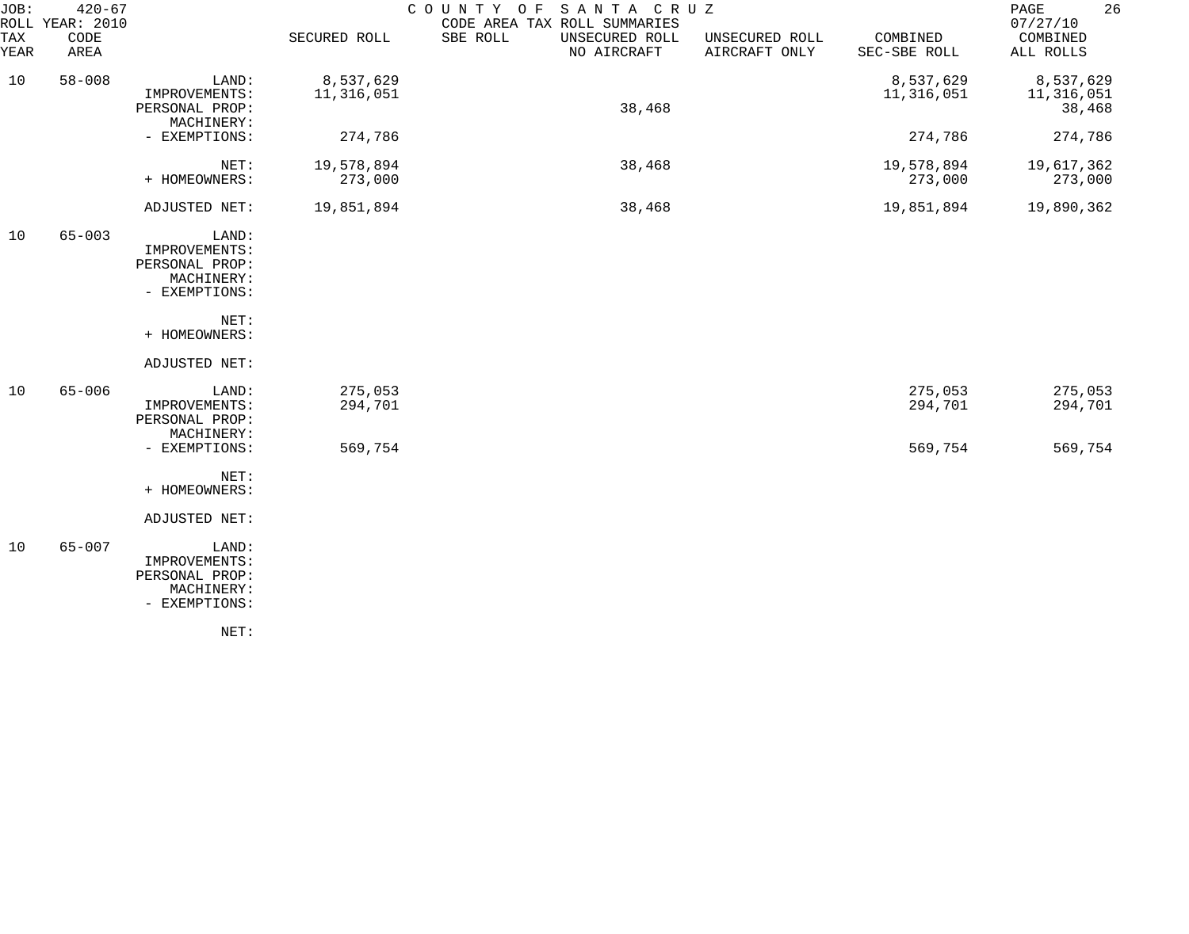JOB: 420-67 COUNTY OF SANTA CRUZ
ROLL YEAR: 2010 CODE AREA TAX ROLL SUMMARIES 07/27/10

| TAX YEAR | CODE AREA | | SECURED ROLL | SBE ROLL | UNSECURED ROLL NO AIRCRAFT | UNSECURED ROLL AIRCRAFT ONLY | COMBINED SEC-SBE ROLL | COMBINED ALL ROLLS |
|---|---|---|---|---|---|---|---|---|
| 10 | 58-008 | LAND: | 8,537,629 | | | | 8,537,629 | 8,537,629 |
| | | IMPROVEMENTS: | 11,316,051 | | | | 11,316,051 | 11,316,051 |
| | | PERSONAL PROP: | | | 38,468 | | | 38,468 |
| | | MACHINERY: | | | | | | |
| | | - EXEMPTIONS: | 274,786 | | | | 274,786 | 274,786 |
| | | NET: | 19,578,894 | | 38,468 | | 19,578,894 | 19,617,362 |
| | | + HOMEOWNERS: | 273,000 | | | | 273,000 | 273,000 |
| | | ADJUSTED NET: | 19,851,894 | | 38,468 | | 19,851,894 | 19,890,362 |
| 10 | 65-003 | LAND: | | | | | | |
| | | IMPROVEMENTS: | | | | | | |
| | | PERSONAL PROP: | | | | | | |
| | | MACHINERY: | | | | | | |
| | | - EXEMPTIONS: | | | | | | |
| | | NET: | | | | | | |
| | | + HOMEOWNERS: | | | | | | |
| | | ADJUSTED NET: | | | | | | |
| 10 | 65-006 | LAND: | 275,053 | | | | 275,053 | 275,053 |
| | | IMPROVEMENTS: | 294,701 | | | | 294,701 | 294,701 |
| | | PERSONAL PROP: | | | | | | |
| | | MACHINERY: | | | | | | |
| | | - EXEMPTIONS: | 569,754 | | | | 569,754 | 569,754 |
| | | NET: | | | | | | |
| | | + HOMEOWNERS: | | | | | | |
| | | ADJUSTED NET: | | | | | | |
| 10 | 65-007 | LAND: | | | | | | |
| | | IMPROVEMENTS: | | | | | | |
| | | PERSONAL PROP: | | | | | | |
| | | MACHINERY: | | | | | | |
| | | - EXEMPTIONS: | | | | | | |
| | | NET: | | | | | | |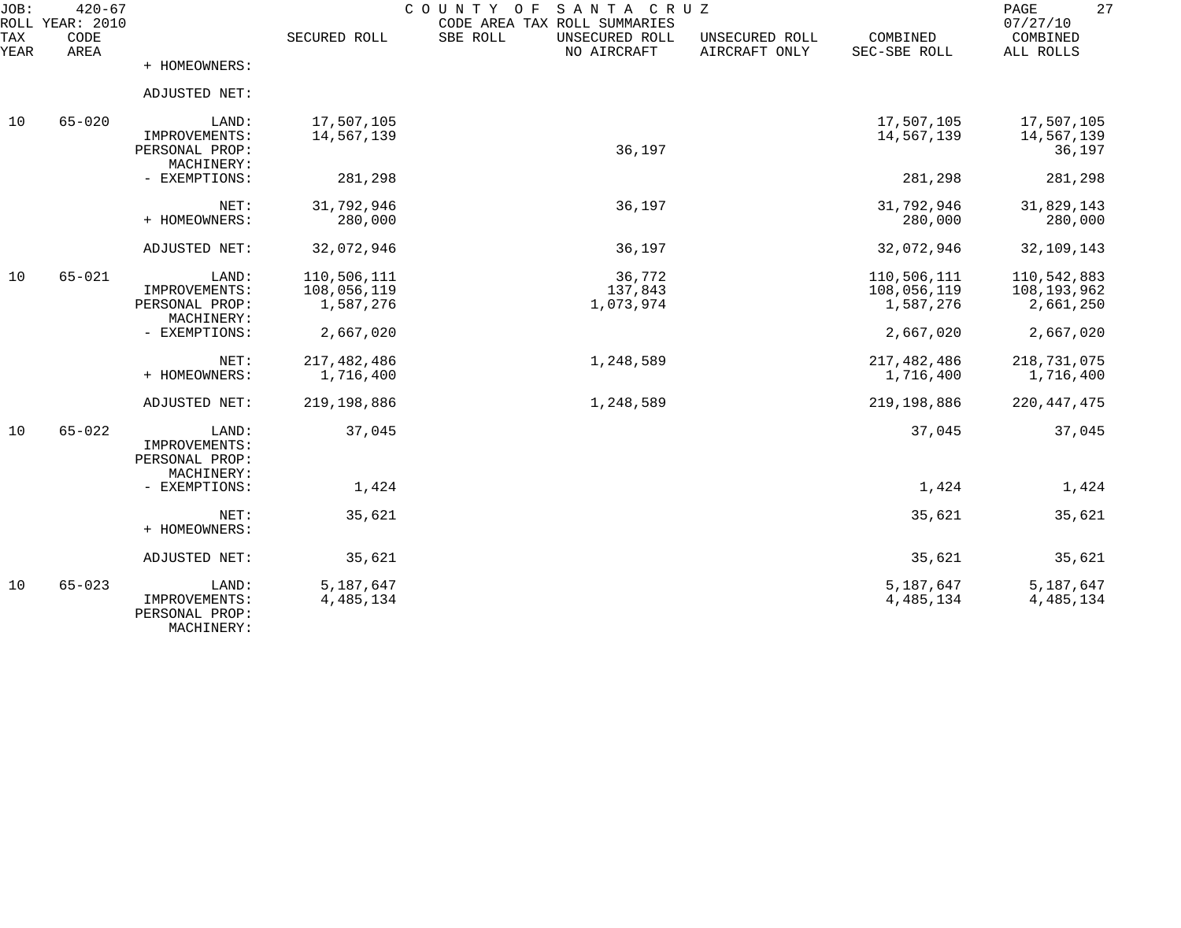JOB: 420-67 COUNTY OF SANTA CRUZ
ROLL YEAR: 2010 CODE AREA TAX ROLL SUMMARIES 07/27/10

| TAX YEAR | CODE AREA | | SECURED ROLL | SBE ROLL | UNSECURED ROLL NO AIRCRAFT | UNSECURED ROLL AIRCRAFT ONLY | COMBINED SEC-SBE ROLL | COMBINED ALL ROLLS |
|---|---|---|---|---|---|---|---|---|
| | | + HOMEOWNERS: | | | | | | |
| | | ADJUSTED NET: | | | | | | |
| 10 | 65-020 | LAND: | 17,507,105 | | | | 17,507,105 | 17,507,105 |
| | | IMPROVEMENTS: | 14,567,139 | | | | 14,567,139 | 14,567,139 |
| | | PERSONAL PROP: | | | 36,197 | | | 36,197 |
| | | MACHINERY: | | | | | | |
| | | - EXEMPTIONS: | 281,298 | | | | 281,298 | 281,298 |
| | | NET: | 31,792,946 | | 36,197 | | 31,792,946 | 31,829,143 |
| | | + HOMEOWNERS: | 280,000 | | | | 280,000 | 280,000 |
| | | ADJUSTED NET: | 32,072,946 | | 36,197 | | 32,072,946 | 32,109,143 |
| 10 | 65-021 | LAND: | 110,506,111 | | 36,772 | | 110,506,111 | 110,542,883 |
| | | IMPROVEMENTS: | 108,056,119 | | 137,843 | | 108,056,119 | 108,193,962 |
| | | PERSONAL PROP: | 1,587,276 | | 1,073,974 | | 1,587,276 | 2,661,250 |
| | | MACHINERY: | | | | | | |
| | | - EXEMPTIONS: | 2,667,020 | | | | 2,667,020 | 2,667,020 |
| | | NET: | 217,482,486 | | 1,248,589 | | 217,482,486 | 218,731,075 |
| | | + HOMEOWNERS: | 1,716,400 | | | | 1,716,400 | 1,716,400 |
| | | ADJUSTED NET: | 219,198,886 | | 1,248,589 | | 219,198,886 | 220,447,475 |
| 10 | 65-022 | LAND: | 37,045 | | | | 37,045 | 37,045 |
| | | IMPROVEMENTS: | | | | | | |
| | | PERSONAL PROP: | | | | | | |
| | | MACHINERY: | | | | | | |
| | | - EXEMPTIONS: | 1,424 | | | | 1,424 | 1,424 |
| | | NET: | 35,621 | | | | 35,621 | 35,621 |
| | | + HOMEOWNERS: | | | | | | |
| | | ADJUSTED NET: | 35,621 | | | | 35,621 | 35,621 |
| 10 | 65-023 | LAND: | 5,187,647 | | | | 5,187,647 | 5,187,647 |
| | | IMPROVEMENTS: | 4,485,134 | | | | 4,485,134 | 4,485,134 |
| | | PERSONAL PROP: | | | | | | |
| | | MACHINERY: | | | | | | |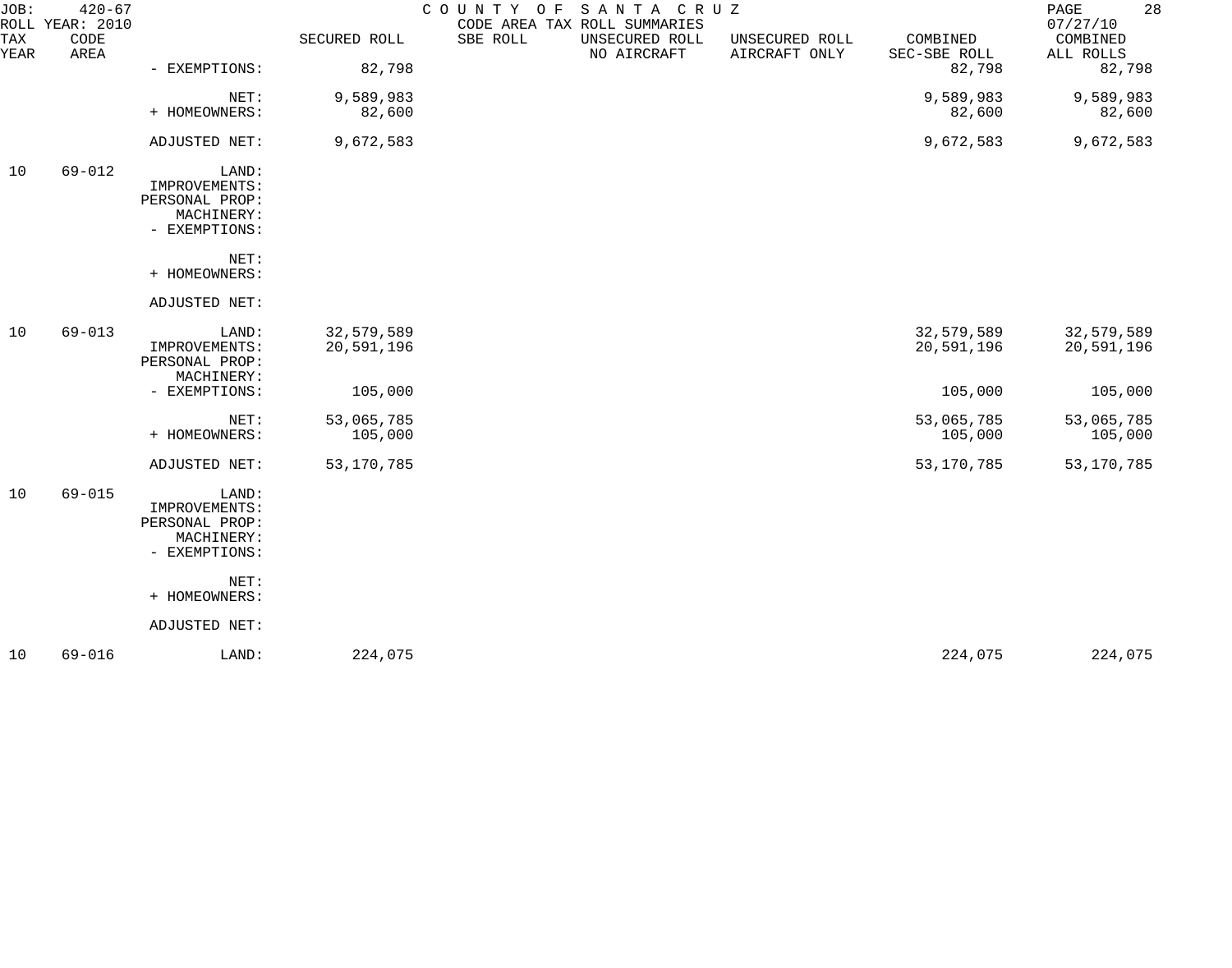JOB: 420-67 COUNTY OF SANTA CRUZ
ROLL YEAR: 2010 CODE AREA TAX ROLL SUMMARIES 07/27/10

| TAX YEAR | CODE AREA | | SECURED ROLL | SBE ROLL | UNSECURED ROLL NO AIRCRAFT | UNSECURED ROLL AIRCRAFT ONLY | COMBINED SEC-SBE ROLL | COMBINED ALL ROLLS |
|---|---|---|---|---|---|---|---|---|
| | | - EXEMPTIONS: | 82,798 | | | | 82,798 | 82,798 |
| | | NET: | 9,589,983 | | | | 9,589,983 | 9,589,983 |
| | | + HOMEOWNERS: | 82,600 | | | | 82,600 | 82,600 |
| | | ADJUSTED NET: | 9,672,583 | | | | 9,672,583 | 9,672,583 |
| 10 | 69-012 | LAND: | | | | | | |
| | | IMPROVEMENTS: | | | | | | |
| | | PERSONAL PROP: | | | | | | |
| | | MACHINERY: | | | | | | |
| | | - EXEMPTIONS: | | | | | | |
| | | NET: | | | | | | |
| | | + HOMEOWNERS: | | | | | | |
| | | ADJUSTED NET: | | | | | | |
| 10 | 69-013 | LAND: | 32,579,589 | | | | 32,579,589 | 32,579,589 |
| | | IMPROVEMENTS: | 20,591,196 | | | | 20,591,196 | 20,591,196 |
| | | PERSONAL PROP: | | | | | | |
| | | MACHINERY: | | | | | | |
| | | - EXEMPTIONS: | 105,000 | | | | 105,000 | 105,000 |
| | | NET: | 53,065,785 | | | | 53,065,785 | 53,065,785 |
| | | + HOMEOWNERS: | 105,000 | | | | 105,000 | 105,000 |
| | | ADJUSTED NET: | 53,170,785 | | | | 53,170,785 | 53,170,785 |
| 10 | 69-015 | LAND: | | | | | | |
| | | IMPROVEMENTS: | | | | | | |
| | | PERSONAL PROP: | | | | | | |
| | | MACHINERY: | | | | | | |
| | | - EXEMPTIONS: | | | | | | |
| | | NET: | | | | | | |
| | | + HOMEOWNERS: | | | | | | |
| | | ADJUSTED NET: | | | | | | |
| 10 | 69-016 | LAND: | 224,075 | | | | 224,075 | 224,075 |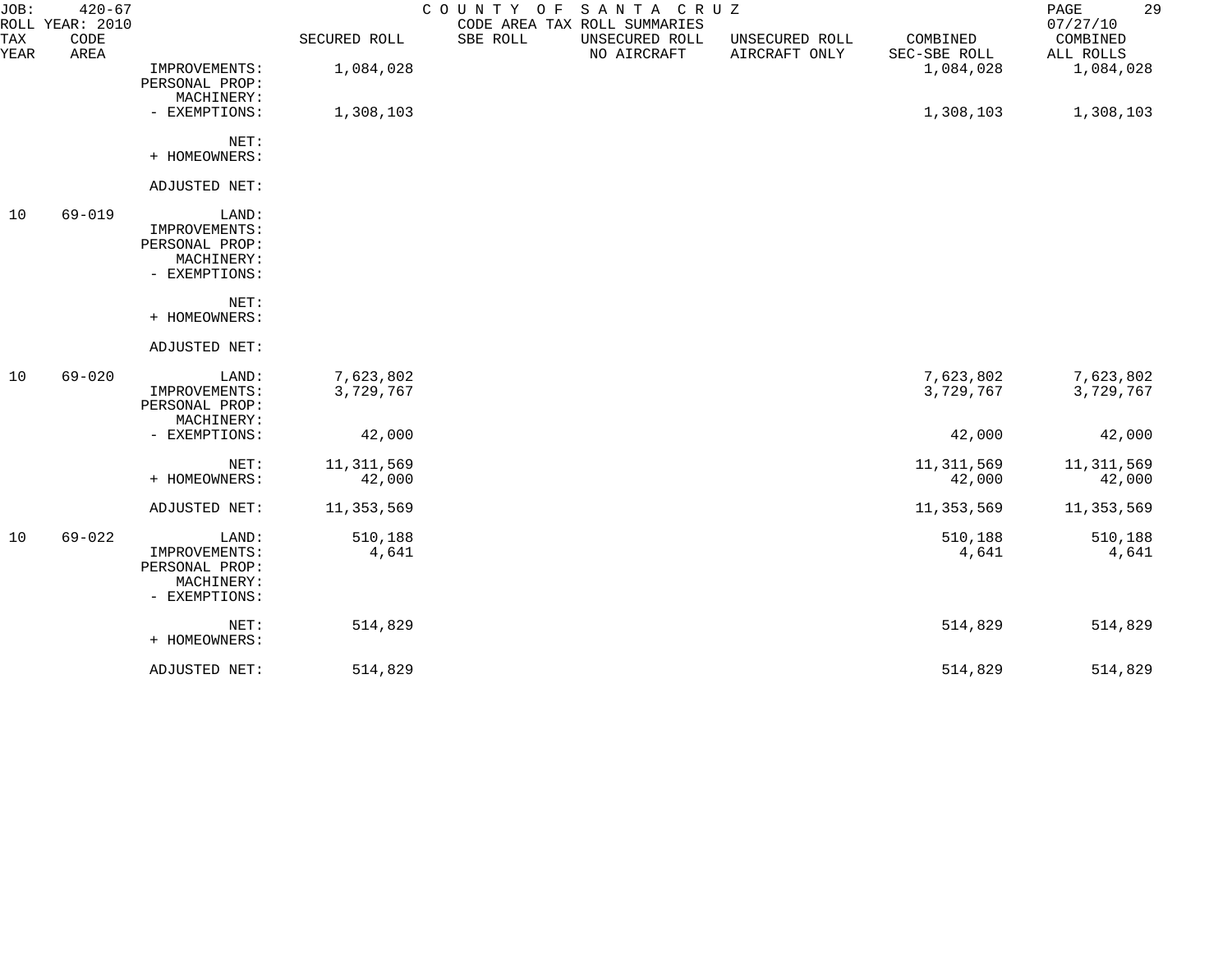JOB: 420-67 COUNTY OF SANTA CRUZ
ROLL YEAR: 2010 CODE AREA TAX ROLL SUMMARIES 07/27/10

| TAX YEAR | CODE AREA | | SECURED ROLL | SBE ROLL | UNSECURED ROLL NO AIRCRAFT | UNSECURED ROLL AIRCRAFT ONLY | COMBINED SEC-SBE ROLL | COMBINED ALL ROLLS |
|---|---|---|---|---|---|---|---|---|
| | | IMPROVEMENTS: | 1,084,028 | | | | 1,084,028 | 1,084,028 |
| | | PERSONAL PROP: | | | | | | |
| | | MACHINERY: | | | | | | |
| | | - EXEMPTIONS: | 1,308,103 | | | | 1,308,103 | 1,308,103 |
| | | NET: | | | | | | |
| | | + HOMEOWNERS: | | | | | | |
| | | ADJUSTED NET: | | | | | | |
| 10 | 69-019 | LAND: | | | | | | |
| | | IMPROVEMENTS: | | | | | | |
| | | PERSONAL PROP: | | | | | | |
| | | MACHINERY: | | | | | | |
| | | - EXEMPTIONS: | | | | | | |
| | | NET: | | | | | | |
| | | + HOMEOWNERS: | | | | | | |
| | | ADJUSTED NET: | | | | | | |
| 10 | 69-020 | LAND: | 7,623,802 | | | | 7,623,802 | 7,623,802 |
| | | IMPROVEMENTS: | 3,729,767 | | | | 3,729,767 | 3,729,767 |
| | | PERSONAL PROP: | | | | | | |
| | | MACHINERY: | | | | | | |
| | | - EXEMPTIONS: | 42,000 | | | | 42,000 | 42,000 |
| | | NET: | 11,311,569 | | | | 11,311,569 | 11,311,569 |
| | | + HOMEOWNERS: | 42,000 | | | | 42,000 | 42,000 |
| | | ADJUSTED NET: | 11,353,569 | | | | 11,353,569 | 11,353,569 |
| 10 | 69-022 | LAND: | 510,188 | | | | 510,188 | 510,188 |
| | | IMPROVEMENTS: | 4,641 | | | | 4,641 | 4,641 |
| | | PERSONAL PROP: | | | | | | |
| | | MACHINERY: | | | | | | |
| | | - EXEMPTIONS: | | | | | | |
| | | NET: | 514,829 | | | | 514,829 | 514,829 |
| | | + HOMEOWNERS: | | | | | | |
| | | ADJUSTED NET: | 514,829 | | | | 514,829 | 514,829 |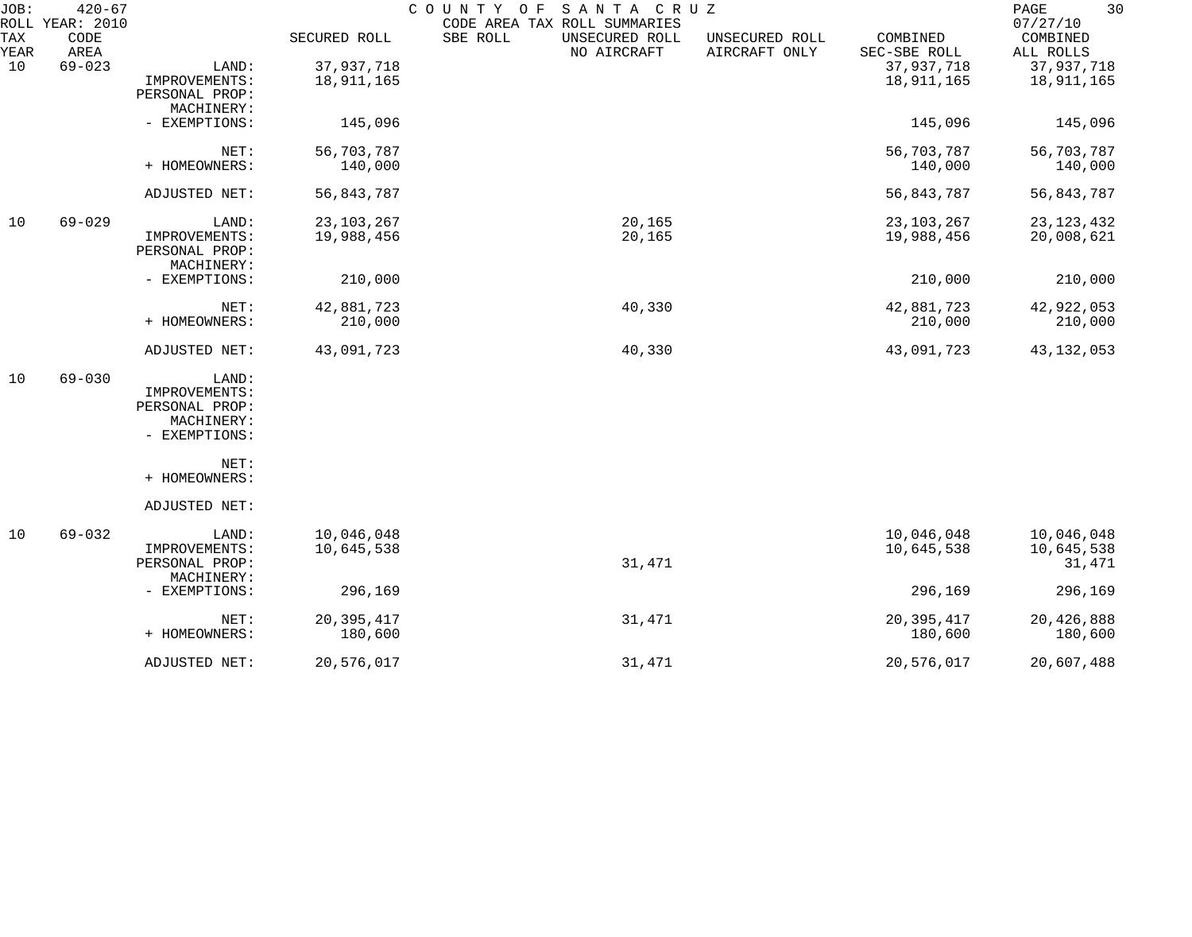JOB: 420-67 COUNTY OF SANTA CRUZ
ROLL YEAR: 2010 CODE AREA TAX ROLL SUMMARIES 07/27/10

| TAX YEAR | CODE AREA | | SECURED ROLL | SBE ROLL | UNSECURED ROLL NO AIRCRAFT | UNSECURED ROLL AIRCRAFT ONLY | COMBINED SEC-SBE ROLL | COMBINED ALL ROLLS |
|---|---|---|---|---|---|---|---|---|
| 10 | 69-023 | LAND: | 37,937,718 | | | | 37,937,718 | 37,937,718 |
| | | IMPROVEMENTS: | 18,911,165 | | | | 18,911,165 | 18,911,165 |
| | | PERSONAL PROP: | | | | | | |
| | | MACHINERY: | | | | | | |
| | | - EXEMPTIONS: | 145,096 | | | | 145,096 | 145,096 |
| | | NET: | 56,703,787 | | | | 56,703,787 | 56,703,787 |
| | | + HOMEOWNERS: | 140,000 | | | | 140,000 | 140,000 |
| | | ADJUSTED NET: | 56,843,787 | | | | 56,843,787 | 56,843,787 |
| 10 | 69-029 | LAND: | 23,103,267 | | 20,165 | | 23,103,267 | 23,123,432 |
| | | IMPROVEMENTS: | 19,988,456 | | 20,165 | | 19,988,456 | 20,008,621 |
| | | PERSONAL PROP: | | | | | | |
| | | MACHINERY: | | | | | | |
| | | - EXEMPTIONS: | 210,000 | | | | 210,000 | 210,000 |
| | | NET: | 42,881,723 | | 40,330 | | 42,881,723 | 42,922,053 |
| | | + HOMEOWNERS: | 210,000 | | | | 210,000 | 210,000 |
| | | ADJUSTED NET: | 43,091,723 | | 40,330 | | 43,091,723 | 43,132,053 |
| 10 | 69-030 | LAND: | | | | | | |
| | | IMPROVEMENTS: | | | | | | |
| | | PERSONAL PROP: | | | | | | |
| | | MACHINERY: | | | | | | |
| | | - EXEMPTIONS: | | | | | | |
| | | NET: | | | | | | |
| | | + HOMEOWNERS: | | | | | | |
| | | ADJUSTED NET: | | | | | | |
| 10 | 69-032 | LAND: | 10,046,048 | | | | 10,046,048 | 10,046,048 |
| | | IMPROVEMENTS: | 10,645,538 | | | | 10,645,538 | 10,645,538 |
| | | PERSONAL PROP: | | | 31,471 | | | 31,471 |
| | | MACHINERY: | | | | | | |
| | | - EXEMPTIONS: | 296,169 | | | | 296,169 | 296,169 |
| | | NET: | 20,395,417 | | 31,471 | | 20,395,417 | 20,426,888 |
| | | + HOMEOWNERS: | 180,600 | | | | 180,600 | 180,600 |
| | | ADJUSTED NET: | 20,576,017 | | 31,471 | | 20,576,017 | 20,607,488 |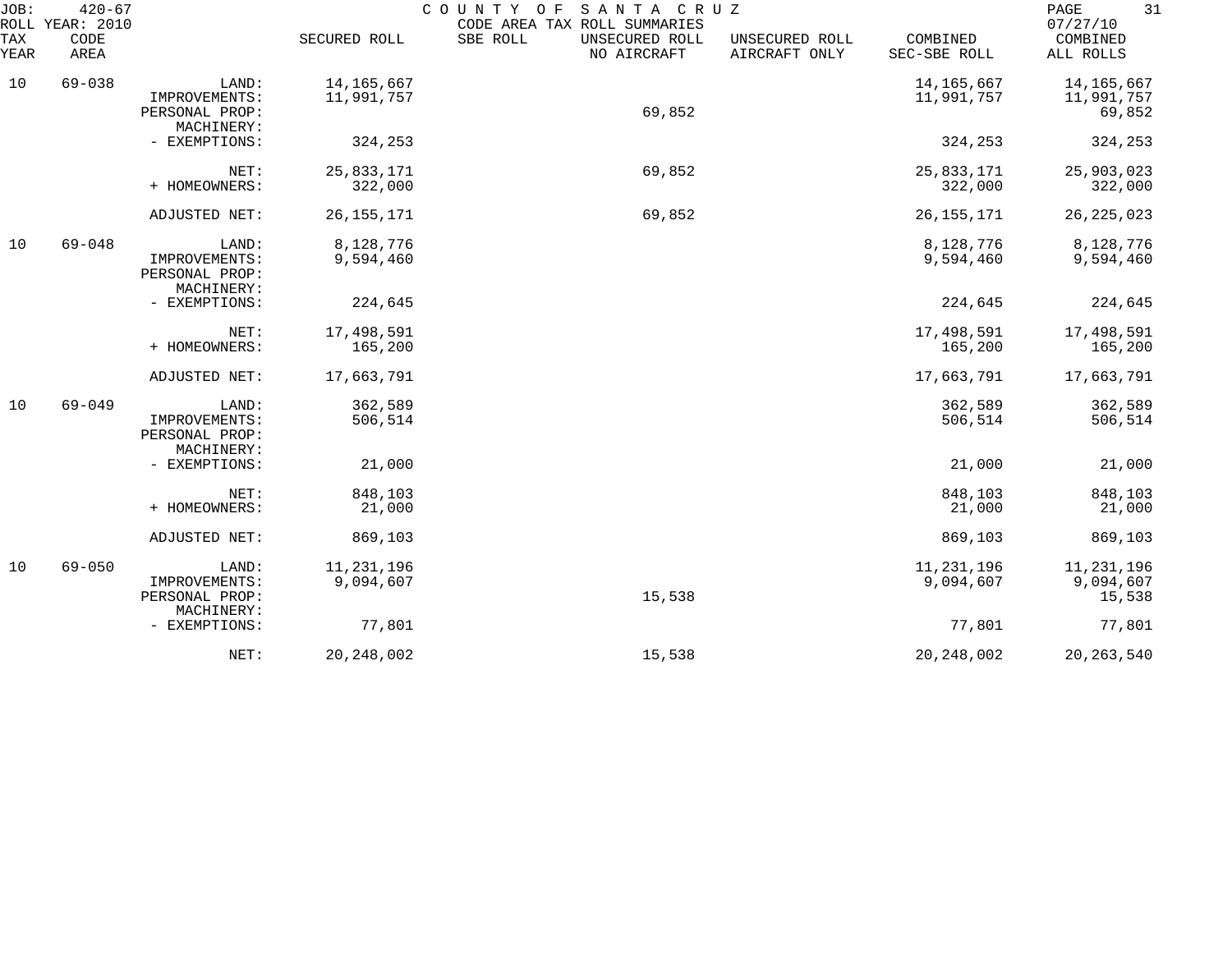JOB: 420-67 COUNTY OF SANTA CRUZ
ROLL YEAR: 2010 CODE AREA TAX ROLL SUMMARIES 07/27/10

| TAX YEAR | CODE AREA | | SECURED ROLL | SBE ROLL | UNSECURED ROLL NO AIRCRAFT | UNSECURED ROLL AIRCRAFT ONLY | COMBINED SEC-SBE ROLL | COMBINED ALL ROLLS |
|---|---|---|---|---|---|---|---|---|
| 10 | 69-038 | LAND: | 14,165,667 | | | | 14,165,667 | 14,165,667 |
| | | IMPROVEMENTS: | 11,991,757 | | | | 11,991,757 | 11,991,757 |
| | | PERSONAL PROP: | | | 69,852 | | | 69,852 |
| | | MACHINERY: | | | | | | |
| | | - EXEMPTIONS: | 324,253 | | | | 324,253 | 324,253 |
| | | NET: | 25,833,171 | | 69,852 | | 25,833,171 | 25,903,023 |
| | | + HOMEOWNERS: | 322,000 | | | | 322,000 | 322,000 |
| | | ADJUSTED NET: | 26,155,171 | | 69,852 | | 26,155,171 | 26,225,023 |
| 10 | 69-048 | LAND: | 8,128,776 | | | | 8,128,776 | 8,128,776 |
| | | IMPROVEMENTS: | 9,594,460 | | | | 9,594,460 | 9,594,460 |
| | | PERSONAL PROP: | | | | | | |
| | | MACHINERY: | | | | | | |
| | | - EXEMPTIONS: | 224,645 | | | | 224,645 | 224,645 |
| | | NET: | 17,498,591 | | | | 17,498,591 | 17,498,591 |
| | | + HOMEOWNERS: | 165,200 | | | | 165,200 | 165,200 |
| | | ADJUSTED NET: | 17,663,791 | | | | 17,663,791 | 17,663,791 |
| 10 | 69-049 | LAND: | 362,589 | | | | 362,589 | 362,589 |
| | | IMPROVEMENTS: | 506,514 | | | | 506,514 | 506,514 |
| | | PERSONAL PROP: | | | | | | |
| | | MACHINERY: | | | | | | |
| | | - EXEMPTIONS: | 21,000 | | | | 21,000 | 21,000 |
| | | NET: | 848,103 | | | | 848,103 | 848,103 |
| | | + HOMEOWNERS: | 21,000 | | | | 21,000 | 21,000 |
| | | ADJUSTED NET: | 869,103 | | | | 869,103 | 869,103 |
| 10 | 69-050 | LAND: | 11,231,196 | | | | 11,231,196 | 11,231,196 |
| | | IMPROVEMENTS: | 9,094,607 | | | | 9,094,607 | 9,094,607 |
| | | PERSONAL PROP: | | | 15,538 | | | 15,538 |
| | | MACHINERY: | | | | | | |
| | | - EXEMPTIONS: | 77,801 | | | | 77,801 | 77,801 |
| | | NET: | 20,248,002 | | 15,538 | | 20,248,002 | 20,263,540 |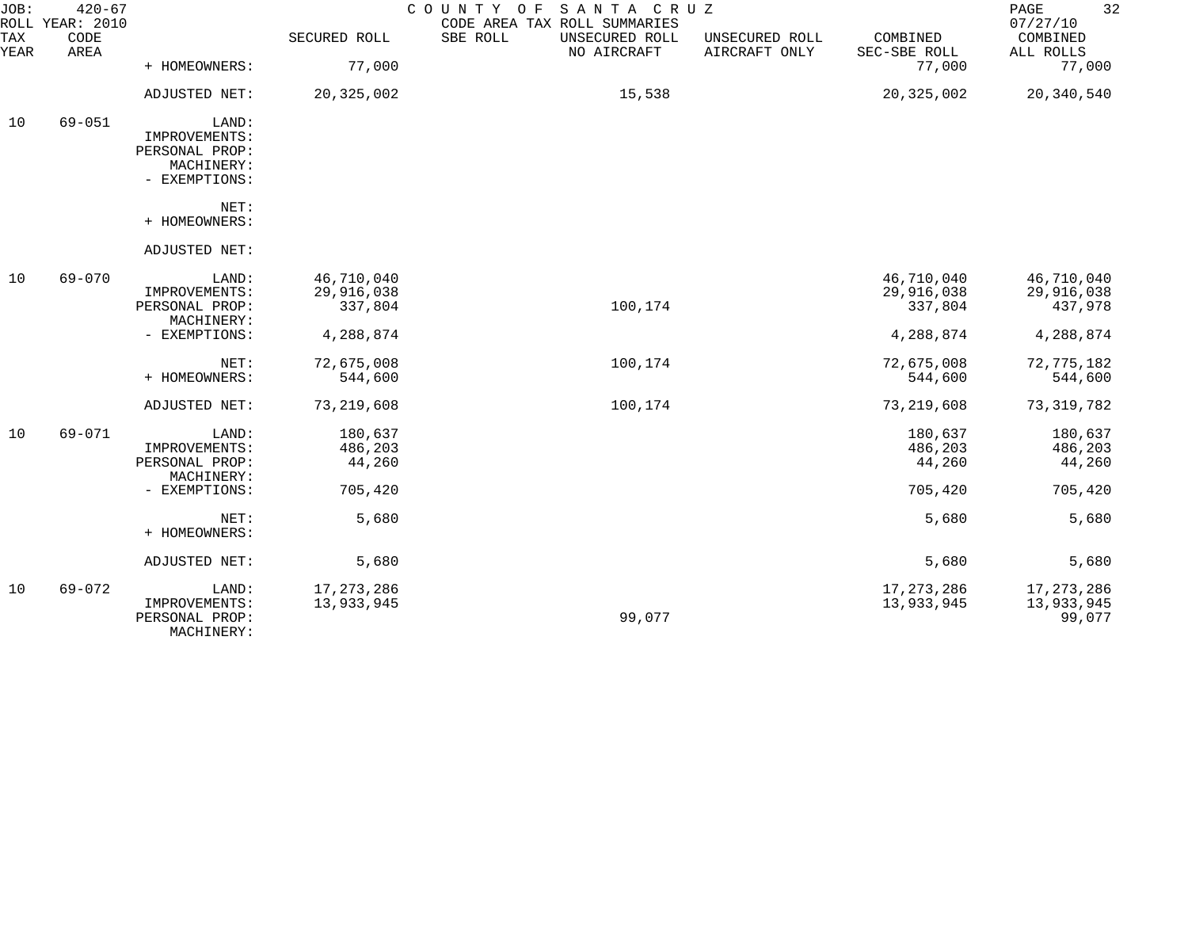JOB: 420-67 COUNTY OF SANTA CRUZ PAGE 32
ROLL YEAR: 2010 CODE AREA TAX ROLL SUMMARIES 07/27/10

| TAX YEAR | CODE AREA | | SECURED ROLL | SBE ROLL | UNSECURED ROLL NO AIRCRAFT | UNSECURED ROLL AIRCRAFT ONLY | COMBINED SEC-SBE ROLL | COMBINED ALL ROLLS |
|---|---|---|---|---|---|---|---|---|
| | | + HOMEOWNERS: | 77,000 | | | | 77,000 | 77,000 |
| | | ADJUSTED NET: | 20,325,002 | | 15,538 | | 20,325,002 | 20,340,540 |
| 10 | 69-051 | LAND: | | | | | | |
| | | IMPROVEMENTS: | | | | | | |
| | | PERSONAL PROP: | | | | | | |
| | | MACHINERY: | | | | | | |
| | | - EXEMPTIONS: | | | | | | |
| | | NET: | | | | | | |
| | | + HOMEOWNERS: | | | | | | |
| | | ADJUSTED NET: | | | | | | |
| 10 | 69-070 | LAND: | 46,710,040 | | | | 46,710,040 | 46,710,040 |
| | | IMPROVEMENTS: | 29,916,038 | | | | 29,916,038 | 29,916,038 |
| | | PERSONAL PROP: | 337,804 | | 100,174 | | 337,804 | 437,978 |
| | | MACHINERY: | | | | | | |
| | | - EXEMPTIONS: | 4,288,874 | | | | 4,288,874 | 4,288,874 |
| | | NET: | 72,675,008 | | 100,174 | | 72,675,008 | 72,775,182 |
| | | + HOMEOWNERS: | 544,600 | | | | 544,600 | 544,600 |
| | | ADJUSTED NET: | 73,219,608 | | 100,174 | | 73,219,608 | 73,319,782 |
| 10 | 69-071 | LAND: | 180,637 | | | | 180,637 | 180,637 |
| | | IMPROVEMENTS: | 486,203 | | | | 486,203 | 486,203 |
| | | PERSONAL PROP: | 44,260 | | | | 44,260 | 44,260 |
| | | MACHINERY: | | | | | | |
| | | - EXEMPTIONS: | 705,420 | | | | 705,420 | 705,420 |
| | | NET: | 5,680 | | | | 5,680 | 5,680 |
| | | + HOMEOWNERS: | | | | | | |
| | | ADJUSTED NET: | 5,680 | | | | 5,680 | 5,680 |
| 10 | 69-072 | LAND: | 17,273,286 | | | | 17,273,286 | 17,273,286 |
| | | IMPROVEMENTS: | 13,933,945 | | | | 13,933,945 | 13,933,945 |
| | | PERSONAL PROP: | | | 99,077 | | | 99,077 |
| | | MACHINERY: | | | | | | |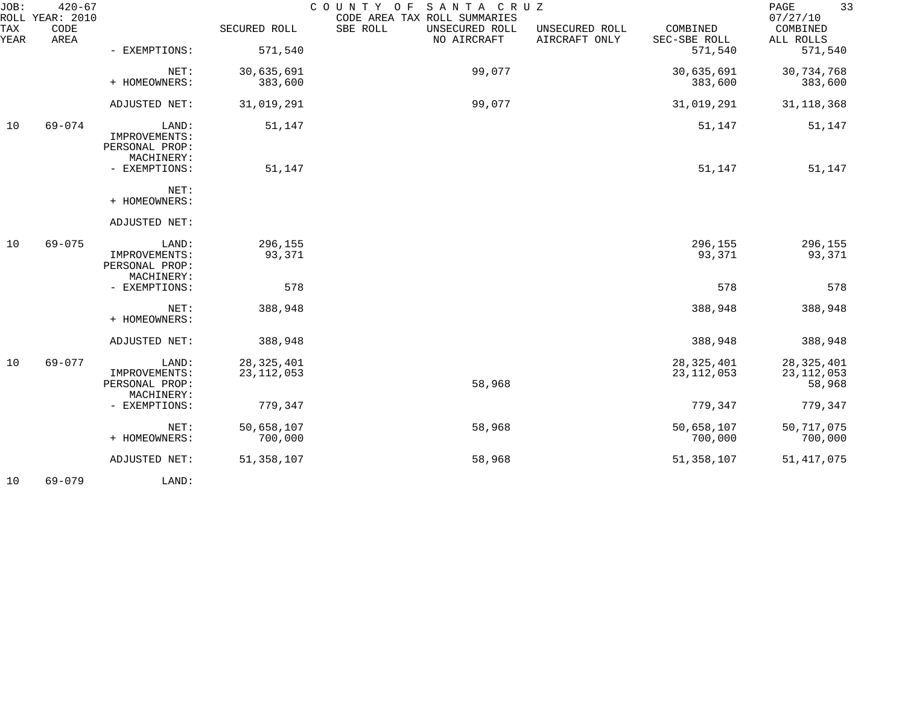JOB: 420-67 COUNTY OF SANTA CRUZ
ROLL YEAR: 2010 CODE AREA TAX ROLL SUMMARIES 07/27/10

| TAX YEAR | CODE AREA | | SECURED ROLL | SBE ROLL | UNSECURED ROLL NO AIRCRAFT | UNSECURED ROLL AIRCRAFT ONLY | COMBINED SEC-SBE ROLL | COMBINED ALL ROLLS |
|---|---|---|---|---|---|---|---|---|
| | | - EXEMPTIONS: | 571,540 | | | | 571,540 | 571,540 |
| | | NET: | 30,635,691 | | 99,077 | | 30,635,691 | 30,734,768 |
| | | + HOMEOWNERS: | 383,600 | | | | 383,600 | 383,600 |
| | | ADJUSTED NET: | 31,019,291 | | 99,077 | | 31,019,291 | 31,118,368 |
| 10 | 69-074 | LAND: | 51,147 | | | | 51,147 | 51,147 |
| | | IMPROVEMENTS: | | | | | | |
| | | PERSONAL PROP: | | | | | | |
| | | MACHINERY: | | | | | | |
| | | - EXEMPTIONS: | 51,147 | | | | 51,147 | 51,147 |
| | | NET: | | | | | | |
| | | + HOMEOWNERS: | | | | | | |
| | | ADJUSTED NET: | | | | | | |
| 10 | 69-075 | LAND: | 296,155 | | | | 296,155 | 296,155 |
| | | IMPROVEMENTS: | 93,371 | | | | 93,371 | 93,371 |
| | | PERSONAL PROP: | | | | | | |
| | | MACHINERY: | | | | | | |
| | | - EXEMPTIONS: | 578 | | | | 578 | 578 |
| | | NET: | 388,948 | | | | 388,948 | 388,948 |
| | | + HOMEOWNERS: | | | | | | |
| | | ADJUSTED NET: | 388,948 | | | | 388,948 | 388,948 |
| 10 | 69-077 | LAND: | 28,325,401 | | | | 28,325,401 | 28,325,401 |
| | | IMPROVEMENTS: | 23,112,053 | | | | 23,112,053 | 23,112,053 |
| | | PERSONAL PROP: | | | 58,968 | | | 58,968 |
| | | MACHINERY: | | | | | | |
| | | - EXEMPTIONS: | 779,347 | | | | 779,347 | 779,347 |
| | | NET: | 50,658,107 | | 58,968 | | 50,658,107 | 50,717,075 |
| | | + HOMEOWNERS: | 700,000 | | | | 700,000 | 700,000 |
| | | ADJUSTED NET: | 51,358,107 | | 58,968 | | 51,358,107 | 51,417,075 |
| 10 | 69-079 | LAND: | | | | | | |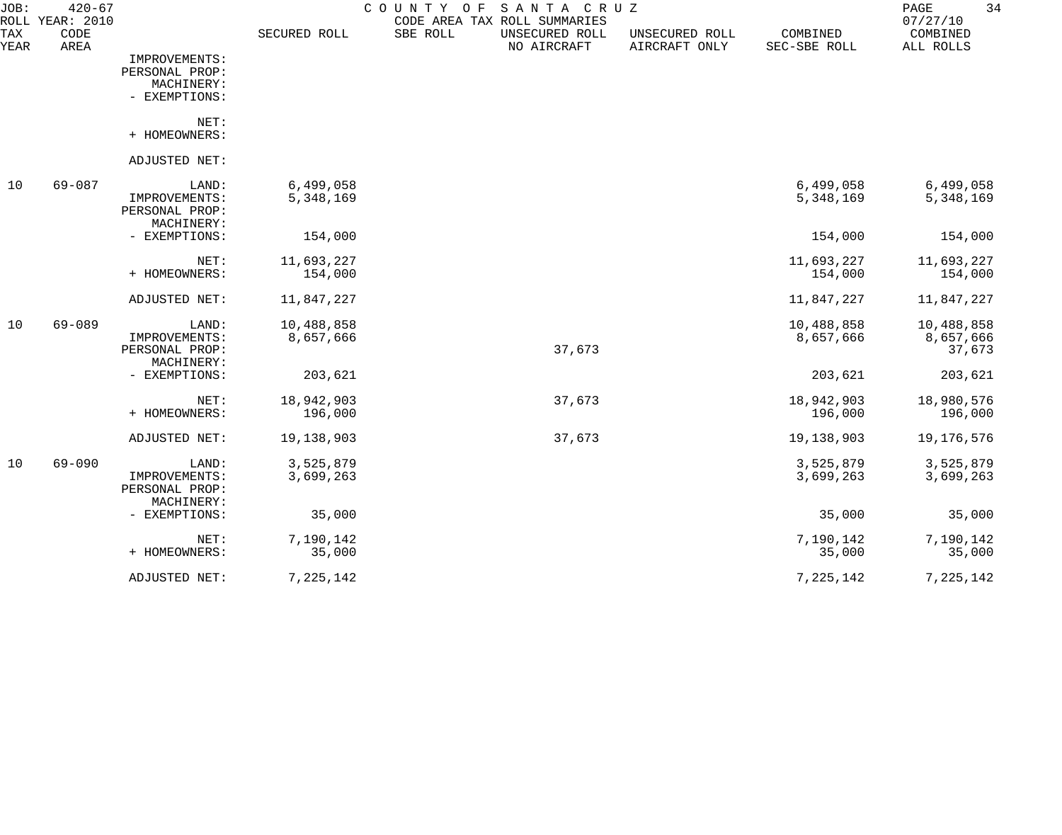JOB: 420-67 COUNTY OF SANTA CRUZ
ROLL YEAR: 2010 CODE AREA TAX ROLL SUMMARIES 07/27/10

| TAX YEAR | CODE AREA | | SECURED ROLL | SBE ROLL | UNSECURED ROLL NO AIRCRAFT | UNSECURED ROLL AIRCRAFT ONLY | COMBINED SEC-SBE ROLL | COMBINED ALL ROLLS |
|---|---|---|---|---|---|---|---|---|
| | | IMPROVEMENTS: | | | | | | |
| | | PERSONAL PROP: | | | | | | |
| | | MACHINERY: | | | | | | |
| | | - EXEMPTIONS: | | | | | | |
| | | NET: | | | | | | |
| | | + HOMEOWNERS: | | | | | | |
| | | ADJUSTED NET: | | | | | | |
| 10 | 69-087 | LAND: | 6,499,058 | | | | 6,499,058 | 6,499,058 |
| | | IMPROVEMENTS: | 5,348,169 | | | | 5,348,169 | 5,348,169 |
| | | PERSONAL PROP: | | | | | | |
| | | MACHINERY: | | | | | | |
| | | - EXEMPTIONS: | 154,000 | | | | 154,000 | 154,000 |
| | | NET: | 11,693,227 | | | | 11,693,227 | 11,693,227 |
| | | + HOMEOWNERS: | 154,000 | | | | 154,000 | 154,000 |
| | | ADJUSTED NET: | 11,847,227 | | | | 11,847,227 | 11,847,227 |
| 10 | 69-089 | LAND: | 10,488,858 | | | | 10,488,858 | 10,488,858 |
| | | IMPROVEMENTS: | 8,657,666 | | | | 8,657,666 | 8,657,666 |
| | | PERSONAL PROP: | | | 37,673 | | | 37,673 |
| | | MACHINERY: | | | | | | |
| | | - EXEMPTIONS: | 203,621 | | | | 203,621 | 203,621 |
| | | NET: | 18,942,903 | | 37,673 | | 18,942,903 | 18,980,576 |
| | | + HOMEOWNERS: | 196,000 | | | | 196,000 | 196,000 |
| | | ADJUSTED NET: | 19,138,903 | | 37,673 | | 19,138,903 | 19,176,576 |
| 10 | 69-090 | LAND: | 3,525,879 | | | | 3,525,879 | 3,525,879 |
| | | IMPROVEMENTS: | 3,699,263 | | | | 3,699,263 | 3,699,263 |
| | | PERSONAL PROP: | | | | | | |
| | | MACHINERY: | | | | | | |
| | | - EXEMPTIONS: | 35,000 | | | | 35,000 | 35,000 |
| | | NET: | 7,190,142 | | | | 7,190,142 | 7,190,142 |
| | | + HOMEOWNERS: | 35,000 | | | | 35,000 | 35,000 |
| | | ADJUSTED NET: | 7,225,142 | | | | 7,225,142 | 7,225,142 |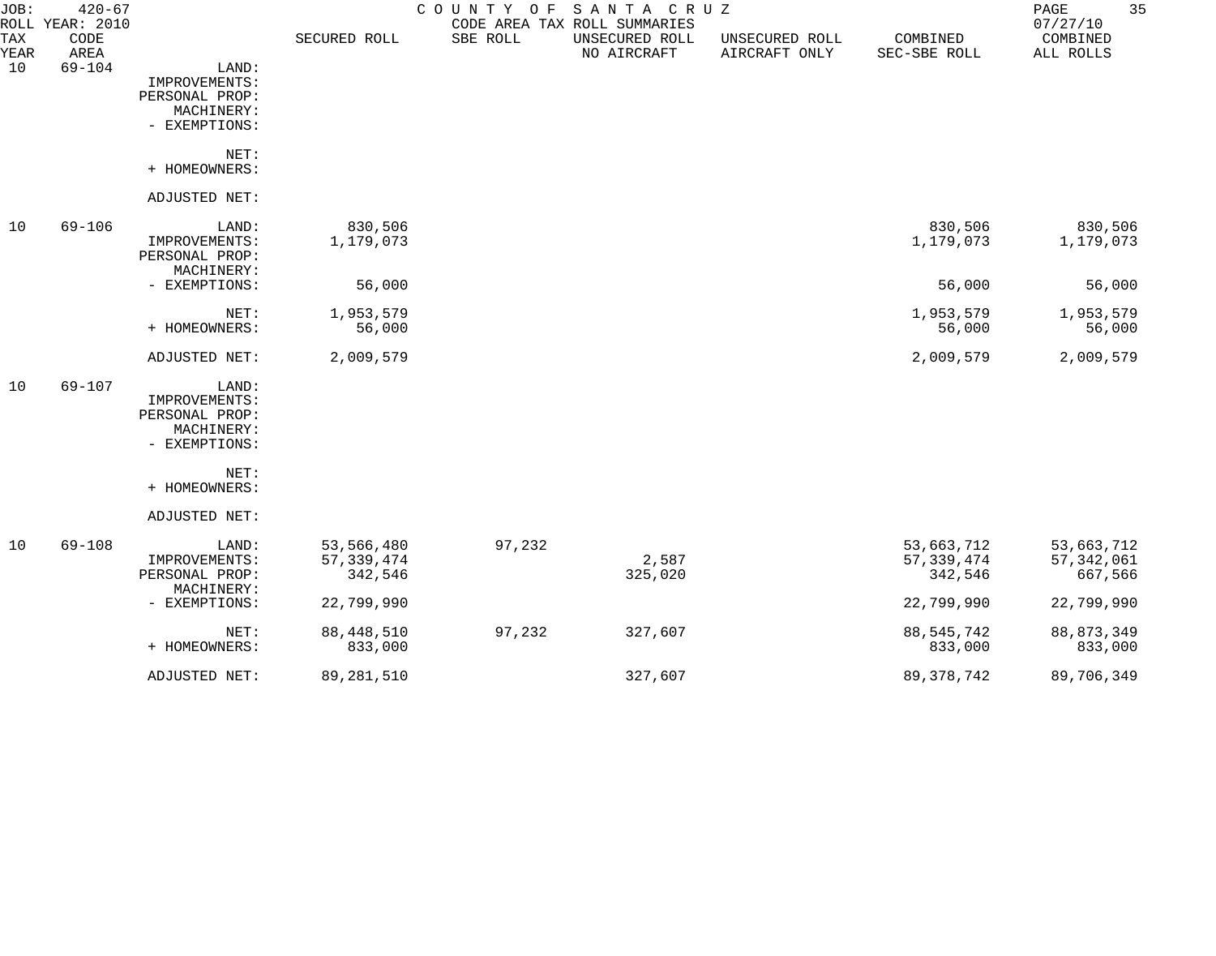JOB: 420-67 COUNTY OF SANTA CRUZ
ROLL YEAR: 2010 CODE AREA TAX ROLL SUMMARIES 07/27/10

| TAX YEAR | CODE AREA | | SECURED ROLL | SBE ROLL | UNSECURED ROLL NO AIRCRAFT | UNSECURED ROLL AIRCRAFT ONLY | COMBINED SEC-SBE ROLL | COMBINED ALL ROLLS |
|---|---|---|---|---|---|---|---|---|
| 10 | 69-104 | LAND: | | | | | | |
| | | IMPROVEMENTS: | | | | | | |
| | | PERSONAL PROP: | | | | | | |
| | | MACHINERY: | | | | | | |
| | | - EXEMPTIONS: | | | | | | |
| | | NET: | | | | | | |
| | | + HOMEOWNERS: | | | | | | |
| | | ADJUSTED NET: | | | | | | |
| 10 | 69-106 | LAND: | 830,506 | | | | 830,506 | 830,506 |
| | | IMPROVEMENTS: | 1,179,073 | | | | 1,179,073 | 1,179,073 |
| | | PERSONAL PROP: | | | | | | |
| | | MACHINERY: | | | | | | |
| | | - EXEMPTIONS: | 56,000 | | | | 56,000 | 56,000 |
| | | NET: | 1,953,579 | | | | 1,953,579 | 1,953,579 |
| | | + HOMEOWNERS: | 56,000 | | | | 56,000 | 56,000 |
| | | ADJUSTED NET: | 2,009,579 | | | | 2,009,579 | 2,009,579 |
| 10 | 69-107 | LAND: | | | | | | |
| | | IMPROVEMENTS: | | | | | | |
| | | PERSONAL PROP: | | | | | | |
| | | MACHINERY: | | | | | | |
| | | - EXEMPTIONS: | | | | | | |
| | | NET: | | | | | | |
| | | + HOMEOWNERS: | | | | | | |
| | | ADJUSTED NET: | | | | | | |
| 10 | 69-108 | LAND: | 53,566,480 | 97,232 | | | 53,663,712 | 53,663,712 |
| | | IMPROVEMENTS: | 57,339,474 | | 2,587 | | 57,339,474 | 57,342,061 |
| | | PERSONAL PROP: | 342,546 | | 325,020 | | 342,546 | 667,566 |
| | | MACHINERY: | | | | | | |
| | | - EXEMPTIONS: | 22,799,990 | | | | 22,799,990 | 22,799,990 |
| | | NET: | 88,448,510 | 97,232 | 327,607 | | 88,545,742 | 88,873,349 |
| | | + HOMEOWNERS: | 833,000 | | | | 833,000 | 833,000 |
| | | ADJUSTED NET: | 89,281,510 | | 327,607 | | 89,378,742 | 89,706,349 |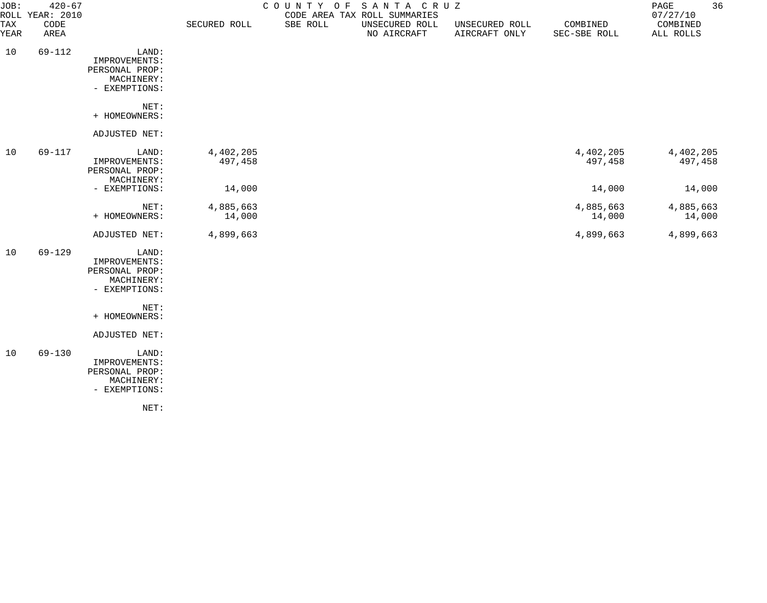JOB: 420-67 COUNTY OF SANTA CRUZ
ROLL YEAR: 2010 CODE AREA TAX ROLL SUMMARIES 07/27/10

| TAX YEAR | CODE AREA | | SECURED ROLL | SBE ROLL | UNSECURED ROLL NO AIRCRAFT | UNSECURED ROLL AIRCRAFT ONLY | COMBINED SEC-SBE ROLL | COMBINED ALL ROLLS |
|---|---|---|---|---|---|---|---|---|
| 10 | 69-112 | LAND: | | | | | | |
| | | IMPROVEMENTS: | | | | | | |
| | | PERSONAL PROP: | | | | | | |
| | | MACHINERY: | | | | | | |
| | | - EXEMPTIONS: | | | | | | |
| | | NET: | | | | | | |
| | | + HOMEOWNERS: | | | | | | |
| | | ADJUSTED NET: | | | | | | |
| 10 | 69-117 | LAND: | 4,402,205 | | | | 4,402,205 | 4,402,205 |
| | | IMPROVEMENTS: | 497,458 | | | | 497,458 | 497,458 |
| | | PERSONAL PROP: | | | | | | |
| | | MACHINERY: | | | | | | |
| | | - EXEMPTIONS: | 14,000 | | | | 14,000 | 14,000 |
| | | NET: | 4,885,663 | | | | 4,885,663 | 4,885,663 |
| | | + HOMEOWNERS: | 14,000 | | | | 14,000 | 14,000 |
| | | ADJUSTED NET: | 4,899,663 | | | | 4,899,663 | 4,899,663 |
| 10 | 69-129 | LAND: | | | | | | |
| | | IMPROVEMENTS: | | | | | | |
| | | PERSONAL PROP: | | | | | | |
| | | MACHINERY: | | | | | | |
| | | - EXEMPTIONS: | | | | | | |
| | | NET: | | | | | | |
| | | + HOMEOWNERS: | | | | | | |
| | | ADJUSTED NET: | | | | | | |
| 10 | 69-130 | LAND: | | | | | | |
| | | IMPROVEMENTS: | | | | | | |
| | | PERSONAL PROP: | | | | | | |
| | | MACHINERY: | | | | | | |
| | | - EXEMPTIONS: | | | | | | |
| | | NET: | | | | | | |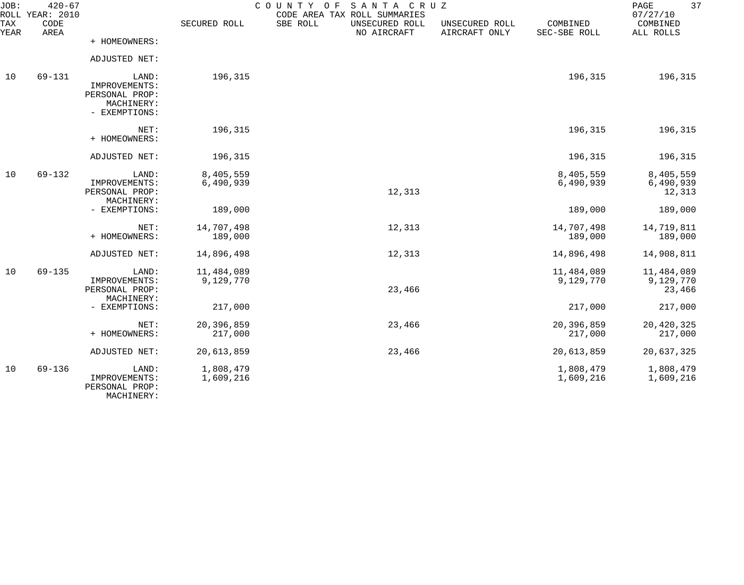JOB: 420-67 COUNTY OF SANTA CRUZ
ROLL YEAR: 2010 CODE AREA TAX ROLL SUMMARIES 07/27/10

| TAX YEAR | CODE AREA | | SECURED ROLL | SBE ROLL | UNSECURED ROLL NO AIRCRAFT | UNSECURED ROLL AIRCRAFT ONLY | COMBINED SEC-SBE ROLL | COMBINED ALL ROLLS |
|---|---|---|---|---|---|---|---|---|
| | | + HOMEOWNERS: | | | | | | |
| | | ADJUSTED NET: | | | | | | |
| 10 | 69-131 | LAND: | 196,315 | | | | 196,315 | 196,315 |
| | | IMPROVEMENTS: | | | | | | |
| | | PERSONAL PROP: | | | | | | |
| | | MACHINERY: | | | | | | |
| | | - EXEMPTIONS: | | | | | | |
| | | NET: | 196,315 | | | | 196,315 | 196,315 |
| | | + HOMEOWNERS: | | | | | | |
| | | ADJUSTED NET: | 196,315 | | | | 196,315 | 196,315 |
| 10 | 69-132 | LAND: | 8,405,559 | | | | 8,405,559 | 8,405,559 |
| | | IMPROVEMENTS: | 6,490,939 | | | | 6,490,939 | 6,490,939 |
| | | PERSONAL PROP: | | | 12,313 | | | 12,313 |
| | | MACHINERY: | | | | | | |
| | | - EXEMPTIONS: | 189,000 | | | | 189,000 | 189,000 |
| | | NET: | 14,707,498 | | 12,313 | | 14,707,498 | 14,719,811 |
| | | + HOMEOWNERS: | 189,000 | | | | 189,000 | 189,000 |
| | | ADJUSTED NET: | 14,896,498 | | 12,313 | | 14,896,498 | 14,908,811 |
| 10 | 69-135 | LAND: | 11,484,089 | | | | 11,484,089 | 11,484,089 |
| | | IMPROVEMENTS: | 9,129,770 | | | | 9,129,770 | 9,129,770 |
| | | PERSONAL PROP: | | | 23,466 | | | 23,466 |
| | | MACHINERY: | | | | | | |
| | | - EXEMPTIONS: | 217,000 | | | | 217,000 | 217,000 |
| | | NET: | 20,396,859 | | 23,466 | | 20,396,859 | 20,420,325 |
| | | + HOMEOWNERS: | 217,000 | | | | 217,000 | 217,000 |
| | | ADJUSTED NET: | 20,613,859 | | 23,466 | | 20,613,859 | 20,637,325 |
| 10 | 69-136 | LAND: | 1,808,479 | | | | 1,808,479 | 1,808,479 |
| | | IMPROVEMENTS: | 1,609,216 | | | | 1,609,216 | 1,609,216 |
| | | PERSONAL PROP: | | | | | | |
| | | MACHINERY: | | | | | | |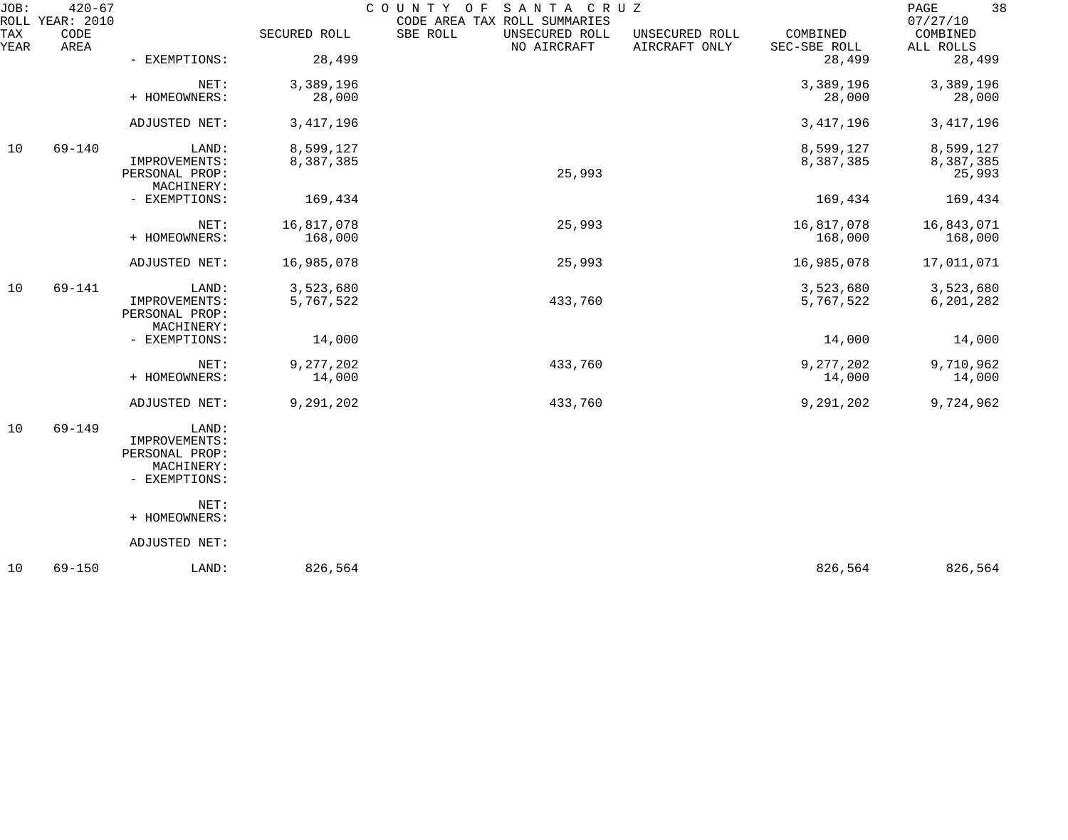JOB: 420-67 COUNTY OF SANTA CRUZ
ROLL YEAR: 2010 CODE AREA TAX ROLL SUMMARIES 07/27/10

| TAX YEAR | CODE AREA | | SECURED ROLL | SBE ROLL | UNSECURED ROLL NO AIRCRAFT | UNSECURED ROLL AIRCRAFT ONLY | COMBINED SEC-SBE ROLL | COMBINED ALL ROLLS |
|---|---|---|---|---|---|---|---|---|
| | | - EXEMPTIONS: | 28,499 | | | | 28,499 | 28,499 |
| | | NET: | 3,389,196 | | | | 3,389,196 | 3,389,196 |
| | | + HOMEOWNERS: | 28,000 | | | | 28,000 | 28,000 |
| | | ADJUSTED NET: | 3,417,196 | | | | 3,417,196 | 3,417,196 |
| 10 | 69-140 | LAND: | 8,599,127 | | | | 8,599,127 | 8,599,127 |
| | | IMPROVEMENTS: | 8,387,385 | | | | 8,387,385 | 8,387,385 |
| | | PERSONAL PROP: | | | 25,993 | | | 25,993 |
| | | MACHINERY: | | | | | | |
| | | - EXEMPTIONS: | 169,434 | | | | 169,434 | 169,434 |
| | | NET: | 16,817,078 | | 25,993 | | 16,817,078 | 16,843,071 |
| | | + HOMEOWNERS: | 168,000 | | | | 168,000 | 168,000 |
| | | ADJUSTED NET: | 16,985,078 | | 25,993 | | 16,985,078 | 17,011,071 |
| 10 | 69-141 | LAND: | 3,523,680 | | | | 3,523,680 | 3,523,680 |
| | | IMPROVEMENTS: | 5,767,522 | | 433,760 | | 5,767,522 | 6,201,282 |
| | | PERSONAL PROP: | | | | | | |
| | | MACHINERY: | | | | | | |
| | | - EXEMPTIONS: | 14,000 | | | | 14,000 | 14,000 |
| | | NET: | 9,277,202 | | 433,760 | | 9,277,202 | 9,710,962 |
| | | + HOMEOWNERS: | 14,000 | | | | 14,000 | 14,000 |
| | | ADJUSTED NET: | 9,291,202 | | 433,760 | | 9,291,202 | 9,724,962 |
| 10 | 69-149 | LAND: | | | | | | |
| | | IMPROVEMENTS: | | | | | | |
| | | PERSONAL PROP: | | | | | | |
| | | MACHINERY: | | | | | | |
| | | - EXEMPTIONS: | | | | | | |
| | | NET: | | | | | | |
| | | + HOMEOWNERS: | | | | | | |
| | | ADJUSTED NET: | | | | | | |
| 10 | 69-150 | LAND: | 826,564 | | | | 826,564 | 826,564 |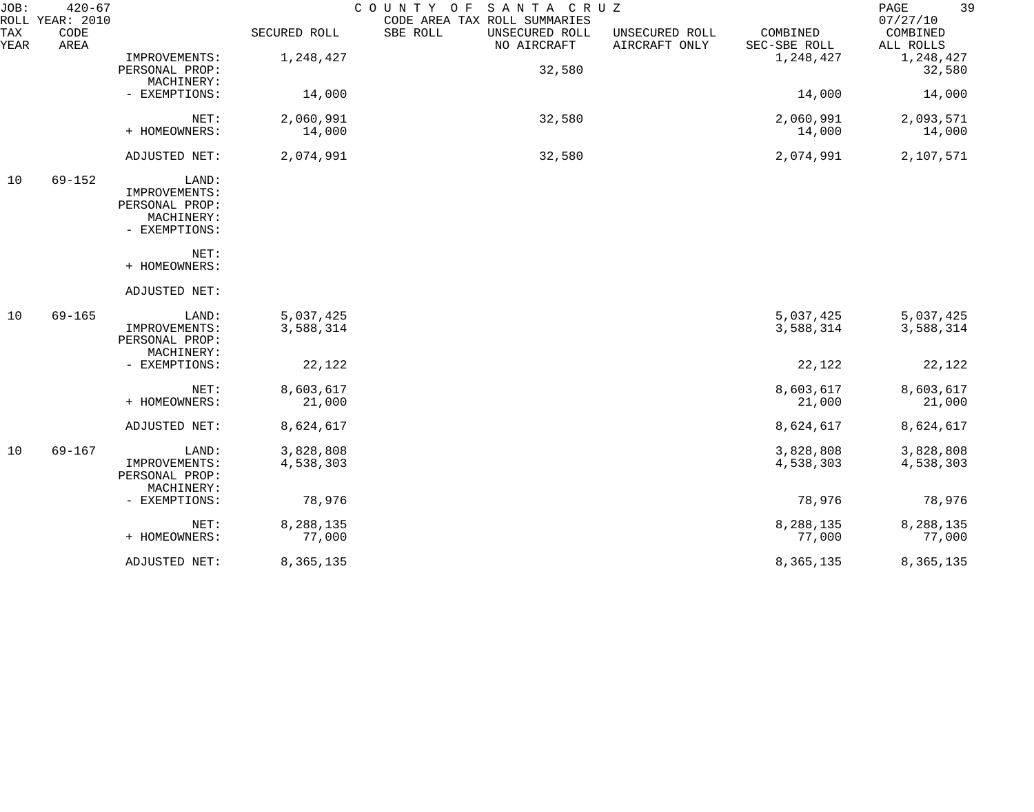JOB: 420-67 COUNTY OF SANTA CRUZ
ROLL YEAR: 2010 CODE AREA TAX ROLL SUMMARIES 07/27/10

| TAX YEAR | CODE AREA | | SECURED ROLL | SBE ROLL | UNSECURED ROLL NO AIRCRAFT | UNSECURED ROLL AIRCRAFT ONLY | COMBINED SEC-SBE ROLL | COMBINED ALL ROLLS |
|---|---|---|---|---|---|---|---|---|
| | | IMPROVEMENTS: | 1,248,427 | | | | 1,248,427 | 1,248,427 |
| | | PERSONAL PROP: | | | 32,580 | | | 32,580 |
| | | MACHINERY: | | | | | | |
| | | - EXEMPTIONS: | 14,000 | | | | 14,000 | 14,000 |
| | | NET: | 2,060,991 | | 32,580 | | 2,060,991 | 2,093,571 |
| | | + HOMEOWNERS: | 14,000 | | | | 14,000 | 14,000 |
| | | ADJUSTED NET: | 2,074,991 | | 32,580 | | 2,074,991 | 2,107,571 |
| 10 | 69-152 | LAND: | | | | | | |
| | | IMPROVEMENTS: | | | | | | |
| | | PERSONAL PROP: | | | | | | |
| | | MACHINERY: | | | | | | |
| | | - EXEMPTIONS: | | | | | | |
| | | NET: | | | | | | |
| | | + HOMEOWNERS: | | | | | | |
| | | ADJUSTED NET: | | | | | | |
| 10 | 69-165 | LAND: | 5,037,425 | | | | 5,037,425 | 5,037,425 |
| | | IMPROVEMENTS: | 3,588,314 | | | | 3,588,314 | 3,588,314 |
| | | PERSONAL PROP: | | | | | | |
| | | MACHINERY: | | | | | | |
| | | - EXEMPTIONS: | 22,122 | | | | 22,122 | 22,122 |
| | | NET: | 8,603,617 | | | | 8,603,617 | 8,603,617 |
| | | + HOMEOWNERS: | 21,000 | | | | 21,000 | 21,000 |
| | | ADJUSTED NET: | 8,624,617 | | | | 8,624,617 | 8,624,617 |
| 10 | 69-167 | LAND: | 3,828,808 | | | | 3,828,808 | 3,828,808 |
| | | IMPROVEMENTS: | 4,538,303 | | | | 4,538,303 | 4,538,303 |
| | | PERSONAL PROP: | | | | | | |
| | | MACHINERY: | | | | | | |
| | | - EXEMPTIONS: | 78,976 | | | | 78,976 | 78,976 |
| | | NET: | 8,288,135 | | | | 8,288,135 | 8,288,135 |
| | | + HOMEOWNERS: | 77,000 | | | | 77,000 | 77,000 |
| | | ADJUSTED NET: | 8,365,135 | | | | 8,365,135 | 8,365,135 |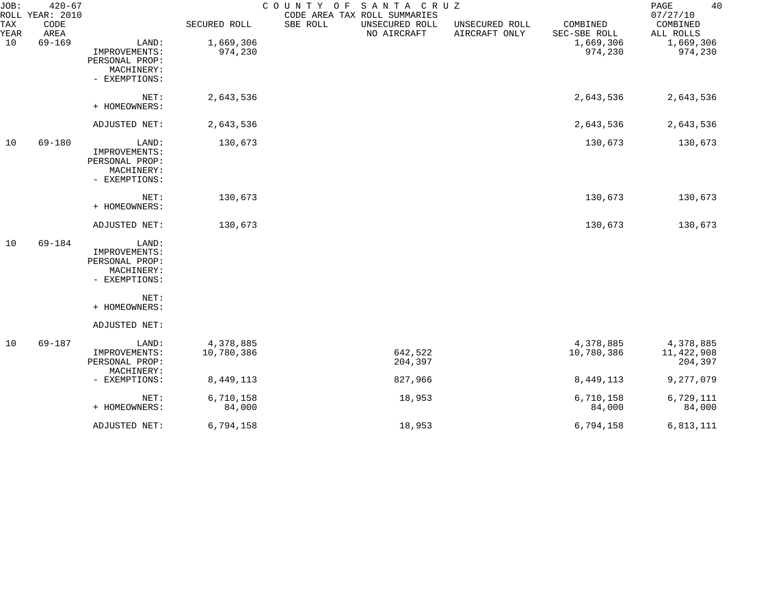JOB: 420-67 COUNTY OF SANTA CRUZ 07/27/10
ROLL YEAR: 2010 CODE AREA TAX ROLL SUMMARIES

| TAX YEAR | CODE AREA | | SECURED ROLL | SBE ROLL | UNSECURED ROLL NO AIRCRAFT | UNSECURED ROLL AIRCRAFT ONLY | COMBINED SEC-SBE ROLL | COMBINED ALL ROLLS |
|---|---|---|---|---|---|---|---|---|
| 10 | 69-169 | LAND: | 1,669,306 | | | | 1,669,306 | 1,669,306 |
| | | IMPROVEMENTS: | 974,230 | | | | 974,230 | 974,230 |
| | | PERSONAL PROP: | | | | | | |
| | | MACHINERY: | | | | | | |
| | | - EXEMPTIONS: | | | | | | |
| | | NET: | 2,643,536 | | | | 2,643,536 | 2,643,536 |
| | | + HOMEOWNERS: | | | | | | |
| | | ADJUSTED NET: | 2,643,536 | | | | 2,643,536 | 2,643,536 |
| 10 | 69-180 | LAND: | 130,673 | | | | 130,673 | 130,673 |
| | | IMPROVEMENTS: | | | | | | |
| | | PERSONAL PROP: | | | | | | |
| | | MACHINERY: | | | | | | |
| | | - EXEMPTIONS: | | | | | | |
| | | NET: | 130,673 | | | | 130,673 | 130,673 |
| | | + HOMEOWNERS: | | | | | | |
| | | ADJUSTED NET: | 130,673 | | | | 130,673 | 130,673 |
| 10 | 69-184 | LAND: | | | | | | |
| | | IMPROVEMENTS: | | | | | | |
| | | PERSONAL PROP: | | | | | | |
| | | MACHINERY: | | | | | | |
| | | - EXEMPTIONS: | | | | | | |
| | | NET: | | | | | | |
| | | + HOMEOWNERS: | | | | | | |
| | | ADJUSTED NET: | | | | | | |
| 10 | 69-187 | LAND: | 4,378,885 | | | | 4,378,885 | 4,378,885 |
| | | IMPROVEMENTS: | 10,780,386 | | 642,522 | | 10,780,386 | 11,422,908 |
| | | PERSONAL PROP: | | | 204,397 | | | 204,397 |
| | | MACHINERY: | | | | | | |
| | | - EXEMPTIONS: | 8,449,113 | | 827,966 | | 8,449,113 | 9,277,079 |
| | | NET: | 6,710,158 | | 18,953 | | 6,710,158 | 6,729,111 |
| | | + HOMEOWNERS: | 84,000 | | | | 84,000 | 84,000 |
| | | ADJUSTED NET: | 6,794,158 | | 18,953 | | 6,794,158 | 6,813,111 |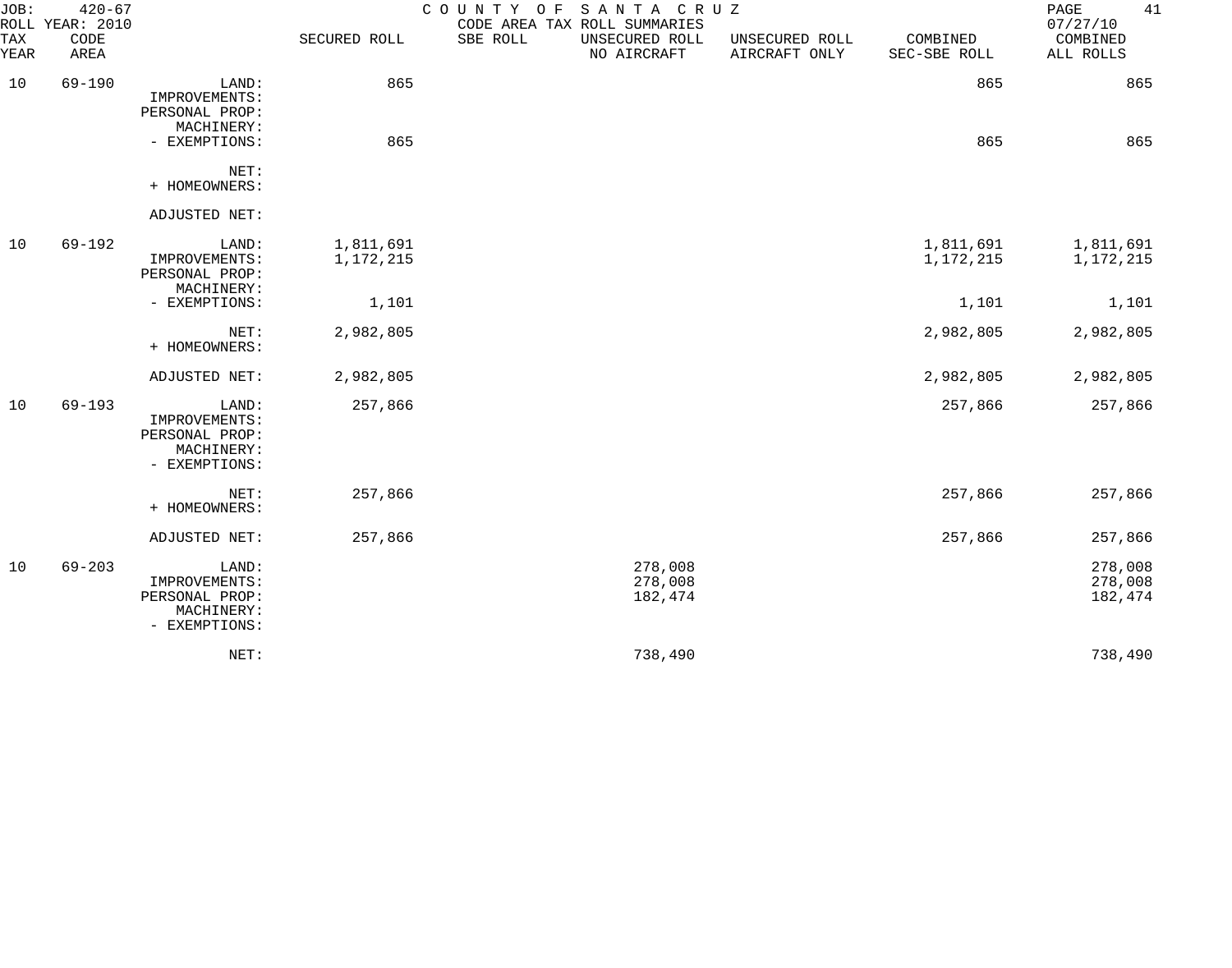JOB: 420-67 COUNTY OF SANTA CRUZ
ROLL YEAR: 2010 CODE AREA TAX ROLL SUMMARIES 07/27/10

| TAX YEAR | CODE AREA | | SECURED ROLL | SBE ROLL | UNSECURED ROLL NO AIRCRAFT | UNSECURED ROLL AIRCRAFT ONLY | COMBINED SEC-SBE ROLL | COMBINED ALL ROLLS |
|---|---|---|---|---|---|---|---|---|
| 10 | 69-190 | LAND: | 865 | | | | 865 | 865 |
| | | IMPROVEMENTS: | | | | | | |
| | | PERSONAL PROP: | | | | | | |
| | | MACHINERY: | | | | | | |
| | | - EXEMPTIONS: | 865 | | | | 865 | 865 |
| | | NET: | | | | | | |
| | | + HOMEOWNERS: | | | | | | |
| | | ADJUSTED NET: | | | | | | |
| 10 | 69-192 | LAND: | 1,811,691 | | | | 1,811,691 | 1,811,691 |
| | | IMPROVEMENTS: | 1,172,215 | | | | 1,172,215 | 1,172,215 |
| | | PERSONAL PROP: | | | | | | |
| | | MACHINERY: | | | | | | |
| | | - EXEMPTIONS: | 1,101 | | | | 1,101 | 1,101 |
| | | NET: | 2,982,805 | | | | 2,982,805 | 2,982,805 |
| | | + HOMEOWNERS: | | | | | | |
| | | ADJUSTED NET: | 2,982,805 | | | | 2,982,805 | 2,982,805 |
| 10 | 69-193 | LAND: | 257,866 | | | | 257,866 | 257,866 |
| | | IMPROVEMENTS: | | | | | | |
| | | PERSONAL PROP: | | | | | | |
| | | MACHINERY: | | | | | | |
| | | - EXEMPTIONS: | | | | | | |
| | | NET: | 257,866 | | | | 257,866 | 257,866 |
| | | + HOMEOWNERS: | | | | | | |
| | | ADJUSTED NET: | 257,866 | | | | 257,866 | 257,866 |
| 10 | 69-203 | LAND: | | | 278,008 | | | 278,008 |
| | | IMPROVEMENTS: | | | 278,008 | | | 278,008 |
| | | PERSONAL PROP: | | | 182,474 | | | 182,474 |
| | | MACHINERY: | | | | | | |
| | | - EXEMPTIONS: | | | | | | |
| | | NET: | | | 738,490 | | | 738,490 |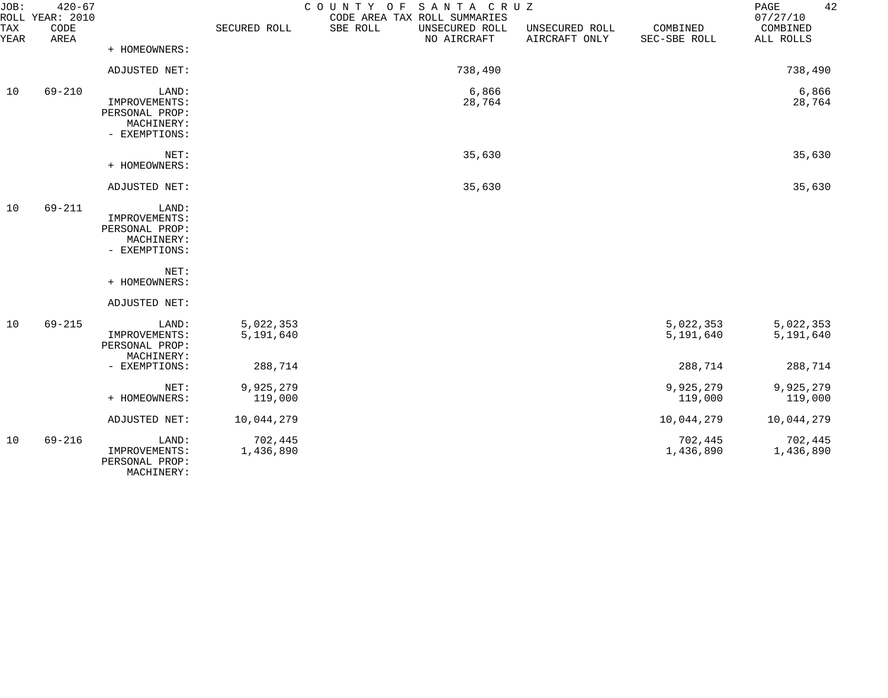JOB: 420-67 COUNTY OF SANTA CRUZ
ROLL YEAR: 2010 CODE AREA TAX ROLL SUMMARIES 07/27/10

| TAX YEAR | CODE AREA | | SECURED ROLL | SBE ROLL | UNSECURED ROLL NO AIRCRAFT | UNSECURED ROLL AIRCRAFT ONLY | COMBINED SEC-SBE ROLL | COMBINED ALL ROLLS |
|---|---|---|---|---|---|---|---|---|
| | | + HOMEOWNERS: | | | | | | |
| | | ADJUSTED NET: | | | 738,490 | | | 738,490 |
| 10 | 69-210 | LAND: | | | 6,866 | | | 6,866 |
| | | IMPROVEMENTS: | | | 28,764 | | | 28,764 |
| | | PERSONAL PROP: | | | | | | |
| | | MACHINERY: | | | | | | |
| | | - EXEMPTIONS: | | | | | | |
| | | NET: | | | 35,630 | | | 35,630 |
| | | + HOMEOWNERS: | | | | | | |
| | | ADJUSTED NET: | | | 35,630 | | | 35,630 |
| 10 | 69-211 | LAND: | | | | | | |
| | | IMPROVEMENTS: | | | | | | |
| | | PERSONAL PROP: | | | | | | |
| | | MACHINERY: | | | | | | |
| | | - EXEMPTIONS: | | | | | | |
| | | NET: | | | | | | |
| | | + HOMEOWNERS: | | | | | | |
| | | ADJUSTED NET: | | | | | | |
| 10 | 69-215 | LAND: | 5,022,353 | | | | 5,022,353 | 5,022,353 |
| | | IMPROVEMENTS: | 5,191,640 | | | | 5,191,640 | 5,191,640 |
| | | PERSONAL PROP: | | | | | | |
| | | MACHINERY: | | | | | | |
| | | - EXEMPTIONS: | 288,714 | | | | 288,714 | 288,714 |
| | | NET: | 9,925,279 | | | | 9,925,279 | 9,925,279 |
| | | + HOMEOWNERS: | 119,000 | | | | 119,000 | 119,000 |
| | | ADJUSTED NET: | 10,044,279 | | | | 10,044,279 | 10,044,279 |
| 10 | 69-216 | LAND: | 702,445 | | | | 702,445 | 702,445 |
| | | IMPROVEMENTS: | 1,436,890 | | | | 1,436,890 | 1,436,890 |
| | | PERSONAL PROP: | | | | | | |
| | | MACHINERY: | | | | | | |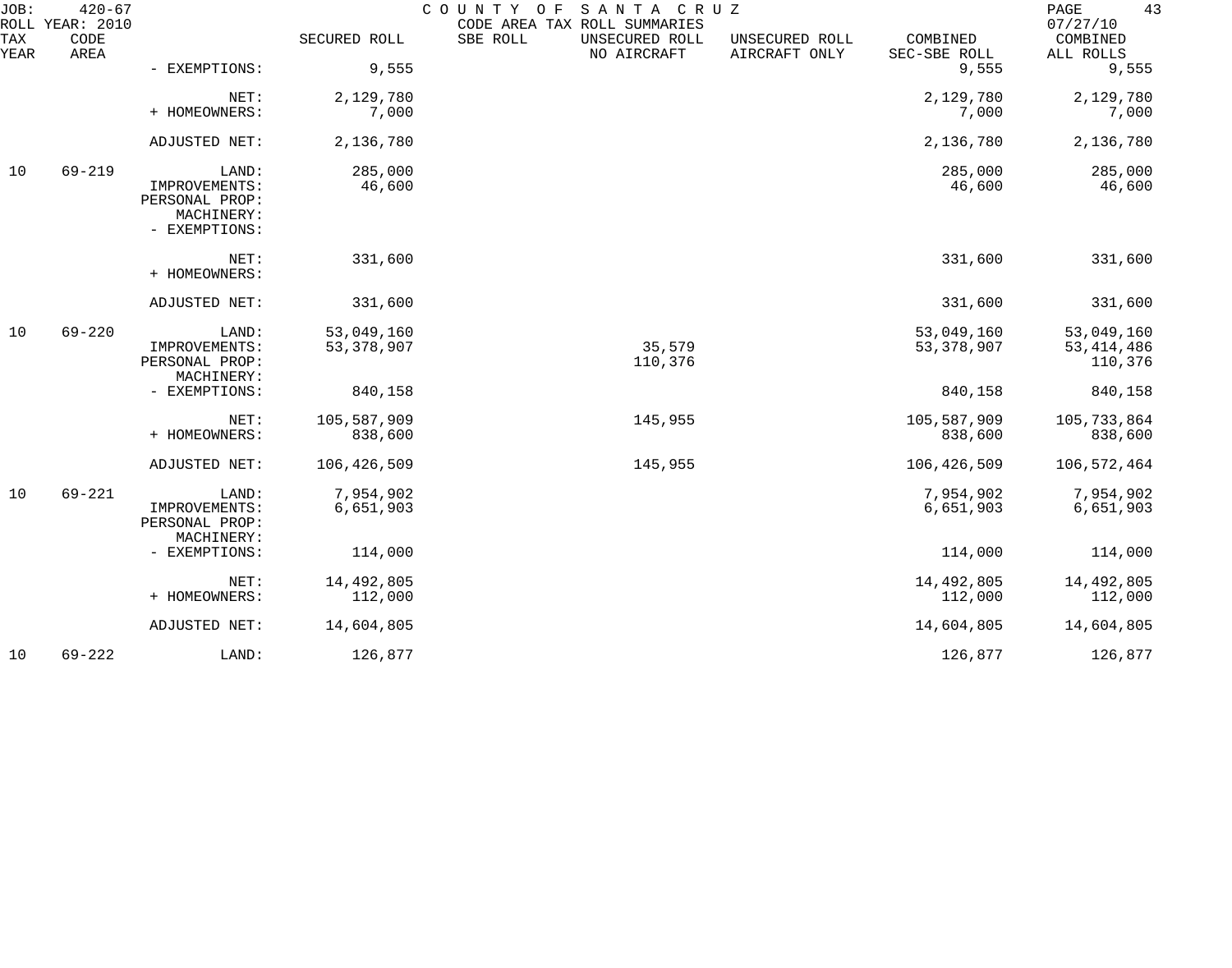| TAX YEAR | CODE AREA | | SECURED ROLL | SBE ROLL | UNSECURED ROLL NO AIRCRAFT | UNSECURED ROLL AIRCRAFT ONLY | COMBINED SEC-SBE ROLL | COMBINED ALL ROLLS |
|---|---|---|---|---|---|---|---|---|
| | | - EXEMPTIONS: | 9,555 | | | | 9,555 | 9,555 |
| | | NET: | 2,129,780 | | | | 2,129,780 | 2,129,780 |
| | | + HOMEOWNERS: | 7,000 | | | | 7,000 | 7,000 |
| | | ADJUSTED NET: | 2,136,780 | | | | 2,136,780 | 2,136,780 |
| 10 | 69-219 | LAND: | 285,000 | | | | 285,000 | 285,000 |
| | | IMPROVEMENTS: | 46,600 | | | | 46,600 | 46,600 |
| | | PERSONAL PROP: | | | | | | |
| | | MACHINERY: | | | | | | |
| | | - EXEMPTIONS: | | | | | | |
| | | NET: | 331,600 | | | | 331,600 | 331,600 |
| | | + HOMEOWNERS: | | | | | | |
| | | ADJUSTED NET: | 331,600 | | | | 331,600 | 331,600 |
| 10 | 69-220 | LAND: | 53,049,160 | | | | 53,049,160 | 53,049,160 |
| | | IMPROVEMENTS: | 53,378,907 | | 35,579 | | 53,378,907 | 53,414,486 |
| | | PERSONAL PROP: | | | 110,376 | | | 110,376 |
| | | MACHINERY: | | | | | | |
| | | - EXEMPTIONS: | 840,158 | | | | 840,158 | 840,158 |
| | | NET: | 105,587,909 | | 145,955 | | 105,587,909 | 105,733,864 |
| | | + HOMEOWNERS: | 838,600 | | | | 838,600 | 838,600 |
| | | ADJUSTED NET: | 106,426,509 | | 145,955 | | 106,426,509 | 106,572,464 |
| 10 | 69-221 | LAND: | 7,954,902 | | | | 7,954,902 | 7,954,902 |
| | | IMPROVEMENTS: | 6,651,903 | | | | 6,651,903 | 6,651,903 |
| | | PERSONAL PROP: | | | | | | |
| | | MACHINERY: | | | | | | |
| | | - EXEMPTIONS: | 114,000 | | | | 114,000 | 114,000 |
| | | NET: | 14,492,805 | | | | 14,492,805 | 14,492,805 |
| | | + HOMEOWNERS: | 112,000 | | | | 112,000 | 112,000 |
| | | ADJUSTED NET: | 14,604,805 | | | | 14,604,805 | 14,604,805 |
| 10 | 69-222 | LAND: | 126,877 | | | | 126,877 | 126,877 |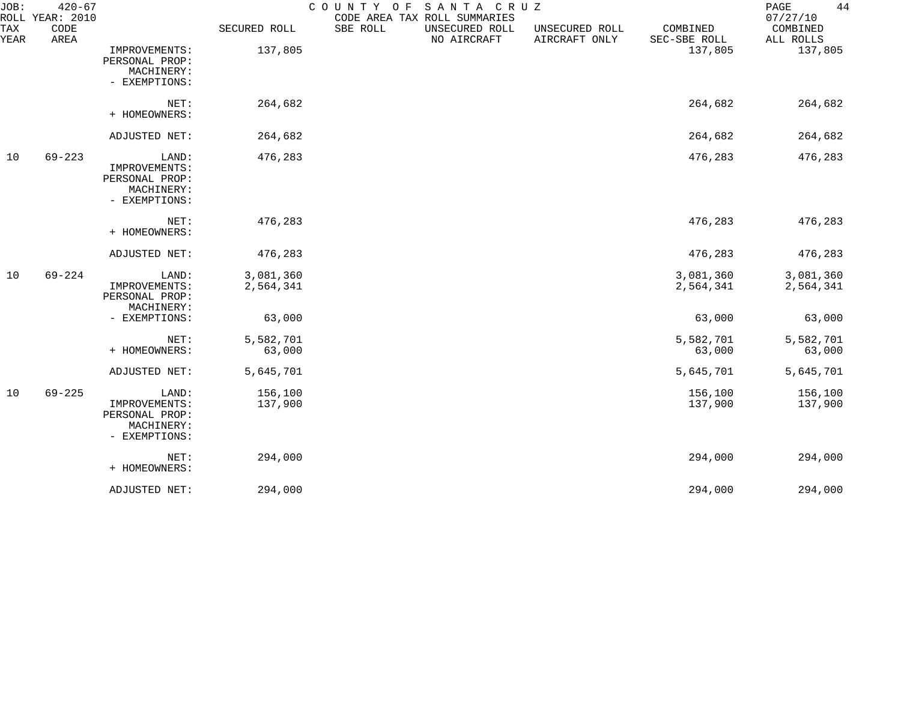JOB: 420-67 COUNTY OF SANTA CRUZ
ROLL YEAR: 2010 CODE AREA TAX ROLL SUMMARIES 07/27/10

| TAX YEAR | CODE AREA | | SECURED ROLL | SBE ROLL | UNSECURED ROLL NO AIRCRAFT | UNSECURED ROLL AIRCRAFT ONLY | COMBINED SEC-SBE ROLL | COMBINED ALL ROLLS |
|---|---|---|---|---|---|---|---|---|
| | | IMPROVEMENTS: | 137,805 | | | | 137,805 | 137,805 |
| | | PERSONAL PROP: | | | | | | |
| | | MACHINERY: | | | | | | |
| | | - EXEMPTIONS: | | | | | | |
| | | NET: | 264,682 | | | | 264,682 | 264,682 |
| | | + HOMEOWNERS: | | | | | | |
| | | ADJUSTED NET: | 264,682 | | | | 264,682 | 264,682 |
| 10 | 69-223 | LAND: | 476,283 | | | | 476,283 | 476,283 |
| | | IMPROVEMENTS: | | | | | | |
| | | PERSONAL PROP: | | | | | | |
| | | MACHINERY: | | | | | | |
| | | - EXEMPTIONS: | | | | | | |
| | | NET: | 476,283 | | | | 476,283 | 476,283 |
| | | + HOMEOWNERS: | | | | | | |
| | | ADJUSTED NET: | 476,283 | | | | 476,283 | 476,283 |
| 10 | 69-224 | LAND: | 3,081,360 | | | | 3,081,360 | 3,081,360 |
| | | IMPROVEMENTS: | 2,564,341 | | | | 2,564,341 | 2,564,341 |
| | | PERSONAL PROP: | | | | | | |
| | | MACHINERY: | | | | | | |
| | | - EXEMPTIONS: | 63,000 | | | | 63,000 | 63,000 |
| | | NET: | 5,582,701 | | | | 5,582,701 | 5,582,701 |
| | | + HOMEOWNERS: | 63,000 | | | | 63,000 | 63,000 |
| | | ADJUSTED NET: | 5,645,701 | | | | 5,645,701 | 5,645,701 |
| 10 | 69-225 | LAND: | 156,100 | | | | 156,100 | 156,100 |
| | | IMPROVEMENTS: | 137,900 | | | | 137,900 | 137,900 |
| | | PERSONAL PROP: | | | | | | |
| | | MACHINERY: | | | | | | |
| | | - EXEMPTIONS: | | | | | | |
| | | NET: | 294,000 | | | | 294,000 | 294,000 |
| | | + HOMEOWNERS: | | | | | | |
| | | ADJUSTED NET: | 294,000 | | | | 294,000 | 294,000 |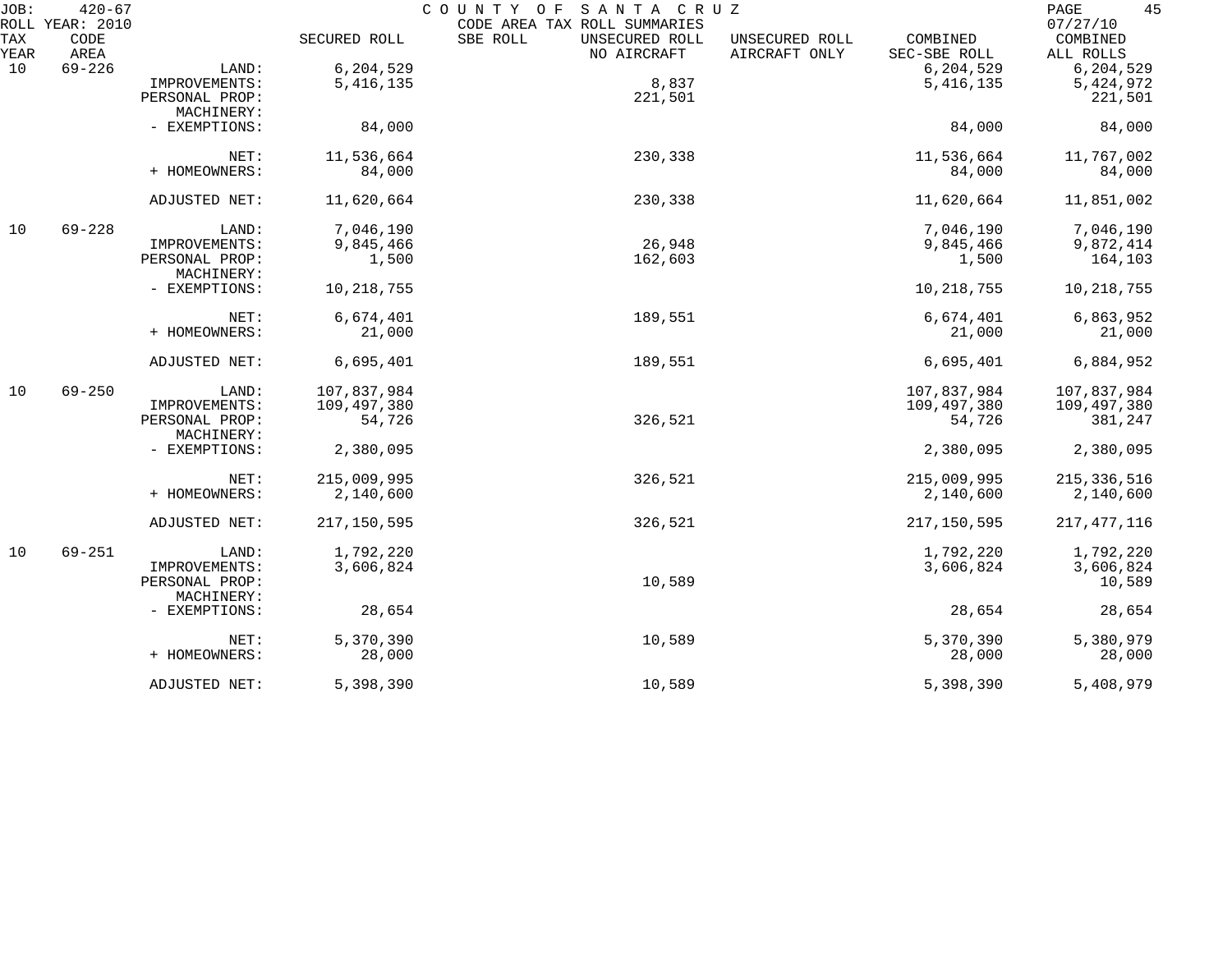JOB: 420-67 COUNTY OF SANTA CRUZ
ROLL YEAR: 2010 CODE AREA TAX ROLL SUMMARIES 07/27/10

| TAX YEAR | CODE AREA | | SECURED ROLL | SBE ROLL | UNSECURED ROLL NO AIRCRAFT | UNSECURED ROLL AIRCRAFT ONLY | COMBINED SEC-SBE ROLL | COMBINED ALL ROLLS |
|---|---|---|---|---|---|---|---|---|
| 10 | 69-226 | LAND: | 6,204,529 | | | | 6,204,529 | 6,204,529 |
| | | IMPROVEMENTS: | 5,416,135 | | 8,837 | | 5,416,135 | 5,424,972 |
| | | PERSONAL PROP: | | | 221,501 | | | 221,501 |
| | | MACHINERY: | | | | | | |
| | | - EXEMPTIONS: | 84,000 | | | | 84,000 | 84,000 |
| | | NET: | 11,536,664 | | 230,338 | | 11,536,664 | 11,767,002 |
| | | + HOMEOWNERS: | 84,000 | | | | 84,000 | 84,000 |
| | | ADJUSTED NET: | 11,620,664 | | 230,338 | | 11,620,664 | 11,851,002 |
| 10 | 69-228 | LAND: | 7,046,190 | | | | 7,046,190 | 7,046,190 |
| | | IMPROVEMENTS: | 9,845,466 | | 26,948 | | 9,845,466 | 9,872,414 |
| | | PERSONAL PROP: | 1,500 | | 162,603 | | 1,500 | 164,103 |
| | | MACHINERY: | | | | | | |
| | | - EXEMPTIONS: | 10,218,755 | | | | 10,218,755 | 10,218,755 |
| | | NET: | 6,674,401 | | 189,551 | | 6,674,401 | 6,863,952 |
| | | + HOMEOWNERS: | 21,000 | | | | 21,000 | 21,000 |
| | | ADJUSTED NET: | 6,695,401 | | 189,551 | | 6,695,401 | 6,884,952 |
| 10 | 69-250 | LAND: | 107,837,984 | | | | 107,837,984 | 107,837,984 |
| | | IMPROVEMENTS: | 109,497,380 | | | | 109,497,380 | 109,497,380 |
| | | PERSONAL PROP: | 54,726 | | 326,521 | | 54,726 | 381,247 |
| | | MACHINERY: | | | | | | |
| | | - EXEMPTIONS: | 2,380,095 | | | | 2,380,095 | 2,380,095 |
| | | NET: | 215,009,995 | | 326,521 | | 215,009,995 | 215,336,516 |
| | | + HOMEOWNERS: | 2,140,600 | | | | 2,140,600 | 2,140,600 |
| | | ADJUSTED NET: | 217,150,595 | | 326,521 | | 217,150,595 | 217,477,116 |
| 10 | 69-251 | LAND: | 1,792,220 | | | | 1,792,220 | 1,792,220 |
| | | IMPROVEMENTS: | 3,606,824 | | | | 3,606,824 | 3,606,824 |
| | | PERSONAL PROP: | | | 10,589 | | | 10,589 |
| | | MACHINERY: | | | | | | |
| | | - EXEMPTIONS: | 28,654 | | | | 28,654 | 28,654 |
| | | NET: | 5,370,390 | | 10,589 | | 5,370,390 | 5,380,979 |
| | | + HOMEOWNERS: | 28,000 | | | | 28,000 | 28,000 |
| | | ADJUSTED NET: | 5,398,390 | | 10,589 | | 5,398,390 | 5,408,979 |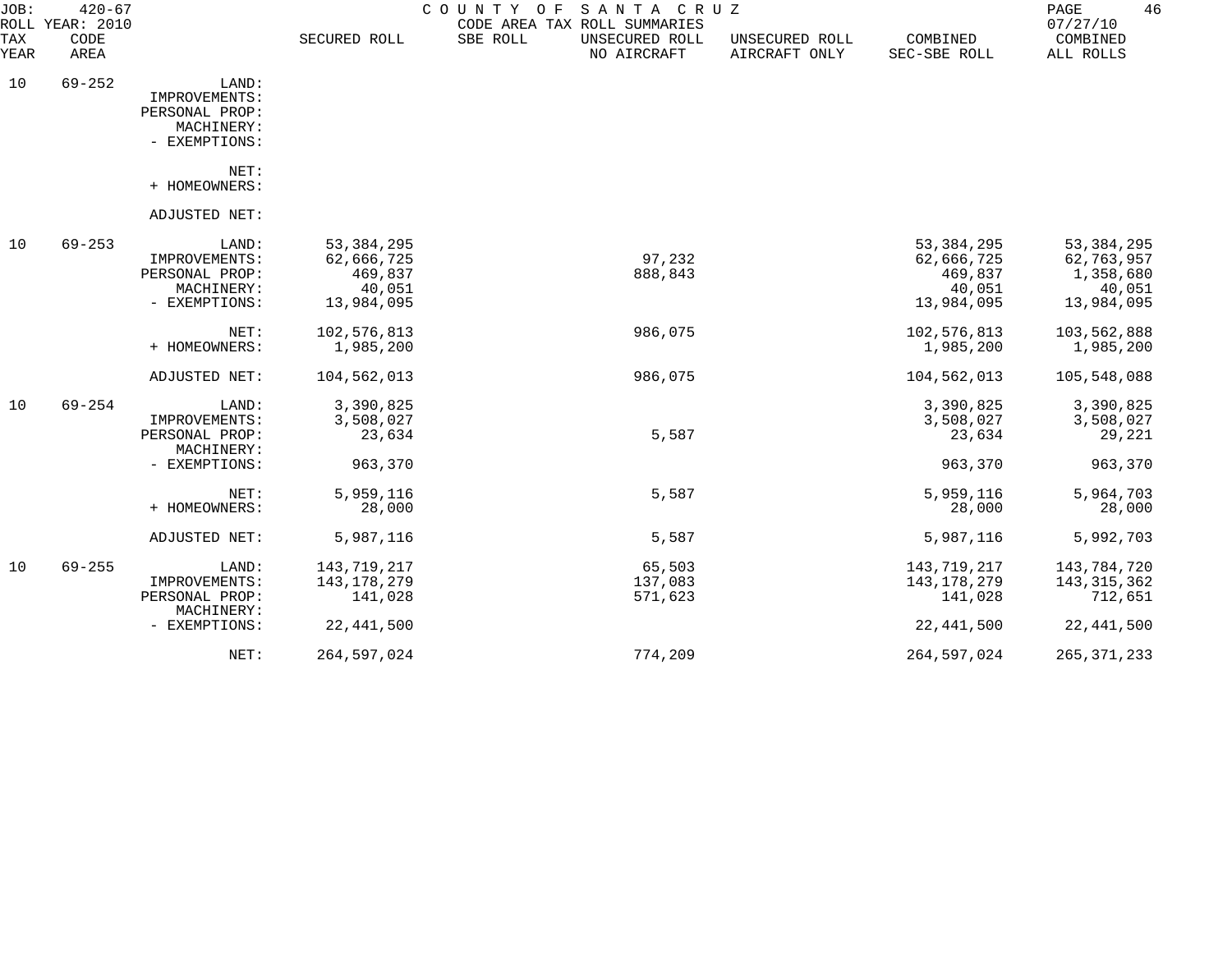JOB: 420-67 COUNTY OF SANTA CRUZ
ROLL YEAR: 2010 CODE AREA TAX ROLL SUMMARIES 07/27/10

| TAX YEAR | CODE AREA | | SECURED ROLL | SBE ROLL | UNSECURED ROLL NO AIRCRAFT | UNSECURED ROLL AIRCRAFT ONLY | COMBINED SEC-SBE ROLL | COMBINED ALL ROLLS |
|---|---|---|---|---|---|---|---|---|
| 10 | 69-252 | LAND: | | | | | | |
| | | IMPROVEMENTS: | | | | | | |
| | | PERSONAL PROP: | | | | | | |
| | | MACHINERY: | | | | | | |
| | | - EXEMPTIONS: | | | | | | |
| | | NET: | | | | | | |
| | | + HOMEOWNERS: | | | | | | |
| | | ADJUSTED NET: | | | | | | |
| 10 | 69-253 | LAND: | 53,384,295 | | | | 53,384,295 | 53,384,295 |
| | | IMPROVEMENTS: | 62,666,725 | | 97,232 | | 62,666,725 | 62,763,957 |
| | | PERSONAL PROP: | 469,837 | | 888,843 | | 469,837 | 1,358,680 |
| | | MACHINERY: | 40,051 | | | | 40,051 | 40,051 |
| | | - EXEMPTIONS: | 13,984,095 | | | | 13,984,095 | 13,984,095 |
| | | NET: | 102,576,813 | | 986,075 | | 102,576,813 | 103,562,888 |
| | | + HOMEOWNERS: | 1,985,200 | | | | 1,985,200 | 1,985,200 |
| | | ADJUSTED NET: | 104,562,013 | | 986,075 | | 104,562,013 | 105,548,088 |
| 10 | 69-254 | LAND: | 3,390,825 | | | | 3,390,825 | 3,390,825 |
| | | IMPROVEMENTS: | 3,508,027 | | | | 3,508,027 | 3,508,027 |
| | | PERSONAL PROP: | 23,634 | | 5,587 | | 23,634 | 29,221 |
| | | MACHINERY: | | | | | | |
| | | - EXEMPTIONS: | 963,370 | | | | 963,370 | 963,370 |
| | | NET: | 5,959,116 | | 5,587 | | 5,959,116 | 5,964,703 |
| | | + HOMEOWNERS: | 28,000 | | | | 28,000 | 28,000 |
| | | ADJUSTED NET: | 5,987,116 | | 5,587 | | 5,987,116 | 5,992,703 |
| 10 | 69-255 | LAND: | 143,719,217 | | 65,503 | | 143,719,217 | 143,784,720 |
| | | IMPROVEMENTS: | 143,178,279 | | 137,083 | | 143,178,279 | 143,315,362 |
| | | PERSONAL PROP: | 141,028 | | 571,623 | | 141,028 | 712,651 |
| | | MACHINERY: | | | | | | |
| | | - EXEMPTIONS: | 22,441,500 | | | | 22,441,500 | 22,441,500 |
| | | NET: | 264,597,024 | | 774,209 | | 264,597,024 | 265,371,233 |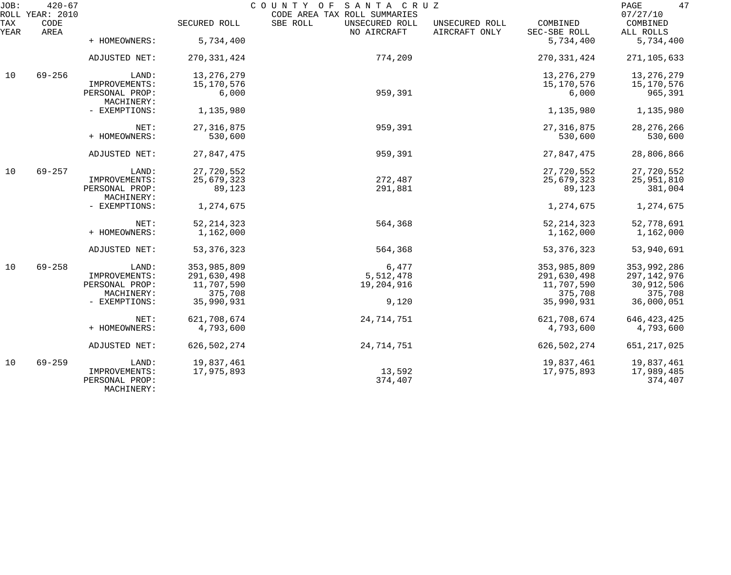JOB: 420-67 COUNTY OF SANTA CRUZ PAGE 47
ROLL YEAR: 2010 CODE AREA TAX ROLL SUMMARIES 07/27/10

| TAX YEAR | CODE AREA | | SECURED ROLL | SBE ROLL | UNSECURED ROLL NO AIRCRAFT | UNSECURED ROLL AIRCRAFT ONLY | COMBINED SEC-SBE ROLL | COMBINED ALL ROLLS |
|---|---|---|---|---|---|---|---|---|
| | | + HOMEOWNERS: | 5,734,400 | | | | 5,734,400 | 5,734,400 |
| | | ADJUSTED NET: | 270,331,424 | | 774,209 | | 270,331,424 | 271,105,633 |
| 10 | 69-256 | LAND: | 13,276,279 | | | | 13,276,279 | 13,276,279 |
| | | IMPROVEMENTS: | 15,170,576 | | | | 15,170,576 | 15,170,576 |
| | | PERSONAL PROP: | 6,000 | | 959,391 | | 6,000 | 965,391 |
| | | MACHINERY: | | | | | | |
| | | - EXEMPTIONS: | 1,135,980 | | | | 1,135,980 | 1,135,980 |
| | | NET: | 27,316,875 | | 959,391 | | 27,316,875 | 28,276,266 |
| | | + HOMEOWNERS: | 530,600 | | | | 530,600 | 530,600 |
| | | ADJUSTED NET: | 27,847,475 | | 959,391 | | 27,847,475 | 28,806,866 |
| 10 | 69-257 | LAND: | 27,720,552 | | | | 27,720,552 | 27,720,552 |
| | | IMPROVEMENTS: | 25,679,323 | | 272,487 | | 25,679,323 | 25,951,810 |
| | | PERSONAL PROP: | 89,123 | | 291,881 | | 89,123 | 381,004 |
| | | MACHINERY: | | | | | | |
| | | - EXEMPTIONS: | 1,274,675 | | | | 1,274,675 | 1,274,675 |
| | | NET: | 52,214,323 | | 564,368 | | 52,214,323 | 52,778,691 |
| | | + HOMEOWNERS: | 1,162,000 | | | | 1,162,000 | 1,162,000 |
| | | ADJUSTED NET: | 53,376,323 | | 564,368 | | 53,376,323 | 53,940,691 |
| 10 | 69-258 | LAND: | 353,985,809 | | 6,477 | | 353,985,809 | 353,992,286 |
| | | IMPROVEMENTS: | 291,630,498 | | 5,512,478 | | 291,630,498 | 297,142,976 |
| | | PERSONAL PROP: | 11,707,590 | | 19,204,916 | | 11,707,590 | 30,912,506 |
| | | MACHINERY: | 375,708 | | | | 375,708 | 375,708 |
| | | - EXEMPTIONS: | 35,990,931 | | 9,120 | | 35,990,931 | 36,000,051 |
| | | NET: | 621,708,674 | | 24,714,751 | | 621,708,674 | 646,423,425 |
| | | + HOMEOWNERS: | 4,793,600 | | | | 4,793,600 | 4,793,600 |
| | | ADJUSTED NET: | 626,502,274 | | 24,714,751 | | 626,502,274 | 651,217,025 |
| 10 | 69-259 | LAND: | 19,837,461 | | | | 19,837,461 | 19,837,461 |
| | | IMPROVEMENTS: | 17,975,893 | | 13,592 | | 17,975,893 | 17,989,485 |
| | | PERSONAL PROP: | | | 374,407 | | | 374,407 |
| | | MACHINERY: | | | | | | |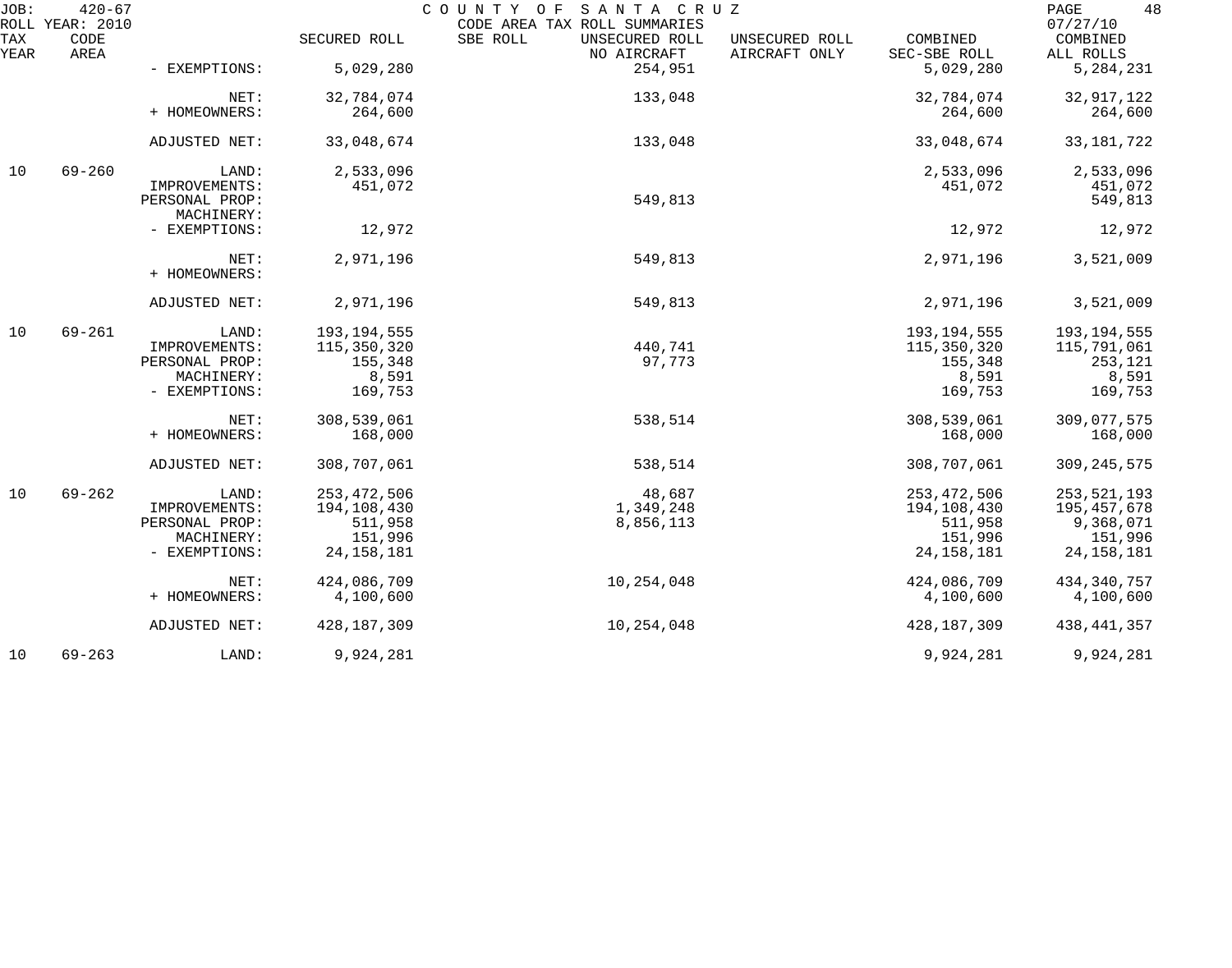JOB: 420-67 COUNTY OF SANTA CRUZ

ROLL YEAR: 2010 CODE AREA TAX ROLL SUMMARIES 07/27/10

| TAX YEAR | CODE AREA | | SECURED ROLL | SBE ROLL | UNSECURED ROLL NO AIRCRAFT | UNSECURED ROLL AIRCRAFT ONLY | COMBINED SEC-SBE ROLL | COMBINED ALL ROLLS |
|---|---|---|---|---|---|---|---|---|
| | | - EXEMPTIONS: | 5,029,280 | | 254,951 | | 5,029,280 | 5,284,231 |
| | | NET: | 32,784,074 | | 133,048 | | 32,784,074 | 32,917,122 |
| | | + HOMEOWNERS: | 264,600 | | | | 264,600 | 264,600 |
| | | ADJUSTED NET: | 33,048,674 | | 133,048 | | 33,048,674 | 33,181,722 |
| 10 | 69-260 | LAND: | 2,533,096 | | | | 2,533,096 | 2,533,096 |
| | | IMPROVEMENTS: | 451,072 | | | | 451,072 | 451,072 |
| | | PERSONAL PROP: | | | 549,813 | | | 549,813 |
| | | MACHINERY: | | | | | | |
| | | - EXEMPTIONS: | 12,972 | | | | 12,972 | 12,972 |
| | | NET: | 2,971,196 | | 549,813 | | 2,971,196 | 3,521,009 |
| | | + HOMEOWNERS: | | | | | | |
| | | ADJUSTED NET: | 2,971,196 | | 549,813 | | 2,971,196 | 3,521,009 |
| 10 | 69-261 | LAND: | 193,194,555 | | | | 193,194,555 | 193,194,555 |
| | | IMPROVEMENTS: | 115,350,320 | | 440,741 | | 115,350,320 | 115,791,061 |
| | | PERSONAL PROP: | 155,348 | | 97,773 | | 155,348 | 253,121 |
| | | MACHINERY: | 8,591 | | | | 8,591 | 8,591 |
| | | - EXEMPTIONS: | 169,753 | | | | 169,753 | 169,753 |
| | | NET: | 308,539,061 | | 538,514 | | 308,539,061 | 309,077,575 |
| | | + HOMEOWNERS: | 168,000 | | | | 168,000 | 168,000 |
| | | ADJUSTED NET: | 308,707,061 | | 538,514 | | 308,707,061 | 309,245,575 |
| 10 | 69-262 | LAND: | 253,472,506 | | 48,687 | | 253,472,506 | 253,521,193 |
| | | IMPROVEMENTS: | 194,108,430 | | 1,349,248 | | 194,108,430 | 195,457,678 |
| | | PERSONAL PROP: | 511,958 | | 8,856,113 | | 511,958 | 9,368,071 |
| | | MACHINERY: | 151,996 | | | | 151,996 | 151,996 |
| | | - EXEMPTIONS: | 24,158,181 | | | | 24,158,181 | 24,158,181 |
| | | NET: | 424,086,709 | | 10,254,048 | | 424,086,709 | 434,340,757 |
| | | + HOMEOWNERS: | 4,100,600 | | | | 4,100,600 | 4,100,600 |
| | | ADJUSTED NET: | 428,187,309 | | 10,254,048 | | 428,187,309 | 438,441,357 |
| 10 | 69-263 | LAND: | 9,924,281 | | | | 9,924,281 | 9,924,281 |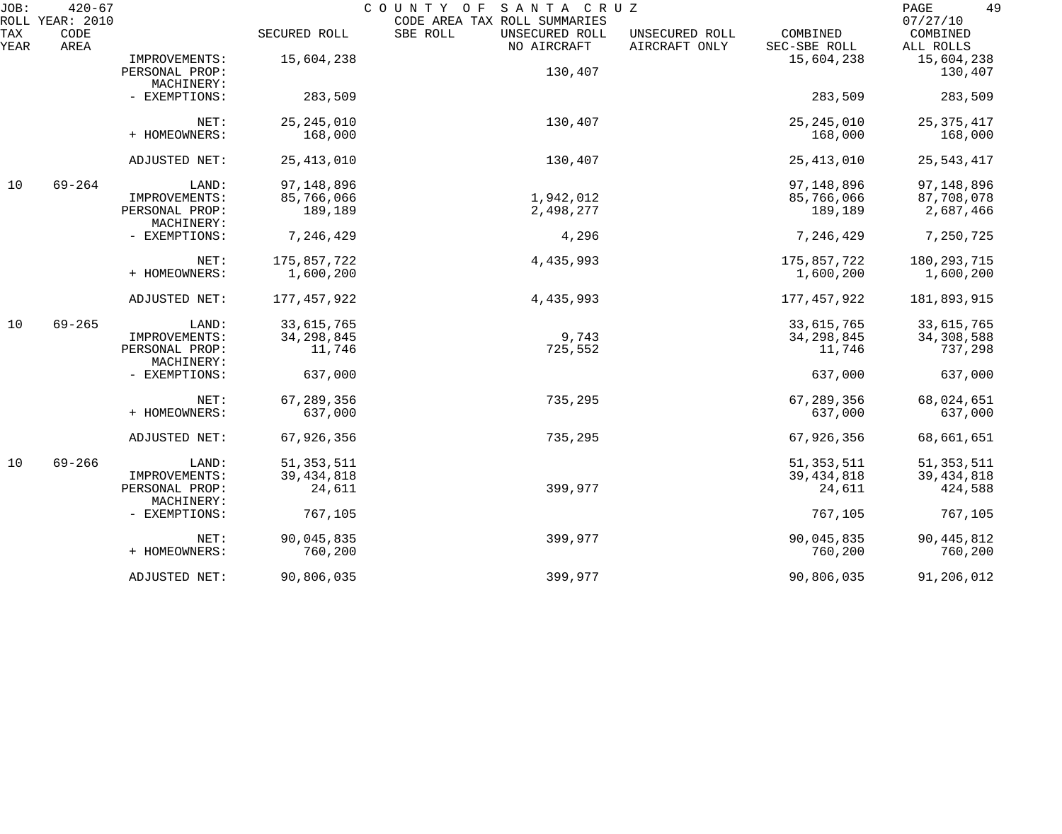JOB: 420-67 COUNTY OF SANTA CRUZ
ROLL YEAR: 2010 CODE AREA TAX ROLL SUMMARIES 07/27/10

| TAX YEAR | CODE AREA | | SECURED ROLL | SBE ROLL | UNSECURED ROLL NO AIRCRAFT | UNSECURED ROLL AIRCRAFT ONLY | COMBINED SEC-SBE ROLL | COMBINED ALL ROLLS |
|---|---|---|---|---|---|---|---|---|
| | | IMPROVEMENTS: | 15,604,238 | | | | 15,604,238 | 15,604,238 |
| | | PERSONAL PROP: | | | 130,407 | | | 130,407 |
| | | MACHINERY: | | | | | | |
| | | - EXEMPTIONS: | 283,509 | | | | 283,509 | 283,509 |
| | | NET: | 25,245,010 | | 130,407 | | 25,245,010 | 25,375,417 |
| | | + HOMEOWNERS: | 168,000 | | | | 168,000 | 168,000 |
| | | ADJUSTED NET: | 25,413,010 | | 130,407 | | 25,413,010 | 25,543,417 |
| 10 | 69-264 | LAND: | 97,148,896 | | | | 97,148,896 | 97,148,896 |
| | | IMPROVEMENTS: | 85,766,066 | | 1,942,012 | | 85,766,066 | 87,708,078 |
| | | PERSONAL PROP: | 189,189 | | 2,498,277 | | 189,189 | 2,687,466 |
| | | MACHINERY: | | | | | | |
| | | - EXEMPTIONS: | 7,246,429 | | 4,296 | | 7,246,429 | 7,250,725 |
| | | NET: | 175,857,722 | | 4,435,993 | | 175,857,722 | 180,293,715 |
| | | + HOMEOWNERS: | 1,600,200 | | | | 1,600,200 | 1,600,200 |
| | | ADJUSTED NET: | 177,457,922 | | 4,435,993 | | 177,457,922 | 181,893,915 |
| 10 | 69-265 | LAND: | 33,615,765 | | | | 33,615,765 | 33,615,765 |
| | | IMPROVEMENTS: | 34,298,845 | | 9,743 | | 34,298,845 | 34,308,588 |
| | | PERSONAL PROP: | 11,746 | | 725,552 | | 11,746 | 737,298 |
| | | MACHINERY: | | | | | | |
| | | - EXEMPTIONS: | 637,000 | | | | 637,000 | 637,000 |
| | | NET: | 67,289,356 | | 735,295 | | 67,289,356 | 68,024,651 |
| | | + HOMEOWNERS: | 637,000 | | | | 637,000 | 637,000 |
| | | ADJUSTED NET: | 67,926,356 | | 735,295 | | 67,926,356 | 68,661,651 |
| 10 | 69-266 | LAND: | 51,353,511 | | | | 51,353,511 | 51,353,511 |
| | | IMPROVEMENTS: | 39,434,818 | | | | 39,434,818 | 39,434,818 |
| | | PERSONAL PROP: | 24,611 | | 399,977 | | 24,611 | 424,588 |
| | | MACHINERY: | | | | | | |
| | | - EXEMPTIONS: | 767,105 | | | | 767,105 | 767,105 |
| | | NET: | 90,045,835 | | 399,977 | | 90,045,835 | 90,445,812 |
| | | + HOMEOWNERS: | 760,200 | | | | 760,200 | 760,200 |
| | | ADJUSTED NET: | 90,806,035 | | 399,977 | | 90,806,035 | 91,206,012 |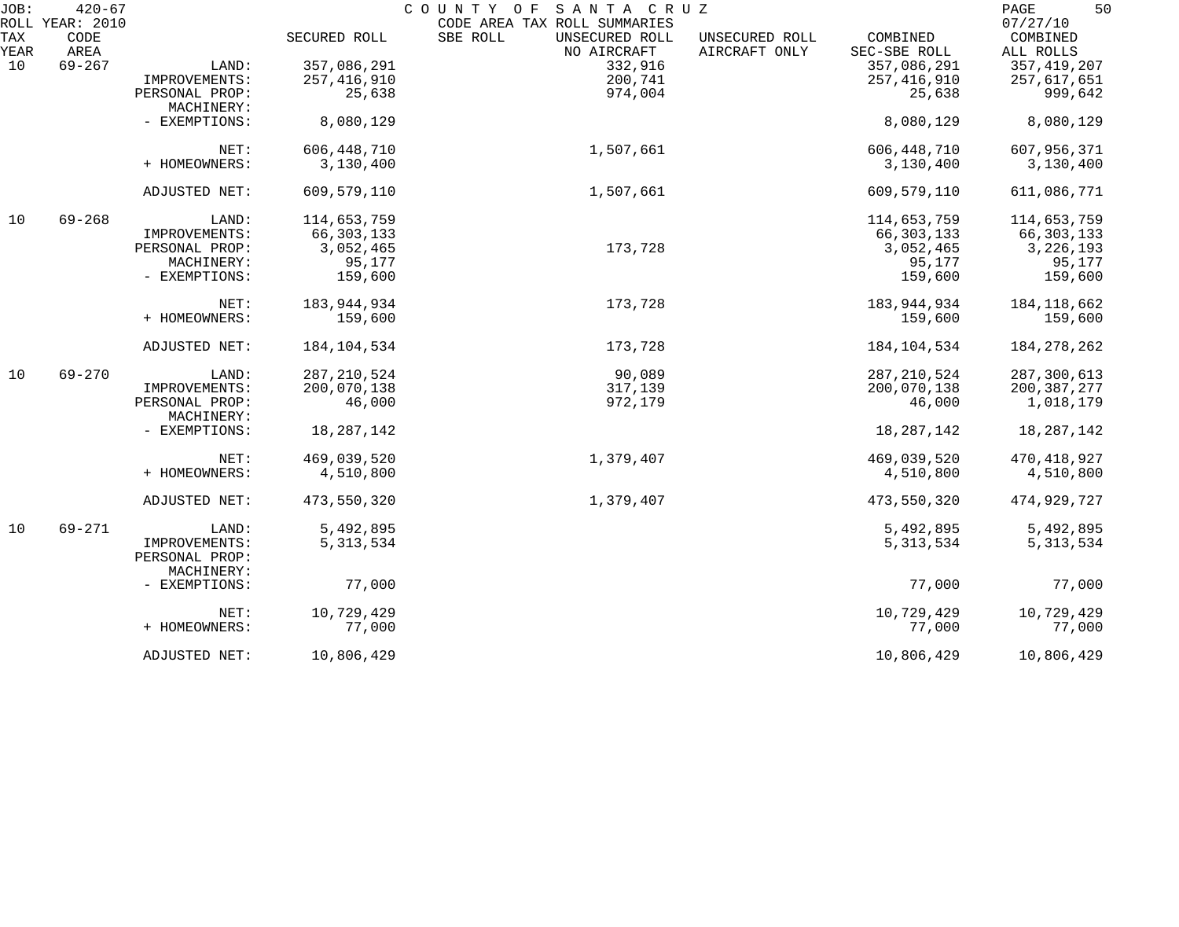JOB: 420-67 ROLL YEAR: 2010

COUNTY OF SANTA CRUZ
CODE AREA TAX ROLL SUMMARIES

07/27/10

| TAX YEAR | CODE AREA | | SECURED ROLL | SBE ROLL | UNSECURED ROLL NO AIRCRAFT | UNSECURED ROLL AIRCRAFT ONLY | COMBINED SEC-SBE ROLL | COMBINED ALL ROLLS |
|---|---|---|---|---|---|---|---|---|
| 10 | 69-267 | LAND: | 357,086,291 | | 332,916 | | 357,086,291 | 357,419,207 |
| | | IMPROVEMENTS: | 257,416,910 | | 200,741 | | 257,416,910 | 257,617,651 |
| | | PERSONAL PROP: | 25,638 | | 974,004 | | 25,638 | 999,642 |
| | | MACHINERY: | | | | | | |
| | | - EXEMPTIONS: | 8,080,129 | | | | 8,080,129 | 8,080,129 |
| | | NET: | 606,448,710 | | 1,507,661 | | 606,448,710 | 607,956,371 |
| | | + HOMEOWNERS: | 3,130,400 | | | | 3,130,400 | 3,130,400 |
| | | ADJUSTED NET: | 609,579,110 | | 1,507,661 | | 609,579,110 | 611,086,771 |
| 10 | 69-268 | LAND: | 114,653,759 | | | | 114,653,759 | 114,653,759 |
| | | IMPROVEMENTS: | 66,303,133 | | | | 66,303,133 | 66,303,133 |
| | | PERSONAL PROP: | 3,052,465 | | 173,728 | | 3,052,465 | 3,226,193 |
| | | MACHINERY: | 95,177 | | | | 95,177 | 95,177 |
| | | - EXEMPTIONS: | 159,600 | | | | 159,600 | 159,600 |
| | | NET: | 183,944,934 | | 173,728 | | 183,944,934 | 184,118,662 |
| | | + HOMEOWNERS: | 159,600 | | | | 159,600 | 159,600 |
| | | ADJUSTED NET: | 184,104,534 | | 173,728 | | 184,104,534 | 184,278,262 |
| 10 | 69-270 | LAND: | 287,210,524 | | 90,089 | | 287,210,524 | 287,300,613 |
| | | IMPROVEMENTS: | 200,070,138 | | 317,139 | | 200,070,138 | 200,387,277 |
| | | PERSONAL PROP: | 46,000 | | 972,179 | | 46,000 | 1,018,179 |
| | | MACHINERY: | | | | | | |
| | | - EXEMPTIONS: | 18,287,142 | | | | 18,287,142 | 18,287,142 |
| | | NET: | 469,039,520 | | 1,379,407 | | 469,039,520 | 470,418,927 |
| | | + HOMEOWNERS: | 4,510,800 | | | | 4,510,800 | 4,510,800 |
| | | ADJUSTED NET: | 473,550,320 | | 1,379,407 | | 473,550,320 | 474,929,727 |
| 10 | 69-271 | LAND: | 5,492,895 | | | | 5,492,895 | 5,492,895 |
| | | IMPROVEMENTS: | 5,313,534 | | | | 5,313,534 | 5,313,534 |
| | | PERSONAL PROP: | | | | | | |
| | | MACHINERY: | | | | | | |
| | | - EXEMPTIONS: | 77,000 | | | | 77,000 | 77,000 |
| | | NET: | 10,729,429 | | | | 10,729,429 | 10,729,429 |
| | | + HOMEOWNERS: | 77,000 | | | | 77,000 | 77,000 |
| | | ADJUSTED NET: | 10,806,429 | | | | 10,806,429 | 10,806,429 |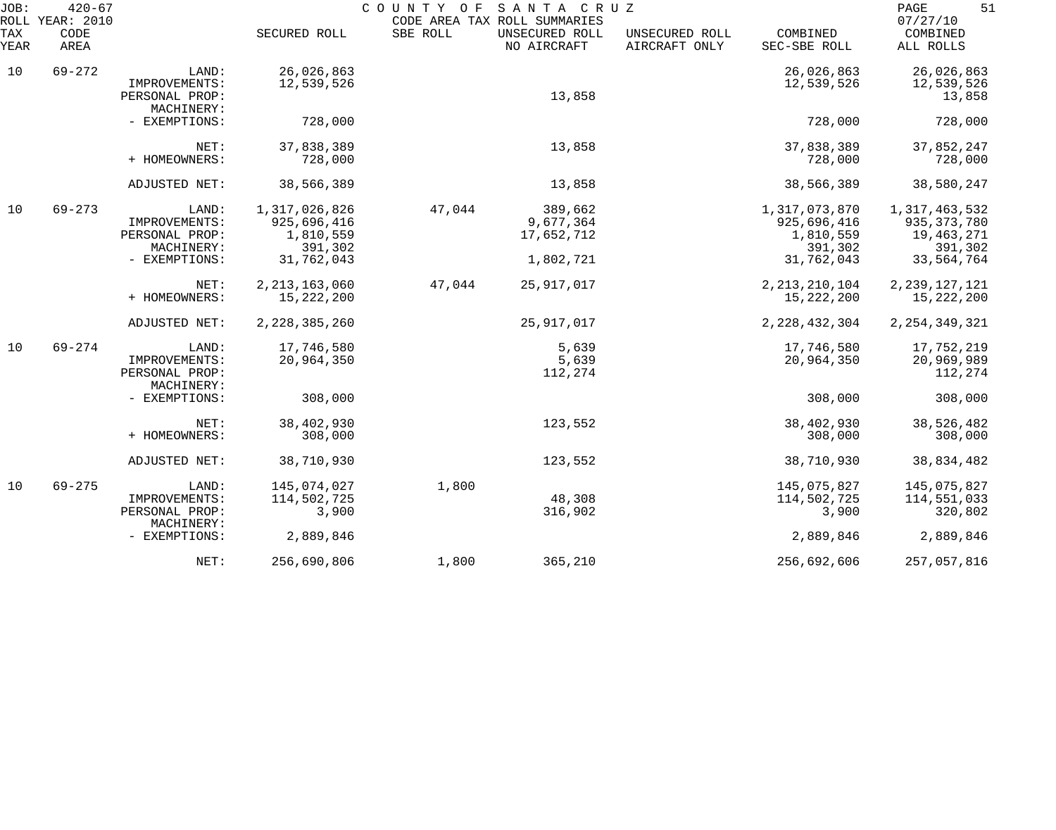JOB: 420-67 COUNTY OF SANTA CRUZ
ROLL YEAR: 2010 CODE AREA TAX ROLL SUMMARIES 07/27/10

| TAX YEAR | CODE AREA | | SECURED ROLL | SBE ROLL | UNSECURED ROLL NO AIRCRAFT | UNSECURED ROLL AIRCRAFT ONLY | COMBINED SEC-SBE ROLL | COMBINED ALL ROLLS |
|---|---|---|---|---|---|---|---|---|
| 10 | 69-272 | LAND: | 26,026,863 | | | | 26,026,863 | 26,026,863 |
| | | IMPROVEMENTS: | 12,539,526 | | | | 12,539,526 | 12,539,526 |
| | | PERSONAL PROP: | | | 13,858 | | | 13,858 |
| | | MACHINERY: | | | | | | |
| | | - EXEMPTIONS: | 728,000 | | | | 728,000 | 728,000 |
| | | NET: | 37,838,389 | | 13,858 | | 37,838,389 | 37,852,247 |
| | | + HOMEOWNERS: | 728,000 | | | | 728,000 | 728,000 |
| | | ADJUSTED NET: | 38,566,389 | | 13,858 | | 38,566,389 | 38,580,247 |
| 10 | 69-273 | LAND: | 1,317,026,826 | 47,044 | 389,662 | | 1,317,073,870 | 1,317,463,532 |
| | | IMPROVEMENTS: | 925,696,416 | | 9,677,364 | | 925,696,416 | 935,373,780 |
| | | PERSONAL PROP: | 1,810,559 | | 17,652,712 | | 1,810,559 | 19,463,271 |
| | | MACHINERY: | 391,302 | | | | 391,302 | 391,302 |
| | | - EXEMPTIONS: | 31,762,043 | | 1,802,721 | | 31,762,043 | 33,564,764 |
| | | NET: | 2,213,163,060 | 47,044 | 25,917,017 | | 2,213,210,104 | 2,239,127,121 |
| | | + HOMEOWNERS: | 15,222,200 | | | | 15,222,200 | 15,222,200 |
| | | ADJUSTED NET: | 2,228,385,260 | | 25,917,017 | | 2,228,432,304 | 2,254,349,321 |
| 10 | 69-274 | LAND: | 17,746,580 | | 5,639 | | 17,746,580 | 17,752,219 |
| | | IMPROVEMENTS: | 20,964,350 | | 5,639 | | 20,964,350 | 20,969,989 |
| | | PERSONAL PROP: | | | 112,274 | | | 112,274 |
| | | MACHINERY: | | | | | | |
| | | - EXEMPTIONS: | 308,000 | | | | 308,000 | 308,000 |
| | | NET: | 38,402,930 | | 123,552 | | 38,402,930 | 38,526,482 |
| | | + HOMEOWNERS: | 308,000 | | | | 308,000 | 308,000 |
| | | ADJUSTED NET: | 38,710,930 | | 123,552 | | 38,710,930 | 38,834,482 |
| 10 | 69-275 | LAND: | 145,074,027 | 1,800 | | | 145,075,827 | 145,075,827 |
| | | IMPROVEMENTS: | 114,502,725 | | 48,308 | | 114,502,725 | 114,551,033 |
| | | PERSONAL PROP: | 3,900 | | 316,902 | | 3,900 | 320,802 |
| | | MACHINERY: | | | | | | |
| | | - EXEMPTIONS: | 2,889,846 | | | | 2,889,846 | 2,889,846 |
| | | NET: | 256,690,806 | 1,800 | 365,210 | | 256,692,606 | 257,057,816 |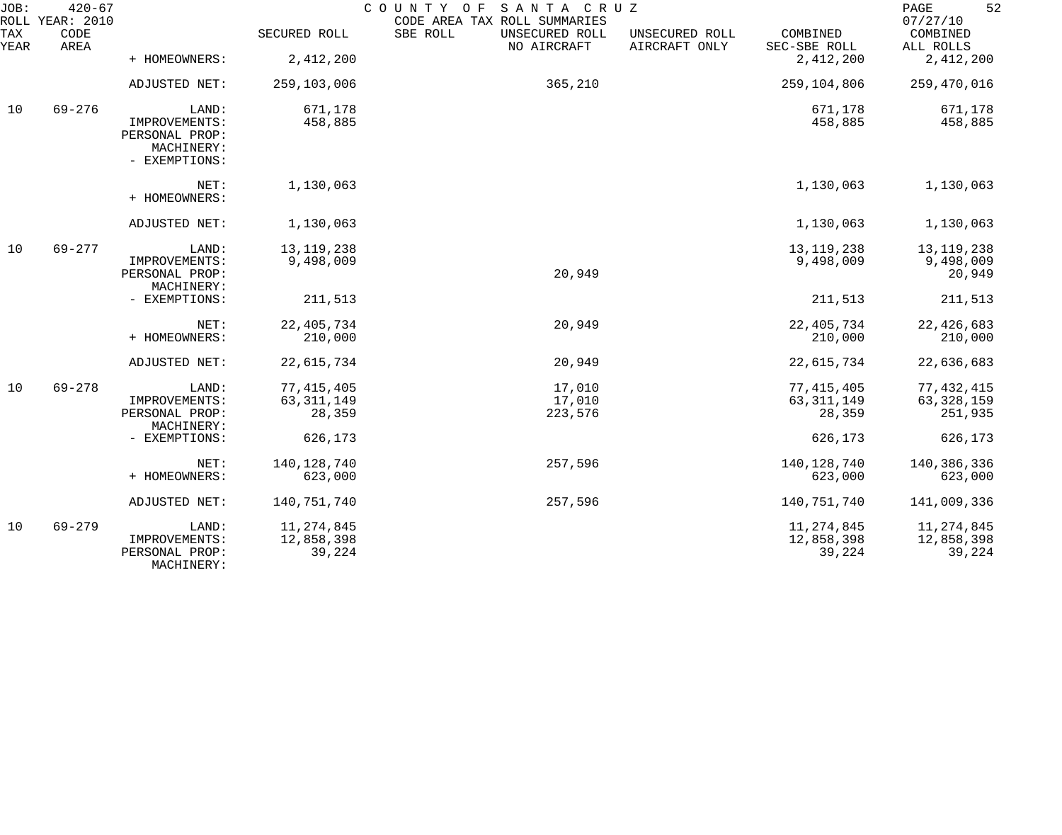JOB: 420-67 COUNTY OF SANTA CRUZ PAGE 52
ROLL YEAR: 2010 CODE AREA TAX ROLL SUMMARIES 07/27/10

| TAX YEAR | CODE AREA | | SECURED ROLL | SBE ROLL | UNSECURED ROLL NO AIRCRAFT | UNSECURED ROLL AIRCRAFT ONLY | COMBINED SEC-SBE ROLL | COMBINED ALL ROLLS |
|---|---|---|---|---|---|---|---|---|
| | | + HOMEOWNERS: | 2,412,200 | | | | 2,412,200 | 2,412,200 |
| | | ADJUSTED NET: | 259,103,006 | | 365,210 | | 259,104,806 | 259,470,016 |
| 10 | 69-276 | LAND: | 671,178 | | | | 671,178 | 671,178 |
| | | IMPROVEMENTS: | 458,885 | | | | 458,885 | 458,885 |
| | | PERSONAL PROP: | | | | | | |
| | | MACHINERY: | | | | | | |
| | | - EXEMPTIONS: | | | | | | |
| | | NET: | 1,130,063 | | | | 1,130,063 | 1,130,063 |
| | | + HOMEOWNERS: | | | | | | |
| | | ADJUSTED NET: | 1,130,063 | | | | 1,130,063 | 1,130,063 |
| 10 | 69-277 | LAND: | 13,119,238 | | | | 13,119,238 | 13,119,238 |
| | | IMPROVEMENTS: | 9,498,009 | | | | 9,498,009 | 9,498,009 |
| | | PERSONAL PROP: | | | 20,949 | | | 20,949 |
| | | MACHINERY: | | | | | | |
| | | - EXEMPTIONS: | 211,513 | | | | 211,513 | 211,513 |
| | | NET: | 22,405,734 | | 20,949 | | 22,405,734 | 22,426,683 |
| | | + HOMEOWNERS: | 210,000 | | | | 210,000 | 210,000 |
| | | ADJUSTED NET: | 22,615,734 | | 20,949 | | 22,615,734 | 22,636,683 |
| 10 | 69-278 | LAND: | 77,415,405 | | 17,010 | | 77,415,405 | 77,432,415 |
| | | IMPROVEMENTS: | 63,311,149 | | 17,010 | | 63,311,149 | 63,328,159 |
| | | PERSONAL PROP: | 28,359 | | 223,576 | | 28,359 | 251,935 |
| | | MACHINERY: | | | | | | |
| | | - EXEMPTIONS: | 626,173 | | | | 626,173 | 626,173 |
| | | NET: | 140,128,740 | | 257,596 | | 140,128,740 | 140,386,336 |
| | | + HOMEOWNERS: | 623,000 | | | | 623,000 | 623,000 |
| | | ADJUSTED NET: | 140,751,740 | | 257,596 | | 140,751,740 | 141,009,336 |
| 10 | 69-279 | LAND: | 11,274,845 | | | | 11,274,845 | 11,274,845 |
| | | IMPROVEMENTS: | 12,858,398 | | | | 12,858,398 | 12,858,398 |
| | | PERSONAL PROP: | 39,224 | | | | 39,224 | 39,224 |
| | | MACHINERY: | | | | | | |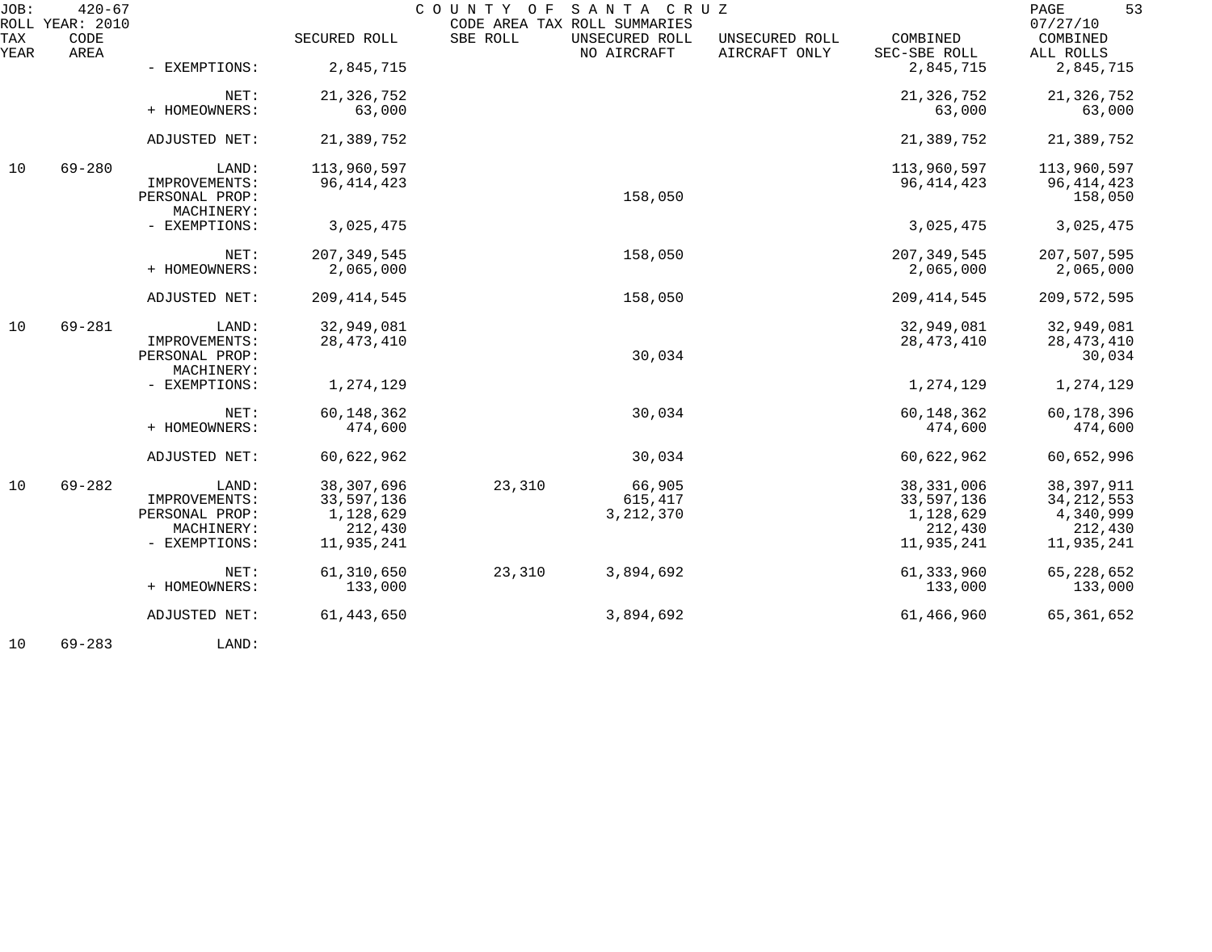JOB: 420-67 COUNTY OF SANTA CRUZ
ROLL YEAR: 2010 CODE AREA TAX ROLL SUMMARIES 07/27/10

| TAX YEAR | CODE AREA | | SECURED ROLL | SBE ROLL | UNSECURED ROLL NO AIRCRAFT | UNSECURED ROLL AIRCRAFT ONLY | COMBINED SEC-SBE ROLL | COMBINED ALL ROLLS |
|---|---|---|---|---|---|---|---|---|
| | | - EXEMPTIONS: | 2,845,715 | | | | 2,845,715 | 2,845,715 |
| | | NET: | 21,326,752 | | | | 21,326,752 | 21,326,752 |
| | | + HOMEOWNERS: | 63,000 | | | | 63,000 | 63,000 |
| | | ADJUSTED NET: | 21,389,752 | | | | 21,389,752 | 21,389,752 |
| 10 | 69-280 | LAND: | 113,960,597 | | | | 113,960,597 | 113,960,597 |
| | | IMPROVEMENTS: | 96,414,423 | | | | 96,414,423 | 96,414,423 |
| | | PERSONAL PROP: | | | 158,050 | | | 158,050 |
| | | MACHINERY: | | | | | | |
| | | - EXEMPTIONS: | 3,025,475 | | | | 3,025,475 | 3,025,475 |
| | | NET: | 207,349,545 | | 158,050 | | 207,349,545 | 207,507,595 |
| | | + HOMEOWNERS: | 2,065,000 | | | | 2,065,000 | 2,065,000 |
| | | ADJUSTED NET: | 209,414,545 | | 158,050 | | 209,414,545 | 209,572,595 |
| 10 | 69-281 | LAND: | 32,949,081 | | | | 32,949,081 | 32,949,081 |
| | | IMPROVEMENTS: | 28,473,410 | | | | 28,473,410 | 28,473,410 |
| | | PERSONAL PROP: | | | 30,034 | | | 30,034 |
| | | MACHINERY: | | | | | | |
| | | - EXEMPTIONS: | 1,274,129 | | | | 1,274,129 | 1,274,129 |
| | | NET: | 60,148,362 | | 30,034 | | 60,148,362 | 60,178,396 |
| | | + HOMEOWNERS: | 474,600 | | | | 474,600 | 474,600 |
| | | ADJUSTED NET: | 60,622,962 | | 30,034 | | 60,622,962 | 60,652,996 |
| 10 | 69-282 | LAND: | 38,307,696 | 23,310 | 66,905 | | 38,331,006 | 38,397,911 |
| | | IMPROVEMENTS: | 33,597,136 | | 615,417 | | 33,597,136 | 34,212,553 |
| | | PERSONAL PROP: | 1,128,629 | | 3,212,370 | | 1,128,629 | 4,340,999 |
| | | MACHINERY: | 212,430 | | | | 212,430 | 212,430 |
| | | - EXEMPTIONS: | 11,935,241 | | | | 11,935,241 | 11,935,241 |
| | | NET: | 61,310,650 | 23,310 | 3,894,692 | | 61,333,960 | 65,228,652 |
| | | + HOMEOWNERS: | 133,000 | | | | 133,000 | 133,000 |
| | | ADJUSTED NET: | 61,443,650 | | 3,894,692 | | 61,466,960 | 65,361,652 |
| 10 | 69-283 | LAND: | | | | | | |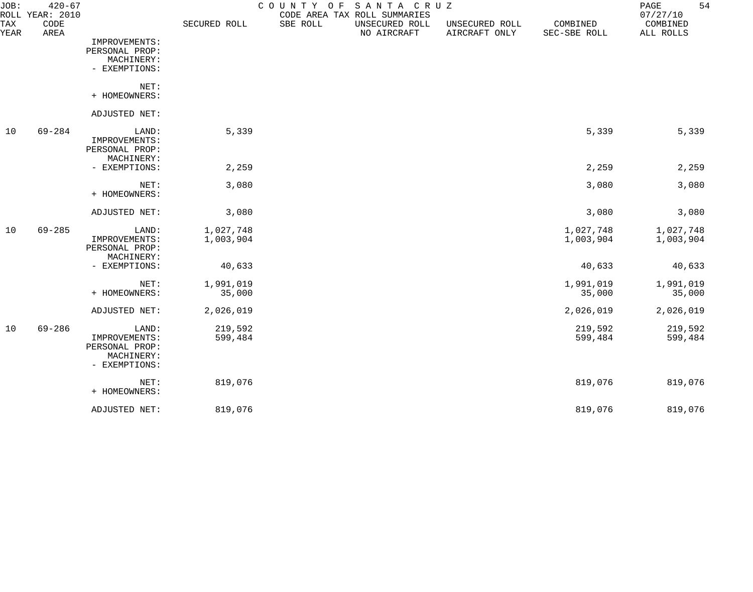JOB: 420-67 COUNTY OF SANTA CRUZ
ROLL YEAR: 2010 CODE AREA TAX ROLL SUMMARIES 07/27/10

| TAX YEAR | CODE AREA | | SECURED ROLL | SBE ROLL | UNSECURED ROLL NO AIRCRAFT | UNSECURED ROLL AIRCRAFT ONLY | COMBINED SEC-SBE ROLL | COMBINED ALL ROLLS |
|---|---|---|---|---|---|---|---|---|
| | | IMPROVEMENTS: | | | | | | |
| | | PERSONAL PROP: | | | | | | |
| | | MACHINERY: | | | | | | |
| | | - EXEMPTIONS: | | | | | | |
| | | NET: | | | | | | |
| | | + HOMEOWNERS: | | | | | | |
| | | ADJUSTED NET: | | | | | | |
| 10 | 69-284 | LAND: | 5,339 | | | | 5,339 | 5,339 |
| | | IMPROVEMENTS: | | | | | | |
| | | PERSONAL PROP: | | | | | | |
| | | MACHINERY: | | | | | | |
| | | - EXEMPTIONS: | 2,259 | | | | 2,259 | 2,259 |
| | | NET: | 3,080 | | | | 3,080 | 3,080 |
| | | + HOMEOWNERS: | | | | | | |
| | | ADJUSTED NET: | 3,080 | | | | 3,080 | 3,080 |
| 10 | 69-285 | LAND: | 1,027,748 | | | | 1,027,748 | 1,027,748 |
| | | IMPROVEMENTS: | 1,003,904 | | | | 1,003,904 | 1,003,904 |
| | | PERSONAL PROP: | | | | | | |
| | | MACHINERY: | | | | | | |
| | | - EXEMPTIONS: | 40,633 | | | | 40,633 | 40,633 |
| | | NET: | 1,991,019 | | | | 1,991,019 | 1,991,019 |
| | | + HOMEOWNERS: | 35,000 | | | | 35,000 | 35,000 |
| | | ADJUSTED NET: | 2,026,019 | | | | 2,026,019 | 2,026,019 |
| 10 | 69-286 | LAND: | 219,592 | | | | 219,592 | 219,592 |
| | | IMPROVEMENTS: | 599,484 | | | | 599,484 | 599,484 |
| | | PERSONAL PROP: | | | | | | |
| | | MACHINERY: | | | | | | |
| | | - EXEMPTIONS: | | | | | | |
| | | NET: | 819,076 | | | | 819,076 | 819,076 |
| | | + HOMEOWNERS: | | | | | | |
| | | ADJUSTED NET: | 819,076 | | | | 819,076 | 819,076 |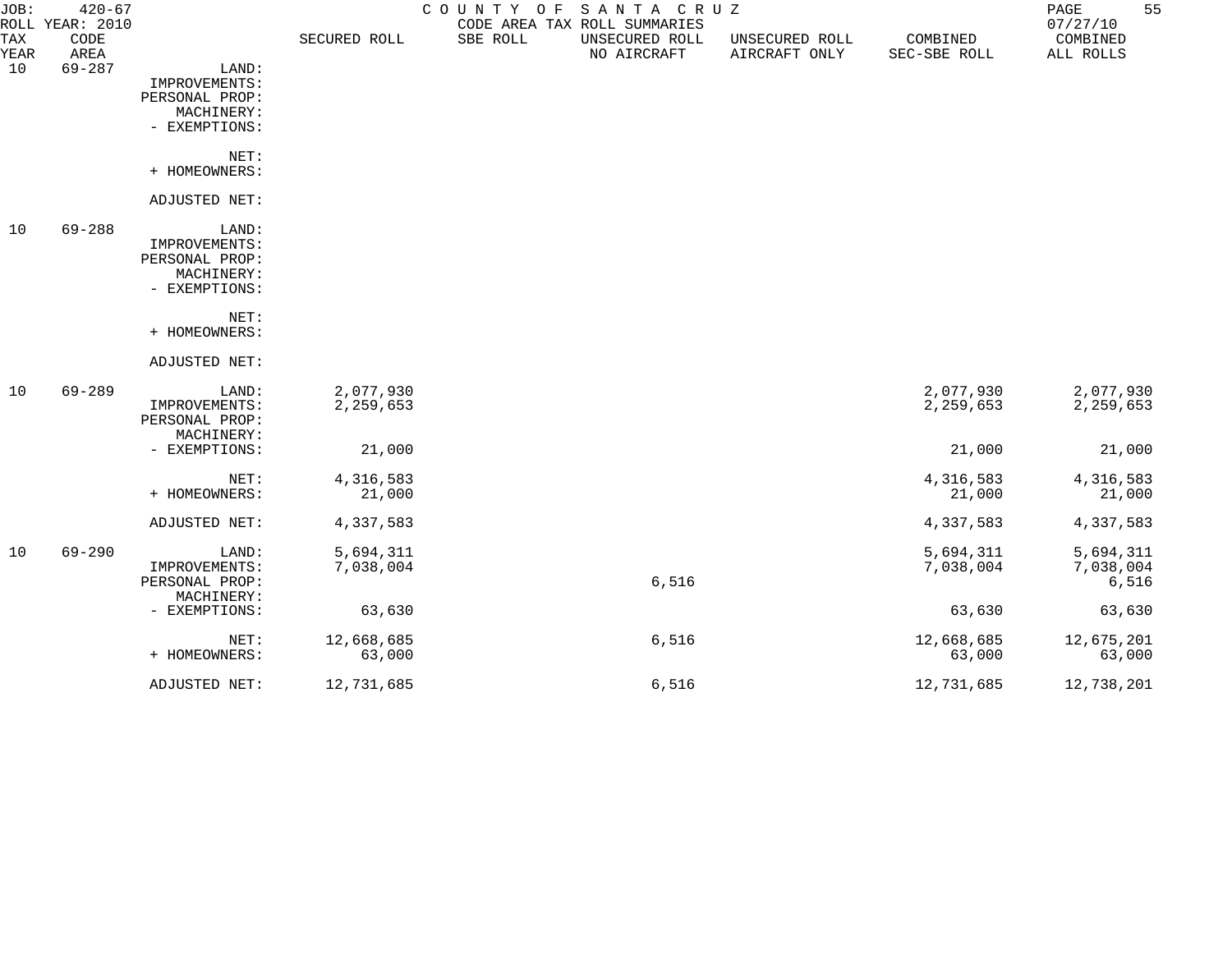JOB: 420-67 COUNTY OF SANTA CRUZ
ROLL YEAR: 2010 CODE AREA TAX ROLL SUMMARIES 07/27/10

| TAX YEAR | CODE AREA | | SECURED ROLL | SBE ROLL | UNSECURED ROLL NO AIRCRAFT | UNSECURED ROLL AIRCRAFT ONLY | COMBINED SEC-SBE ROLL | COMBINED ALL ROLLS |
|---|---|---|---|---|---|---|---|---|
| 10 | 69-287 | LAND: | | | | | | |
| | | IMPROVEMENTS: | | | | | | |
| | | PERSONAL PROP: | | | | | | |
| | | MACHINERY: | | | | | | |
| | | - EXEMPTIONS: | | | | | | |
| | | NET: | | | | | | |
| | | + HOMEOWNERS: | | | | | | |
| | | ADJUSTED NET: | | | | | | |
| 10 | 69-288 | LAND: | | | | | | |
| | | IMPROVEMENTS: | | | | | | |
| | | PERSONAL PROP: | | | | | | |
| | | MACHINERY: | | | | | | |
| | | - EXEMPTIONS: | | | | | | |
| | | NET: | | | | | | |
| | | + HOMEOWNERS: | | | | | | |
| | | ADJUSTED NET: | | | | | | |
| 10 | 69-289 | LAND: | 2,077,930 | | | | 2,077,930 | 2,077,930 |
| | | IMPROVEMENTS: | 2,259,653 | | | | 2,259,653 | 2,259,653 |
| | | PERSONAL PROP: | | | | | | |
| | | MACHINERY: | | | | | | |
| | | - EXEMPTIONS: | 21,000 | | | | 21,000 | 21,000 |
| | | NET: | 4,316,583 | | | | 4,316,583 | 4,316,583 |
| | | + HOMEOWNERS: | 21,000 | | | | 21,000 | 21,000 |
| | | ADJUSTED NET: | 4,337,583 | | | | 4,337,583 | 4,337,583 |
| 10 | 69-290 | LAND: | 5,694,311 | | | | 5,694,311 | 5,694,311 |
| | | IMPROVEMENTS: | 7,038,004 | | | | 7,038,004 | 7,038,004 |
| | | PERSONAL PROP: | | | 6,516 | | | 6,516 |
| | | MACHINERY: | | | | | | |
| | | - EXEMPTIONS: | 63,630 | | | | 63,630 | 63,630 |
| | | NET: | 12,668,685 | | 6,516 | | 12,668,685 | 12,675,201 |
| | | + HOMEOWNERS: | 63,000 | | | | 63,000 | 63,000 |
| | | ADJUSTED NET: | 12,731,685 | | 6,516 | | 12,731,685 | 12,738,201 |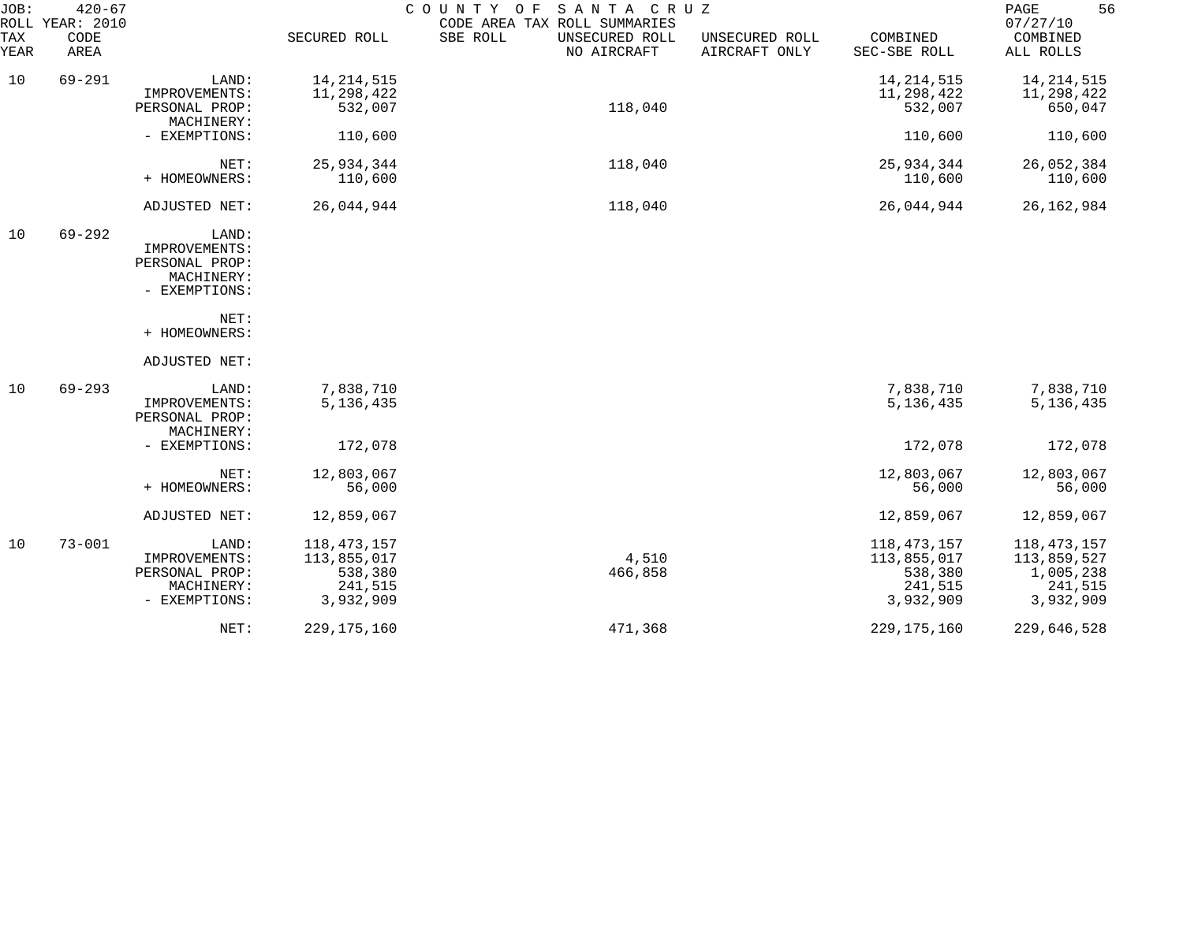JOB: 420-67 COUNTY OF SANTA CRUZ PAGE 56
ROLL YEAR: 2010 CODE AREA TAX ROLL SUMMARIES 07/27/10

| TAX YEAR | CODE AREA | | SECURED ROLL | SBE ROLL | UNSECURED ROLL NO AIRCRAFT | UNSECURED ROLL AIRCRAFT ONLY | COMBINED SEC-SBE ROLL | COMBINED ALL ROLLS |
|---|---|---|---|---|---|---|---|---|
| 10 | 69-291 | LAND: | 14,214,515 | | | | 14,214,515 | 14,214,515 |
| | | IMPROVEMENTS: | 11,298,422 | | | | 11,298,422 | 11,298,422 |
| | | PERSONAL PROP: | 532,007 | | 118,040 | | 532,007 | 650,047 |
| | | MACHINERY: | | | | | | |
| | | - EXEMPTIONS: | 110,600 | | | | 110,600 | 110,600 |
| | | NET: | 25,934,344 | | 118,040 | | 25,934,344 | 26,052,384 |
| | | + HOMEOWNERS: | 110,600 | | | | 110,600 | 110,600 |
| | | ADJUSTED NET: | 26,044,944 | | 118,040 | | 26,044,944 | 26,162,984 |
| 10 | 69-292 | LAND: | | | | | | |
| | | IMPROVEMENTS: | | | | | | |
| | | PERSONAL PROP: | | | | | | |
| | | MACHINERY: | | | | | | |
| | | - EXEMPTIONS: | | | | | | |
| | | NET: | | | | | | |
| | | + HOMEOWNERS: | | | | | | |
| | | ADJUSTED NET: | | | | | | |
| 10 | 69-293 | LAND: | 7,838,710 | | | | 7,838,710 | 7,838,710 |
| | | IMPROVEMENTS: | 5,136,435 | | | | 5,136,435 | 5,136,435 |
| | | PERSONAL PROP: | | | | | | |
| | | MACHINERY: | | | | | | |
| | | - EXEMPTIONS: | 172,078 | | | | 172,078 | 172,078 |
| | | NET: | 12,803,067 | | | | 12,803,067 | 12,803,067 |
| | | + HOMEOWNERS: | 56,000 | | | | 56,000 | 56,000 |
| | | ADJUSTED NET: | 12,859,067 | | | | 12,859,067 | 12,859,067 |
| 10 | 73-001 | LAND: | 118,473,157 | | | | 118,473,157 | 118,473,157 |
| | | IMPROVEMENTS: | 113,855,017 | | 4,510 | | 113,855,017 | 113,859,527 |
| | | PERSONAL PROP: | 538,380 | | 466,858 | | 538,380 | 1,005,238 |
| | | MACHINERY: | 241,515 | | | | 241,515 | 241,515 |
| | | - EXEMPTIONS: | 3,932,909 | | | | 3,932,909 | 3,932,909 |
| | | NET: | 229,175,160 | | 471,368 | | 229,175,160 | 229,646,528 |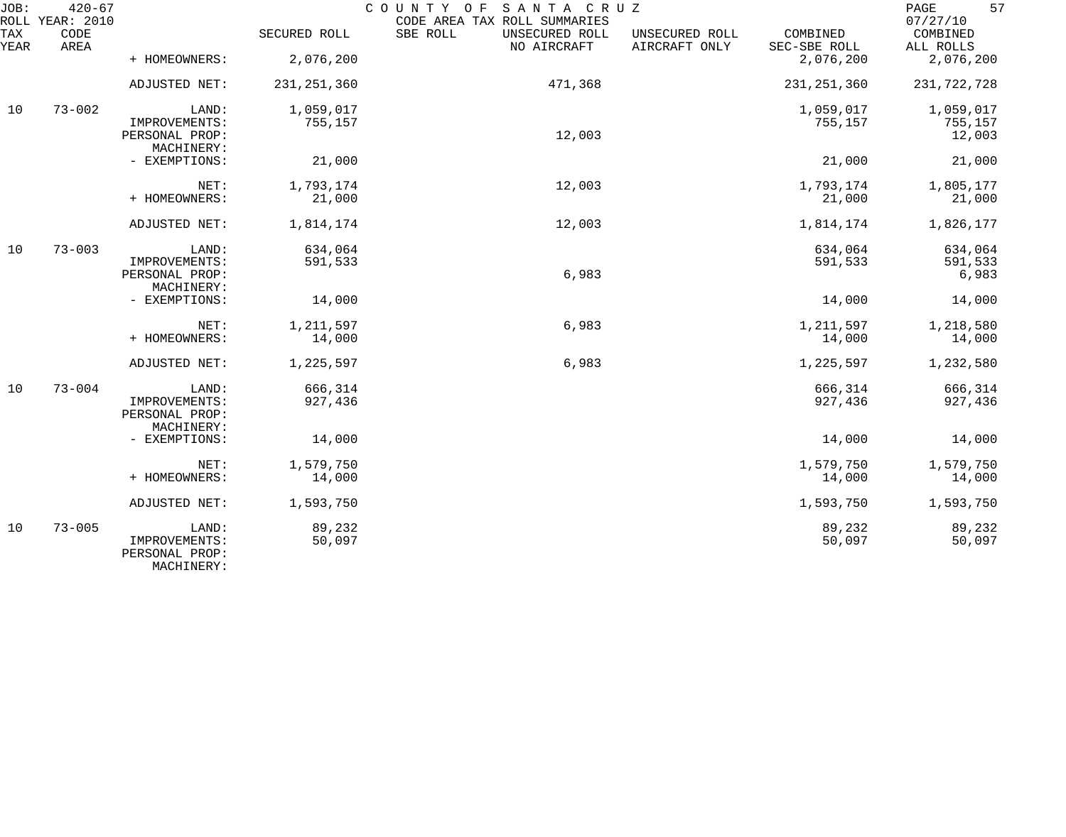JOB: 420-67 COUNTY OF SANTA CRUZ
ROLL YEAR: 2010 CODE AREA TAX ROLL SUMMARIES 07/27/10

| TAX YEAR | CODE AREA | | SECURED ROLL | SBE ROLL | UNSECURED ROLL NO AIRCRAFT | UNSECURED ROLL AIRCRAFT ONLY | COMBINED SEC-SBE ROLL | COMBINED ALL ROLLS |
|---|---|---|---|---|---|---|---|---|
| | | + HOMEOWNERS: | 2,076,200 | | | | 2,076,200 | 2,076,200 |
| | | ADJUSTED NET: | 231,251,360 | | 471,368 | | 231,251,360 | 231,722,728 |
| 10 | 73-002 | LAND: | 1,059,017 | | | | 1,059,017 | 1,059,017 |
| | | IMPROVEMENTS: | 755,157 | | | | 755,157 | 755,157 |
| | | PERSONAL PROP: | | | 12,003 | | | 12,003 |
| | | MACHINERY: | | | | | | |
| | | - EXEMPTIONS: | 21,000 | | | | 21,000 | 21,000 |
| | | NET: | 1,793,174 | | 12,003 | | 1,793,174 | 1,805,177 |
| | | + HOMEOWNERS: | 21,000 | | | | 21,000 | 21,000 |
| | | ADJUSTED NET: | 1,814,174 | | 12,003 | | 1,814,174 | 1,826,177 |
| 10 | 73-003 | LAND: | 634,064 | | | | 634,064 | 634,064 |
| | | IMPROVEMENTS: | 591,533 | | | | 591,533 | 591,533 |
| | | PERSONAL PROP: | | | 6,983 | | | 6,983 |
| | | MACHINERY: | | | | | | |
| | | - EXEMPTIONS: | 14,000 | | | | 14,000 | 14,000 |
| | | NET: | 1,211,597 | | 6,983 | | 1,211,597 | 1,218,580 |
| | | + HOMEOWNERS: | 14,000 | | | | 14,000 | 14,000 |
| | | ADJUSTED NET: | 1,225,597 | | 6,983 | | 1,225,597 | 1,232,580 |
| 10 | 73-004 | LAND: | 666,314 | | | | 666,314 | 666,314 |
| | | IMPROVEMENTS: | 927,436 | | | | 927,436 | 927,436 |
| | | PERSONAL PROP: | | | | | | |
| | | MACHINERY: | | | | | | |
| | | - EXEMPTIONS: | 14,000 | | | | 14,000 | 14,000 |
| | | NET: | 1,579,750 | | | | 1,579,750 | 1,579,750 |
| | | + HOMEOWNERS: | 14,000 | | | | 14,000 | 14,000 |
| | | ADJUSTED NET: | 1,593,750 | | | | 1,593,750 | 1,593,750 |
| 10 | 73-005 | LAND: | 89,232 | | | | 89,232 | 89,232 |
| | | IMPROVEMENTS: | 50,097 | | | | 50,097 | 50,097 |
| | | PERSONAL PROP: | | | | | | |
| | | MACHINERY: | | | | | | |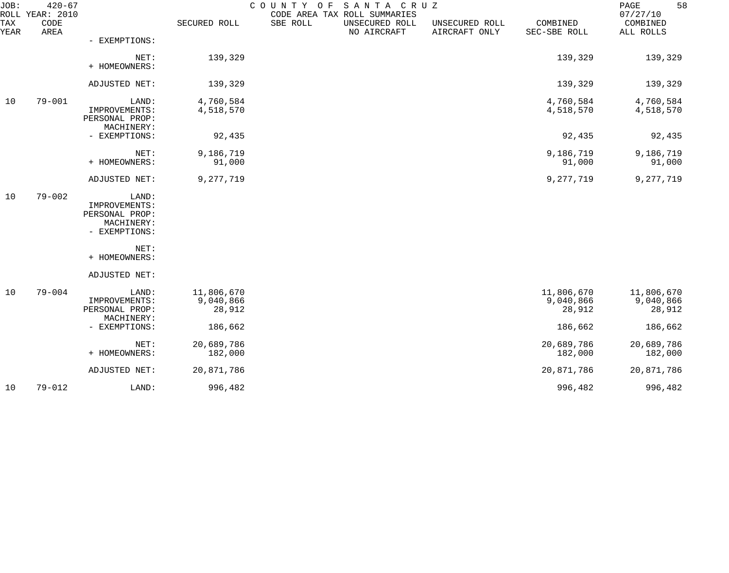JOB: 420-67 COUNTY OF SANTA CRUZ
ROLL YEAR: 2010 CODE AREA TAX ROLL SUMMARIES 07/27/10

| TAX YEAR | CODE AREA | | SECURED ROLL | SBE ROLL | UNSECURED ROLL NO AIRCRAFT | UNSECURED ROLL AIRCRAFT ONLY | COMBINED SEC-SBE ROLL | COMBINED ALL ROLLS |
|---|---|---|---|---|---|---|---|---|
| | | - EXEMPTIONS: | | | | | | |
| | | NET: | 139,329 | | | | 139,329 | 139,329 |
| | | + HOMEOWNERS: | | | | | | |
| | | ADJUSTED NET: | 139,329 | | | | 139,329 | 139,329 |
| 10 | 79-001 | LAND: | 4,760,584 | | | | 4,760,584 | 4,760,584 |
| | | IMPROVEMENTS: | 4,518,570 | | | | 4,518,570 | 4,518,570 |
| | | PERSONAL PROP: | | | | | | |
| | | MACHINERY: | | | | | | |
| | | - EXEMPTIONS: | 92,435 | | | | 92,435 | 92,435 |
| | | NET: | 9,186,719 | | | | 9,186,719 | 9,186,719 |
| | | + HOMEOWNERS: | 91,000 | | | | 91,000 | 91,000 |
| | | ADJUSTED NET: | 9,277,719 | | | | 9,277,719 | 9,277,719 |
| 10 | 79-002 | LAND: | | | | | | |
| | | IMPROVEMENTS: | | | | | | |
| | | PERSONAL PROP: | | | | | | |
| | | MACHINERY: | | | | | | |
| | | - EXEMPTIONS: | | | | | | |
| | | NET: | | | | | | |
| | | + HOMEOWNERS: | | | | | | |
| | | ADJUSTED NET: | | | | | | |
| 10 | 79-004 | LAND: | 11,806,670 | | | | 11,806,670 | 11,806,670 |
| | | IMPROVEMENTS: | 9,040,866 | | | | 9,040,866 | 9,040,866 |
| | | PERSONAL PROP: | 28,912 | | | | 28,912 | 28,912 |
| | | MACHINERY: | | | | | | |
| | | - EXEMPTIONS: | 186,662 | | | | 186,662 | 186,662 |
| | | NET: | 20,689,786 | | | | 20,689,786 | 20,689,786 |
| | | + HOMEOWNERS: | 182,000 | | | | 182,000 | 182,000 |
| | | ADJUSTED NET: | 20,871,786 | | | | 20,871,786 | 20,871,786 |
| 10 | 79-012 | LAND: | 996,482 | | | | 996,482 | 996,482 |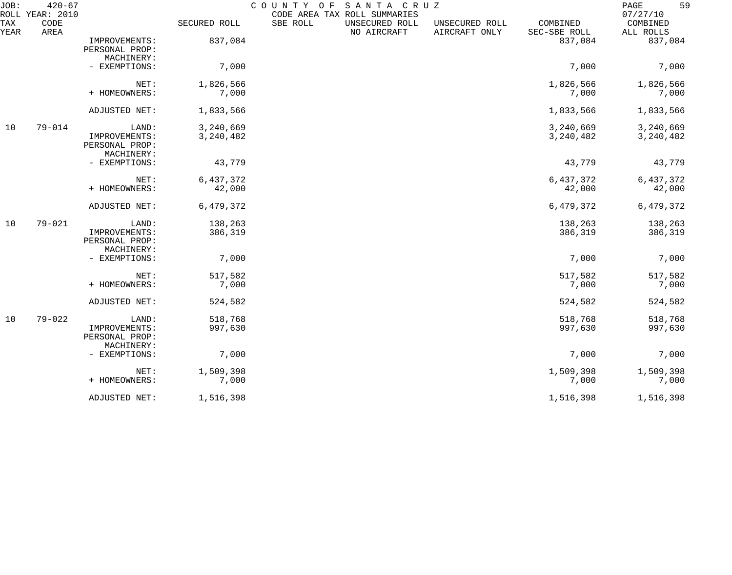JOB: 420-67 COUNTY OF SANTA CRUZ
ROLL YEAR: 2010 CODE AREA TAX ROLL SUMMARIES 07/27/10

| TAX YEAR | CODE AREA | | SECURED ROLL | SBE ROLL | UNSECURED ROLL NO AIRCRAFT | UNSECURED ROLL AIRCRAFT ONLY | COMBINED SEC-SBE ROLL | COMBINED ALL ROLLS |
|---|---|---|---|---|---|---|---|---|
| | | IMPROVEMENTS: | 837,084 | | | | 837,084 | 837,084 |
| | | PERSONAL PROP: | | | | | | |
| | | MACHINERY: | | | | | | |
| | | - EXEMPTIONS: | 7,000 | | | | 7,000 | 7,000 |
| | | NET: | 1,826,566 | | | | 1,826,566 | 1,826,566 |
| | | + HOMEOWNERS: | 7,000 | | | | 7,000 | 7,000 |
| | | ADJUSTED NET: | 1,833,566 | | | | 1,833,566 | 1,833,566 |
| 10 | 79-014 | LAND: | 3,240,669 | | | | 3,240,669 | 3,240,669 |
| | | IMPROVEMENTS: | 3,240,482 | | | | 3,240,482 | 3,240,482 |
| | | PERSONAL PROP: | | | | | | |
| | | MACHINERY: | | | | | | |
| | | - EXEMPTIONS: | 43,779 | | | | 43,779 | 43,779 |
| | | NET: | 6,437,372 | | | | 6,437,372 | 6,437,372 |
| | | + HOMEOWNERS: | 42,000 | | | | 42,000 | 42,000 |
| | | ADJUSTED NET: | 6,479,372 | | | | 6,479,372 | 6,479,372 |
| 10 | 79-021 | LAND: | 138,263 | | | | 138,263 | 138,263 |
| | | IMPROVEMENTS: | 386,319 | | | | 386,319 | 386,319 |
| | | PERSONAL PROP: | | | | | | |
| | | MACHINERY: | | | | | | |
| | | - EXEMPTIONS: | 7,000 | | | | 7,000 | 7,000 |
| | | NET: | 517,582 | | | | 517,582 | 517,582 |
| | | + HOMEOWNERS: | 7,000 | | | | 7,000 | 7,000 |
| | | ADJUSTED NET: | 524,582 | | | | 524,582 | 524,582 |
| 10 | 79-022 | LAND: | 518,768 | | | | 518,768 | 518,768 |
| | | IMPROVEMENTS: | 997,630 | | | | 997,630 | 997,630 |
| | | PERSONAL PROP: | | | | | | |
| | | MACHINERY: | | | | | | |
| | | - EXEMPTIONS: | 7,000 | | | | 7,000 | 7,000 |
| | | NET: | 1,509,398 | | | | 1,509,398 | 1,509,398 |
| | | + HOMEOWNERS: | 7,000 | | | | 7,000 | 7,000 |
| | | ADJUSTED NET: | 1,516,398 | | | | 1,516,398 | 1,516,398 |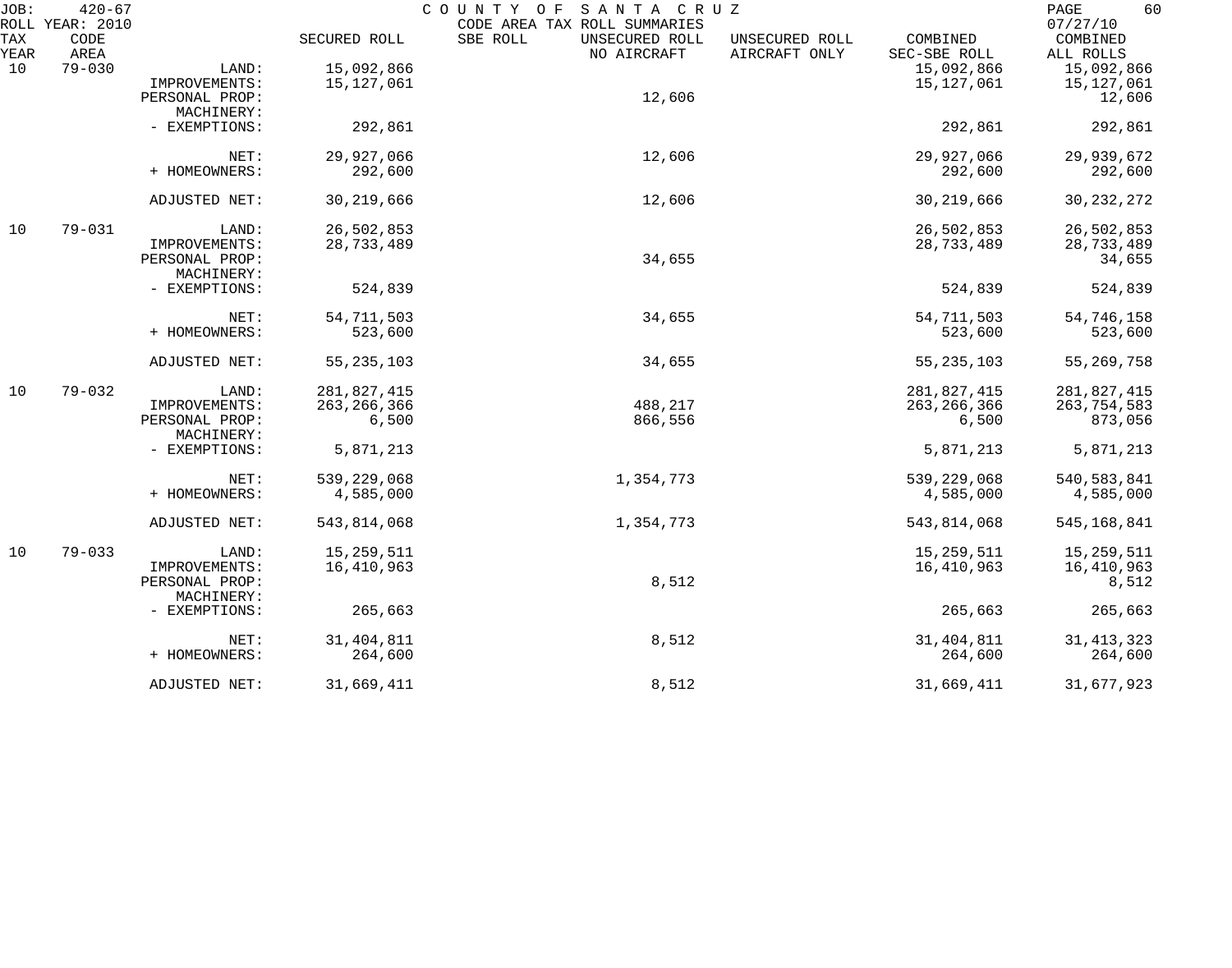JOB: 420-67 COUNTY OF SANTA CRUZ
ROLL YEAR: 2010 CODE AREA TAX ROLL SUMMARIES 07/27/10

| TAX YEAR | CODE AREA | | SECURED ROLL | SBE ROLL | UNSECURED ROLL NO AIRCRAFT | UNSECURED ROLL AIRCRAFT ONLY | COMBINED SEC-SBE ROLL | COMBINED ALL ROLLS |
|---|---|---|---|---|---|---|---|---|
| 10 | 79-030 | LAND: | 15,092,866 | | | | 15,092,866 | 15,092,866 |
| | | IMPROVEMENTS: | 15,127,061 | | | | 15,127,061 | 15,127,061 |
| | | PERSONAL PROP: | | | 12,606 | | | 12,606 |
| | | MACHINERY: | | | | | | |
| | | - EXEMPTIONS: | 292,861 | | | | 292,861 | 292,861 |
| | | NET: | 29,927,066 | | 12,606 | | 29,927,066 | 29,939,672 |
| | | + HOMEOWNERS: | 292,600 | | | | 292,600 | 292,600 |
| | | ADJUSTED NET: | 30,219,666 | | 12,606 | | 30,219,666 | 30,232,272 |
| 10 | 79-031 | LAND: | 26,502,853 | | | | 26,502,853 | 26,502,853 |
| | | IMPROVEMENTS: | 28,733,489 | | | | 28,733,489 | 28,733,489 |
| | | PERSONAL PROP: | | | 34,655 | | | 34,655 |
| | | MACHINERY: | | | | | | |
| | | - EXEMPTIONS: | 524,839 | | | | 524,839 | 524,839 |
| | | NET: | 54,711,503 | | 34,655 | | 54,711,503 | 54,746,158 |
| | | + HOMEOWNERS: | 523,600 | | | | 523,600 | 523,600 |
| | | ADJUSTED NET: | 55,235,103 | | 34,655 | | 55,235,103 | 55,269,758 |
| 10 | 79-032 | LAND: | 281,827,415 | | | | 281,827,415 | 281,827,415 |
| | | IMPROVEMENTS: | 263,266,366 | | 488,217 | | 263,266,366 | 263,754,583 |
| | | PERSONAL PROP: | 6,500 | | 866,556 | | 6,500 | 873,056 |
| | | MACHINERY: | | | | | | |
| | | - EXEMPTIONS: | 5,871,213 | | | | 5,871,213 | 5,871,213 |
| | | NET: | 539,229,068 | | 1,354,773 | | 539,229,068 | 540,583,841 |
| | | + HOMEOWNERS: | 4,585,000 | | | | 4,585,000 | 4,585,000 |
| | | ADJUSTED NET: | 543,814,068 | | 1,354,773 | | 543,814,068 | 545,168,841 |
| 10 | 79-033 | LAND: | 15,259,511 | | | | 15,259,511 | 15,259,511 |
| | | IMPROVEMENTS: | 16,410,963 | | | | 16,410,963 | 16,410,963 |
| | | PERSONAL PROP: | | | 8,512 | | | 8,512 |
| | | MACHINERY: | | | | | | |
| | | - EXEMPTIONS: | 265,663 | | | | 265,663 | 265,663 |
| | | NET: | 31,404,811 | | 8,512 | | 31,404,811 | 31,413,323 |
| | | + HOMEOWNERS: | 264,600 | | | | 264,600 | 264,600 |
| | | ADJUSTED NET: | 31,669,411 | | 8,512 | | 31,669,411 | 31,677,923 |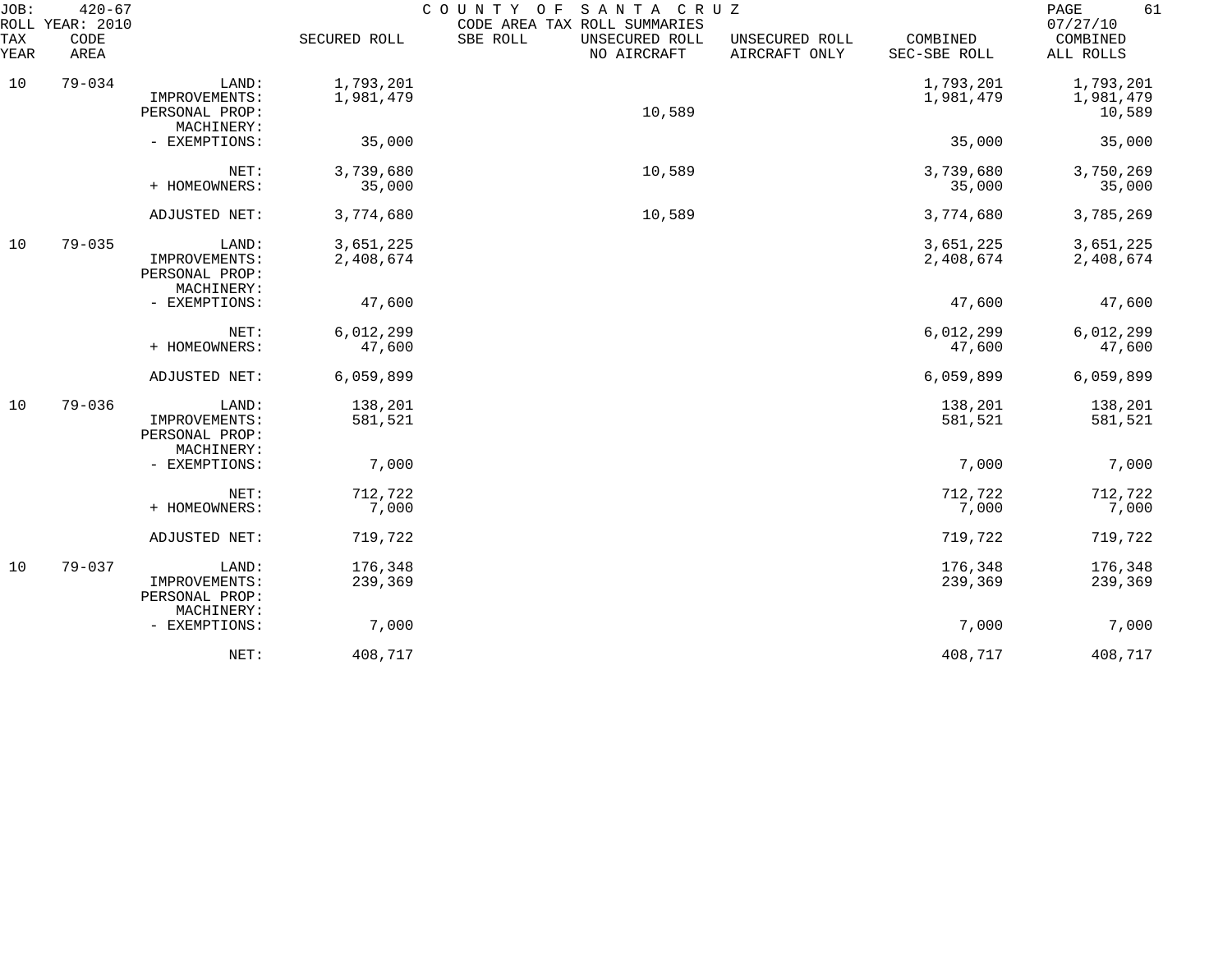JOB: 420-67 COUNTY OF SANTA CRUZ

ROLL YEAR: 2010 CODE AREA TAX ROLL SUMMARIES 07/27/10

| TAX YEAR | CODE AREA | | SECURED ROLL | SBE ROLL | UNSECURED ROLL NO AIRCRAFT | UNSECURED ROLL AIRCRAFT ONLY | COMBINED SEC-SBE ROLL | COMBINED ALL ROLLS |
|---|---|---|---|---|---|---|---|---|
| 10 | 79-034 | LAND: | 1,793,201 | | | | 1,793,201 | 1,793,201 |
| | | IMPROVEMENTS: | 1,981,479 | | | | 1,981,479 | 1,981,479 |
| | | PERSONAL PROP: | | | 10,589 | | | 10,589 |
| | | MACHINERY: | | | | | | |
| | | - EXEMPTIONS: | 35,000 | | | | 35,000 | 35,000 |
| | | NET: | 3,739,680 | | 10,589 | | 3,739,680 | 3,750,269 |
| | | + HOMEOWNERS: | 35,000 | | | | 35,000 | 35,000 |
| | | ADJUSTED NET: | 3,774,680 | | 10,589 | | 3,774,680 | 3,785,269 |
| 10 | 79-035 | LAND: | 3,651,225 | | | | 3,651,225 | 3,651,225 |
| | | IMPROVEMENTS: | 2,408,674 | | | | 2,408,674 | 2,408,674 |
| | | PERSONAL PROP: | | | | | | |
| | | MACHINERY: | | | | | | |
| | | - EXEMPTIONS: | 47,600 | | | | 47,600 | 47,600 |
| | | NET: | 6,012,299 | | | | 6,012,299 | 6,012,299 |
| | | + HOMEOWNERS: | 47,600 | | | | 47,600 | 47,600 |
| | | ADJUSTED NET: | 6,059,899 | | | | 6,059,899 | 6,059,899 |
| 10 | 79-036 | LAND: | 138,201 | | | | 138,201 | 138,201 |
| | | IMPROVEMENTS: | 581,521 | | | | 581,521 | 581,521 |
| | | PERSONAL PROP: | | | | | | |
| | | MACHINERY: | | | | | | |
| | | - EXEMPTIONS: | 7,000 | | | | 7,000 | 7,000 |
| | | NET: | 712,722 | | | | 712,722 | 712,722 |
| | | + HOMEOWNERS: | 7,000 | | | | 7,000 | 7,000 |
| | | ADJUSTED NET: | 719,722 | | | | 719,722 | 719,722 |
| 10 | 79-037 | LAND: | 176,348 | | | | 176,348 | 176,348 |
| | | IMPROVEMENTS: | 239,369 | | | | 239,369 | 239,369 |
| | | PERSONAL PROP: | | | | | | |
| | | MACHINERY: | | | | | | |
| | | - EXEMPTIONS: | 7,000 | | | | 7,000 | 7,000 |
| | | NET: | 408,717 | | | | 408,717 | 408,717 |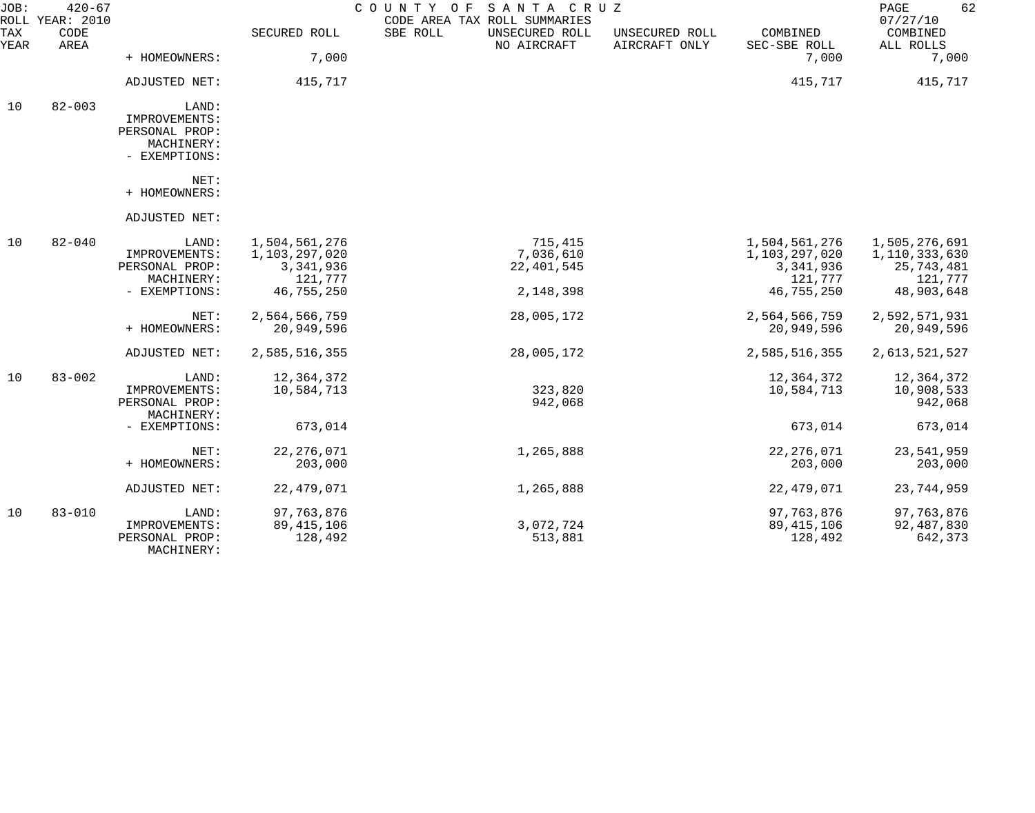JOB: 420-67 COUNTY OF SANTA CRUZ
ROLL YEAR: 2010 CODE AREA TAX ROLL SUMMARIES 07/27/10

| TAX YEAR | CODE AREA | | SECURED ROLL | SBE ROLL | UNSECURED ROLL NO AIRCRAFT | UNSECURED ROLL AIRCRAFT ONLY | COMBINED SEC-SBE ROLL | COMBINED ALL ROLLS |
|---|---|---|---|---|---|---|---|---|
| | | + HOMEOWNERS: | 7,000 | | | | 7,000 | 7,000 |
| | | ADJUSTED NET: | 415,717 | | | | 415,717 | 415,717 |
| 10 | 82-003 | LAND: | | | | | | |
| | | IMPROVEMENTS: | | | | | | |
| | | PERSONAL PROP: | | | | | | |
| | | MACHINERY: | | | | | | |
| | | - EXEMPTIONS: | | | | | | |
| | | NET: | | | | | | |
| | | + HOMEOWNERS: | | | | | | |
| | | ADJUSTED NET: | | | | | | |
| 10 | 82-040 | LAND: | 1,504,561,276 | | 715,415 | | 1,504,561,276 | 1,505,276,691 |
| | | IMPROVEMENTS: | 1,103,297,020 | | 7,036,610 | | 1,103,297,020 | 1,110,333,630 |
| | | PERSONAL PROP: | 3,341,936 | | 22,401,545 | | 3,341,936 | 25,743,481 |
| | | MACHINERY: | 121,777 | | | | 121,777 | 121,777 |
| | | - EXEMPTIONS: | 46,755,250 | | 2,148,398 | | 46,755,250 | 48,903,648 |
| | | NET: | 2,564,566,759 | | 28,005,172 | | 2,564,566,759 | 2,592,571,931 |
| | | + HOMEOWNERS: | 20,949,596 | | | | 20,949,596 | 20,949,596 |
| | | ADJUSTED NET: | 2,585,516,355 | | 28,005,172 | | 2,585,516,355 | 2,613,521,527 |
| 10 | 83-002 | LAND: | 12,364,372 | | | | 12,364,372 | 12,364,372 |
| | | IMPROVEMENTS: | 10,584,713 | | 323,820 | | 10,584,713 | 10,908,533 |
| | | PERSONAL PROP: | | | 942,068 | | | 942,068 |
| | | MACHINERY: | | | | | | |
| | | - EXEMPTIONS: | 673,014 | | | | 673,014 | 673,014 |
| | | NET: | 22,276,071 | | 1,265,888 | | 22,276,071 | 23,541,959 |
| | | + HOMEOWNERS: | 203,000 | | | | 203,000 | 203,000 |
| | | ADJUSTED NET: | 22,479,071 | | 1,265,888 | | 22,479,071 | 23,744,959 |
| 10 | 83-010 | LAND: | 97,763,876 | | | | 97,763,876 | 97,763,876 |
| | | IMPROVEMENTS: | 89,415,106 | | 3,072,724 | | 89,415,106 | 92,487,830 |
| | | PERSONAL PROP: | 128,492 | | 513,881 | | 128,492 | 642,373 |
| | | MACHINERY: | | | | | | |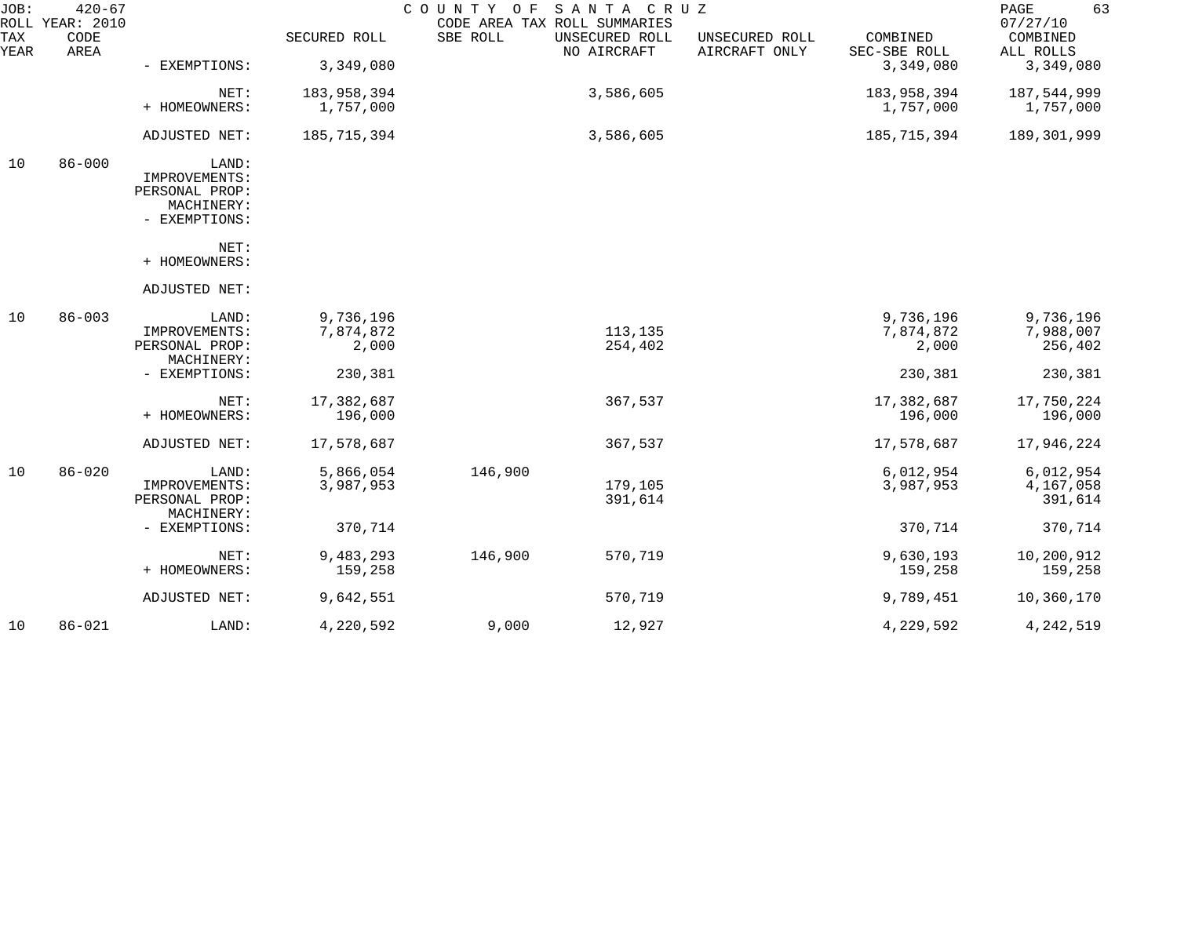JOB: 420-67 COUNTY OF SANTA CRUZ
ROLL YEAR: 2010 CODE AREA TAX ROLL SUMMARIES 07/27/10

| TAX YEAR | CODE AREA | | SECURED ROLL | SBE ROLL | UNSECURED ROLL NO AIRCRAFT | UNSECURED ROLL AIRCRAFT ONLY | COMBINED SEC-SBE ROLL | COMBINED ALL ROLLS |
|---|---|---|---|---|---|---|---|---|
| | | - EXEMPTIONS: | 3,349,080 | | | | 3,349,080 | 3,349,080 |
| | | NET: | 183,958,394 | | 3,586,605 | | 183,958,394 | 187,544,999 |
| | | + HOMEOWNERS: | 1,757,000 | | | | 1,757,000 | 1,757,000 |
| | | ADJUSTED NET: | 185,715,394 | | 3,586,605 | | 185,715,394 | 189,301,999 |
| 10 | 86-000 | LAND: | | | | | | |
| | | IMPROVEMENTS: | | | | | | |
| | | PERSONAL PROP: | | | | | | |
| | | MACHINERY: | | | | | | |
| | | - EXEMPTIONS: | | | | | | |
| | | NET: | | | | | | |
| | | + HOMEOWNERS: | | | | | | |
| | | ADJUSTED NET: | | | | | | |
| 10 | 86-003 | LAND: | 9,736,196 | | | | 9,736,196 | 9,736,196 |
| | | IMPROVEMENTS: | 7,874,872 | | 113,135 | | 7,874,872 | 7,988,007 |
| | | PERSONAL PROP: | 2,000 | | 254,402 | | 2,000 | 256,402 |
| | | MACHINERY: | | | | | | |
| | | - EXEMPTIONS: | 230,381 | | | | 230,381 | 230,381 |
| | | NET: | 17,382,687 | | 367,537 | | 17,382,687 | 17,750,224 |
| | | + HOMEOWNERS: | 196,000 | | | | 196,000 | 196,000 |
| | | ADJUSTED NET: | 17,578,687 | | 367,537 | | 17,578,687 | 17,946,224 |
| 10 | 86-020 | LAND: | 5,866,054 | 146,900 | | | 6,012,954 | 6,012,954 |
| | | IMPROVEMENTS: | 3,987,953 | | 179,105 | | 3,987,953 | 4,167,058 |
| | | PERSONAL PROP: | | | 391,614 | | | 391,614 |
| | | MACHINERY: | | | | | | |
| | | - EXEMPTIONS: | 370,714 | | | | 370,714 | 370,714 |
| | | NET: | 9,483,293 | 146,900 | 570,719 | | 9,630,193 | 10,200,912 |
| | | + HOMEOWNERS: | 159,258 | | | | 159,258 | 159,258 |
| | | ADJUSTED NET: | 9,642,551 | | 570,719 | | 9,789,451 | 10,360,170 |
| 10 | 86-021 | LAND: | 4,220,592 | 9,000 | 12,927 | | 4,229,592 | 4,242,519 |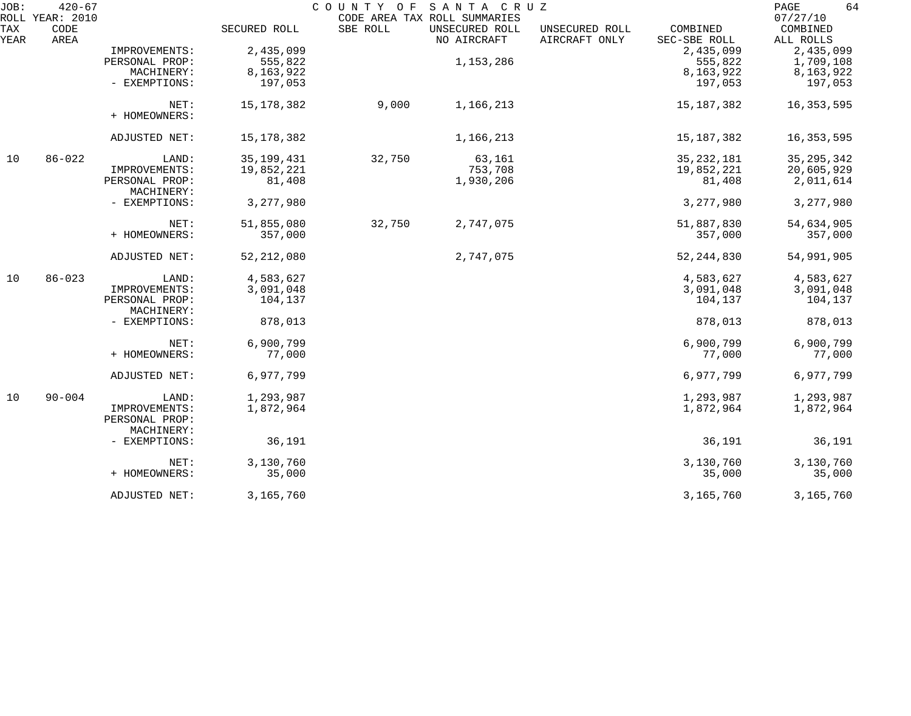JOB: 420-67 COUNTY OF SANTA CRUZ PAGE 64
ROLL YEAR: 2010 CODE AREA TAX ROLL SUMMARIES 07/27/10

| TAX YEAR | CODE AREA | | SECURED ROLL | SBE ROLL | UNSECURED ROLL NO AIRCRAFT | UNSECURED ROLL AIRCRAFT ONLY | COMBINED SEC-SBE ROLL | COMBINED ALL ROLLS |
|---|---|---|---|---|---|---|---|---|
| | | IMPROVEMENTS: | 2,435,099 | | | | 2,435,099 | 2,435,099 |
| | | PERSONAL PROP: | 555,822 | | 1,153,286 | | 555,822 | 1,709,108 |
| | | MACHINERY: | 8,163,922 | | | | 8,163,922 | 8,163,922 |
| | | - EXEMPTIONS: | 197,053 | | | | 197,053 | 197,053 |
| | | NET: | 15,178,382 | 9,000 | 1,166,213 | | 15,187,382 | 16,353,595 |
| | | + HOMEOWNERS: | | | | | | |
| | | ADJUSTED NET: | 15,178,382 | | 1,166,213 | | 15,187,382 | 16,353,595 |
| 10 | 86-022 | LAND: | 35,199,431 | 32,750 | 63,161 | | 35,232,181 | 35,295,342 |
| | | IMPROVEMENTS: | 19,852,221 | | 753,708 | | 19,852,221 | 20,605,929 |
| | | PERSONAL PROP: | 81,408 | | 1,930,206 | | 81,408 | 2,011,614 |
| | | MACHINERY: | | | | | | |
| | | - EXEMPTIONS: | 3,277,980 | | | | 3,277,980 | 3,277,980 |
| | | NET: | 51,855,080 | 32,750 | 2,747,075 | | 51,887,830 | 54,634,905 |
| | | + HOMEOWNERS: | 357,000 | | | | 357,000 | 357,000 |
| | | ADJUSTED NET: | 52,212,080 | | 2,747,075 | | 52,244,830 | 54,991,905 |
| 10 | 86-023 | LAND: | 4,583,627 | | | | 4,583,627 | 4,583,627 |
| | | IMPROVEMENTS: | 3,091,048 | | | | 3,091,048 | 3,091,048 |
| | | PERSONAL PROP: | 104,137 | | | | 104,137 | 104,137 |
| | | MACHINERY: | | | | | | |
| | | - EXEMPTIONS: | 878,013 | | | | 878,013 | 878,013 |
| | | NET: | 6,900,799 | | | | 6,900,799 | 6,900,799 |
| | | + HOMEOWNERS: | 77,000 | | | | 77,000 | 77,000 |
| | | ADJUSTED NET: | 6,977,799 | | | | 6,977,799 | 6,977,799 |
| 10 | 90-004 | LAND: | 1,293,987 | | | | 1,293,987 | 1,293,987 |
| | | IMPROVEMENTS: | 1,872,964 | | | | 1,872,964 | 1,872,964 |
| | | PERSONAL PROP: | | | | | | |
| | | MACHINERY: | | | | | | |
| | | - EXEMPTIONS: | 36,191 | | | | 36,191 | 36,191 |
| | | NET: | 3,130,760 | | | | 3,130,760 | 3,130,760 |
| | | + HOMEOWNERS: | 35,000 | | | | 35,000 | 35,000 |
| | | ADJUSTED NET: | 3,165,760 | | | | 3,165,760 | 3,165,760 |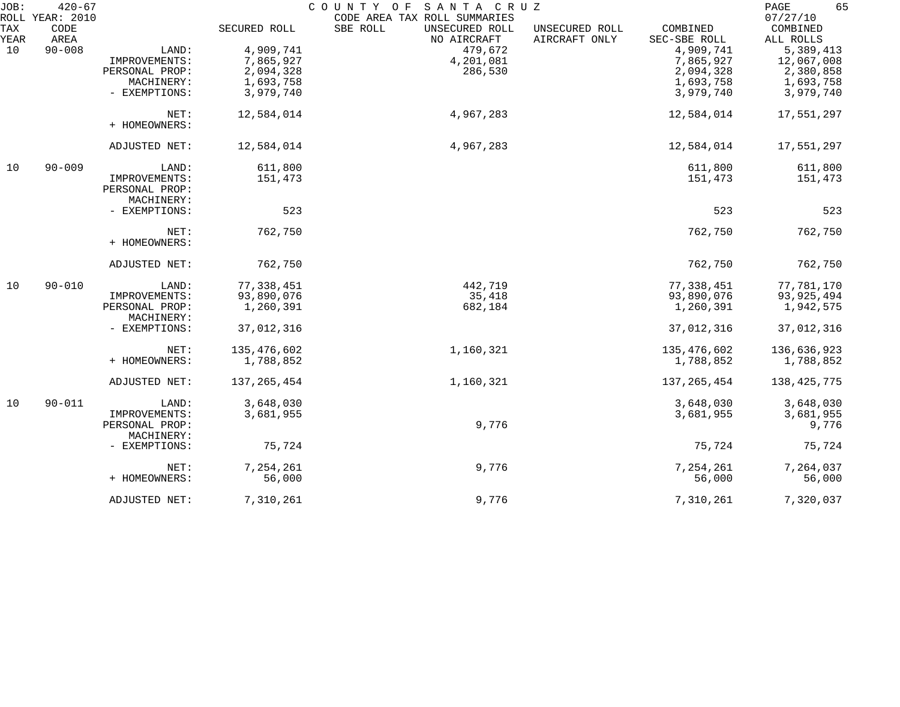JOB: 420-67 COUNTY OF SANTA CRUZ

ROLL YEAR: 2010 CODE AREA TAX ROLL SUMMARIES 07/27/10

| TAX YEAR | CODE AREA | | SECURED ROLL | SBE ROLL | UNSECURED ROLL NO AIRCRAFT | UNSECURED ROLL AIRCRAFT ONLY | COMBINED SEC-SBE ROLL | COMBINED ALL ROLLS |
|---|---|---|---|---|---|---|---|---|
| 10 | 90-008 | LAND: | 4,909,741 | | 479,672 | | 4,909,741 | 5,389,413 |
| | | IMPROVEMENTS: | 7,865,927 | | 4,201,081 | | 7,865,927 | 12,067,008 |
| | | PERSONAL PROP: | 2,094,328 | | 286,530 | | 2,094,328 | 2,380,858 |
| | | MACHINERY: | 1,693,758 | | | | 1,693,758 | 1,693,758 |
| | | - EXEMPTIONS: | 3,979,740 | | | | 3,979,740 | 3,979,740 |
| | | NET: | 12,584,014 | | 4,967,283 | | 12,584,014 | 17,551,297 |
| | | + HOMEOWNERS: | | | | | | |
| | | ADJUSTED NET: | 12,584,014 | | 4,967,283 | | 12,584,014 | 17,551,297 |
| 10 | 90-009 | LAND: | 611,800 | | | | 611,800 | 611,800 |
| | | IMPROVEMENTS: | 151,473 | | | | 151,473 | 151,473 |
| | | PERSONAL PROP: | | | | | | |
| | | MACHINERY: | | | | | | |
| | | - EXEMPTIONS: | 523 | | | | 523 | 523 |
| | | NET: | 762,750 | | | | 762,750 | 762,750 |
| | | + HOMEOWNERS: | | | | | | |
| | | ADJUSTED NET: | 762,750 | | | | 762,750 | 762,750 |
| 10 | 90-010 | LAND: | 77,338,451 | | 442,719 | | 77,338,451 | 77,781,170 |
| | | IMPROVEMENTS: | 93,890,076 | | 35,418 | | 93,890,076 | 93,925,494 |
| | | PERSONAL PROP: | 1,260,391 | | 682,184 | | 1,260,391 | 1,942,575 |
| | | MACHINERY: | | | | | | |
| | | - EXEMPTIONS: | 37,012,316 | | | | 37,012,316 | 37,012,316 |
| | | NET: | 135,476,602 | | 1,160,321 | | 135,476,602 | 136,636,923 |
| | | + HOMEOWNERS: | 1,788,852 | | | | 1,788,852 | 1,788,852 |
| | | ADJUSTED NET: | 137,265,454 | | 1,160,321 | | 137,265,454 | 138,425,775 |
| 10 | 90-011 | LAND: | 3,648,030 | | | | 3,648,030 | 3,648,030 |
| | | IMPROVEMENTS: | 3,681,955 | | | | 3,681,955 | 3,681,955 |
| | | PERSONAL PROP: | | | 9,776 | | | 9,776 |
| | | MACHINERY: | | | | | | |
| | | - EXEMPTIONS: | 75,724 | | | | 75,724 | 75,724 |
| | | NET: | 7,254,261 | | 9,776 | | 7,254,261 | 7,264,037 |
| | | + HOMEOWNERS: | 56,000 | | | | 56,000 | 56,000 |
| | | ADJUSTED NET: | 7,310,261 | | 9,776 | | 7,310,261 | 7,320,037 |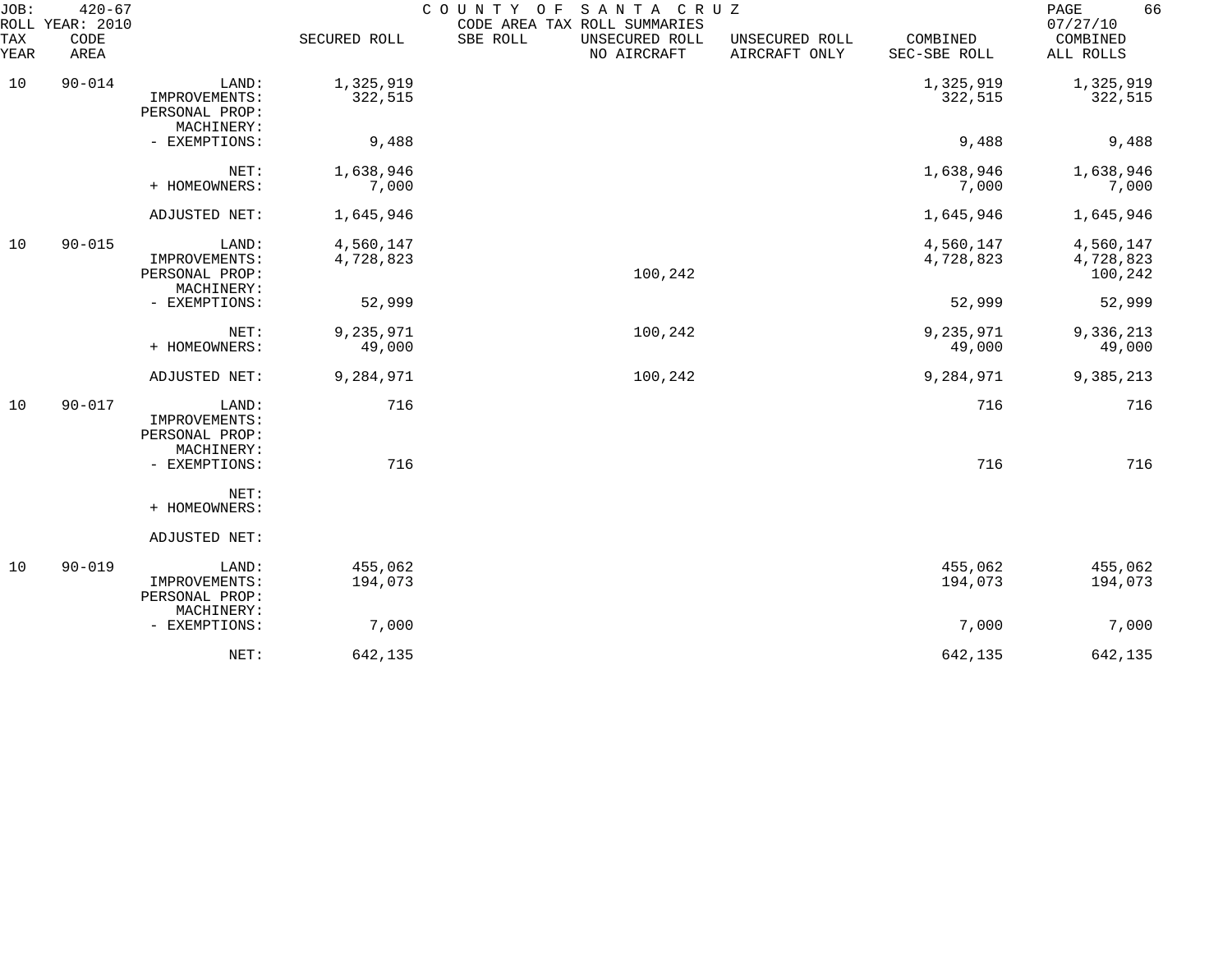JOB: 420-67 COUNTY OF SANTA CRUZ
ROLL YEAR: 2010 CODE AREA TAX ROLL SUMMARIES 07/27/10

| TAX YEAR | CODE AREA | | SECURED ROLL | SBE ROLL | UNSECURED ROLL NO AIRCRAFT | UNSECURED ROLL AIRCRAFT ONLY | COMBINED SEC-SBE ROLL | COMBINED ALL ROLLS |
|---|---|---|---|---|---|---|---|---|
| 10 | 90-014 | LAND: | 1,325,919 | | | | 1,325,919 | 1,325,919 |
| | | IMPROVEMENTS: | 322,515 | | | | 322,515 | 322,515 |
| | | PERSONAL PROP: | | | | | | |
| | | MACHINERY: | | | | | | |
| | | - EXEMPTIONS: | 9,488 | | | | 9,488 | 9,488 |
| | | NET: | 1,638,946 | | | | 1,638,946 | 1,638,946 |
| | | + HOMEOWNERS: | 7,000 | | | | 7,000 | 7,000 |
| | | ADJUSTED NET: | 1,645,946 | | | | 1,645,946 | 1,645,946 |
| 10 | 90-015 | LAND: | 4,560,147 | | | | 4,560,147 | 4,560,147 |
| | | IMPROVEMENTS: | 4,728,823 | | | | 4,728,823 | 4,728,823 |
| | | PERSONAL PROP: | | | 100,242 | | | 100,242 |
| | | MACHINERY: | | | | | | |
| | | - EXEMPTIONS: | 52,999 | | | | 52,999 | 52,999 |
| | | NET: | 9,235,971 | | 100,242 | | 9,235,971 | 9,336,213 |
| | | + HOMEOWNERS: | 49,000 | | | | 49,000 | 49,000 |
| | | ADJUSTED NET: | 9,284,971 | | 100,242 | | 9,284,971 | 9,385,213 |
| 10 | 90-017 | LAND: | 716 | | | | 716 | 716 |
| | | IMPROVEMENTS: | | | | | | |
| | | PERSONAL PROP: | | | | | | |
| | | MACHINERY: | | | | | | |
| | | - EXEMPTIONS: | 716 | | | | 716 | 716 |
| | | NET: | | | | | | |
| | | + HOMEOWNERS: | | | | | | |
| | | ADJUSTED NET: | | | | | | |
| 10 | 90-019 | LAND: | 455,062 | | | | 455,062 | 455,062 |
| | | IMPROVEMENTS: | 194,073 | | | | 194,073 | 194,073 |
| | | PERSONAL PROP: | | | | | | |
| | | MACHINERY: | | | | | | |
| | | - EXEMPTIONS: | 7,000 | | | | 7,000 | 7,000 |
| | | NET: | 642,135 | | | | 642,135 | 642,135 |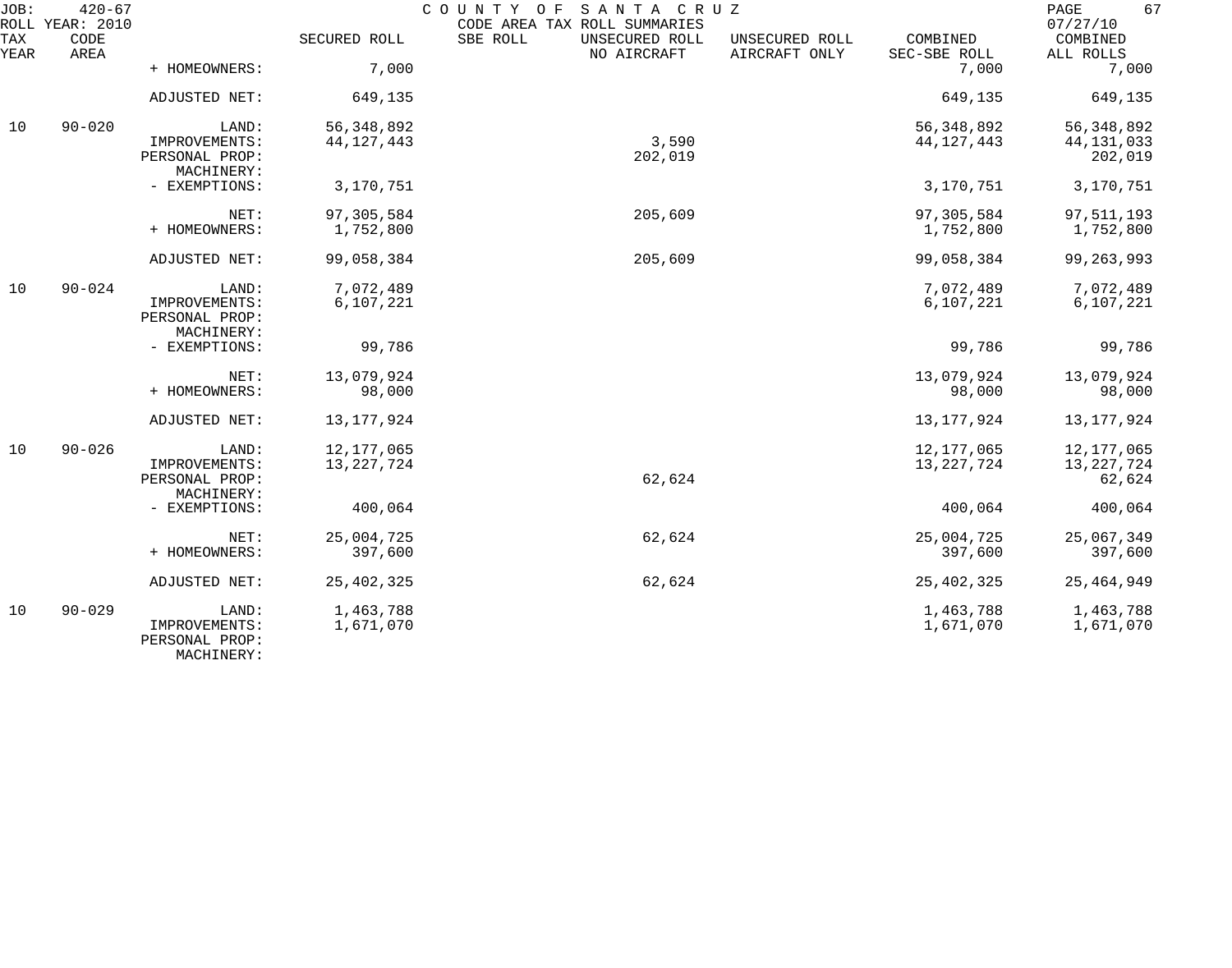JOB: 420-67 COUNTY OF SANTA CRUZ PAGE 67
ROLL YEAR: 2010 CODE AREA TAX ROLL SUMMARIES 07/27/10

| TAX YEAR | CODE AREA | | SECURED ROLL | SBE ROLL | UNSECURED ROLL NO AIRCRAFT | UNSECURED ROLL AIRCRAFT ONLY | COMBINED SEC-SBE ROLL | COMBINED ALL ROLLS |
|---|---|---|---|---|---|---|---|---|
| | | + HOMEOWNERS: | 7,000 | | | | 7,000 | 7,000 |
| | | ADJUSTED NET: | 649,135 | | | | 649,135 | 649,135 |
| 10 | 90-020 | LAND: | 56,348,892 | | | | 56,348,892 | 56,348,892 |
| | | IMPROVEMENTS: | 44,127,443 | | 3,590 | | 44,127,443 | 44,131,033 |
| | | PERSONAL PROP: | | | 202,019 | | | 202,019 |
| | | MACHINERY: | | | | | | |
| | | - EXEMPTIONS: | 3,170,751 | | | | 3,170,751 | 3,170,751 |
| | | NET: | 97,305,584 | | 205,609 | | 97,305,584 | 97,511,193 |
| | | + HOMEOWNERS: | 1,752,800 | | | | 1,752,800 | 1,752,800 |
| | | ADJUSTED NET: | 99,058,384 | | 205,609 | | 99,058,384 | 99,263,993 |
| 10 | 90-024 | LAND: | 7,072,489 | | | | 7,072,489 | 7,072,489 |
| | | IMPROVEMENTS: | 6,107,221 | | | | 6,107,221 | 6,107,221 |
| | | PERSONAL PROP: | | | | | | |
| | | MACHINERY: | | | | | | |
| | | - EXEMPTIONS: | 99,786 | | | | 99,786 | 99,786 |
| | | NET: | 13,079,924 | | | | 13,079,924 | 13,079,924 |
| | | + HOMEOWNERS: | 98,000 | | | | 98,000 | 98,000 |
| | | ADJUSTED NET: | 13,177,924 | | | | 13,177,924 | 13,177,924 |
| 10 | 90-026 | LAND: | 12,177,065 | | | | 12,177,065 | 12,177,065 |
| | | IMPROVEMENTS: | 13,227,724 | | | | 13,227,724 | 13,227,724 |
| | | PERSONAL PROP: | | | 62,624 | | | 62,624 |
| | | MACHINERY: | | | | | | |
| | | - EXEMPTIONS: | 400,064 | | | | 400,064 | 400,064 |
| | | NET: | 25,004,725 | | 62,624 | | 25,004,725 | 25,067,349 |
| | | + HOMEOWNERS: | 397,600 | | | | 397,600 | 397,600 |
| | | ADJUSTED NET: | 25,402,325 | | 62,624 | | 25,402,325 | 25,464,949 |
| 10 | 90-029 | LAND: | 1,463,788 | | | | 1,463,788 | 1,463,788 |
| | | IMPROVEMENTS: | 1,671,070 | | | | 1,671,070 | 1,671,070 |
| | | PERSONAL PROP: | | | | | | |
| | | MACHINERY: | | | | | | |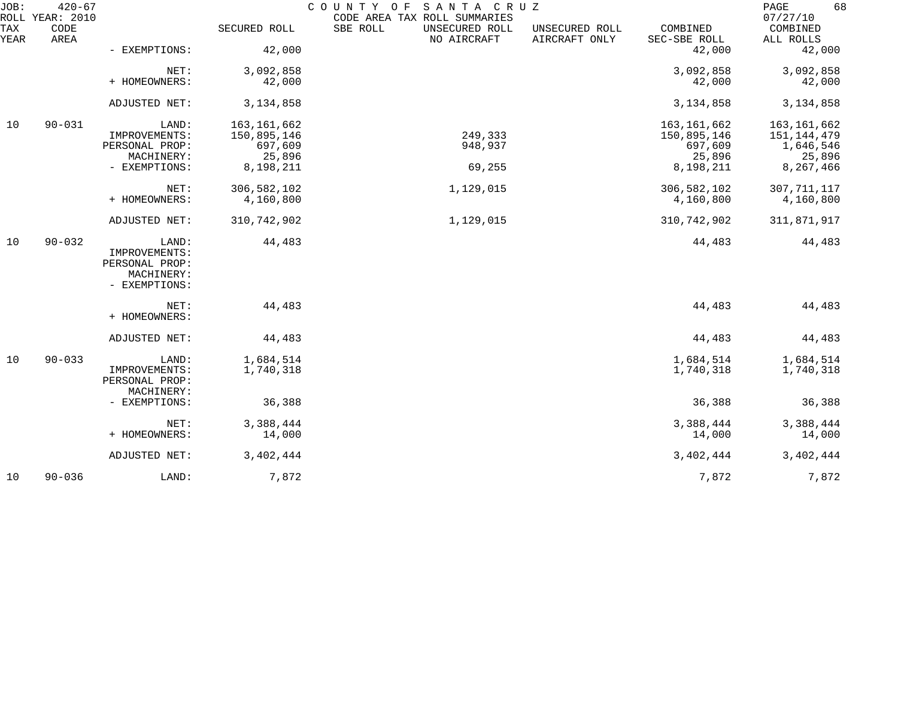JOB: 420-67 COUNTY OF SANTA CRUZ
ROLL YEAR: 2010 CODE AREA TAX ROLL SUMMARIES 07/27/10

| TAX YEAR | CODE AREA | | SECURED ROLL | SBE ROLL | UNSECURED ROLL NO AIRCRAFT | UNSECURED ROLL AIRCRAFT ONLY | COMBINED SEC-SBE ROLL | COMBINED ALL ROLLS |
|---|---|---|---|---|---|---|---|---|
| | | - EXEMPTIONS: | 42,000 | | | | 42,000 | 42,000 |
| | | NET: | 3,092,858 | | | | 3,092,858 | 3,092,858 |
| | | + HOMEOWNERS: | 42,000 | | | | 42,000 | 42,000 |
| | | ADJUSTED NET: | 3,134,858 | | | | 3,134,858 | 3,134,858 |
| 10 | 90-031 | LAND: | 163,161,662 | | | | 163,161,662 | 163,161,662 |
| | | IMPROVEMENTS: | 150,895,146 | | 249,333 | | 150,895,146 | 151,144,479 |
| | | PERSONAL PROP: | 697,609 | | 948,937 | | 697,609 | 1,646,546 |
| | | MACHINERY: | 25,896 | | | | 25,896 | 25,896 |
| | | - EXEMPTIONS: | 8,198,211 | | 69,255 | | 8,198,211 | 8,267,466 |
| | | NET: | 306,582,102 | | 1,129,015 | | 306,582,102 | 307,711,117 |
| | | + HOMEOWNERS: | 4,160,800 | | | | 4,160,800 | 4,160,800 |
| | | ADJUSTED NET: | 310,742,902 | | 1,129,015 | | 310,742,902 | 311,871,917 |
| 10 | 90-032 | LAND: | 44,483 | | | | 44,483 | 44,483 |
| | | IMPROVEMENTS: | | | | | | |
| | | PERSONAL PROP: | | | | | | |
| | | MACHINERY: | | | | | | |
| | | - EXEMPTIONS: | | | | | | |
| | | NET: | 44,483 | | | | 44,483 | 44,483 |
| | | + HOMEOWNERS: | | | | | | |
| | | ADJUSTED NET: | 44,483 | | | | 44,483 | 44,483 |
| 10 | 90-033 | LAND: | 1,684,514 | | | | 1,684,514 | 1,684,514 |
| | | IMPROVEMENTS: | 1,740,318 | | | | 1,740,318 | 1,740,318 |
| | | PERSONAL PROP: | | | | | | |
| | | MACHINERY: | | | | | | |
| | | - EXEMPTIONS: | 36,388 | | | | 36,388 | 36,388 |
| | | NET: | 3,388,444 | | | | 3,388,444 | 3,388,444 |
| | | + HOMEOWNERS: | 14,000 | | | | 14,000 | 14,000 |
| | | ADJUSTED NET: | 3,402,444 | | | | 3,402,444 | 3,402,444 |
| 10 | 90-036 | LAND: | 7,872 | | | | 7,872 | 7,872 |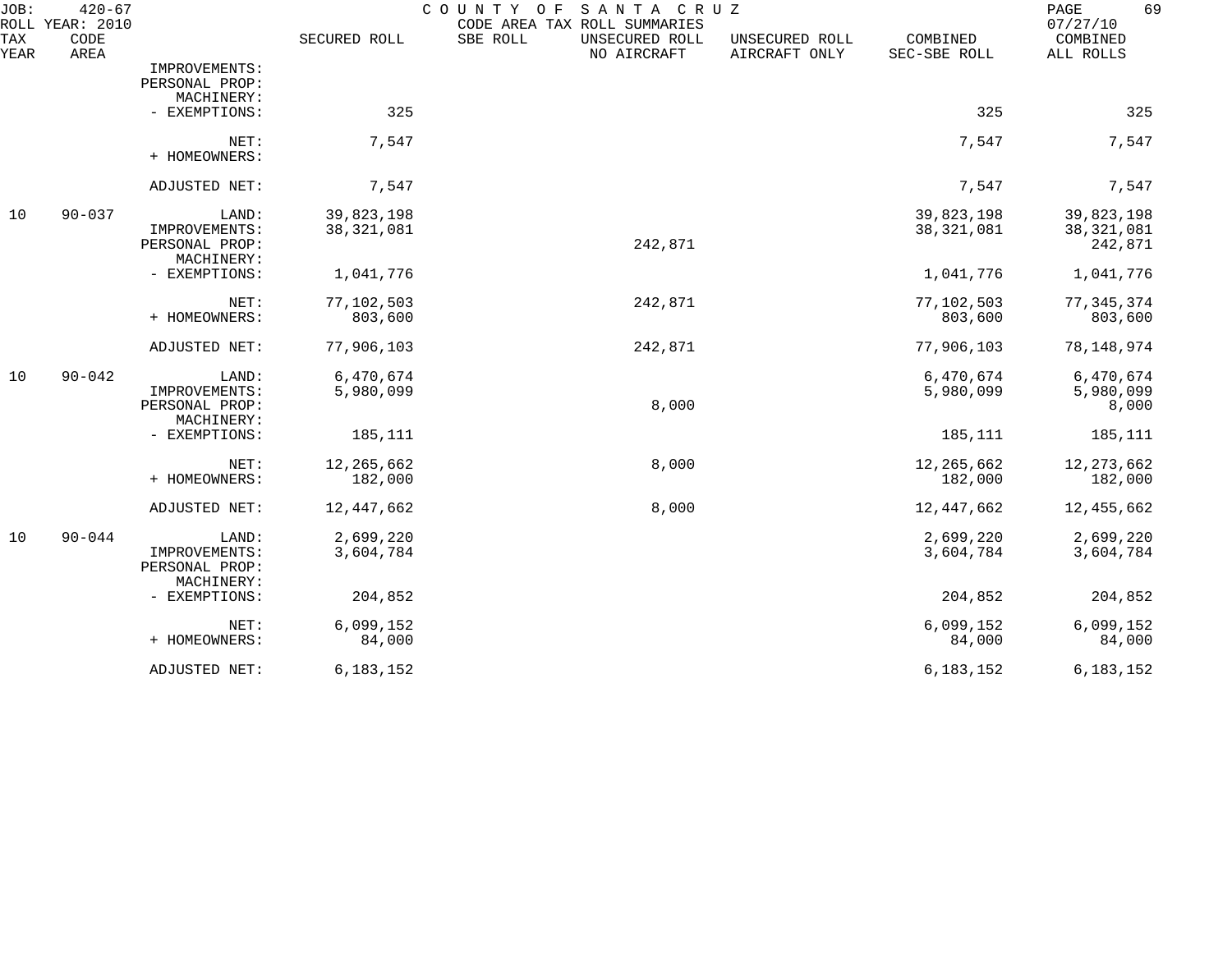JOB: 420-67 COUNTY OF SANTA CRUZ
ROLL YEAR: 2010 CODE AREA TAX ROLL SUMMARIES 07/27/10

| TAX YEAR | CODE AREA | | SECURED ROLL | SBE ROLL | UNSECURED ROLL NO AIRCRAFT | UNSECURED ROLL AIRCRAFT ONLY | COMBINED SEC-SBE ROLL | COMBINED ALL ROLLS |
|---|---|---|---|---|---|---|---|---|
| | | IMPROVEMENTS: | | | | | | |
| | | PERSONAL PROP: | | | | | | |
| | | MACHINERY: | | | | | | |
| | | - EXEMPTIONS: | 325 | | | | 325 | 325 |
| | | NET: | 7,547 | | | | 7,547 | 7,547 |
| | | + HOMEOWNERS: | | | | | | |
| | | ADJUSTED NET: | 7,547 | | | | 7,547 | 7,547 |
| 10 | 90-037 | LAND: | 39,823,198 | | | | 39,823,198 | 39,823,198 |
| | | IMPROVEMENTS: | 38,321,081 | | | | 38,321,081 | 38,321,081 |
| | | PERSONAL PROP: | | | 242,871 | | | 242,871 |
| | | MACHINERY: | | | | | | |
| | | - EXEMPTIONS: | 1,041,776 | | | | 1,041,776 | 1,041,776 |
| | | NET: | 77,102,503 | | 242,871 | | 77,102,503 | 77,345,374 |
| | | + HOMEOWNERS: | 803,600 | | | | 803,600 | 803,600 |
| | | ADJUSTED NET: | 77,906,103 | | 242,871 | | 77,906,103 | 78,148,974 |
| 10 | 90-042 | LAND: | 6,470,674 | | | | 6,470,674 | 6,470,674 |
| | | IMPROVEMENTS: | 5,980,099 | | | | 5,980,099 | 5,980,099 |
| | | PERSONAL PROP: | | | 8,000 | | | 8,000 |
| | | MACHINERY: | | | | | | |
| | | - EXEMPTIONS: | 185,111 | | | | 185,111 | 185,111 |
| | | NET: | 12,265,662 | | 8,000 | | 12,265,662 | 12,273,662 |
| | | + HOMEOWNERS: | 182,000 | | | | 182,000 | 182,000 |
| | | ADJUSTED NET: | 12,447,662 | | 8,000 | | 12,447,662 | 12,455,662 |
| 10 | 90-044 | LAND: | 2,699,220 | | | | 2,699,220 | 2,699,220 |
| | | IMPROVEMENTS: | 3,604,784 | | | | 3,604,784 | 3,604,784 |
| | | PERSONAL PROP: | | | | | | |
| | | MACHINERY: | | | | | | |
| | | - EXEMPTIONS: | 204,852 | | | | 204,852 | 204,852 |
| | | NET: | 6,099,152 | | | | 6,099,152 | 6,099,152 |
| | | + HOMEOWNERS: | 84,000 | | | | 84,000 | 84,000 |
| | | ADJUSTED NET: | 6,183,152 | | | | 6,183,152 | 6,183,152 |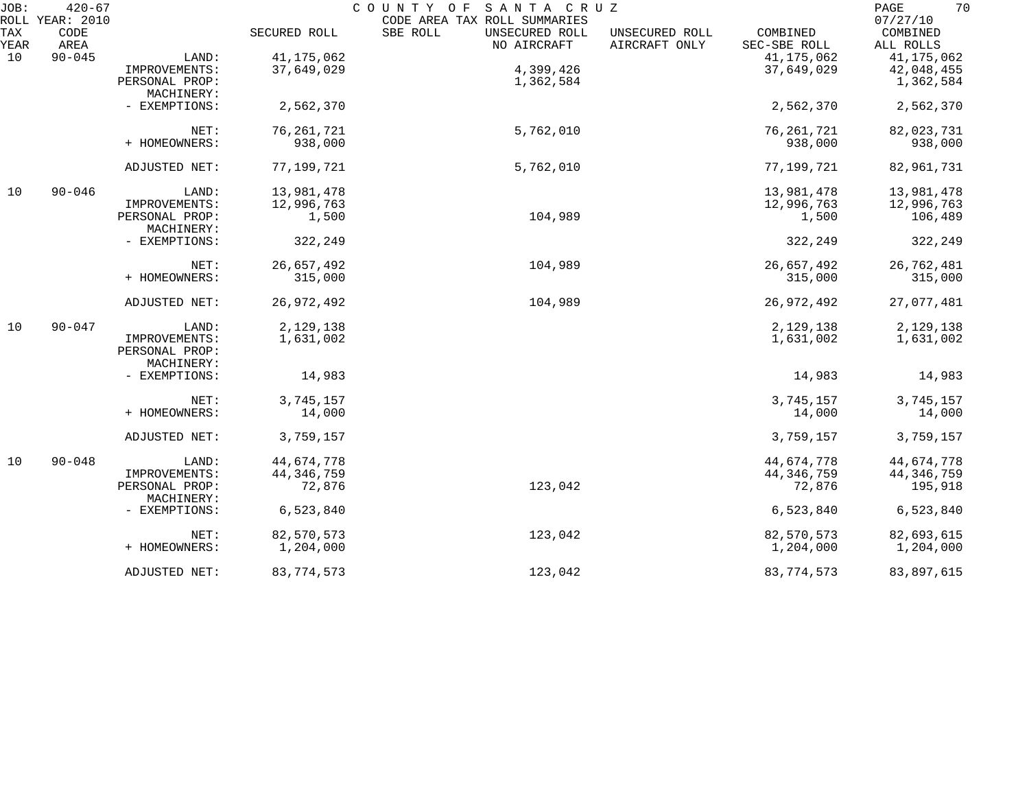JOB: 420-67 COUNTY OF SANTA CRUZ PAGE 70
ROLL YEAR: 2010 CODE AREA TAX ROLL SUMMARIES 07/27/10

| TAX YEAR | CODE AREA | | SECURED ROLL | SBE ROLL | UNSECURED ROLL NO AIRCRAFT | UNSECURED ROLL AIRCRAFT ONLY | COMBINED SEC-SBE ROLL | COMBINED ALL ROLLS |
|---|---|---|---|---|---|---|---|---|
| 10 | 90-045 | LAND: | 41,175,062 | | | | 41,175,062 | 41,175,062 |
| | | IMPROVEMENTS: | 37,649,029 | | 4,399,426 | | 37,649,029 | 42,048,455 |
| | | PERSONAL PROP: | | | 1,362,584 | | | 1,362,584 |
| | | MACHINERY: | | | | | | |
| | | - EXEMPTIONS: | 2,562,370 | | | | 2,562,370 | 2,562,370 |
| | | NET: | 76,261,721 | | 5,762,010 | | 76,261,721 | 82,023,731 |
| | | + HOMEOWNERS: | 938,000 | | | | 938,000 | 938,000 |
| | | ADJUSTED NET: | 77,199,721 | | 5,762,010 | | 77,199,721 | 82,961,731 |
| 10 | 90-046 | LAND: | 13,981,478 | | | | 13,981,478 | 13,981,478 |
| | | IMPROVEMENTS: | 12,996,763 | | | | 12,996,763 | 12,996,763 |
| | | PERSONAL PROP: | 1,500 | | 104,989 | | 1,500 | 106,489 |
| | | MACHINERY: | | | | | | |
| | | - EXEMPTIONS: | 322,249 | | | | 322,249 | 322,249 |
| | | NET: | 26,657,492 | | 104,989 | | 26,657,492 | 26,762,481 |
| | | + HOMEOWNERS: | 315,000 | | | | 315,000 | 315,000 |
| | | ADJUSTED NET: | 26,972,492 | | 104,989 | | 26,972,492 | 27,077,481 |
| 10 | 90-047 | LAND: | 2,129,138 | | | | 2,129,138 | 2,129,138 |
| | | IMPROVEMENTS: | 1,631,002 | | | | 1,631,002 | 1,631,002 |
| | | PERSONAL PROP: | | | | | | |
| | | MACHINERY: | | | | | | |
| | | - EXEMPTIONS: | 14,983 | | | | 14,983 | 14,983 |
| | | NET: | 3,745,157 | | | | 3,745,157 | 3,745,157 |
| | | + HOMEOWNERS: | 14,000 | | | | 14,000 | 14,000 |
| | | ADJUSTED NET: | 3,759,157 | | | | 3,759,157 | 3,759,157 |
| 10 | 90-048 | LAND: | 44,674,778 | | | | 44,674,778 | 44,674,778 |
| | | IMPROVEMENTS: | 44,346,759 | | | | 44,346,759 | 44,346,759 |
| | | PERSONAL PROP: | 72,876 | | 123,042 | | 72,876 | 195,918 |
| | | MACHINERY: | | | | | | |
| | | - EXEMPTIONS: | 6,523,840 | | | | 6,523,840 | 6,523,840 |
| | | NET: | 82,570,573 | | 123,042 | | 82,570,573 | 82,693,615 |
| | | + HOMEOWNERS: | 1,204,000 | | | | 1,204,000 | 1,204,000 |
| | | ADJUSTED NET: | 83,774,573 | | 123,042 | | 83,774,573 | 83,897,615 |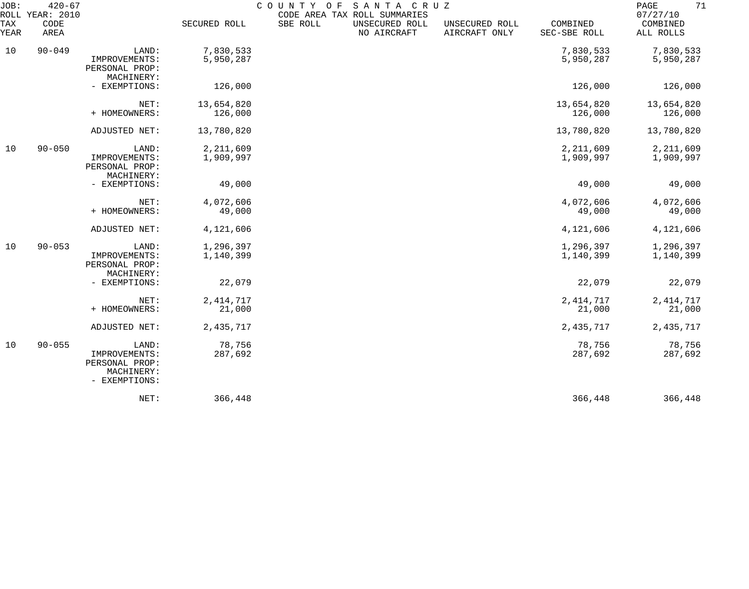JOB: 420-67 COUNTY OF SANTA CRUZ
ROLL YEAR: 2010 CODE AREA TAX ROLL SUMMARIES 07/27/10

| TAX YEAR | CODE AREA | | SECURED ROLL | SBE ROLL | UNSECURED ROLL NO AIRCRAFT | UNSECURED ROLL AIRCRAFT ONLY | COMBINED SEC-SBE ROLL | COMBINED ALL ROLLS |
|---|---|---|---|---|---|---|---|---|
| 10 | 90-049 | LAND: | 7,830,533 | | | | 7,830,533 | 7,830,533 |
| | | IMPROVEMENTS: | 5,950,287 | | | | 5,950,287 | 5,950,287 |
| | | PERSONAL PROP: | | | | | | |
| | | MACHINERY: | | | | | | |
| | | - EXEMPTIONS: | 126,000 | | | | 126,000 | 126,000 |
| | | NET: | 13,654,820 | | | | 13,654,820 | 13,654,820 |
| | | + HOMEOWNERS: | 126,000 | | | | 126,000 | 126,000 |
| | | ADJUSTED NET: | 13,780,820 | | | | 13,780,820 | 13,780,820 |
| 10 | 90-050 | LAND: | 2,211,609 | | | | 2,211,609 | 2,211,609 |
| | | IMPROVEMENTS: | 1,909,997 | | | | 1,909,997 | 1,909,997 |
| | | PERSONAL PROP: | | | | | | |
| | | MACHINERY: | | | | | | |
| | | - EXEMPTIONS: | 49,000 | | | | 49,000 | 49,000 |
| | | NET: | 4,072,606 | | | | 4,072,606 | 4,072,606 |
| | | + HOMEOWNERS: | 49,000 | | | | 49,000 | 49,000 |
| | | ADJUSTED NET: | 4,121,606 | | | | 4,121,606 | 4,121,606 |
| 10 | 90-053 | LAND: | 1,296,397 | | | | 1,296,397 | 1,296,397 |
| | | IMPROVEMENTS: | 1,140,399 | | | | 1,140,399 | 1,140,399 |
| | | PERSONAL PROP: | | | | | | |
| | | MACHINERY: | | | | | | |
| | | - EXEMPTIONS: | 22,079 | | | | 22,079 | 22,079 |
| | | NET: | 2,414,717 | | | | 2,414,717 | 2,414,717 |
| | | + HOMEOWNERS: | 21,000 | | | | 21,000 | 21,000 |
| | | ADJUSTED NET: | 2,435,717 | | | | 2,435,717 | 2,435,717 |
| 10 | 90-055 | LAND: | 78,756 | | | | 78,756 | 78,756 |
| | | IMPROVEMENTS: | 287,692 | | | | 287,692 | 287,692 |
| | | PERSONAL PROP: | | | | | | |
| | | MACHINERY: | | | | | | |
| | | - EXEMPTIONS: | | | | | | |
| | | NET: | 366,448 | | | | 366,448 | 366,448 |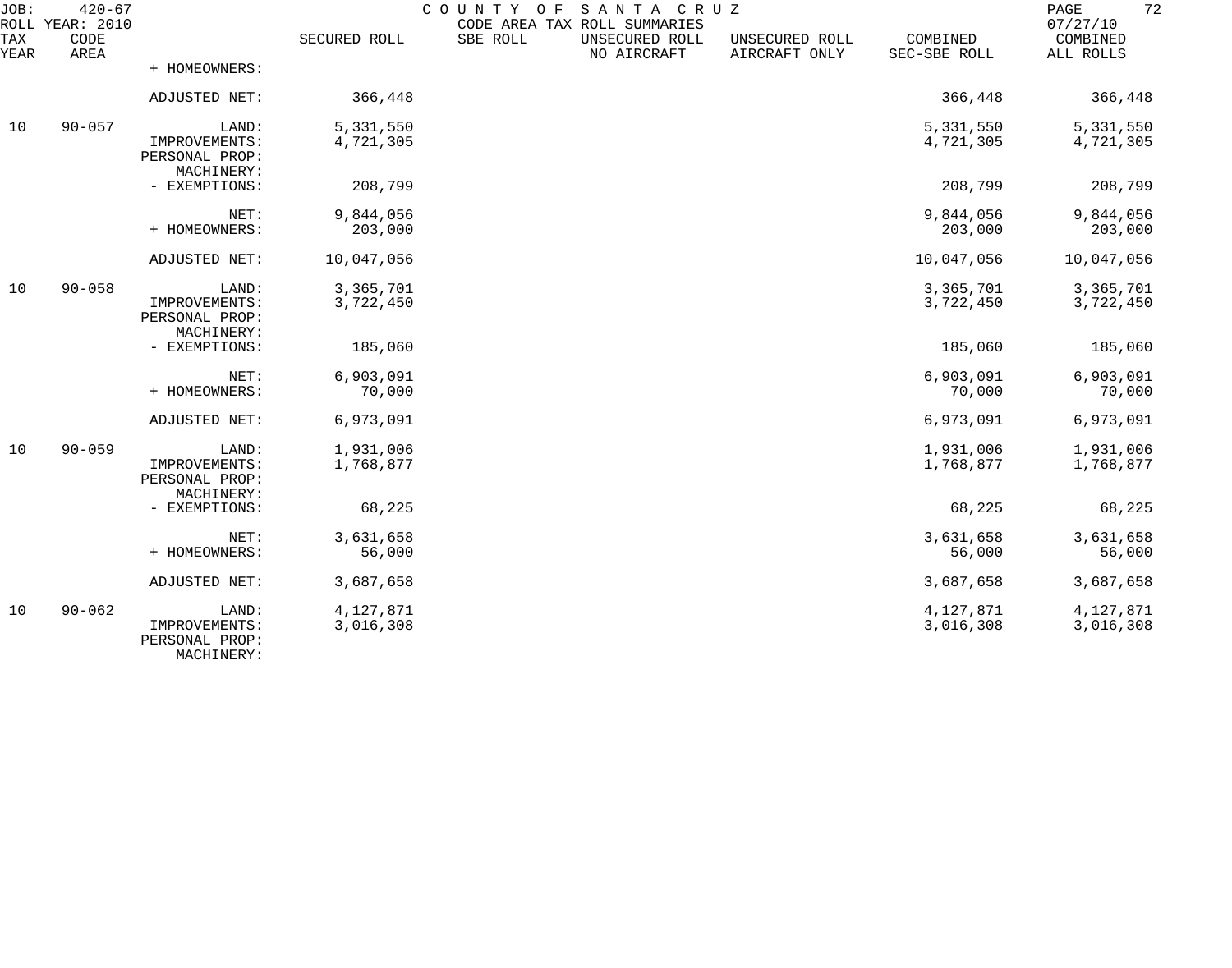| TAX YEAR | CODE AREA | | SECURED ROLL | SBE ROLL | UNSECURED ROLL NO AIRCRAFT | UNSECURED ROLL AIRCRAFT ONLY | COMBINED SEC-SBE ROLL | COMBINED ALL ROLLS |
|---|---|---|---|---|---|---|---|---|
| | | + HOMEOWNERS: | | | | | | |
| | | ADJUSTED NET: | 366,448 | | | | 366,448 | 366,448 |
| 10 | 90-057 | LAND: | 5,331,550 | | | | 5,331,550 | 5,331,550 |
| | | IMPROVEMENTS: | 4,721,305 | | | | 4,721,305 | 4,721,305 |
| | | PERSONAL PROP: | | | | | | |
| | | MACHINERY: | | | | | | |
| | | - EXEMPTIONS: | 208,799 | | | | 208,799 | 208,799 |
| | | NET: | 9,844,056 | | | | 9,844,056 | 9,844,056 |
| | | + HOMEOWNERS: | 203,000 | | | | 203,000 | 203,000 |
| | | ADJUSTED NET: | 10,047,056 | | | | 10,047,056 | 10,047,056 |
| 10 | 90-058 | LAND: | 3,365,701 | | | | 3,365,701 | 3,365,701 |
| | | IMPROVEMENTS: | 3,722,450 | | | | 3,722,450 | 3,722,450 |
| | | PERSONAL PROP: | | | | | | |
| | | MACHINERY: | | | | | | |
| | | - EXEMPTIONS: | 185,060 | | | | 185,060 | 185,060 |
| | | NET: | 6,903,091 | | | | 6,903,091 | 6,903,091 |
| | | + HOMEOWNERS: | 70,000 | | | | 70,000 | 70,000 |
| | | ADJUSTED NET: | 6,973,091 | | | | 6,973,091 | 6,973,091 |
| 10 | 90-059 | LAND: | 1,931,006 | | | | 1,931,006 | 1,931,006 |
| | | IMPROVEMENTS: | 1,768,877 | | | | 1,768,877 | 1,768,877 |
| | | PERSONAL PROP: | | | | | | |
| | | MACHINERY: | | | | | | |
| | | - EXEMPTIONS: | 68,225 | | | | 68,225 | 68,225 |
| | | NET: | 3,631,658 | | | | 3,631,658 | 3,631,658 |
| | | + HOMEOWNERS: | 56,000 | | | | 56,000 | 56,000 |
| | | ADJUSTED NET: | 3,687,658 | | | | 3,687,658 | 3,687,658 |
| 10 | 90-062 | LAND: | 4,127,871 | | | | 4,127,871 | 4,127,871 |
| | | IMPROVEMENTS: | 3,016,308 | | | | 3,016,308 | 3,016,308 |
| | | PERSONAL PROP: | | | | | | |
| | | MACHINERY: | | | | | | |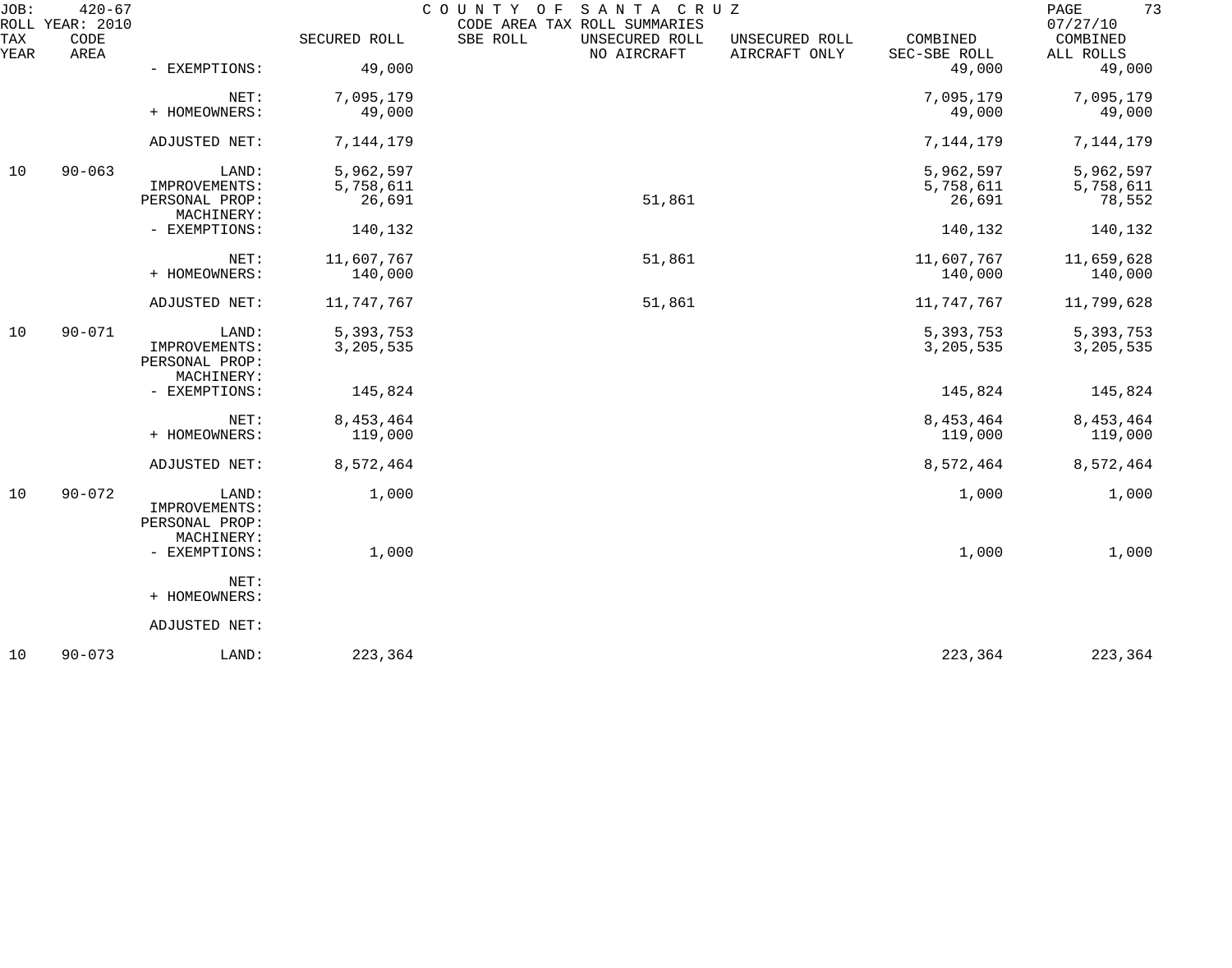JOB: 420-67 COUNTY OF SANTA CRUZ
ROLL YEAR: 2010 CODE AREA TAX ROLL SUMMARIES 07/27/10

| TAX YEAR | CODE AREA | | SECURED ROLL | SBE ROLL | UNSECURED ROLL NO AIRCRAFT | UNSECURED ROLL AIRCRAFT ONLY | COMBINED SEC-SBE ROLL | COMBINED ALL ROLLS |
|---|---|---|---|---|---|---|---|---|
| | | - EXEMPTIONS: | 49,000 | | | | 49,000 | 49,000 |
| | | NET: | 7,095,179 | | | | 7,095,179 | 7,095,179 |
| | | + HOMEOWNERS: | 49,000 | | | | 49,000 | 49,000 |
| | | ADJUSTED NET: | 7,144,179 | | | | 7,144,179 | 7,144,179 |
| 10 | 90-063 | LAND: | 5,962,597 | | | | 5,962,597 | 5,962,597 |
| | | IMPROVEMENTS: | 5,758,611 | | | | 5,758,611 | 5,758,611 |
| | | PERSONAL PROP: | 26,691 | | 51,861 | | 26,691 | 78,552 |
| | | MACHINERY: | | | | | | |
| | | - EXEMPTIONS: | 140,132 | | | | 140,132 | 140,132 |
| | | NET: | 11,607,767 | | 51,861 | | 11,607,767 | 11,659,628 |
| | | + HOMEOWNERS: | 140,000 | | | | 140,000 | 140,000 |
| | | ADJUSTED NET: | 11,747,767 | | 51,861 | | 11,747,767 | 11,799,628 |
| 10 | 90-071 | LAND: | 5,393,753 | | | | 5,393,753 | 5,393,753 |
| | | IMPROVEMENTS: | 3,205,535 | | | | 3,205,535 | 3,205,535 |
| | | PERSONAL PROP: | | | | | | |
| | | MACHINERY: | | | | | | |
| | | - EXEMPTIONS: | 145,824 | | | | 145,824 | 145,824 |
| | | NET: | 8,453,464 | | | | 8,453,464 | 8,453,464 |
| | | + HOMEOWNERS: | 119,000 | | | | 119,000 | 119,000 |
| | | ADJUSTED NET: | 8,572,464 | | | | 8,572,464 | 8,572,464 |
| 10 | 90-072 | LAND: | 1,000 | | | | 1,000 | 1,000 |
| | | IMPROVEMENTS: | | | | | | |
| | | PERSONAL PROP: | | | | | | |
| | | MACHINERY: | | | | | | |
| | | - EXEMPTIONS: | 1,000 | | | | 1,000 | 1,000 |
| | | NET: | | | | | | |
| | | + HOMEOWNERS: | | | | | | |
| | | ADJUSTED NET: | | | | | | |
| 10 | 90-073 | LAND: | 223,364 | | | | 223,364 | 223,364 |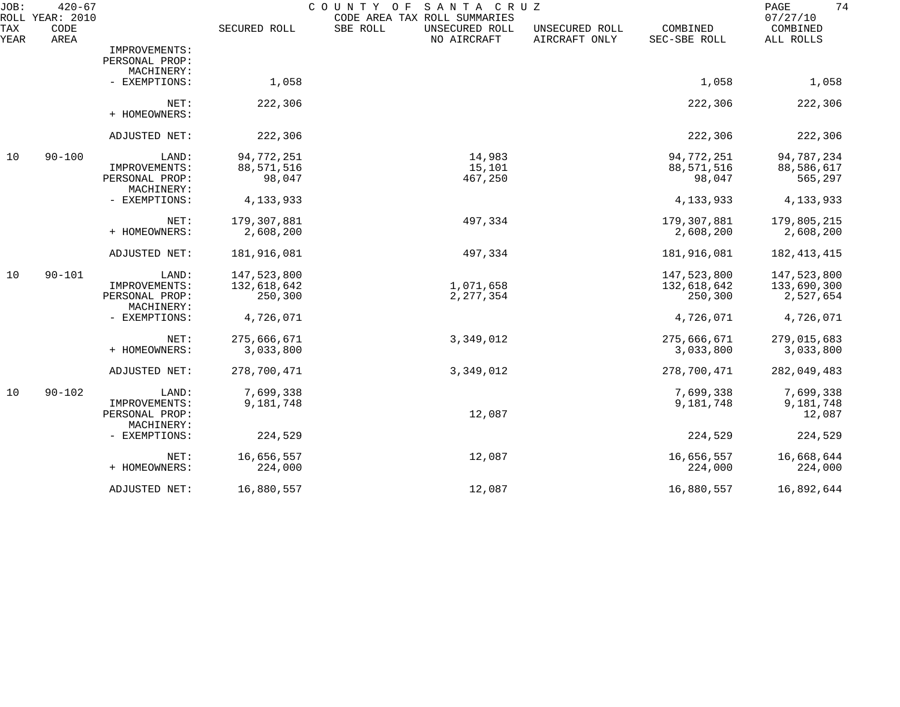JOB: 420-67 COUNTY OF SANTA CRUZ
ROLL YEAR: 2010 CODE AREA TAX ROLL SUMMARIES 07/27/10

| TAX YEAR | CODE AREA | | SECURED ROLL | SBE ROLL | UNSECURED ROLL NO AIRCRAFT | UNSECURED ROLL AIRCRAFT ONLY | COMBINED SEC-SBE ROLL | COMBINED ALL ROLLS |
|---|---|---|---|---|---|---|---|---|
| | | IMPROVEMENTS: | | | | | | |
| | | PERSONAL PROP: | | | | | | |
| | | MACHINERY: | | | | | | |
| | | - EXEMPTIONS: | 1,058 | | | | 1,058 | 1,058 |
| | | NET: | 222,306 | | | | 222,306 | 222,306 |
| | | + HOMEOWNERS: | | | | | | |
| | | ADJUSTED NET: | 222,306 | | | | 222,306 | 222,306 |
| 10 | 90-100 | LAND: | 94,772,251 | | 14,983 | | 94,772,251 | 94,787,234 |
| | | IMPROVEMENTS: | 88,571,516 | | 15,101 | | 88,571,516 | 88,586,617 |
| | | PERSONAL PROP: | 98,047 | | 467,250 | | 98,047 | 565,297 |
| | | MACHINERY: | | | | | | |
| | | - EXEMPTIONS: | 4,133,933 | | | | 4,133,933 | 4,133,933 |
| | | NET: | 179,307,881 | | 497,334 | | 179,307,881 | 179,805,215 |
| | | + HOMEOWNERS: | 2,608,200 | | | | 2,608,200 | 2,608,200 |
| | | ADJUSTED NET: | 181,916,081 | | 497,334 | | 181,916,081 | 182,413,415 |
| 10 | 90-101 | LAND: | 147,523,800 | | | | 147,523,800 | 147,523,800 |
| | | IMPROVEMENTS: | 132,618,642 | | 1,071,658 | | 132,618,642 | 133,690,300 |
| | | PERSONAL PROP: | 250,300 | | 2,277,354 | | 250,300 | 2,527,654 |
| | | MACHINERY: | | | | | | |
| | | - EXEMPTIONS: | 4,726,071 | | | | 4,726,071 | 4,726,071 |
| | | NET: | 275,666,671 | | 3,349,012 | | 275,666,671 | 279,015,683 |
| | | + HOMEOWNERS: | 3,033,800 | | | | 3,033,800 | 3,033,800 |
| | | ADJUSTED NET: | 278,700,471 | | 3,349,012 | | 278,700,471 | 282,049,483 |
| 10 | 90-102 | LAND: | 7,699,338 | | | | 7,699,338 | 7,699,338 |
| | | IMPROVEMENTS: | 9,181,748 | | | | 9,181,748 | 9,181,748 |
| | | PERSONAL PROP: | | | 12,087 | | | 12,087 |
| | | MACHINERY: | | | | | | |
| | | - EXEMPTIONS: | 224,529 | | | | 224,529 | 224,529 |
| | | NET: | 16,656,557 | | 12,087 | | 16,656,557 | 16,668,644 |
| | | + HOMEOWNERS: | 224,000 | | | | 224,000 | 224,000 |
| | | ADJUSTED NET: | 16,880,557 | | 12,087 | | 16,880,557 | 16,892,644 |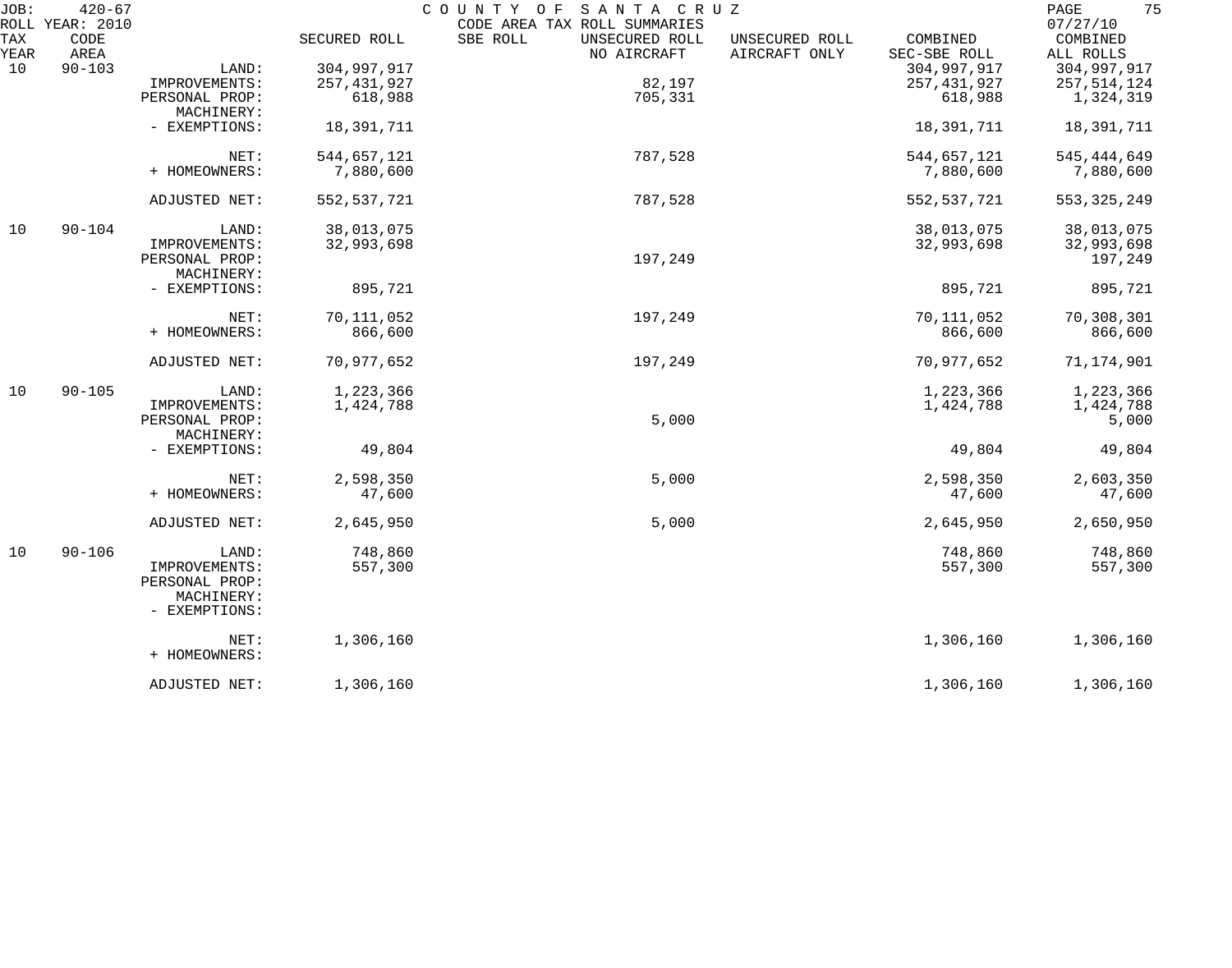JOB: 420-67 COUNTY OF SANTA CRUZ
ROLL YEAR: 2010 CODE AREA TAX ROLL SUMMARIES 07/27/10

| TAX YEAR | CODE AREA | | SECURED ROLL | SBE ROLL | UNSECURED ROLL NO AIRCRAFT | UNSECURED ROLL AIRCRAFT ONLY | COMBINED SEC-SBE ROLL | COMBINED ALL ROLLS |
|---|---|---|---|---|---|---|---|---|
| 10 | 90-103 | LAND: | 304,997,917 | | | | 304,997,917 | 304,997,917 |
| | | IMPROVEMENTS: | 257,431,927 | | 82,197 | | 257,431,927 | 257,514,124 |
| | | PERSONAL PROP: | 618,988 | | 705,331 | | 618,988 | 1,324,319 |
| | | MACHINERY: | | | | | | |
| | | - EXEMPTIONS: | 18,391,711 | | | | 18,391,711 | 18,391,711 |
| | | NET: | 544,657,121 | | 787,528 | | 544,657,121 | 545,444,649 |
| | | + HOMEOWNERS: | 7,880,600 | | | | 7,880,600 | 7,880,600 |
| | | ADJUSTED NET: | 552,537,721 | | 787,528 | | 552,537,721 | 553,325,249 |
| 10 | 90-104 | LAND: | 38,013,075 | | | | 38,013,075 | 38,013,075 |
| | | IMPROVEMENTS: | 32,993,698 | | | | 32,993,698 | 32,993,698 |
| | | PERSONAL PROP: | | | 197,249 | | | 197,249 |
| | | MACHINERY: | | | | | | |
| | | - EXEMPTIONS: | 895,721 | | | | 895,721 | 895,721 |
| | | NET: | 70,111,052 | | 197,249 | | 70,111,052 | 70,308,301 |
| | | + HOMEOWNERS: | 866,600 | | | | 866,600 | 866,600 |
| | | ADJUSTED NET: | 70,977,652 | | 197,249 | | 70,977,652 | 71,174,901 |
| 10 | 90-105 | LAND: | 1,223,366 | | | | 1,223,366 | 1,223,366 |
| | | IMPROVEMENTS: | 1,424,788 | | | | 1,424,788 | 1,424,788 |
| | | PERSONAL PROP: | | | 5,000 | | | 5,000 |
| | | MACHINERY: | | | | | | |
| | | - EXEMPTIONS: | 49,804 | | | | 49,804 | 49,804 |
| | | NET: | 2,598,350 | | 5,000 | | 2,598,350 | 2,603,350 |
| | | + HOMEOWNERS: | 47,600 | | | | 47,600 | 47,600 |
| | | ADJUSTED NET: | 2,645,950 | | 5,000 | | 2,645,950 | 2,650,950 |
| 10 | 90-106 | LAND: | 748,860 | | | | 748,860 | 748,860 |
| | | IMPROVEMENTS: | 557,300 | | | | 557,300 | 557,300 |
| | | PERSONAL PROP: | | | | | | |
| | | MACHINERY: | | | | | | |
| | | - EXEMPTIONS: | | | | | | |
| | | NET: | 1,306,160 | | | | 1,306,160 | 1,306,160 |
| | | + HOMEOWNERS: | | | | | | |
| | | ADJUSTED NET: | 1,306,160 | | | | 1,306,160 | 1,306,160 |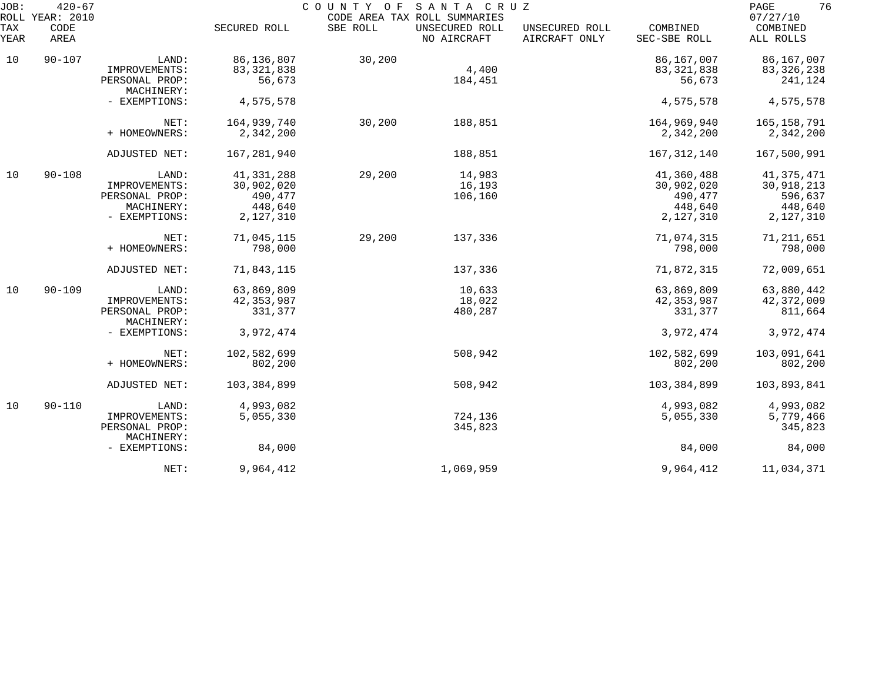JOB: 420-67 COUNTY OF SANTA CRUZ
ROLL YEAR: 2010 CODE AREA TAX ROLL SUMMARIES 07/27/10

| TAX YEAR | CODE AREA | | SECURED ROLL | SBE ROLL | UNSECURED ROLL NO AIRCRAFT | UNSECURED ROLL AIRCRAFT ONLY | COMBINED SEC-SBE ROLL | COMBINED ALL ROLLS |
|---|---|---|---|---|---|---|---|---|
| 10 | 90-107 | LAND: | 86,136,807 | 30,200 | | | 86,167,007 | 86,167,007 |
| | | IMPROVEMENTS: | 83,321,838 | | 4,400 | | 83,321,838 | 83,326,238 |
| | | PERSONAL PROP: | 56,673 | | 184,451 | | 56,673 | 241,124 |
| | | MACHINERY: | | | | | | |
| | | - EXEMPTIONS: | 4,575,578 | | | | 4,575,578 | 4,575,578 |
| | | NET: | 164,939,740 | 30,200 | 188,851 | | 164,969,940 | 165,158,791 |
| | | + HOMEOWNERS: | 2,342,200 | | | | 2,342,200 | 2,342,200 |
| | | ADJUSTED NET: | 167,281,940 | | 188,851 | | 167,312,140 | 167,500,991 |
| 10 | 90-108 | LAND: | 41,331,288 | 29,200 | 14,983 | | 41,360,488 | 41,375,471 |
| | | IMPROVEMENTS: | 30,902,020 | | 16,193 | | 30,902,020 | 30,918,213 |
| | | PERSONAL PROP: | 490,477 | | 106,160 | | 490,477 | 596,637 |
| | | MACHINERY: | 448,640 | | | | 448,640 | 448,640 |
| | | - EXEMPTIONS: | 2,127,310 | | | | 2,127,310 | 2,127,310 |
| | | NET: | 71,045,115 | 29,200 | 137,336 | | 71,074,315 | 71,211,651 |
| | | + HOMEOWNERS: | 798,000 | | | | 798,000 | 798,000 |
| | | ADJUSTED NET: | 71,843,115 | | 137,336 | | 71,872,315 | 72,009,651 |
| 10 | 90-109 | LAND: | 63,869,809 | | 10,633 | | 63,869,809 | 63,880,442 |
| | | IMPROVEMENTS: | 42,353,987 | | 18,022 | | 42,353,987 | 42,372,009 |
| | | PERSONAL PROP: | 331,377 | | 480,287 | | 331,377 | 811,664 |
| | | MACHINERY: | | | | | | |
| | | - EXEMPTIONS: | 3,972,474 | | | | 3,972,474 | 3,972,474 |
| | | NET: | 102,582,699 | | 508,942 | | 102,582,699 | 103,091,641 |
| | | + HOMEOWNERS: | 802,200 | | | | 802,200 | 802,200 |
| | | ADJUSTED NET: | 103,384,899 | | 508,942 | | 103,384,899 | 103,893,841 |
| 10 | 90-110 | LAND: | 4,993,082 | | | | 4,993,082 | 4,993,082 |
| | | IMPROVEMENTS: | 5,055,330 | | 724,136 | | 5,055,330 | 5,779,466 |
| | | PERSONAL PROP: | | | 345,823 | | | 345,823 |
| | | MACHINERY: | | | | | | |
| | | - EXEMPTIONS: | 84,000 | | | | 84,000 | 84,000 |
| | | NET: | 9,964,412 | | 1,069,959 | | 9,964,412 | 11,034,371 |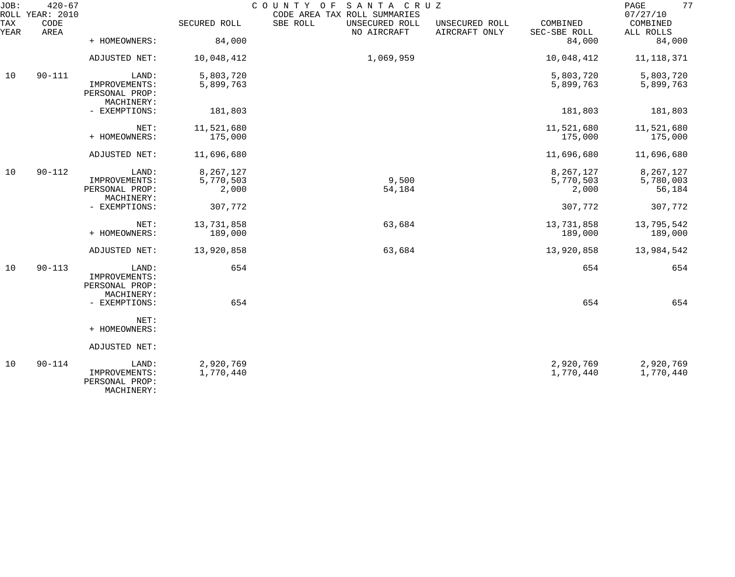JOB: 420-67 COUNTY OF SANTA CRUZ
ROLL YEAR: 2010 CODE AREA TAX ROLL SUMMARIES 07/27/10

| TAX YEAR | CODE AREA | | SECURED ROLL | SBE ROLL | UNSECURED ROLL NO AIRCRAFT | UNSECURED ROLL AIRCRAFT ONLY | COMBINED SEC-SBE ROLL | COMBINED ALL ROLLS |
|---|---|---|---|---|---|---|---|---|
| | | + HOMEOWNERS: | 84,000 | | | | 84,000 | 84,000 |
| | | ADJUSTED NET: | 10,048,412 | | 1,069,959 | | 10,048,412 | 11,118,371 |
| 10 | 90-111 | LAND: | 5,803,720 | | | | 5,803,720 | 5,803,720 |
| | | IMPROVEMENTS: | 5,899,763 | | | | 5,899,763 | 5,899,763 |
| | | PERSONAL PROP: | | | | | | |
| | | MACHINERY: | | | | | | |
| | | - EXEMPTIONS: | 181,803 | | | | 181,803 | 181,803 |
| | | NET: | 11,521,680 | | | | 11,521,680 | 11,521,680 |
| | | + HOMEOWNERS: | 175,000 | | | | 175,000 | 175,000 |
| | | ADJUSTED NET: | 11,696,680 | | | | 11,696,680 | 11,696,680 |
| 10 | 90-112 | LAND: | 8,267,127 | | | | 8,267,127 | 8,267,127 |
| | | IMPROVEMENTS: | 5,770,503 | | 9,500 | | 5,770,503 | 5,780,003 |
| | | PERSONAL PROP: | 2,000 | | 54,184 | | 2,000 | 56,184 |
| | | MACHINERY: | | | | | | |
| | | - EXEMPTIONS: | 307,772 | | | | 307,772 | 307,772 |
| | | NET: | 13,731,858 | | 63,684 | | 13,731,858 | 13,795,542 |
| | | + HOMEOWNERS: | 189,000 | | | | 189,000 | 189,000 |
| | | ADJUSTED NET: | 13,920,858 | | 63,684 | | 13,920,858 | 13,984,542 |
| 10 | 90-113 | LAND: | 654 | | | | 654 | 654 |
| | | IMPROVEMENTS: | | | | | | |
| | | PERSONAL PROP: | | | | | | |
| | | MACHINERY: | | | | | | |
| | | - EXEMPTIONS: | 654 | | | | 654 | 654 |
| | | NET: | | | | | | |
| | | + HOMEOWNERS: | | | | | | |
| | | ADJUSTED NET: | | | | | | |
| 10 | 90-114 | LAND: | 2,920,769 | | | | 2,920,769 | 2,920,769 |
| | | IMPROVEMENTS: | 1,770,440 | | | | 1,770,440 | 1,770,440 |
| | | PERSONAL PROP: | | | | | | |
| | | MACHINERY: | | | | | | |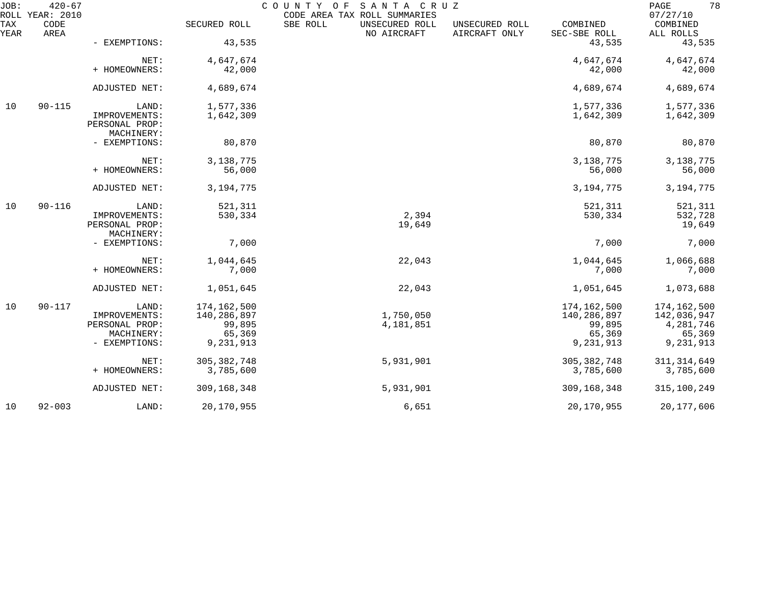| TAX YEAR | CODE AREA | | SECURED ROLL | SBE ROLL | UNSECURED ROLL NO AIRCRAFT | UNSECURED ROLL AIRCRAFT ONLY | COMBINED SEC-SBE ROLL | COMBINED ALL ROLLS |
|---|---|---|---|---|---|---|---|---|
| | | - EXEMPTIONS: | 43,535 | | | | 43,535 | 43,535 |
| | | NET: | 4,647,674 | | | | 4,647,674 | 4,647,674 |
| | | + HOMEOWNERS: | 42,000 | | | | 42,000 | 42,000 |
| | | ADJUSTED NET: | 4,689,674 | | | | 4,689,674 | 4,689,674 |
| 10 | 90-115 | LAND: | 1,577,336 | | | | 1,577,336 | 1,577,336 |
| | | IMPROVEMENTS: | 1,642,309 | | | | 1,642,309 | 1,642,309 |
| | | PERSONAL PROP: | | | | | | |
| | | MACHINERY: | | | | | | |
| | | - EXEMPTIONS: | 80,870 | | | | 80,870 | 80,870 |
| | | NET: | 3,138,775 | | | | 3,138,775 | 3,138,775 |
| | | + HOMEOWNERS: | 56,000 | | | | 56,000 | 56,000 |
| | | ADJUSTED NET: | 3,194,775 | | | | 3,194,775 | 3,194,775 |
| 10 | 90-116 | LAND: | 521,311 | | | | 521,311 | 521,311 |
| | | IMPROVEMENTS: | 530,334 | | 2,394 | | 530,334 | 532,728 |
| | | PERSONAL PROP: | | | 19,649 | | | 19,649 |
| | | MACHINERY: | | | | | | |
| | | - EXEMPTIONS: | 7,000 | | | | 7,000 | 7,000 |
| | | NET: | 1,044,645 | | 22,043 | | 1,044,645 | 1,066,688 |
| | | + HOMEOWNERS: | 7,000 | | | | 7,000 | 7,000 |
| | | ADJUSTED NET: | 1,051,645 | | 22,043 | | 1,051,645 | 1,073,688 |
| 10 | 90-117 | LAND: | 174,162,500 | | | | 174,162,500 | 174,162,500 |
| | | IMPROVEMENTS: | 140,286,897 | | 1,750,050 | | 140,286,897 | 142,036,947 |
| | | PERSONAL PROP: | 99,895 | | 4,181,851 | | 99,895 | 4,281,746 |
| | | MACHINERY: | 65,369 | | | | 65,369 | 65,369 |
| | | - EXEMPTIONS: | 9,231,913 | | | | 9,231,913 | 9,231,913 |
| | | NET: | 305,382,748 | | 5,931,901 | | 305,382,748 | 311,314,649 |
| | | + HOMEOWNERS: | 3,785,600 | | | | 3,785,600 | 3,785,600 |
| | | ADJUSTED NET: | 309,168,348 | | 5,931,901 | | 309,168,348 | 315,100,249 |
| 10 | 92-003 | LAND: | 20,170,955 | | 6,651 | | 20,170,955 | 20,177,606 |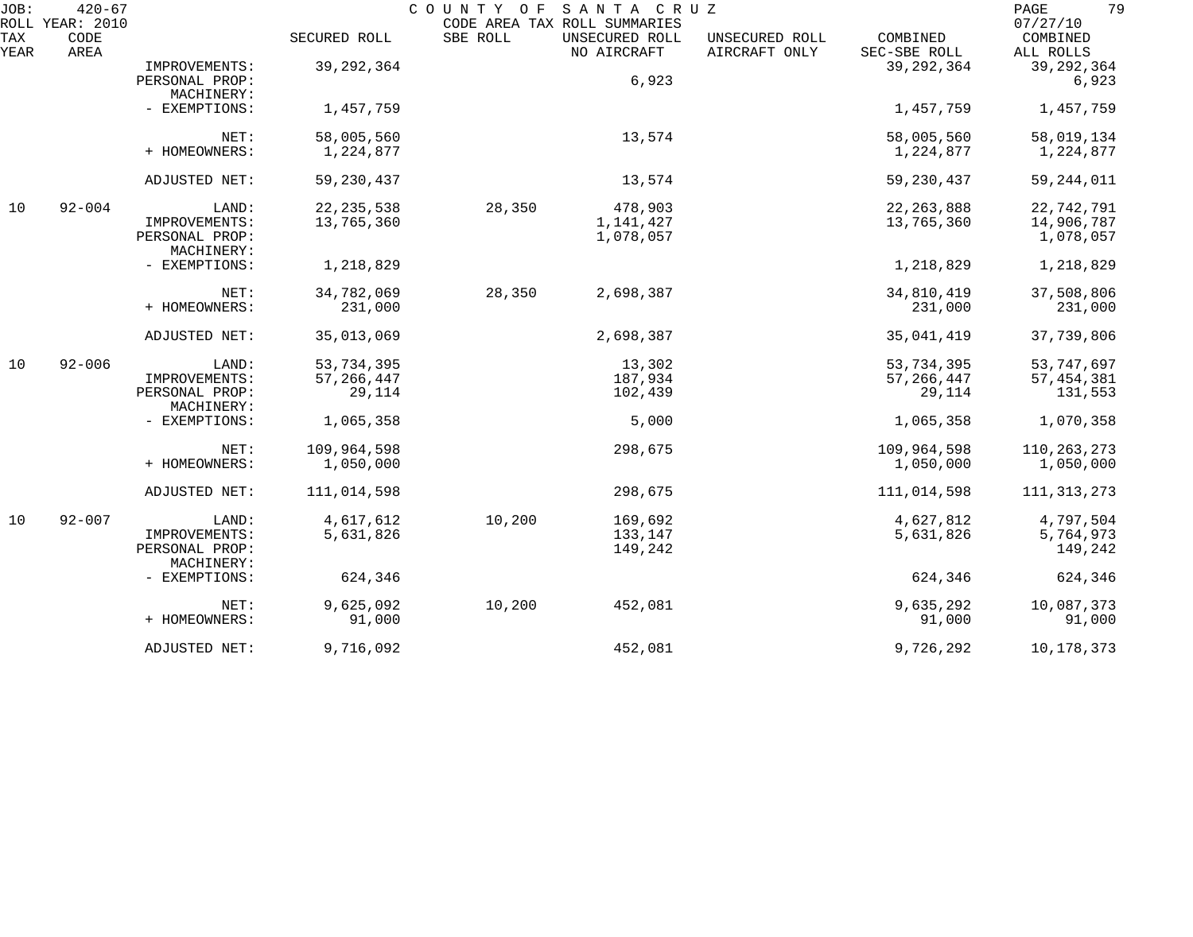JOB: 420-67 COUNTY OF SANTA CRUZ
ROLL YEAR: 2010 CODE AREA TAX ROLL SUMMARIES 07/27/10

| TAX YEAR | CODE AREA | | SECURED ROLL | SBE ROLL | UNSECURED ROLL NO AIRCRAFT | UNSECURED ROLL AIRCRAFT ONLY | COMBINED SEC-SBE ROLL | COMBINED ALL ROLLS |
|---|---|---|---|---|---|---|---|---|
| | | IMPROVEMENTS: | 39,292,364 | | | | 39,292,364 | 39,292,364 |
| | | PERSONAL PROP: | | | 6,923 | | | 6,923 |
| | | MACHINERY: | | | | | | |
| | | - EXEMPTIONS: | 1,457,759 | | | | 1,457,759 | 1,457,759 |
| | | NET: | 58,005,560 | | 13,574 | | 58,005,560 | 58,019,134 |
| | | + HOMEOWNERS: | 1,224,877 | | | | 1,224,877 | 1,224,877 |
| | | ADJUSTED NET: | 59,230,437 | | 13,574 | | 59,230,437 | 59,244,011 |
| 10 | 92-004 | LAND: | 22,235,538 | 28,350 | 478,903 | | 22,263,888 | 22,742,791 |
| | | IMPROVEMENTS: | 13,765,360 | | 1,141,427 | | 13,765,360 | 14,906,787 |
| | | PERSONAL PROP: | | | 1,078,057 | | | 1,078,057 |
| | | MACHINERY: | | | | | | |
| | | - EXEMPTIONS: | 1,218,829 | | | | 1,218,829 | 1,218,829 |
| | | NET: | 34,782,069 | 28,350 | 2,698,387 | | 34,810,419 | 37,508,806 |
| | | + HOMEOWNERS: | 231,000 | | | | 231,000 | 231,000 |
| | | ADJUSTED NET: | 35,013,069 | | 2,698,387 | | 35,041,419 | 37,739,806 |
| 10 | 92-006 | LAND: | 53,734,395 | | 13,302 | | 53,734,395 | 53,747,697 |
| | | IMPROVEMENTS: | 57,266,447 | | 187,934 | | 57,266,447 | 57,454,381 |
| | | PERSONAL PROP: | 29,114 | | 102,439 | | 29,114 | 131,553 |
| | | MACHINERY: | | | | | | |
| | | - EXEMPTIONS: | 1,065,358 | | 5,000 | | 1,065,358 | 1,070,358 |
| | | NET: | 109,964,598 | | 298,675 | | 109,964,598 | 110,263,273 |
| | | + HOMEOWNERS: | 1,050,000 | | | | 1,050,000 | 1,050,000 |
| | | ADJUSTED NET: | 111,014,598 | | 298,675 | | 111,014,598 | 111,313,273 |
| 10 | 92-007 | LAND: | 4,617,612 | 10,200 | 169,692 | | 4,627,812 | 4,797,504 |
| | | IMPROVEMENTS: | 5,631,826 | | 133,147 | | 5,631,826 | 5,764,973 |
| | | PERSONAL PROP: | | | 149,242 | | | 149,242 |
| | | MACHINERY: | | | | | | |
| | | - EXEMPTIONS: | 624,346 | | | | 624,346 | 624,346 |
| | | NET: | 9,625,092 | 10,200 | 452,081 | | 9,635,292 | 10,087,373 |
| | | + HOMEOWNERS: | 91,000 | | | | 91,000 | 91,000 |
| | | ADJUSTED NET: | 9,716,092 | | 452,081 | | 9,726,292 | 10,178,373 |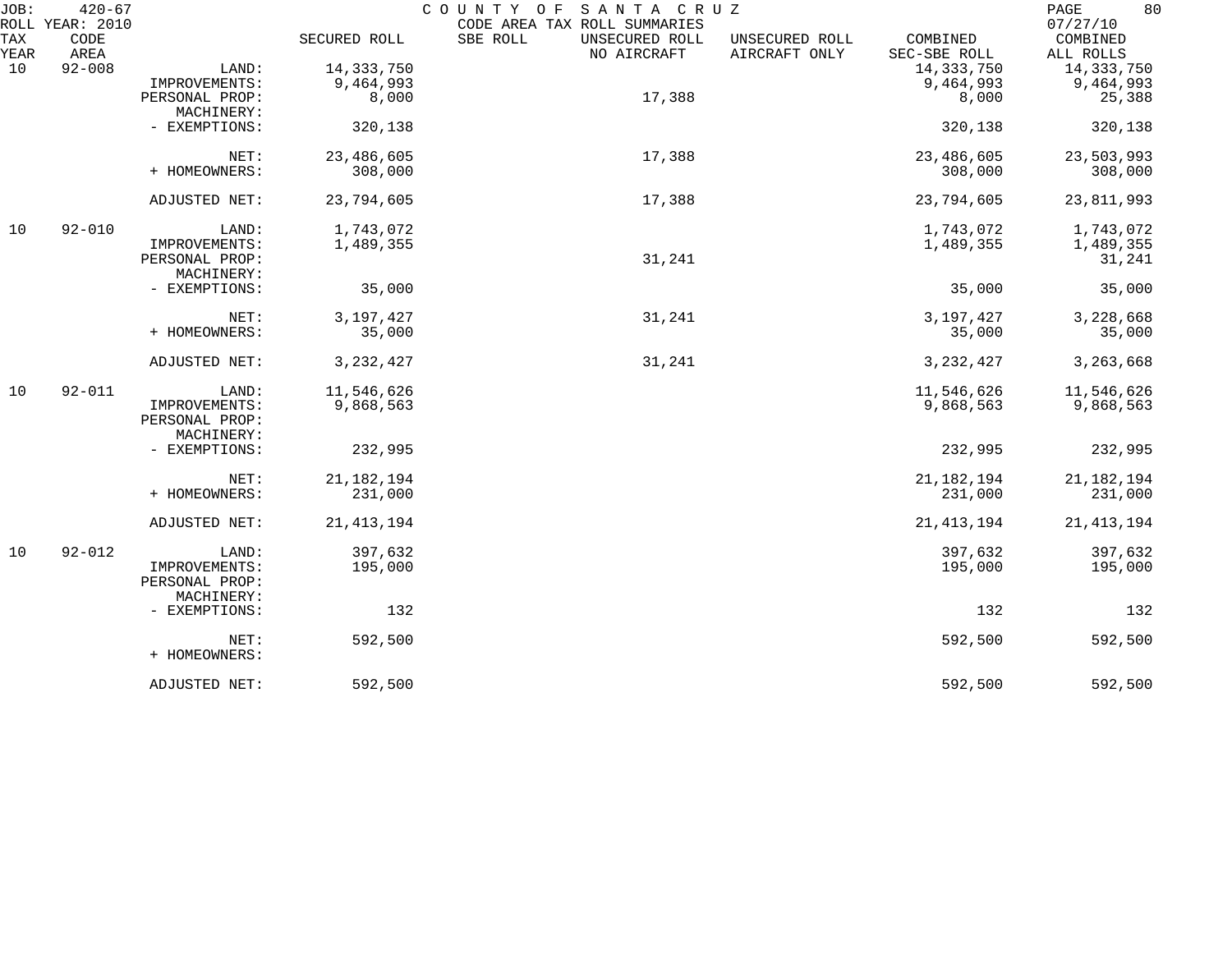JOB: 420-67 COUNTY OF SANTA CRUZ
ROLL YEAR: 2010 CODE AREA TAX ROLL SUMMARIES 07/27/10

| TAX YEAR | CODE AREA | | SECURED ROLL | SBE ROLL | UNSECURED ROLL NO AIRCRAFT | UNSECURED ROLL AIRCRAFT ONLY | COMBINED SEC-SBE ROLL | COMBINED ALL ROLLS |
|---|---|---|---|---|---|---|---|---|
| 10 | 92-008 | LAND: | 14,333,750 | | | | 14,333,750 | 14,333,750 |
| | | IMPROVEMENTS: | 9,464,993 | | | | 9,464,993 | 9,464,993 |
| | | PERSONAL PROP: | 8,000 | | 17,388 | | 8,000 | 25,388 |
| | | MACHINERY: | | | | | | |
| | | - EXEMPTIONS: | 320,138 | | | | 320,138 | 320,138 |
| | | NET: | 23,486,605 | | 17,388 | | 23,486,605 | 23,503,993 |
| | | + HOMEOWNERS: | 308,000 | | | | 308,000 | 308,000 |
| | | ADJUSTED NET: | 23,794,605 | | 17,388 | | 23,794,605 | 23,811,993 |
| 10 | 92-010 | LAND: | 1,743,072 | | | | 1,743,072 | 1,743,072 |
| | | IMPROVEMENTS: | 1,489,355 | | | | 1,489,355 | 1,489,355 |
| | | PERSONAL PROP: | | | 31,241 | | | 31,241 |
| | | MACHINERY: | | | | | | |
| | | - EXEMPTIONS: | 35,000 | | | | 35,000 | 35,000 |
| | | NET: | 3,197,427 | | 31,241 | | 3,197,427 | 3,228,668 |
| | | + HOMEOWNERS: | 35,000 | | | | 35,000 | 35,000 |
| | | ADJUSTED NET: | 3,232,427 | | 31,241 | | 3,232,427 | 3,263,668 |
| 10 | 92-011 | LAND: | 11,546,626 | | | | 11,546,626 | 11,546,626 |
| | | IMPROVEMENTS: | 9,868,563 | | | | 9,868,563 | 9,868,563 |
| | | PERSONAL PROP: | | | | | | |
| | | MACHINERY: | | | | | | |
| | | - EXEMPTIONS: | 232,995 | | | | 232,995 | 232,995 |
| | | NET: | 21,182,194 | | | | 21,182,194 | 21,182,194 |
| | | + HOMEOWNERS: | 231,000 | | | | 231,000 | 231,000 |
| | | ADJUSTED NET: | 21,413,194 | | | | 21,413,194 | 21,413,194 |
| 10 | 92-012 | LAND: | 397,632 | | | | 397,632 | 397,632 |
| | | IMPROVEMENTS: | 195,000 | | | | 195,000 | 195,000 |
| | | PERSONAL PROP: | | | | | | |
| | | MACHINERY: | | | | | | |
| | | - EXEMPTIONS: | 132 | | | | 132 | 132 |
| | | NET: | 592,500 | | | | 592,500 | 592,500 |
| | | + HOMEOWNERS: | | | | | | |
| | | ADJUSTED NET: | 592,500 | | | | 592,500 | 592,500 |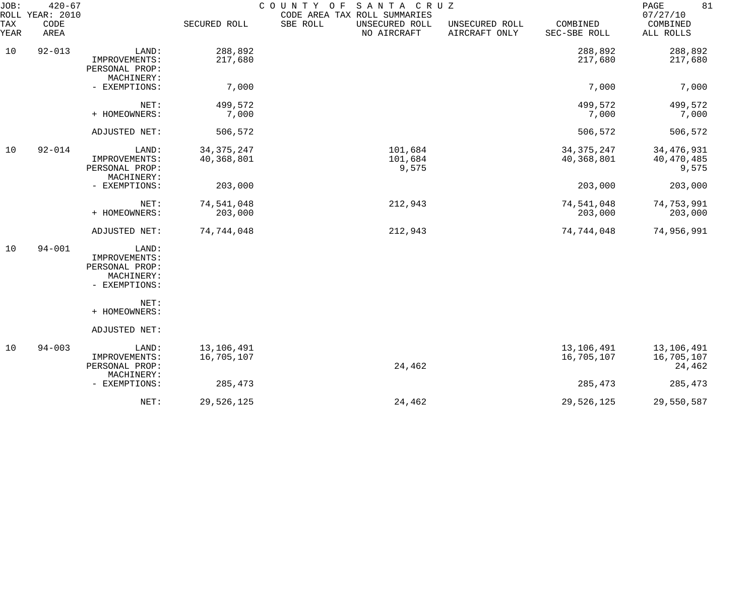# COUNTY OF SANTA CRUZ

CODE AREA TAX ROLL SUMMARIES

JOB: 420-67
ROLL YEAR: 2010
07/27/10

| TAX YEAR | CODE AREA | | SECURED ROLL | SBE ROLL | UNSECURED ROLL NO AIRCRAFT | UNSECURED ROLL AIRCRAFT ONLY | COMBINED SEC-SBE ROLL | COMBINED ALL ROLLS |
|---|---|---|---|---|---|---|---|---|
| 10 | 92-013 | LAND: | 288,892 | | | | 288,892 | 288,892 |
| | | IMPROVEMENTS: | 217,680 | | | | 217,680 | 217,680 |
| | | PERSONAL PROP: | | | | | | |
| | | MACHINERY: | | | | | | |
| | | - EXEMPTIONS: | 7,000 | | | | 7,000 | 7,000 |
| | | NET: | 499,572 | | | | 499,572 | 499,572 |
| | | + HOMEOWNERS: | 7,000 | | | | 7,000 | 7,000 |
| | | ADJUSTED NET: | 506,572 | | | | 506,572 | 506,572 |
| 10 | 92-014 | LAND: | 34,375,247 | | 101,684 | | 34,375,247 | 34,476,931 |
| | | IMPROVEMENTS: | 40,368,801 | | 101,684 | | 40,368,801 | 40,470,485 |
| | | PERSONAL PROP: | | | 9,575 | | | 9,575 |
| | | MACHINERY: | | | | | | |
| | | - EXEMPTIONS: | 203,000 | | | | 203,000 | 203,000 |
| | | NET: | 74,541,048 | | 212,943 | | 74,541,048 | 74,753,991 |
| | | + HOMEOWNERS: | 203,000 | | | | 203,000 | 203,000 |
| | | ADJUSTED NET: | 74,744,048 | | 212,943 | | 74,744,048 | 74,956,991 |
| 10 | 94-001 | LAND: | | | | | | |
| | | IMPROVEMENTS: | | | | | | |
| | | PERSONAL PROP: | | | | | | |
| | | MACHINERY: | | | | | | |
| | | - EXEMPTIONS: | | | | | | |
| | | NET: | | | | | | |
| | | + HOMEOWNERS: | | | | | | |
| | | ADJUSTED NET: | | | | | | |
| 10 | 94-003 | LAND: | 13,106,491 | | | | 13,106,491 | 13,106,491 |
| | | IMPROVEMENTS: | 16,705,107 | | | | 16,705,107 | 16,705,107 |
| | | PERSONAL PROP: | | | 24,462 | | | 24,462 |
| | | MACHINERY: | | | | | | |
| | | - EXEMPTIONS: | 285,473 | | | | 285,473 | 285,473 |
| | | NET: | 29,526,125 | | 24,462 | | 29,526,125 | 29,550,587 |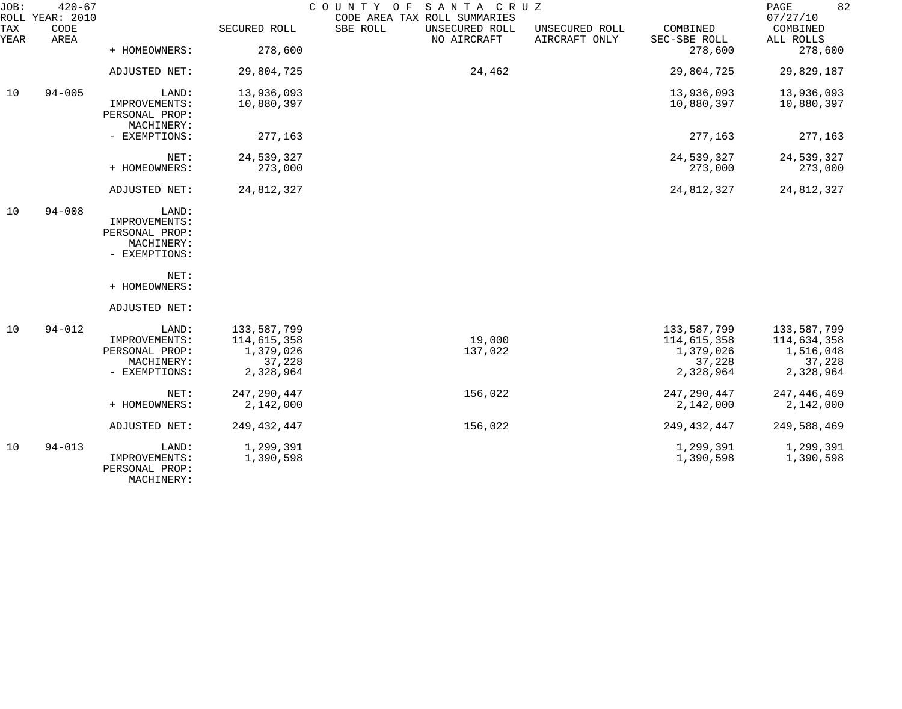# COUNTY OF SANTA CRUZ

CODE AREA TAX ROLL SUMMARIES

JOB: 420-67
ROLL YEAR: 2010

07/27/10

| TAX YEAR | CODE AREA | | SECURED ROLL | SBE ROLL | UNSECURED ROLL NO AIRCRAFT | UNSECURED ROLL AIRCRAFT ONLY | COMBINED SEC-SBE ROLL | COMBINED ALL ROLLS |
|---|---|---|---|---|---|---|---|---|
| | | + HOMEOWNERS: | 278,600 | | | | 278,600 | 278,600 |
| | | ADJUSTED NET: | 29,804,725 | | 24,462 | | 29,804,725 | 29,829,187 |
| 10 | 94-005 | LAND: | 13,936,093 | | | | 13,936,093 | 13,936,093 |
| | | IMPROVEMENTS: | 10,880,397 | | | | 10,880,397 | 10,880,397 |
| | | PERSONAL PROP: | | | | | | |
| | | MACHINERY: | | | | | | |
| | | - EXEMPTIONS: | 277,163 | | | | 277,163 | 277,163 |
| | | NET: | 24,539,327 | | | | 24,539,327 | 24,539,327 |
| | | + HOMEOWNERS: | 273,000 | | | | 273,000 | 273,000 |
| | | ADJUSTED NET: | 24,812,327 | | | | 24,812,327 | 24,812,327 |
| 10 | 94-008 | LAND: | | | | | | |
| | | IMPROVEMENTS: | | | | | | |
| | | PERSONAL PROP: | | | | | | |
| | | MACHINERY: | | | | | | |
| | | - EXEMPTIONS: | | | | | | |
| | | NET: | | | | | | |
| | | + HOMEOWNERS: | | | | | | |
| | | ADJUSTED NET: | | | | | | |
| 10 | 94-012 | LAND: | 133,587,799 | | | | 133,587,799 | 133,587,799 |
| | | IMPROVEMENTS: | 114,615,358 | | 19,000 | | 114,615,358 | 114,634,358 |
| | | PERSONAL PROP: | 1,379,026 | | 137,022 | | 1,379,026 | 1,516,048 |
| | | MACHINERY: | 37,228 | | | | 37,228 | 37,228 |
| | | - EXEMPTIONS: | 2,328,964 | | | | 2,328,964 | 2,328,964 |
| | | NET: | 247,290,447 | | 156,022 | | 247,290,447 | 247,446,469 |
| | | + HOMEOWNERS: | 2,142,000 | | | | 2,142,000 | 2,142,000 |
| | | ADJUSTED NET: | 249,432,447 | | 156,022 | | 249,432,447 | 249,588,469 |
| 10 | 94-013 | LAND: | 1,299,391 | | | | 1,299,391 | 1,299,391 |
| | | IMPROVEMENTS: | 1,390,598 | | | | 1,390,598 | 1,390,598 |
| | | PERSONAL PROP: | | | | | | |
| | | MACHINERY: | | | | | | |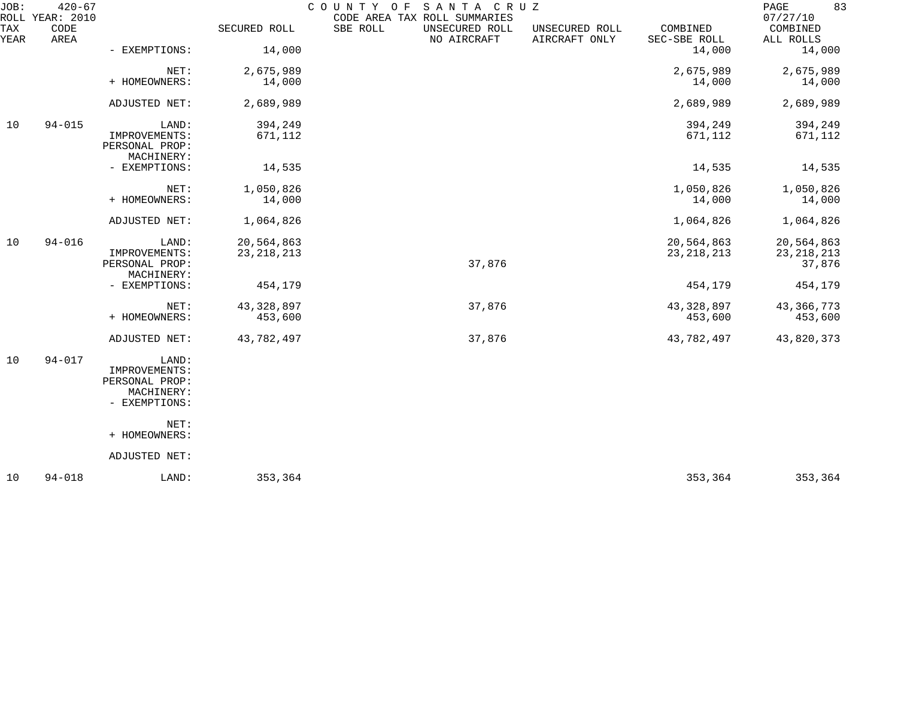| TAX YEAR | CODE AREA | | SECURED ROLL | SBE ROLL | UNSECURED ROLL NO AIRCRAFT | UNSECURED ROLL AIRCRAFT ONLY | COMBINED SEC-SBE ROLL | COMBINED ALL ROLLS |
|---|---|---|---|---|---|---|---|---|
| | | - EXEMPTIONS: | 14,000 | | | | 14,000 | 14,000 |
| | | NET: | 2,675,989 | | | | 2,675,989 | 2,675,989 |
| | | + HOMEOWNERS: | 14,000 | | | | 14,000 | 14,000 |
| | | ADJUSTED NET: | 2,689,989 | | | | 2,689,989 | 2,689,989 |
| 10 | 94-015 | LAND: | 394,249 | | | | 394,249 | 394,249 |
| | | IMPROVEMENTS: | 671,112 | | | | 671,112 | 671,112 |
| | | PERSONAL PROP: | | | | | | |
| | | MACHINERY: | | | | | | |
| | | - EXEMPTIONS: | 14,535 | | | | 14,535 | 14,535 |
| | | NET: | 1,050,826 | | | | 1,050,826 | 1,050,826 |
| | | + HOMEOWNERS: | 14,000 | | | | 14,000 | 14,000 |
| | | ADJUSTED NET: | 1,064,826 | | | | 1,064,826 | 1,064,826 |
| 10 | 94-016 | LAND: | 20,564,863 | | | | 20,564,863 | 20,564,863 |
| | | IMPROVEMENTS: | 23,218,213 | | | | 23,218,213 | 23,218,213 |
| | | PERSONAL PROP: | | | 37,876 | | | 37,876 |
| | | MACHINERY: | | | | | | |
| | | - EXEMPTIONS: | 454,179 | | | | 454,179 | 454,179 |
| | | NET: | 43,328,897 | | 37,876 | | 43,328,897 | 43,366,773 |
| | | + HOMEOWNERS: | 453,600 | | | | 453,600 | 453,600 |
| | | ADJUSTED NET: | 43,782,497 | | 37,876 | | 43,782,497 | 43,820,373 |
| 10 | 94-017 | LAND: | | | | | | |
| | | IMPROVEMENTS: | | | | | | |
| | | PERSONAL PROP: | | | | | | |
| | | MACHINERY: | | | | | | |
| | | - EXEMPTIONS: | | | | | | |
| | | NET: | | | | | | |
| | | + HOMEOWNERS: | | | | | | |
| | | ADJUSTED NET: | | | | | | |
| 10 | 94-018 | LAND: | 353,364 | | | | 353,364 | 353,364 |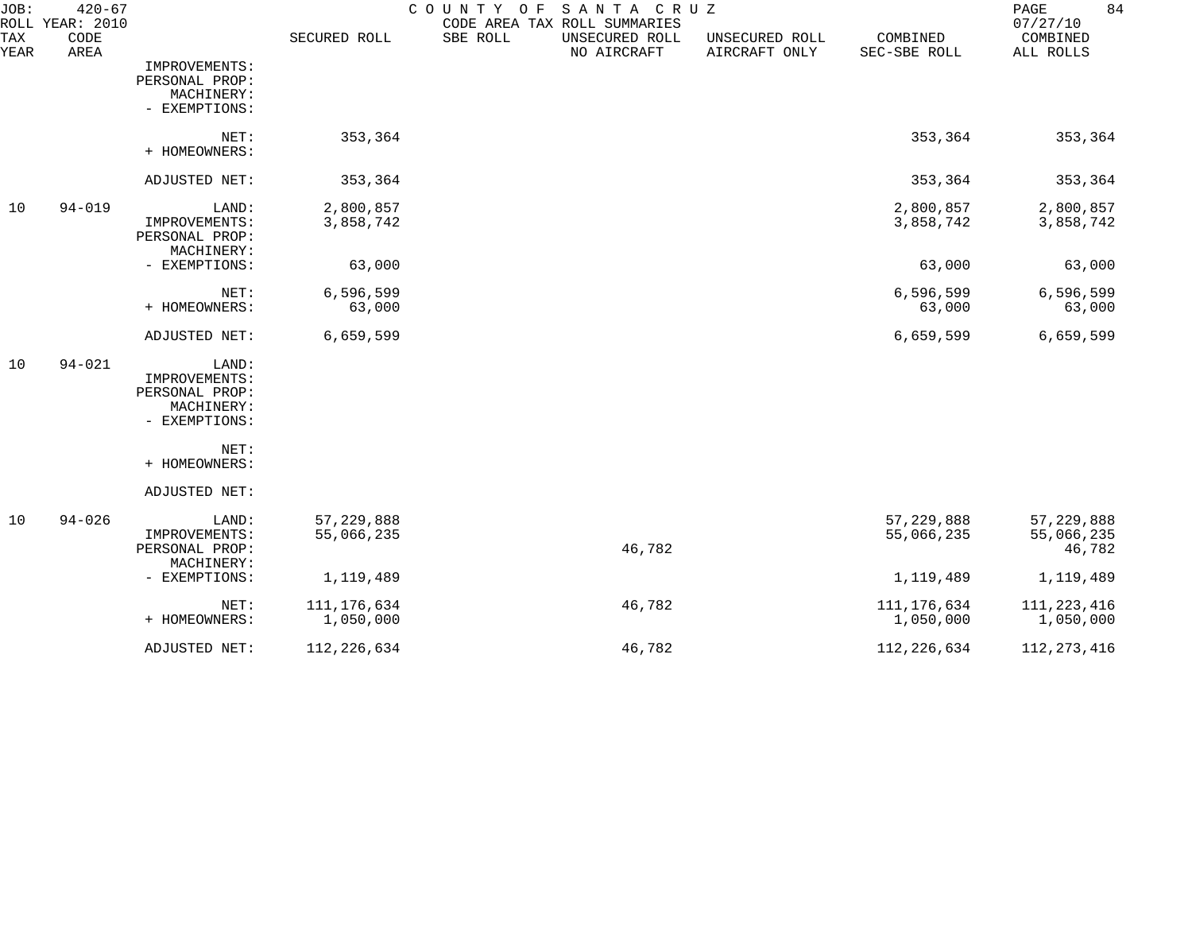JOB: 420-67 COUNTY OF SANTA CRUZ
ROLL YEAR: 2010 CODE AREA TAX ROLL SUMMARIES 07/27/10

| TAX YEAR | CODE AREA | | SECURED ROLL | SBE ROLL | UNSECURED ROLL NO AIRCRAFT | UNSECURED ROLL AIRCRAFT ONLY | COMBINED SEC-SBE ROLL | COMBINED ALL ROLLS |
|---|---|---|---|---|---|---|---|---|
| | | IMPROVEMENTS: | | | | | | |
| | | PERSONAL PROP: | | | | | | |
| | | MACHINERY: | | | | | | |
| | | - EXEMPTIONS: | | | | | | |
| | | NET: | 353,364 | | | | 353,364 | 353,364 |
| | | + HOMEOWNERS: | | | | | | |
| | | ADJUSTED NET: | 353,364 | | | | 353,364 | 353,364 |
| 10 | 94-019 | LAND: | 2,800,857 | | | | 2,800,857 | 2,800,857 |
| | | IMPROVEMENTS: | 3,858,742 | | | | 3,858,742 | 3,858,742 |
| | | PERSONAL PROP: | | | | | | |
| | | MACHINERY: | | | | | | |
| | | - EXEMPTIONS: | 63,000 | | | | 63,000 | 63,000 |
| | | NET: | 6,596,599 | | | | 6,596,599 | 6,596,599 |
| | | + HOMEOWNERS: | 63,000 | | | | 63,000 | 63,000 |
| | | ADJUSTED NET: | 6,659,599 | | | | 6,659,599 | 6,659,599 |
| 10 | 94-021 | LAND: | | | | | | |
| | | IMPROVEMENTS: | | | | | | |
| | | PERSONAL PROP: | | | | | | |
| | | MACHINERY: | | | | | | |
| | | - EXEMPTIONS: | | | | | | |
| | | NET: | | | | | | |
| | | + HOMEOWNERS: | | | | | | |
| | | ADJUSTED NET: | | | | | | |
| 10 | 94-026 | LAND: | 57,229,888 | | | | 57,229,888 | 57,229,888 |
| | | IMPROVEMENTS: | 55,066,235 | | | | 55,066,235 | 55,066,235 |
| | | PERSONAL PROP: | | | 46,782 | | | 46,782 |
| | | MACHINERY: | | | | | | |
| | | - EXEMPTIONS: | 1,119,489 | | | | 1,119,489 | 1,119,489 |
| | | NET: | 111,176,634 | | 46,782 | | 111,176,634 | 111,223,416 |
| | | + HOMEOWNERS: | 1,050,000 | | | | 1,050,000 | 1,050,000 |
| | | ADJUSTED NET: | 112,226,634 | | 46,782 | | 112,226,634 | 112,273,416 |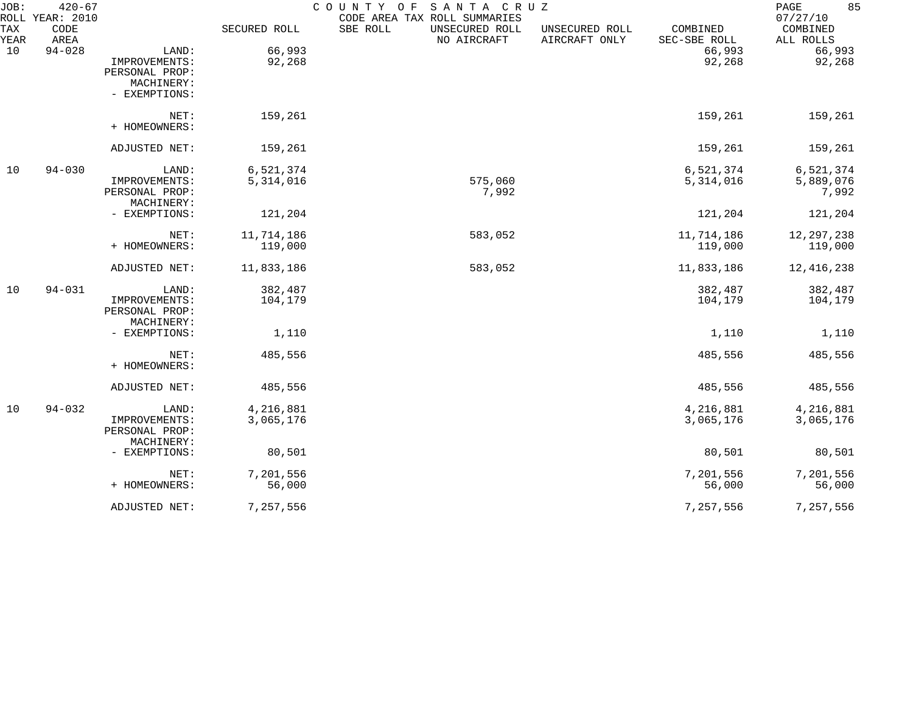JOB: 420-67 COUNTY OF SANTA CRUZ
ROLL YEAR: 2010 CODE AREA TAX ROLL SUMMARIES 07/27/10

| TAX YEAR | CODE AREA | | SECURED ROLL | SBE ROLL | UNSECURED ROLL NO AIRCRAFT | UNSECURED ROLL AIRCRAFT ONLY | COMBINED SEC-SBE ROLL | COMBINED ALL ROLLS |
|---|---|---|---|---|---|---|---|---|
| 10 | 94-028 | LAND: | 66,993 | | | | 66,993 | 66,993 |
| | | IMPROVEMENTS: | 92,268 | | | | 92,268 | 92,268 |
| | | PERSONAL PROP: | | | | | | |
| | | MACHINERY: | | | | | | |
| | | - EXEMPTIONS: | | | | | | |
| | | NET: | 159,261 | | | | 159,261 | 159,261 |
| | | + HOMEOWNERS: | | | | | | |
| | | ADJUSTED NET: | 159,261 | | | | 159,261 | 159,261 |
| 10 | 94-030 | LAND: | 6,521,374 | | | | 6,521,374 | 6,521,374 |
| | | IMPROVEMENTS: | 5,314,016 | | 575,060 | | 5,314,016 | 5,889,076 |
| | | PERSONAL PROP: | | | 7,992 | | | 7,992 |
| | | MACHINERY: | | | | | | |
| | | - EXEMPTIONS: | 121,204 | | | | 121,204 | 121,204 |
| | | NET: | 11,714,186 | | 583,052 | | 11,714,186 | 12,297,238 |
| | | + HOMEOWNERS: | 119,000 | | | | 119,000 | 119,000 |
| | | ADJUSTED NET: | 11,833,186 | | 583,052 | | 11,833,186 | 12,416,238 |
| 10 | 94-031 | LAND: | 382,487 | | | | 382,487 | 382,487 |
| | | IMPROVEMENTS: | 104,179 | | | | 104,179 | 104,179 |
| | | PERSONAL PROP: | | | | | | |
| | | MACHINERY: | | | | | | |
| | | - EXEMPTIONS: | 1,110 | | | | 1,110 | 1,110 |
| | | NET: | 485,556 | | | | 485,556 | 485,556 |
| | | + HOMEOWNERS: | | | | | | |
| | | ADJUSTED NET: | 485,556 | | | | 485,556 | 485,556 |
| 10 | 94-032 | LAND: | 4,216,881 | | | | 4,216,881 | 4,216,881 |
| | | IMPROVEMENTS: | 3,065,176 | | | | 3,065,176 | 3,065,176 |
| | | PERSONAL PROP: | | | | | | |
| | | MACHINERY: | | | | | | |
| | | - EXEMPTIONS: | 80,501 | | | | 80,501 | 80,501 |
| | | NET: | 7,201,556 | | | | 7,201,556 | 7,201,556 |
| | | + HOMEOWNERS: | 56,000 | | | | 56,000 | 56,000 |
| | | ADJUSTED NET: | 7,257,556 | | | | 7,257,556 | 7,257,556 |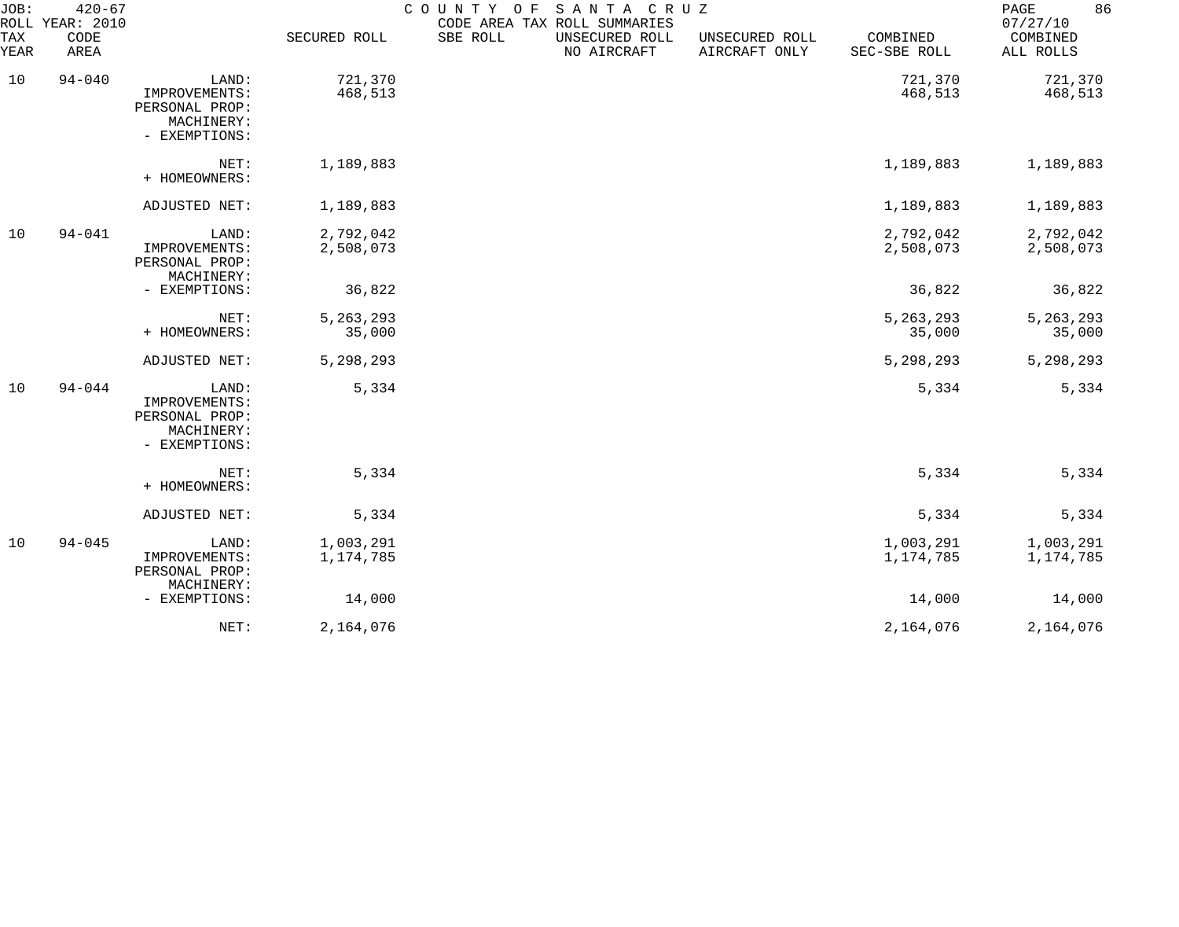JOB: 420-67 COUNTY OF SANTA CRUZ
ROLL YEAR: 2010 CODE AREA TAX ROLL SUMMARIES 07/27/10

| TAX YEAR | CODE AREA | | SECURED ROLL | SBE ROLL | UNSECURED ROLL NO AIRCRAFT | UNSECURED ROLL AIRCRAFT ONLY | COMBINED SEC-SBE ROLL | COMBINED ALL ROLLS |
|---|---|---|---|---|---|---|---|---|
| 10 | 94-040 | LAND: | 721,370 | | | | 721,370 | 721,370 |
| | | IMPROVEMENTS: | 468,513 | | | | 468,513 | 468,513 |
| | | PERSONAL PROP: | | | | | | |
| | | MACHINERY: | | | | | | |
| | | - EXEMPTIONS: | | | | | | |
| | | NET: | 1,189,883 | | | | 1,189,883 | 1,189,883 |
| | | + HOMEOWNERS: | | | | | | |
| | | ADJUSTED NET: | 1,189,883 | | | | 1,189,883 | 1,189,883 |
| 10 | 94-041 | LAND: | 2,792,042 | | | | 2,792,042 | 2,792,042 |
| | | IMPROVEMENTS: | 2,508,073 | | | | 2,508,073 | 2,508,073 |
| | | PERSONAL PROP: | | | | | | |
| | | MACHINERY: | | | | | | |
| | | - EXEMPTIONS: | 36,822 | | | | 36,822 | 36,822 |
| | | NET: | 5,263,293 | | | | 5,263,293 | 5,263,293 |
| | | + HOMEOWNERS: | 35,000 | | | | 35,000 | 35,000 |
| | | ADJUSTED NET: | 5,298,293 | | | | 5,298,293 | 5,298,293 |
| 10 | 94-044 | LAND: | 5,334 | | | | 5,334 | 5,334 |
| | | IMPROVEMENTS: | | | | | | |
| | | PERSONAL PROP: | | | | | | |
| | | MACHINERY: | | | | | | |
| | | - EXEMPTIONS: | | | | | | |
| | | NET: | 5,334 | | | | 5,334 | 5,334 |
| | | + HOMEOWNERS: | | | | | | |
| | | ADJUSTED NET: | 5,334 | | | | 5,334 | 5,334 |
| 10 | 94-045 | LAND: | 1,003,291 | | | | 1,003,291 | 1,003,291 |
| | | IMPROVEMENTS: | 1,174,785 | | | | 1,174,785 | 1,174,785 |
| | | PERSONAL PROP: | | | | | | |
| | | MACHINERY: | | | | | | |
| | | - EXEMPTIONS: | 14,000 | | | | 14,000 | 14,000 |
| | | NET: | 2,164,076 | | | | 2,164,076 | 2,164,076 |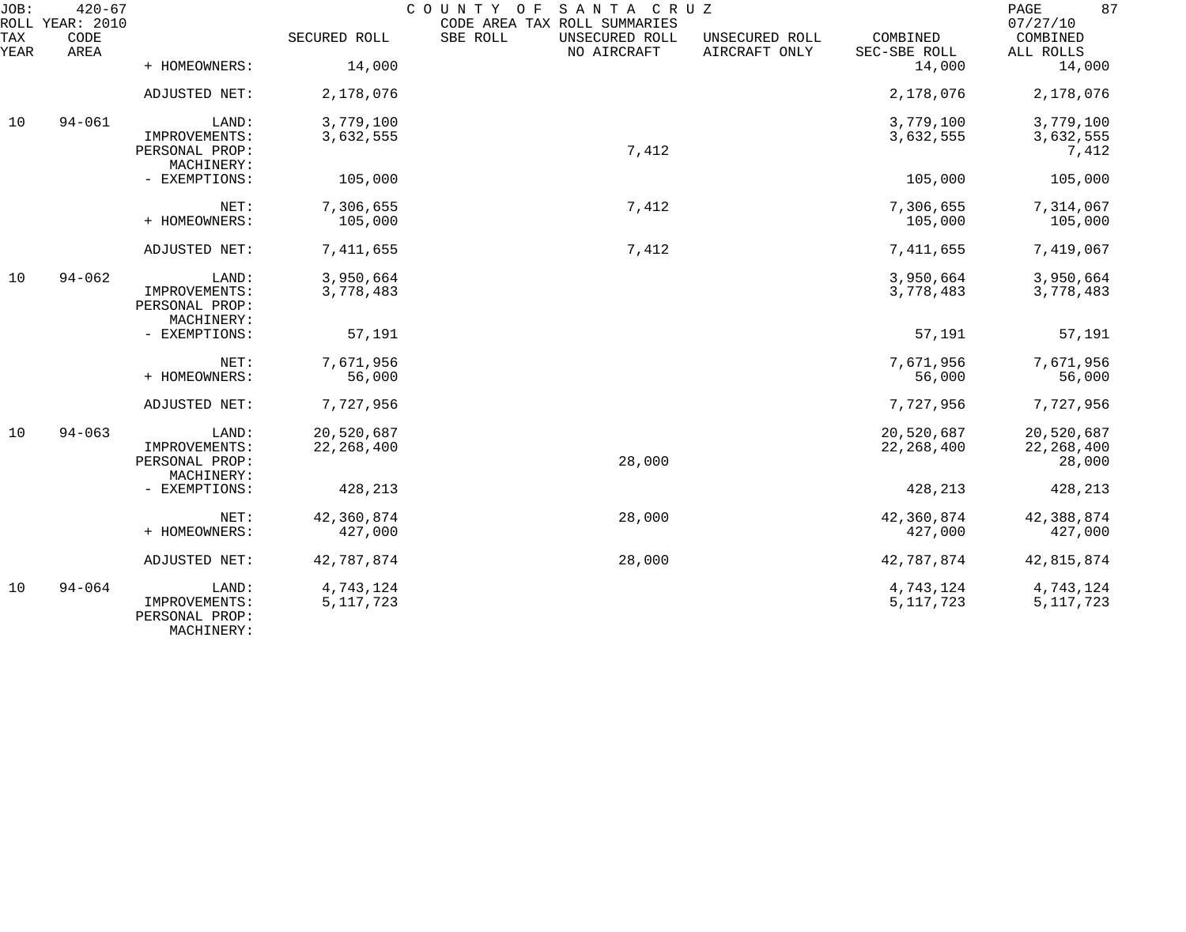JOB: 420-67 COUNTY OF SANTA CRUZ
ROLL YEAR: 2010 CODE AREA TAX ROLL SUMMARIES 07/27/10

| TAX YEAR | CODE AREA | | SECURED ROLL | SBE ROLL | UNSECURED ROLL NO AIRCRAFT | UNSECURED ROLL AIRCRAFT ONLY | COMBINED SEC-SBE ROLL | COMBINED ALL ROLLS |
|---|---|---|---|---|---|---|---|---|
| | | + HOMEOWNERS: | 14,000 | | | | 14,000 | 14,000 |
| | | ADJUSTED NET: | 2,178,076 | | | | 2,178,076 | 2,178,076 |
| 10 | 94-061 | LAND: | 3,779,100 | | | | 3,779,100 | 3,779,100 |
| | | IMPROVEMENTS: | 3,632,555 | | | | 3,632,555 | 3,632,555 |
| | | PERSONAL PROP: | | | 7,412 | | | 7,412 |
| | | MACHINERY: | | | | | | |
| | | - EXEMPTIONS: | 105,000 | | | | 105,000 | 105,000 |
| | | NET: | 7,306,655 | | 7,412 | | 7,306,655 | 7,314,067 |
| | | + HOMEOWNERS: | 105,000 | | | | 105,000 | 105,000 |
| | | ADJUSTED NET: | 7,411,655 | | 7,412 | | 7,411,655 | 7,419,067 |
| 10 | 94-062 | LAND: | 3,950,664 | | | | 3,950,664 | 3,950,664 |
| | | IMPROVEMENTS: | 3,778,483 | | | | 3,778,483 | 3,778,483 |
| | | PERSONAL PROP: | | | | | | |
| | | MACHINERY: | | | | | | |
| | | - EXEMPTIONS: | 57,191 | | | | 57,191 | 57,191 |
| | | NET: | 7,671,956 | | | | 7,671,956 | 7,671,956 |
| | | + HOMEOWNERS: | 56,000 | | | | 56,000 | 56,000 |
| | | ADJUSTED NET: | 7,727,956 | | | | 7,727,956 | 7,727,956 |
| 10 | 94-063 | LAND: | 20,520,687 | | | | 20,520,687 | 20,520,687 |
| | | IMPROVEMENTS: | 22,268,400 | | | | 22,268,400 | 22,268,400 |
| | | PERSONAL PROP: | | | 28,000 | | | 28,000 |
| | | MACHINERY: | | | | | | |
| | | - EXEMPTIONS: | 428,213 | | | | 428,213 | 428,213 |
| | | NET: | 42,360,874 | | 28,000 | | 42,360,874 | 42,388,874 |
| | | + HOMEOWNERS: | 427,000 | | | | 427,000 | 427,000 |
| | | ADJUSTED NET: | 42,787,874 | | 28,000 | | 42,787,874 | 42,815,874 |
| 10 | 94-064 | LAND: | 4,743,124 | | | | 4,743,124 | 4,743,124 |
| | | IMPROVEMENTS: | 5,117,723 | | | | 5,117,723 | 5,117,723 |
| | | PERSONAL PROP: | | | | | | |
| | | MACHINERY: | | | | | | |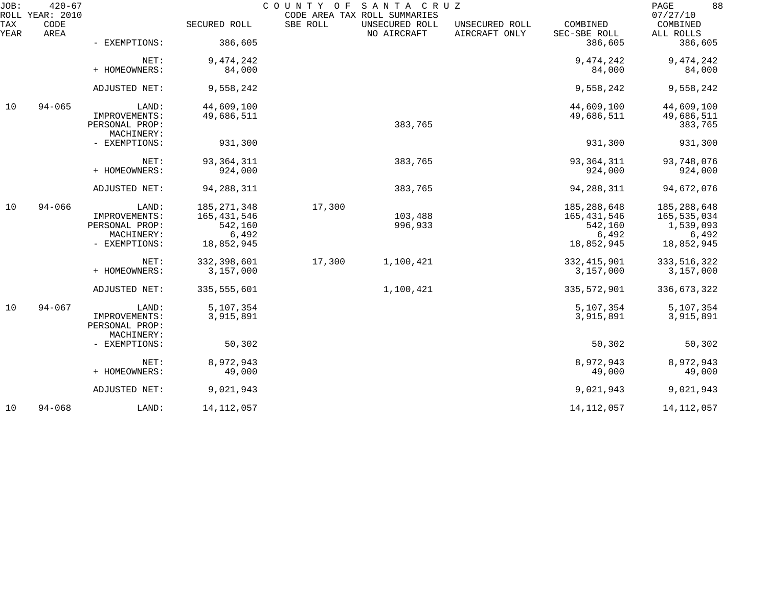| TAX YEAR | CODE AREA | | SECURED ROLL | SBE ROLL | UNSECURED ROLL NO AIRCRAFT | UNSECURED ROLL AIRCRAFT ONLY | COMBINED SEC-SBE ROLL | COMBINED ALL ROLLS |
|---|---|---|---|---|---|---|---|---|
| | | - EXEMPTIONS: | 386,605 | | | | 386,605 | 386,605 |
| | | NET: | 9,474,242 | | | | 9,474,242 | 9,474,242 |
| | | + HOMEOWNERS: | 84,000 | | | | 84,000 | 84,000 |
| | | ADJUSTED NET: | 9,558,242 | | | | 9,558,242 | 9,558,242 |
| 10 | 94-065 | LAND: | 44,609,100 | | | | 44,609,100 | 44,609,100 |
| | | IMPROVEMENTS: | 49,686,511 | | | | 49,686,511 | 49,686,511 |
| | | PERSONAL PROP: | | | 383,765 | | | 383,765 |
| | | MACHINERY: | | | | | | |
| | | - EXEMPTIONS: | 931,300 | | | | 931,300 | 931,300 |
| | | NET: | 93,364,311 | | 383,765 | | 93,364,311 | 93,748,076 |
| | | + HOMEOWNERS: | 924,000 | | | | 924,000 | 924,000 |
| | | ADJUSTED NET: | 94,288,311 | | 383,765 | | 94,288,311 | 94,672,076 |
| 10 | 94-066 | LAND: | 185,271,348 | 17,300 | | | 185,288,648 | 185,288,648 |
| | | IMPROVEMENTS: | 165,431,546 | | 103,488 | | 165,431,546 | 165,535,034 |
| | | PERSONAL PROP: | 542,160 | | 996,933 | | 542,160 | 1,539,093 |
| | | MACHINERY: | 6,492 | | | | 6,492 | 6,492 |
| | | - EXEMPTIONS: | 18,852,945 | | | | 18,852,945 | 18,852,945 |
| | | NET: | 332,398,601 | 17,300 | 1,100,421 | | 332,415,901 | 333,516,322 |
| | | + HOMEOWNERS: | 3,157,000 | | | | 3,157,000 | 3,157,000 |
| | | ADJUSTED NET: | 335,555,601 | | 1,100,421 | | 335,572,901 | 336,673,322 |
| 10 | 94-067 | LAND: | 5,107,354 | | | | 5,107,354 | 5,107,354 |
| | | IMPROVEMENTS: | 3,915,891 | | | | 3,915,891 | 3,915,891 |
| | | PERSONAL PROP: | | | | | | |
| | | MACHINERY: | | | | | | |
| | | - EXEMPTIONS: | 50,302 | | | | 50,302 | 50,302 |
| | | NET: | 8,972,943 | | | | 8,972,943 | 8,972,943 |
| | | + HOMEOWNERS: | 49,000 | | | | 49,000 | 49,000 |
| | | ADJUSTED NET: | 9,021,943 | | | | 9,021,943 | 9,021,943 |
| 10 | 94-068 | LAND: | 14,112,057 | | | | 14,112,057 | 14,112,057 |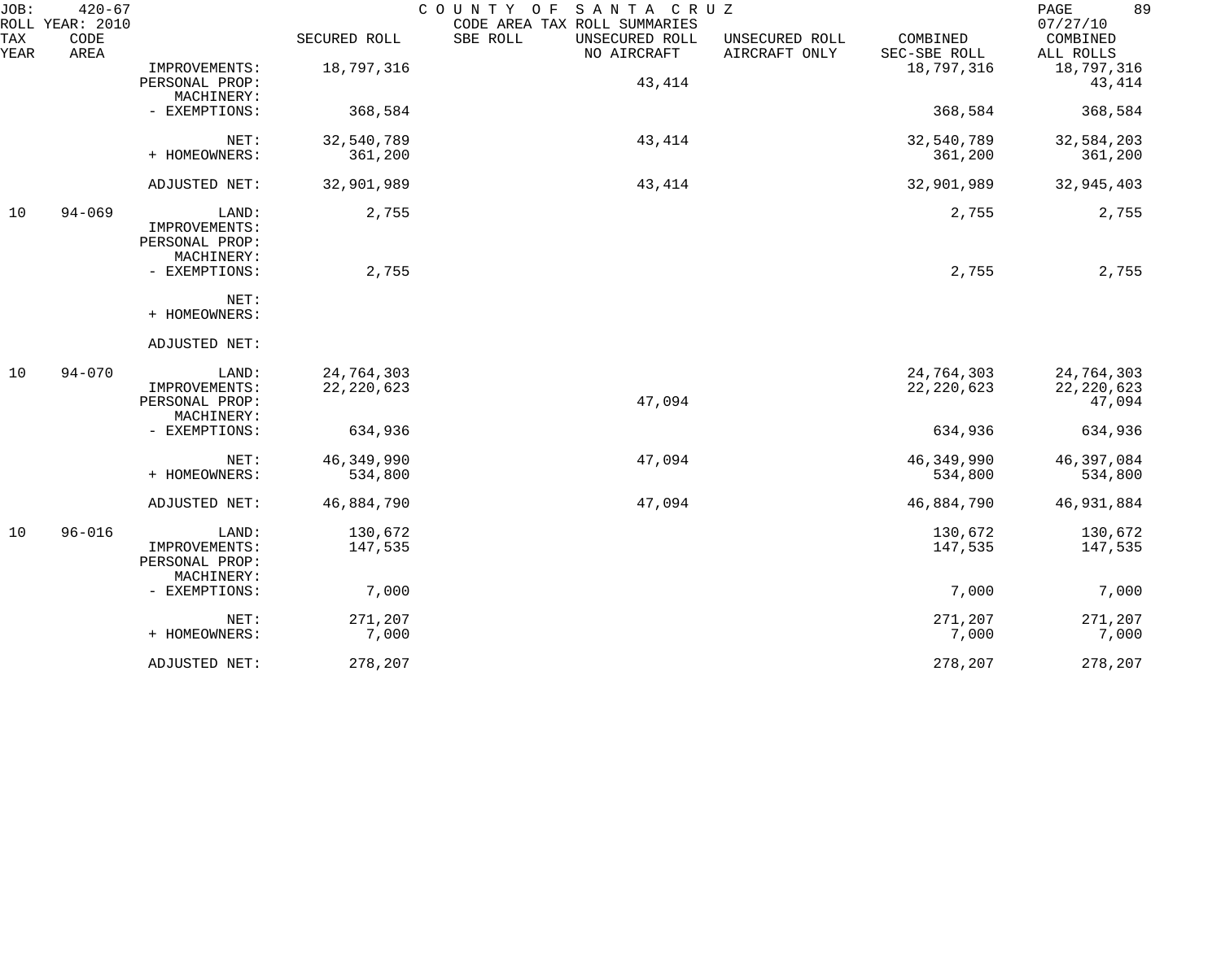JOB: 420-67 COUNTY OF SANTA CRUZ
ROLL YEAR: 2010 CODE AREA TAX ROLL SUMMARIES 07/27/10

| TAX YEAR | CODE AREA | | SECURED ROLL | SBE ROLL | UNSECURED ROLL NO AIRCRAFT | UNSECURED ROLL AIRCRAFT ONLY | COMBINED SEC-SBE ROLL | COMBINED ALL ROLLS |
|---|---|---|---|---|---|---|---|---|
| | | IMPROVEMENTS: | 18,797,316 | | | | 18,797,316 | 18,797,316 |
| | | PERSONAL PROP: | | | 43,414 | | | 43,414 |
| | | MACHINERY: | | | | | | |
| | | - EXEMPTIONS: | 368,584 | | | | 368,584 | 368,584 |
| | | NET: | 32,540,789 | | 43,414 | | 32,540,789 | 32,584,203 |
| | | + HOMEOWNERS: | 361,200 | | | | 361,200 | 361,200 |
| | | ADJUSTED NET: | 32,901,989 | | 43,414 | | 32,901,989 | 32,945,403 |
| 10 | 94-069 | LAND: | 2,755 | | | | 2,755 | 2,755 |
| | | IMPROVEMENTS: | | | | | | |
| | | PERSONAL PROP: | | | | | | |
| | | MACHINERY: | | | | | | |
| | | - EXEMPTIONS: | 2,755 | | | | 2,755 | 2,755 |
| | | NET: | | | | | | |
| | | + HOMEOWNERS: | | | | | | |
| | | ADJUSTED NET: | | | | | | |
| 10 | 94-070 | LAND: | 24,764,303 | | | | 24,764,303 | 24,764,303 |
| | | IMPROVEMENTS: | 22,220,623 | | | | 22,220,623 | 22,220,623 |
| | | PERSONAL PROP: | | | 47,094 | | | 47,094 |
| | | MACHINERY: | | | | | | |
| | | - EXEMPTIONS: | 634,936 | | | | 634,936 | 634,936 |
| | | NET: | 46,349,990 | | 47,094 | | 46,349,990 | 46,397,084 |
| | | + HOMEOWNERS: | 534,800 | | | | 534,800 | 534,800 |
| | | ADJUSTED NET: | 46,884,790 | | 47,094 | | 46,884,790 | 46,931,884 |
| 10 | 96-016 | LAND: | 130,672 | | | | 130,672 | 130,672 |
| | | IMPROVEMENTS: | 147,535 | | | | 147,535 | 147,535 |
| | | PERSONAL PROP: | | | | | | |
| | | MACHINERY: | | | | | | |
| | | - EXEMPTIONS: | 7,000 | | | | 7,000 | 7,000 |
| | | NET: | 271,207 | | | | 271,207 | 271,207 |
| | | + HOMEOWNERS: | 7,000 | | | | 7,000 | 7,000 |
| | | ADJUSTED NET: | 278,207 | | | | 278,207 | 278,207 |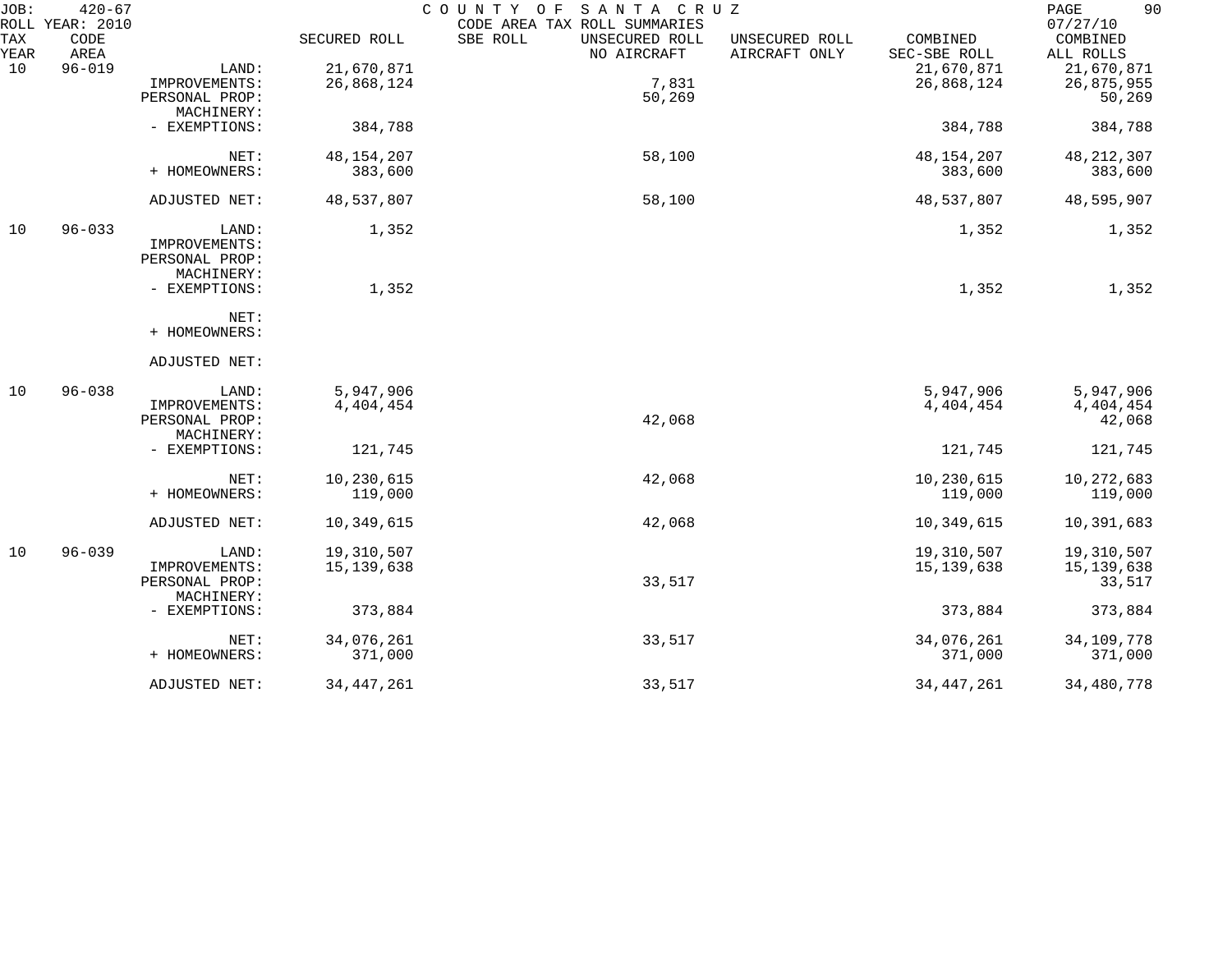JOB: 420-67 COUNTY OF SANTA CRUZ
ROLL YEAR: 2010 CODE AREA TAX ROLL SUMMARIES 07/27/10

| TAX YEAR | CODE AREA | | SECURED ROLL | SBE ROLL | UNSECURED ROLL NO AIRCRAFT | UNSECURED ROLL AIRCRAFT ONLY | COMBINED SEC-SBE ROLL | COMBINED ALL ROLLS |
|---|---|---|---|---|---|---|---|---|
| 10 | 96-019 | LAND: | 21,670,871 | | | | 21,670,871 | 21,670,871 |
| | | IMPROVEMENTS: | 26,868,124 | | 7,831 | | 26,868,124 | 26,875,955 |
| | | PERSONAL PROP: | | | 50,269 | | | 50,269 |
| | | MACHINERY: | | | | | | |
| | | - EXEMPTIONS: | 384,788 | | | | 384,788 | 384,788 |
| | | NET: | 48,154,207 | | 58,100 | | 48,154,207 | 48,212,307 |
| | | + HOMEOWNERS: | 383,600 | | | | 383,600 | 383,600 |
| | | ADJUSTED NET: | 48,537,807 | | 58,100 | | 48,537,807 | 48,595,907 |
| 10 | 96-033 | LAND: | 1,352 | | | | 1,352 | 1,352 |
| | | IMPROVEMENTS: | | | | | | |
| | | PERSONAL PROP: | | | | | | |
| | | MACHINERY: | | | | | | |
| | | - EXEMPTIONS: | 1,352 | | | | 1,352 | 1,352 |
| | | NET: | | | | | | |
| | | + HOMEOWNERS: | | | | | | |
| | | ADJUSTED NET: | | | | | | |
| 10 | 96-038 | LAND: | 5,947,906 | | | | 5,947,906 | 5,947,906 |
| | | IMPROVEMENTS: | 4,404,454 | | | | 4,404,454 | 4,404,454 |
| | | PERSONAL PROP: | | | 42,068 | | | 42,068 |
| | | MACHINERY: | | | | | | |
| | | - EXEMPTIONS: | 121,745 | | | | 121,745 | 121,745 |
| | | NET: | 10,230,615 | | 42,068 | | 10,230,615 | 10,272,683 |
| | | + HOMEOWNERS: | 119,000 | | | | 119,000 | 119,000 |
| | | ADJUSTED NET: | 10,349,615 | | 42,068 | | 10,349,615 | 10,391,683 |
| 10 | 96-039 | LAND: | 19,310,507 | | | | 19,310,507 | 19,310,507 |
| | | IMPROVEMENTS: | 15,139,638 | | | | 15,139,638 | 15,139,638 |
| | | PERSONAL PROP: | | | 33,517 | | | 33,517 |
| | | MACHINERY: | | | | | | |
| | | - EXEMPTIONS: | 373,884 | | | | 373,884 | 373,884 |
| | | NET: | 34,076,261 | | 33,517 | | 34,076,261 | 34,109,778 |
| | | + HOMEOWNERS: | 371,000 | | | | 371,000 | 371,000 |
| | | ADJUSTED NET: | 34,447,261 | | 33,517 | | 34,447,261 | 34,480,778 |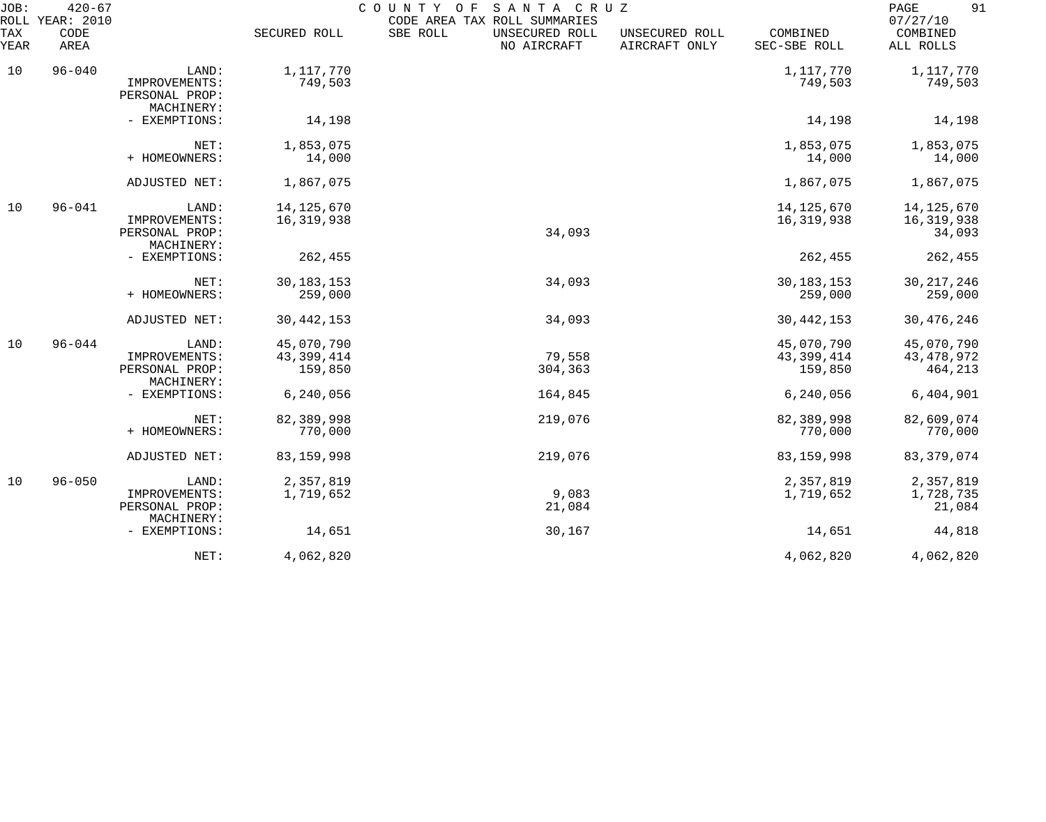JOB: 420-67 COUNTY OF SANTA CRUZ
ROLL YEAR: 2010 CODE AREA TAX ROLL SUMMARIES 07/27/10

| TAX YEAR | CODE AREA | | SECURED ROLL | SBE ROLL | UNSECURED ROLL NO AIRCRAFT | UNSECURED ROLL AIRCRAFT ONLY | COMBINED SEC-SBE ROLL | COMBINED ALL ROLLS |
|---|---|---|---|---|---|---|---|---|
| 10 | 96-040 | LAND: | 1,117,770 | | | | 1,117,770 | 1,117,770 |
| | | IMPROVEMENTS: | 749,503 | | | | 749,503 | 749,503 |
| | | PERSONAL PROP: | | | | | | |
| | | MACHINERY: | | | | | | |
| | | - EXEMPTIONS: | 14,198 | | | | 14,198 | 14,198 |
| | | NET: | 1,853,075 | | | | 1,853,075 | 1,853,075 |
| | | + HOMEOWNERS: | 14,000 | | | | 14,000 | 14,000 |
| | | ADJUSTED NET: | 1,867,075 | | | | 1,867,075 | 1,867,075 |
| 10 | 96-041 | LAND: | 14,125,670 | | | | 14,125,670 | 14,125,670 |
| | | IMPROVEMENTS: | 16,319,938 | | | | 16,319,938 | 16,319,938 |
| | | PERSONAL PROP: | | | 34,093 | | | 34,093 |
| | | MACHINERY: | | | | | | |
| | | - EXEMPTIONS: | 262,455 | | | | 262,455 | 262,455 |
| | | NET: | 30,183,153 | | 34,093 | | 30,183,153 | 30,217,246 |
| | | + HOMEOWNERS: | 259,000 | | | | 259,000 | 259,000 |
| | | ADJUSTED NET: | 30,442,153 | | 34,093 | | 30,442,153 | 30,476,246 |
| 10 | 96-044 | LAND: | 45,070,790 | | | | 45,070,790 | 45,070,790 |
| | | IMPROVEMENTS: | 43,399,414 | | 79,558 | | 43,399,414 | 43,478,972 |
| | | PERSONAL PROP: | 159,850 | | 304,363 | | 159,850 | 464,213 |
| | | MACHINERY: | | | | | | |
| | | - EXEMPTIONS: | 6,240,056 | | 164,845 | | 6,240,056 | 6,404,901 |
| | | NET: | 82,389,998 | | 219,076 | | 82,389,998 | 82,609,074 |
| | | + HOMEOWNERS: | 770,000 | | | | 770,000 | 770,000 |
| | | ADJUSTED NET: | 83,159,998 | | 219,076 | | 83,159,998 | 83,379,074 |
| 10 | 96-050 | LAND: | 2,357,819 | | | | 2,357,819 | 2,357,819 |
| | | IMPROVEMENTS: | 1,719,652 | | 9,083 | | 1,719,652 | 1,728,735 |
| | | PERSONAL PROP: | | | 21,084 | | | 21,084 |
| | | MACHINERY: | | | | | | |
| | | - EXEMPTIONS: | 14,651 | | 30,167 | | 14,651 | 44,818 |
| | | NET: | 4,062,820 | | | | 4,062,820 | 4,062,820 |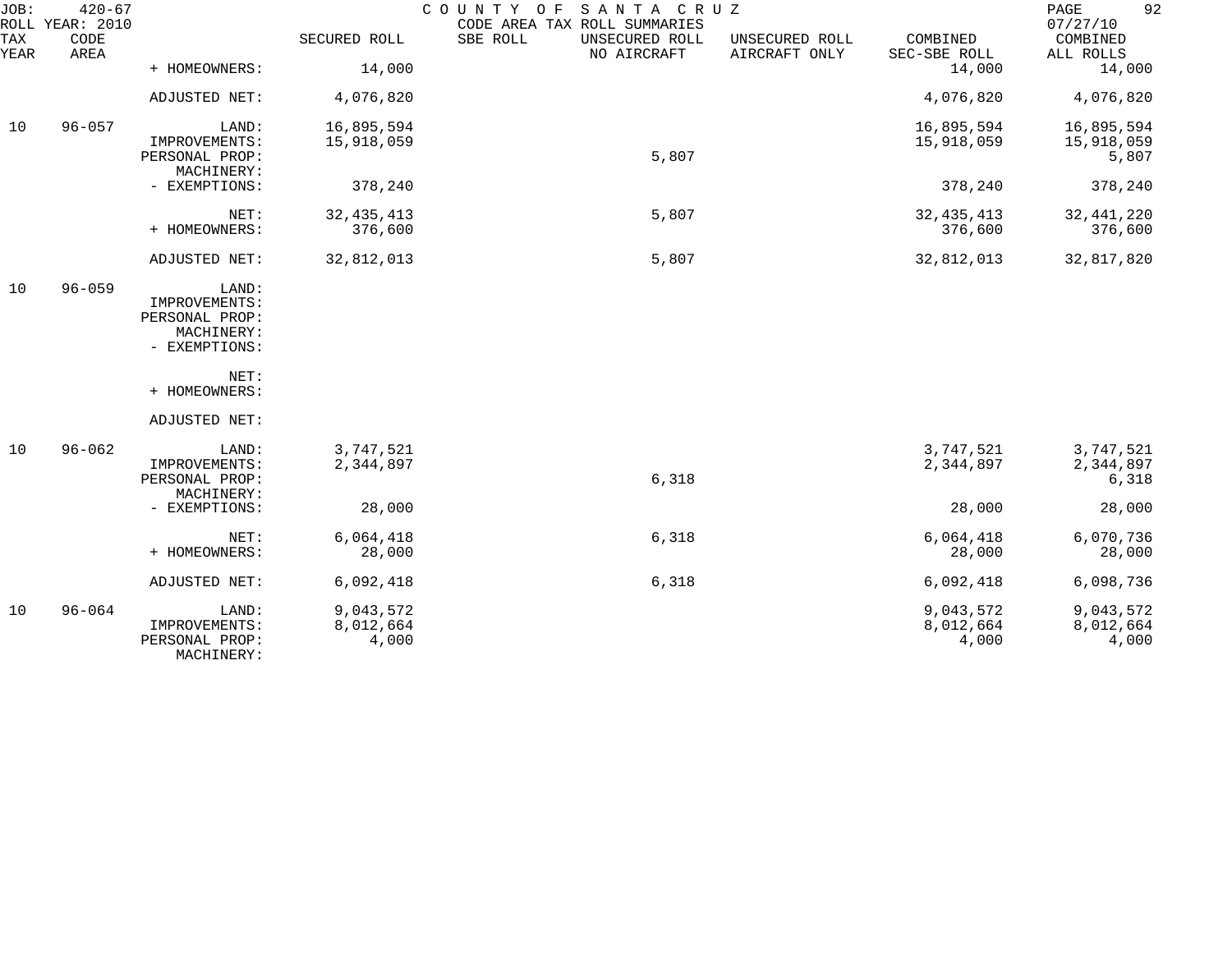JOB: 420-67 COUNTY OF SANTA CRUZ
ROLL YEAR: 2010 CODE AREA TAX ROLL SUMMARIES 07/27/10

| TAX YEAR | CODE AREA | | SECURED ROLL | SBE ROLL | UNSECURED ROLL NO AIRCRAFT | UNSECURED ROLL AIRCRAFT ONLY | COMBINED SEC-SBE ROLL | COMBINED ALL ROLLS |
|---|---|---|---|---|---|---|---|---|
| | | + HOMEOWNERS: | 14,000 | | | | 14,000 | 14,000 |
| | | ADJUSTED NET: | 4,076,820 | | | | 4,076,820 | 4,076,820 |
| 10 | 96-057 | LAND: | 16,895,594 | | | | 16,895,594 | 16,895,594 |
| | | IMPROVEMENTS: | 15,918,059 | | | | 15,918,059 | 15,918,059 |
| | | PERSONAL PROP: | | | 5,807 | | | 5,807 |
| | | MACHINERY: | | | | | | |
| | | - EXEMPTIONS: | 378,240 | | | | 378,240 | 378,240 |
| | | NET: | 32,435,413 | | 5,807 | | 32,435,413 | 32,441,220 |
| | | + HOMEOWNERS: | 376,600 | | | | 376,600 | 376,600 |
| | | ADJUSTED NET: | 32,812,013 | | 5,807 | | 32,812,013 | 32,817,820 |
| 10 | 96-059 | LAND: | | | | | | |
| | | IMPROVEMENTS: | | | | | | |
| | | PERSONAL PROP: | | | | | | |
| | | MACHINERY: | | | | | | |
| | | - EXEMPTIONS: | | | | | | |
| | | NET: | | | | | | |
| | | + HOMEOWNERS: | | | | | | |
| | | ADJUSTED NET: | | | | | | |
| 10 | 96-062 | LAND: | 3,747,521 | | | | 3,747,521 | 3,747,521 |
| | | IMPROVEMENTS: | 2,344,897 | | | | 2,344,897 | 2,344,897 |
| | | PERSONAL PROP: | | | 6,318 | | | 6,318 |
| | | MACHINERY: | | | | | | |
| | | - EXEMPTIONS: | 28,000 | | | | 28,000 | 28,000 |
| | | NET: | 6,064,418 | | 6,318 | | 6,064,418 | 6,070,736 |
| | | + HOMEOWNERS: | 28,000 | | | | 28,000 | 28,000 |
| | | ADJUSTED NET: | 6,092,418 | | 6,318 | | 6,092,418 | 6,098,736 |
| 10 | 96-064 | LAND: | 9,043,572 | | | | 9,043,572 | 9,043,572 |
| | | IMPROVEMENTS: | 8,012,664 | | | | 8,012,664 | 8,012,664 |
| | | PERSONAL PROP: | 4,000 | | | | 4,000 | 4,000 |
| | | MACHINERY: | | | | | | |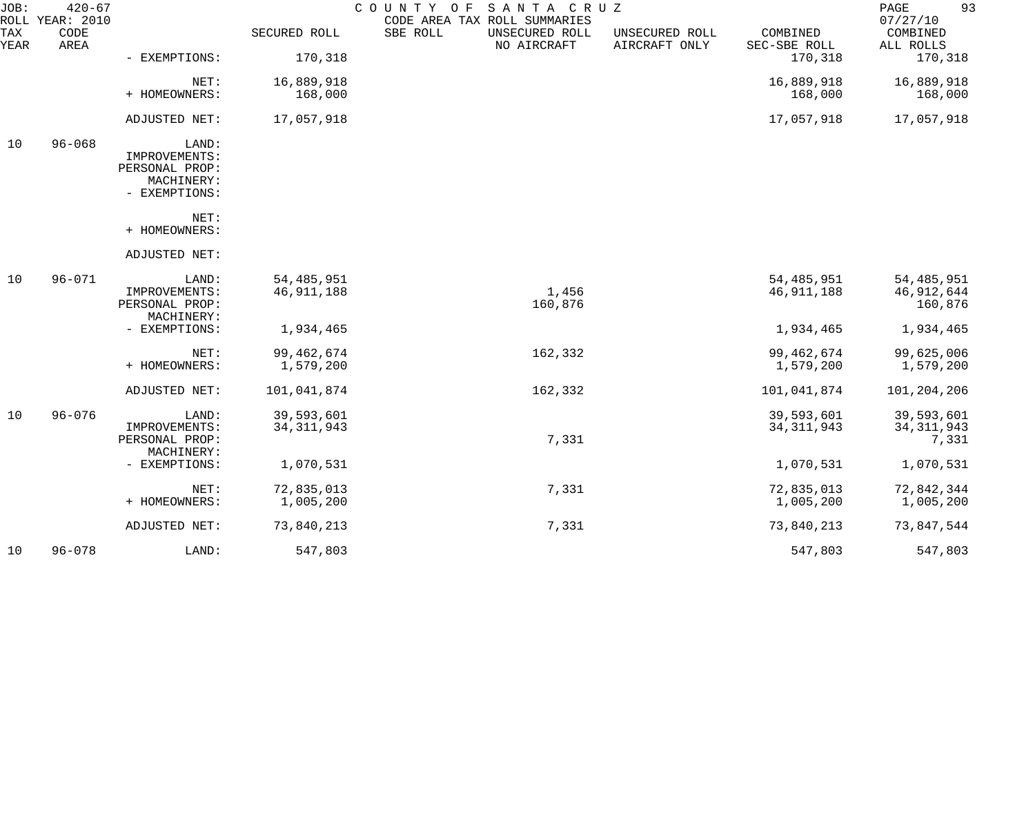JOB: 420-67 COUNTY OF SANTA CRUZ
ROLL YEAR: 2010 CODE AREA TAX ROLL SUMMARIES 07/27/10

| TAX YEAR | CODE AREA | | SECURED ROLL | SBE ROLL | UNSECURED ROLL NO AIRCRAFT | UNSECURED ROLL AIRCRAFT ONLY | COMBINED SEC-SBE ROLL | COMBINED ALL ROLLS |
|---|---|---|---|---|---|---|---|---|
| | | - EXEMPTIONS: | 170,318 | | | | 170,318 | 170,318 |
| | | NET: | 16,889,918 | | | | 16,889,918 | 16,889,918 |
| | | + HOMEOWNERS: | 168,000 | | | | 168,000 | 168,000 |
| | | ADJUSTED NET: | 17,057,918 | | | | 17,057,918 | 17,057,918 |
| 10 | 96-068 | LAND: | | | | | | |
| | | IMPROVEMENTS: | | | | | | |
| | | PERSONAL PROP: | | | | | | |
| | | MACHINERY: | | | | | | |
| | | - EXEMPTIONS: | | | | | | |
| | | NET: | | | | | | |
| | | + HOMEOWNERS: | | | | | | |
| | | ADJUSTED NET: | | | | | | |
| 10 | 96-071 | LAND: | 54,485,951 | | | | 54,485,951 | 54,485,951 |
| | | IMPROVEMENTS: | 46,911,188 | | 1,456 | | 46,911,188 | 46,912,644 |
| | | PERSONAL PROP: | | | 160,876 | | | 160,876 |
| | | MACHINERY: | | | | | | |
| | | - EXEMPTIONS: | 1,934,465 | | | | 1,934,465 | 1,934,465 |
| | | NET: | 99,462,674 | | 162,332 | | 99,462,674 | 99,625,006 |
| | | + HOMEOWNERS: | 1,579,200 | | | | 1,579,200 | 1,579,200 |
| | | ADJUSTED NET: | 101,041,874 | | 162,332 | | 101,041,874 | 101,204,206 |
| 10 | 96-076 | LAND: | 39,593,601 | | | | 39,593,601 | 39,593,601 |
| | | IMPROVEMENTS: | 34,311,943 | | | | 34,311,943 | 34,311,943 |
| | | PERSONAL PROP: | | | 7,331 | | | 7,331 |
| | | MACHINERY: | | | | | | |
| | | - EXEMPTIONS: | 1,070,531 | | | | 1,070,531 | 1,070,531 |
| | | NET: | 72,835,013 | | 7,331 | | 72,835,013 | 72,842,344 |
| | | + HOMEOWNERS: | 1,005,200 | | | | 1,005,200 | 1,005,200 |
| | | ADJUSTED NET: | 73,840,213 | | 7,331 | | 73,840,213 | 73,847,544 |
| 10 | 96-078 | LAND: | 547,803 | | | | 547,803 | 547,803 |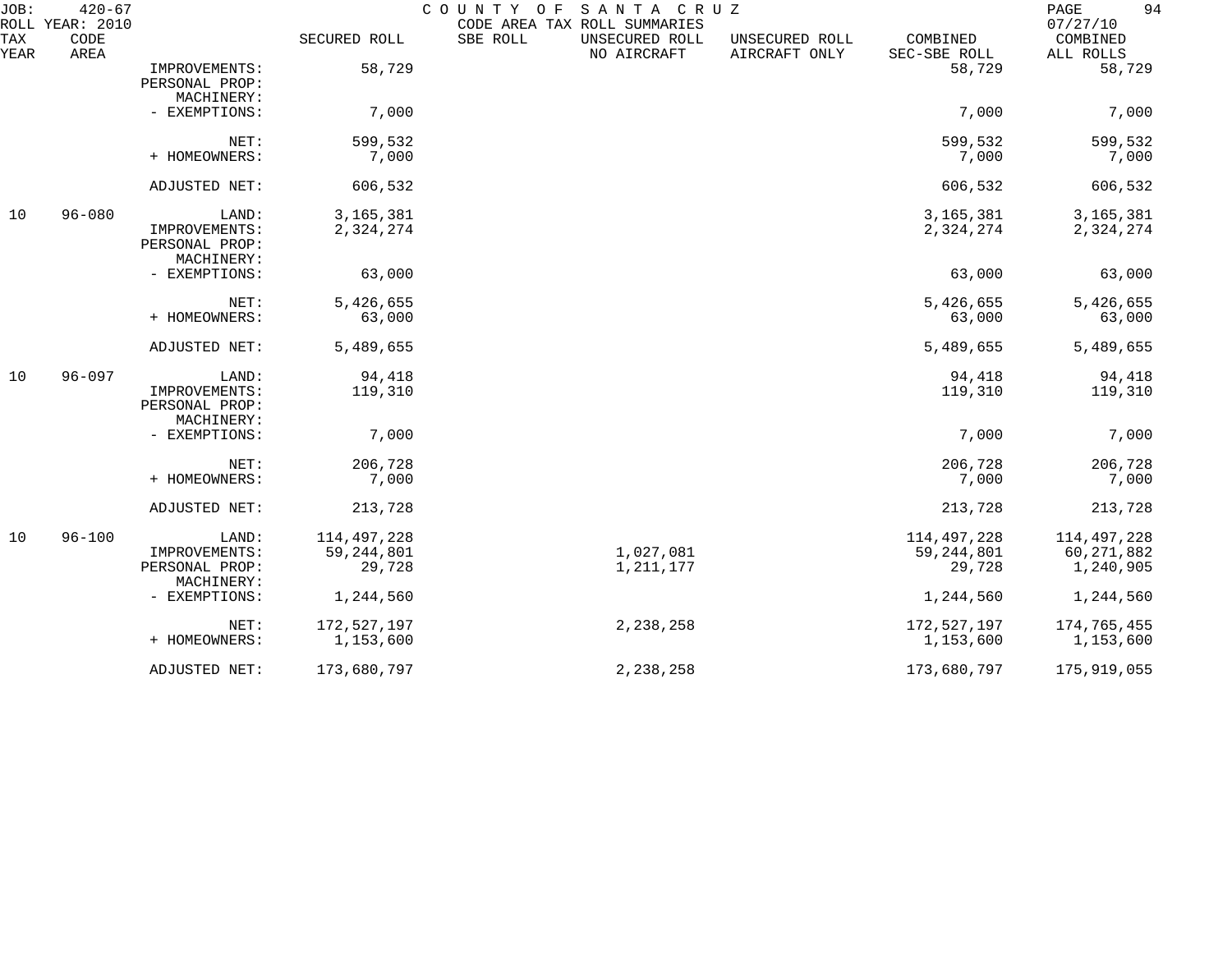JOB: 420-67 COUNTY OF SANTA CRUZ PAGE 94
ROLL YEAR: 2010 CODE AREA TAX ROLL SUMMARIES 07/27/10

| TAX YEAR | CODE AREA | | SECURED ROLL | SBE ROLL | UNSECURED ROLL NO AIRCRAFT | UNSECURED ROLL AIRCRAFT ONLY | COMBINED SEC-SBE ROLL | COMBINED ALL ROLLS |
|---|---|---|---|---|---|---|---|---|
| | | IMPROVEMENTS: | 58,729 | | | | 58,729 | 58,729 |
| | | PERSONAL PROP: | | | | | | |
| | | MACHINERY: | | | | | | |
| | | - EXEMPTIONS: | 7,000 | | | | 7,000 | 7,000 |
| | | NET: | 599,532 | | | | 599,532 | 599,532 |
| | | + HOMEOWNERS: | 7,000 | | | | 7,000 | 7,000 |
| | | ADJUSTED NET: | 606,532 | | | | 606,532 | 606,532 |
| 10 | 96-080 | LAND: | 3,165,381 | | | | 3,165,381 | 3,165,381 |
| | | IMPROVEMENTS: | 2,324,274 | | | | 2,324,274 | 2,324,274 |
| | | PERSONAL PROP: | | | | | | |
| | | MACHINERY: | | | | | | |
| | | - EXEMPTIONS: | 63,000 | | | | 63,000 | 63,000 |
| | | NET: | 5,426,655 | | | | 5,426,655 | 5,426,655 |
| | | + HOMEOWNERS: | 63,000 | | | | 63,000 | 63,000 |
| | | ADJUSTED NET: | 5,489,655 | | | | 5,489,655 | 5,489,655 |
| 10 | 96-097 | LAND: | 94,418 | | | | 94,418 | 94,418 |
| | | IMPROVEMENTS: | 119,310 | | | | 119,310 | 119,310 |
| | | PERSONAL PROP: | | | | | | |
| | | MACHINERY: | | | | | | |
| | | - EXEMPTIONS: | 7,000 | | | | 7,000 | 7,000 |
| | | NET: | 206,728 | | | | 206,728 | 206,728 |
| | | + HOMEOWNERS: | 7,000 | | | | 7,000 | 7,000 |
| | | ADJUSTED NET: | 213,728 | | | | 213,728 | 213,728 |
| 10 | 96-100 | LAND: | 114,497,228 | | | | 114,497,228 | 114,497,228 |
| | | IMPROVEMENTS: | 59,244,801 | | 1,027,081 | | 59,244,801 | 60,271,882 |
| | | PERSONAL PROP: | 29,728 | | 1,211,177 | | 29,728 | 1,240,905 |
| | | MACHINERY: | | | | | | |
| | | - EXEMPTIONS: | 1,244,560 | | | | 1,244,560 | 1,244,560 |
| | | NET: | 172,527,197 | | 2,238,258 | | 172,527,197 | 174,765,455 |
| | | + HOMEOWNERS: | 1,153,600 | | | | 1,153,600 | 1,153,600 |
| | | ADJUSTED NET: | 173,680,797 | | 2,238,258 | | 173,680,797 | 175,919,055 |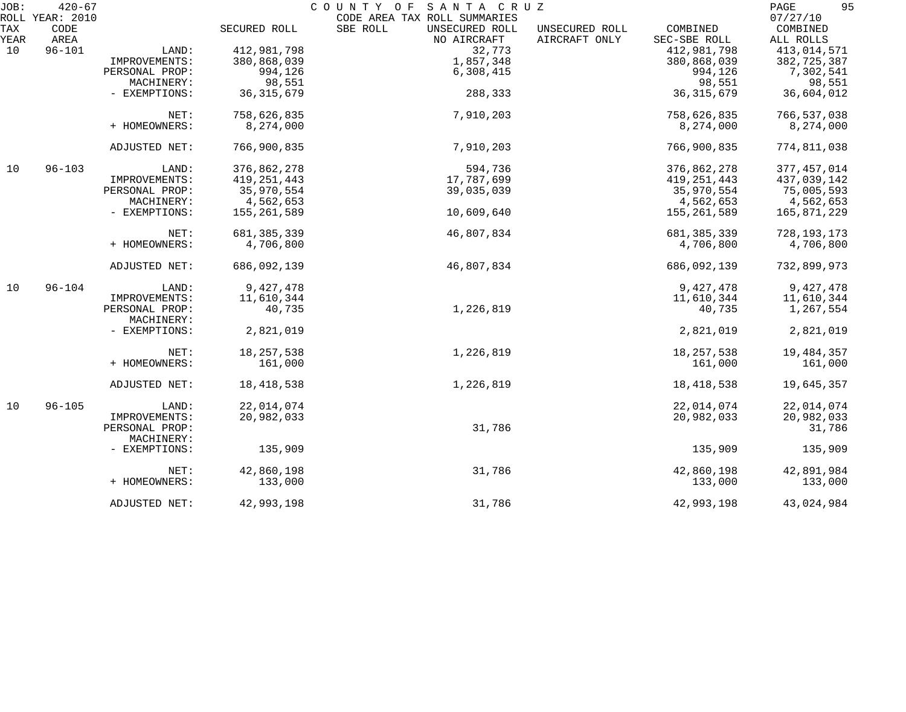JOB: 420-67 COUNTY OF SANTA CRUZ
ROLL YEAR: 2010 CODE AREA TAX ROLL SUMMARIES 07/27/10

| TAX YEAR | CODE AREA | | SECURED ROLL | SBE ROLL | UNSECURED ROLL NO AIRCRAFT | UNSECURED ROLL AIRCRAFT ONLY | COMBINED SEC-SBE ROLL | COMBINED ALL ROLLS |
|---|---|---|---|---|---|---|---|---|
| 10 | 96-101 | LAND: | 412,981,798 | | 32,773 | | 412,981,798 | 413,014,571 |
| | | IMPROVEMENTS: | 380,868,039 | | 1,857,348 | | 380,868,039 | 382,725,387 |
| | | PERSONAL PROP: | 994,126 | | 6,308,415 | | 994,126 | 7,302,541 |
| | | MACHINERY: | 98,551 | | | | 98,551 | 98,551 |
| | | - EXEMPTIONS: | 36,315,679 | | 288,333 | | 36,315,679 | 36,604,012 |
| | | NET: | 758,626,835 | | 7,910,203 | | 758,626,835 | 766,537,038 |
| | | + HOMEOWNERS: | 8,274,000 | | | | 8,274,000 | 8,274,000 |
| | | ADJUSTED NET: | 766,900,835 | | 7,910,203 | | 766,900,835 | 774,811,038 |
| 10 | 96-103 | LAND: | 376,862,278 | | 594,736 | | 376,862,278 | 377,457,014 |
| | | IMPROVEMENTS: | 419,251,443 | | 17,787,699 | | 419,251,443 | 437,039,142 |
| | | PERSONAL PROP: | 35,970,554 | | 39,035,039 | | 35,970,554 | 75,005,593 |
| | | MACHINERY: | 4,562,653 | | | | 4,562,653 | 4,562,653 |
| | | - EXEMPTIONS: | 155,261,589 | | 10,609,640 | | 155,261,589 | 165,871,229 |
| | | NET: | 681,385,339 | | 46,807,834 | | 681,385,339 | 728,193,173 |
| | | + HOMEOWNERS: | 4,706,800 | | | | 4,706,800 | 4,706,800 |
| | | ADJUSTED NET: | 686,092,139 | | 46,807,834 | | 686,092,139 | 732,899,973 |
| 10 | 96-104 | LAND: | 9,427,478 | | | | 9,427,478 | 9,427,478 |
| | | IMPROVEMENTS: | 11,610,344 | | | | 11,610,344 | 11,610,344 |
| | | PERSONAL PROP: | 40,735 | | 1,226,819 | | 40,735 | 1,267,554 |
| | | MACHINERY: | | | | | | |
| | | - EXEMPTIONS: | 2,821,019 | | | | 2,821,019 | 2,821,019 |
| | | NET: | 18,257,538 | | 1,226,819 | | 18,257,538 | 19,484,357 |
| | | + HOMEOWNERS: | 161,000 | | | | 161,000 | 161,000 |
| | | ADJUSTED NET: | 18,418,538 | | 1,226,819 | | 18,418,538 | 19,645,357 |
| 10 | 96-105 | LAND: | 22,014,074 | | | | 22,014,074 | 22,014,074 |
| | | IMPROVEMENTS: | 20,982,033 | | | | 20,982,033 | 20,982,033 |
| | | PERSONAL PROP: | | | 31,786 | | | 31,786 |
| | | MACHINERY: | | | | | | |
| | | - EXEMPTIONS: | 135,909 | | | | 135,909 | 135,909 |
| | | NET: | 42,860,198 | | 31,786 | | 42,860,198 | 42,891,984 |
| | | + HOMEOWNERS: | 133,000 | | | | 133,000 | 133,000 |
| | | ADJUSTED NET: | 42,993,198 | | 31,786 | | 42,993,198 | 43,024,984 |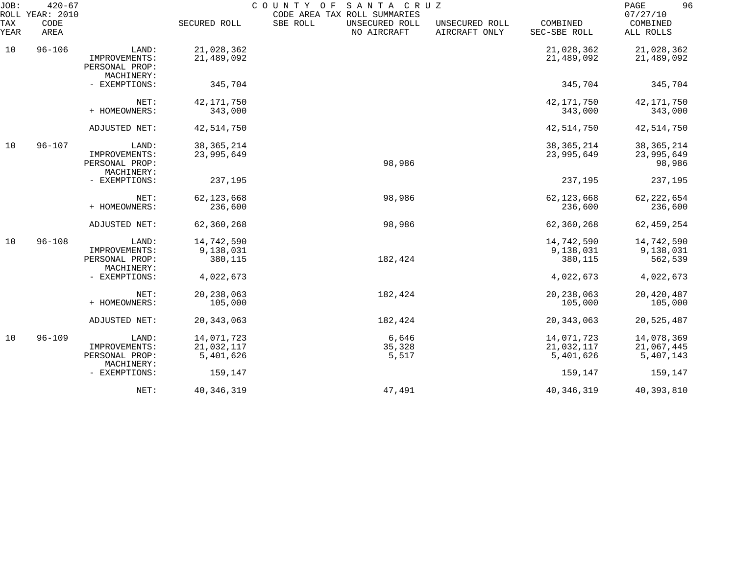JOB: 420-67 COUNTY OF SANTA CRUZ
ROLL YEAR: 2010 CODE AREA TAX ROLL SUMMARIES 07/27/10

| TAX YEAR | CODE AREA | | SECURED ROLL | SBE ROLL | UNSECURED ROLL NO AIRCRAFT | UNSECURED ROLL AIRCRAFT ONLY | COMBINED SEC-SBE ROLL | COMBINED ALL ROLLS |
|---|---|---|---|---|---|---|---|---|
| 10 | 96-106 | LAND: | 21,028,362 | | | | 21,028,362 | 21,028,362 |
| | | IMPROVEMENTS: | 21,489,092 | | | | 21,489,092 | 21,489,092 |
| | | PERSONAL PROP: | | | | | | |
| | | MACHINERY: | | | | | | |
| | | - EXEMPTIONS: | 345,704 | | | | 345,704 | 345,704 |
| | | NET: | 42,171,750 | | | | 42,171,750 | 42,171,750 |
| | | + HOMEOWNERS: | 343,000 | | | | 343,000 | 343,000 |
| | | ADJUSTED NET: | 42,514,750 | | | | 42,514,750 | 42,514,750 |
| 10 | 96-107 | LAND: | 38,365,214 | | | | 38,365,214 | 38,365,214 |
| | | IMPROVEMENTS: | 23,995,649 | | | | 23,995,649 | 23,995,649 |
| | | PERSONAL PROP: | | | 98,986 | | | 98,986 |
| | | MACHINERY: | | | | | | |
| | | - EXEMPTIONS: | 237,195 | | | | 237,195 | 237,195 |
| | | NET: | 62,123,668 | | 98,986 | | 62,123,668 | 62,222,654 |
| | | + HOMEOWNERS: | 236,600 | | | | 236,600 | 236,600 |
| | | ADJUSTED NET: | 62,360,268 | | 98,986 | | 62,360,268 | 62,459,254 |
| 10 | 96-108 | LAND: | 14,742,590 | | | | 14,742,590 | 14,742,590 |
| | | IMPROVEMENTS: | 9,138,031 | | | | 9,138,031 | 9,138,031 |
| | | PERSONAL PROP: | 380,115 | | 182,424 | | 380,115 | 562,539 |
| | | MACHINERY: | | | | | | |
| | | - EXEMPTIONS: | 4,022,673 | | | | 4,022,673 | 4,022,673 |
| | | NET: | 20,238,063 | | 182,424 | | 20,238,063 | 20,420,487 |
| | | + HOMEOWNERS: | 105,000 | | | | 105,000 | 105,000 |
| | | ADJUSTED NET: | 20,343,063 | | 182,424 | | 20,343,063 | 20,525,487 |
| 10 | 96-109 | LAND: | 14,071,723 | | 6,646 | | 14,071,723 | 14,078,369 |
| | | IMPROVEMENTS: | 21,032,117 | | 35,328 | | 21,032,117 | 21,067,445 |
| | | PERSONAL PROP: | 5,401,626 | | 5,517 | | 5,401,626 | 5,407,143 |
| | | MACHINERY: | | | | | | |
| | | - EXEMPTIONS: | 159,147 | | | | 159,147 | 159,147 |
| | | NET: | 40,346,319 | | 47,491 | | 40,346,319 | 40,393,810 |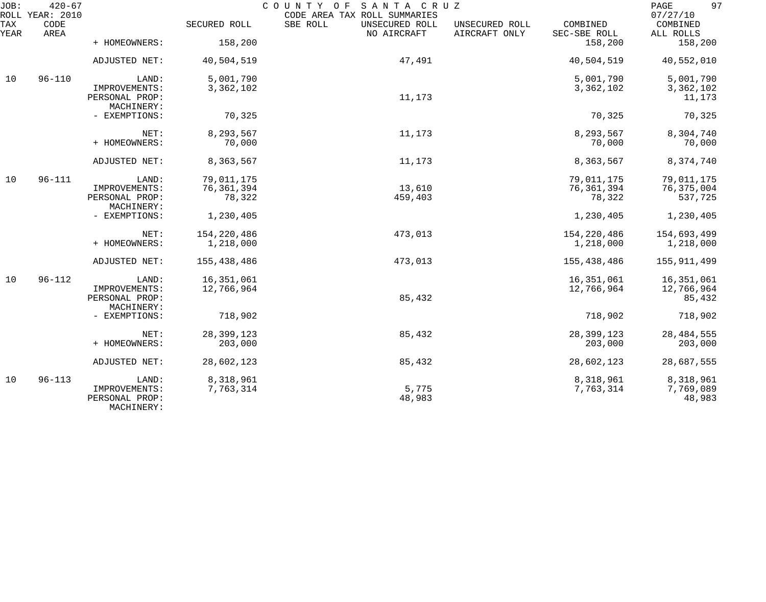JOB: 420-67 COUNTY OF SANTA CRUZ PAGE 97
ROLL YEAR: 2010 CODE AREA TAX ROLL SUMMARIES 07/27/10

| TAX YEAR | CODE AREA | | SECURED ROLL | SBE ROLL | UNSECURED ROLL NO AIRCRAFT | UNSECURED ROLL AIRCRAFT ONLY | COMBINED SEC-SBE ROLL | COMBINED ALL ROLLS |
|---|---|---|---|---|---|---|---|---|
| | | + HOMEOWNERS: | 158,200 | | | | 158,200 | 158,200 |
| | | ADJUSTED NET: | 40,504,519 | | 47,491 | | 40,504,519 | 40,552,010 |
| 10 | 96-110 | LAND: | 5,001,790 | | | | 5,001,790 | 5,001,790 |
| | | IMPROVEMENTS: | 3,362,102 | | | | 3,362,102 | 3,362,102 |
| | | PERSONAL PROP: | | | 11,173 | | | 11,173 |
| | | MACHINERY: | | | | | | |
| | | - EXEMPTIONS: | 70,325 | | | | 70,325 | 70,325 |
| | | NET: | 8,293,567 | | 11,173 | | 8,293,567 | 8,304,740 |
| | | + HOMEOWNERS: | 70,000 | | | | 70,000 | 70,000 |
| | | ADJUSTED NET: | 8,363,567 | | 11,173 | | 8,363,567 | 8,374,740 |
| 10 | 96-111 | LAND: | 79,011,175 | | | | 79,011,175 | 79,011,175 |
| | | IMPROVEMENTS: | 76,361,394 | | 13,610 | | 76,361,394 | 76,375,004 |
| | | PERSONAL PROP: | 78,322 | | 459,403 | | 78,322 | 537,725 |
| | | MACHINERY: | | | | | | |
| | | - EXEMPTIONS: | 1,230,405 | | | | 1,230,405 | 1,230,405 |
| | | NET: | 154,220,486 | | 473,013 | | 154,220,486 | 154,693,499 |
| | | + HOMEOWNERS: | 1,218,000 | | | | 1,218,000 | 1,218,000 |
| | | ADJUSTED NET: | 155,438,486 | | 473,013 | | 155,438,486 | 155,911,499 |
| 10 | 96-112 | LAND: | 16,351,061 | | | | 16,351,061 | 16,351,061 |
| | | IMPROVEMENTS: | 12,766,964 | | | | 12,766,964 | 12,766,964 |
| | | PERSONAL PROP: | | | 85,432 | | | 85,432 |
| | | MACHINERY: | | | | | | |
| | | - EXEMPTIONS: | 718,902 | | | | 718,902 | 718,902 |
| | | NET: | 28,399,123 | | 85,432 | | 28,399,123 | 28,484,555 |
| | | + HOMEOWNERS: | 203,000 | | | | 203,000 | 203,000 |
| | | ADJUSTED NET: | 28,602,123 | | 85,432 | | 28,602,123 | 28,687,555 |
| 10 | 96-113 | LAND: | 8,318,961 | | | | 8,318,961 | 8,318,961 |
| | | IMPROVEMENTS: | 7,763,314 | | 5,775 | | 7,763,314 | 7,769,089 |
| | | PERSONAL PROP: | | | 48,983 | | | 48,983 |
| | | MACHINERY: | | | | | | |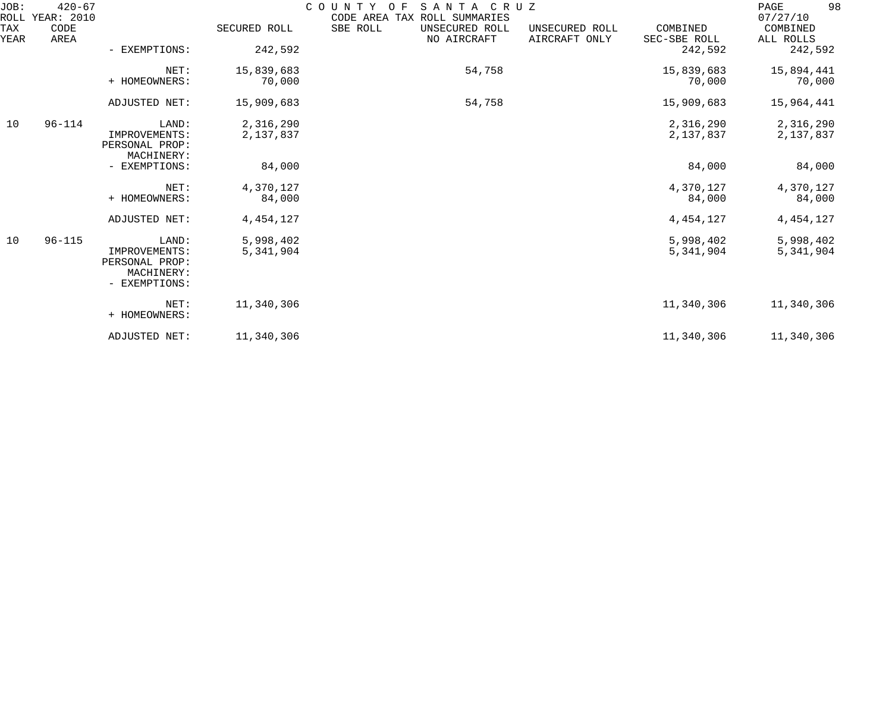| TAX YEAR | CODE AREA | | SECURED ROLL | SBE ROLL | UNSECURED ROLL NO AIRCRAFT | UNSECURED ROLL AIRCRAFT ONLY | COMBINED SEC-SBE ROLL | COMBINED ALL ROLLS |
|---|---|---|---|---|---|---|---|---|
| | | - EXEMPTIONS: | 242,592 | | | | 242,592 | 242,592 |
| | | NET: | 15,839,683 | | 54,758 | | 15,839,683 | 15,894,441 |
| | | + HOMEOWNERS: | 70,000 | | | | 70,000 | 70,000 |
| | | ADJUSTED NET: | 15,909,683 | | 54,758 | | 15,909,683 | 15,964,441 |
| 10 | 96-114 | LAND: | 2,316,290 | | | | 2,316,290 | 2,316,290 |
| | | IMPROVEMENTS: | 2,137,837 | | | | 2,137,837 | 2,137,837 |
| | | PERSONAL PROP: | | | | | | |
| | | MACHINERY: | | | | | | |
| | | - EXEMPTIONS: | 84,000 | | | | 84,000 | 84,000 |
| | | NET: | 4,370,127 | | | | 4,370,127 | 4,370,127 |
| | | + HOMEOWNERS: | 84,000 | | | | 84,000 | 84,000 |
| | | ADJUSTED NET: | 4,454,127 | | | | 4,454,127 | 4,454,127 |
| 10 | 96-115 | LAND: | 5,998,402 | | | | 5,998,402 | 5,998,402 |
| | | IMPROVEMENTS: | 5,341,904 | | | | 5,341,904 | 5,341,904 |
| | | PERSONAL PROP: | | | | | | |
| | | MACHINERY: | | | | | | |
| | | - EXEMPTIONS: | | | | | | |
| | | NET: | 11,340,306 | | | | 11,340,306 | 11,340,306 |
| | | + HOMEOWNERS: | | | | | | |
| | | ADJUSTED NET: | 11,340,306 | | | | 11,340,306 | 11,340,306 |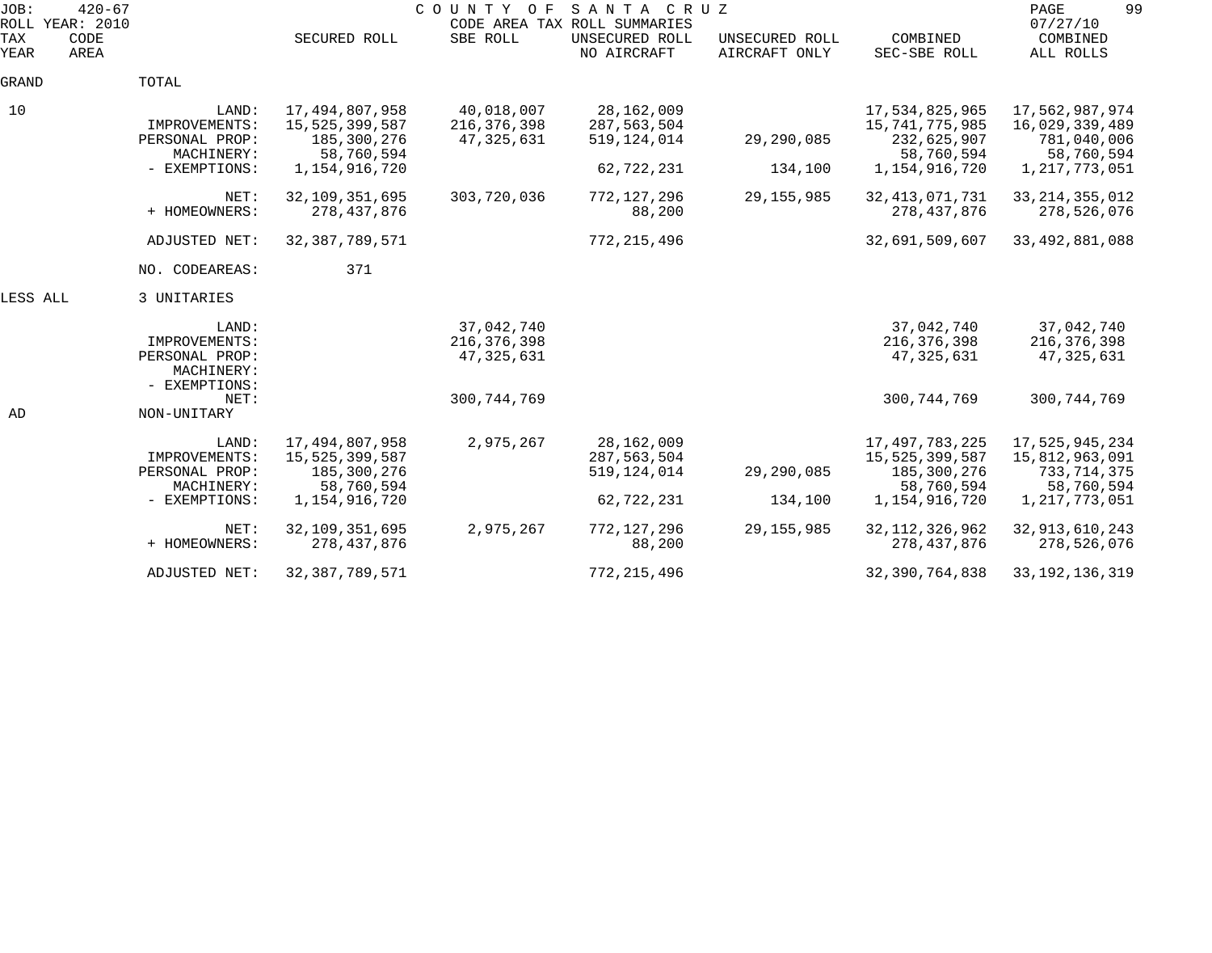JOB: 420-67 COUNTY OF SANTA CRUZ
ROLL YEAR: 2010 CODE AREA TAX ROLL SUMMARIES 07/27/10

| TAX YEAR | CODE AREA | | SECURED ROLL | SBE ROLL | UNSECURED ROLL NO AIRCRAFT | UNSECURED ROLL AIRCRAFT ONLY | COMBINED SEC-SBE ROLL | COMBINED ALL ROLLS |
|---|---|---|---|---|---|---|---|---|
| GRAND | TOTAL | | | | | | | |
| 10 | | LAND: | 17,494,807,958 | 40,018,007 | 28,162,009 | | 17,534,825,965 | 17,562,987,974 |
| | | IMPROVEMENTS: | 15,525,399,587 | 216,376,398 | 287,563,504 | | 15,741,775,985 | 16,029,339,489 |
| | | PERSONAL PROP: | 185,300,276 | 47,325,631 | 519,124,014 | 29,290,085 | 232,625,907 | 781,040,006 |
| | | MACHINERY: | 58,760,594 | | | | 58,760,594 | 58,760,594 |
| | | - EXEMPTIONS: | 1,154,916,720 | | 62,722,231 | 134,100 | 1,154,916,720 | 1,217,773,051 |
| | | NET: | 32,109,351,695 | 303,720,036 | 772,127,296 | 29,155,985 | 32,413,071,731 | 33,214,355,012 |
| | | + HOMEOWNERS: | 278,437,876 | | 88,200 | | 278,437,876 | 278,526,076 |
| | | ADJUSTED NET: | 32,387,789,571 | | 772,215,496 | | 32,691,509,607 | 33,492,881,088 |
| | | NO. CODEAREAS: | 371 | | | | | |
| LESS ALL | 3 UNITARIES | | | | | | | |
| | | LAND: | | 37,042,740 | | | 37,042,740 | 37,042,740 |
| | | IMPROVEMENTS: | | 216,376,398 | | | 216,376,398 | 216,376,398 |
| | | PERSONAL PROP: | | 47,325,631 | | | 47,325,631 | 47,325,631 |
| | | MACHINERY: | | | | | | |
| | | - EXEMPTIONS: | | | | | | |
| | | NET: | | 300,744,769 | | | 300,744,769 | 300,744,769 |
| AD | NON-UNITARY | | | | | | | |
| | | LAND: | 17,494,807,958 | 2,975,267 | 28,162,009 | | 17,497,783,225 | 17,525,945,234 |
| | | IMPROVEMENTS: | 15,525,399,587 | | 287,563,504 | | 15,525,399,587 | 15,812,963,091 |
| | | PERSONAL PROP: | 185,300,276 | | 519,124,014 | 29,290,085 | 185,300,276 | 733,714,375 |
| | | MACHINERY: | 58,760,594 | | | | 58,760,594 | 58,760,594 |
| | | - EXEMPTIONS: | 1,154,916,720 | | 62,722,231 | 134,100 | 1,154,916,720 | 1,217,773,051 |
| | | NET: | 32,109,351,695 | 2,975,267 | 772,127,296 | 29,155,985 | 32,112,326,962 | 32,913,610,243 |
| | | + HOMEOWNERS: | 278,437,876 | | 88,200 | | 278,437,876 | 278,526,076 |
| | | ADJUSTED NET: | 32,387,789,571 | | 772,215,496 | | 32,390,764,838 | 33,192,136,319 |